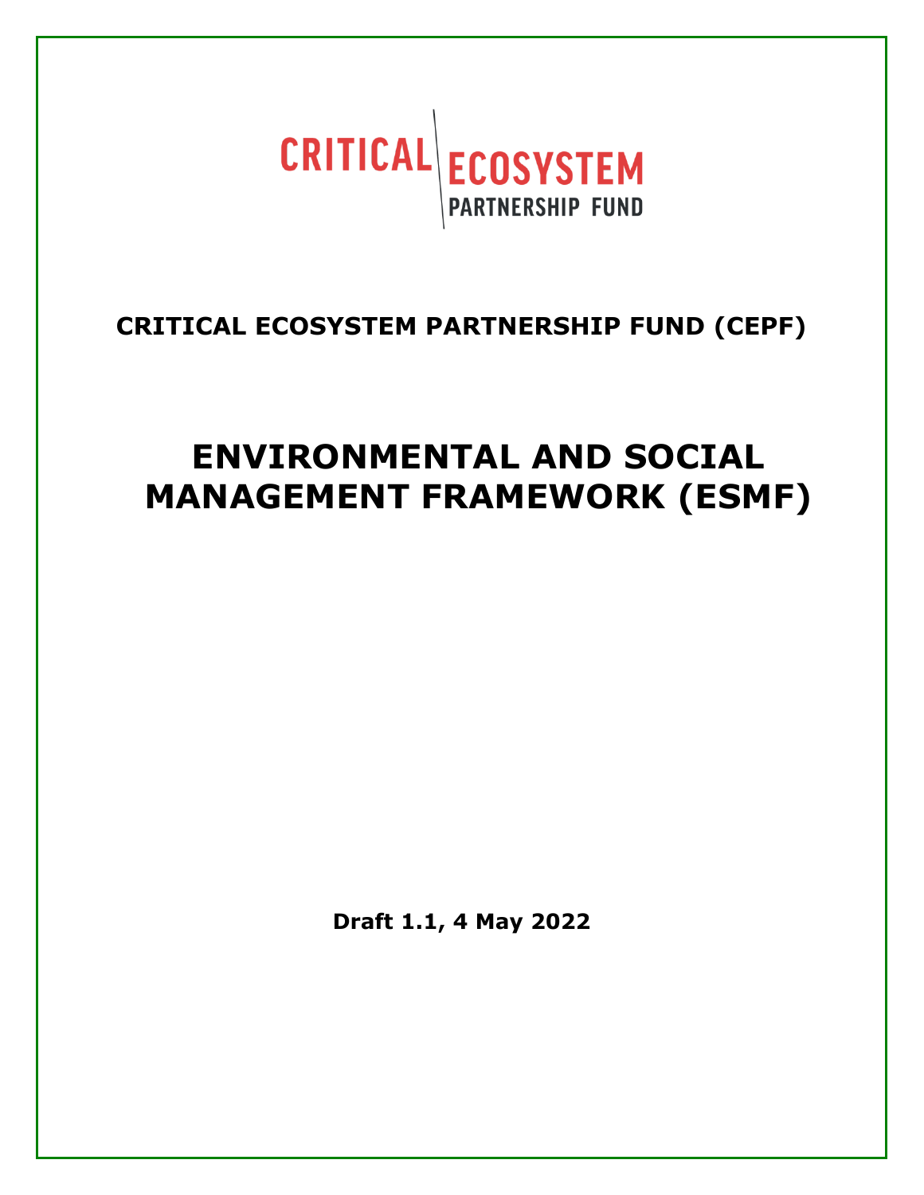CRITICAL ECOSYSTEM PARTNERSHIP FUND

**CRITICAL ECOSYSTEM PARTNERSHIP FUND (CEPF)**

# ENVIRONMENTAL AND SOCIAL MANAGEMENT FRAMEWORK (ESMF)

**Draft 1.1, 4 May 2022**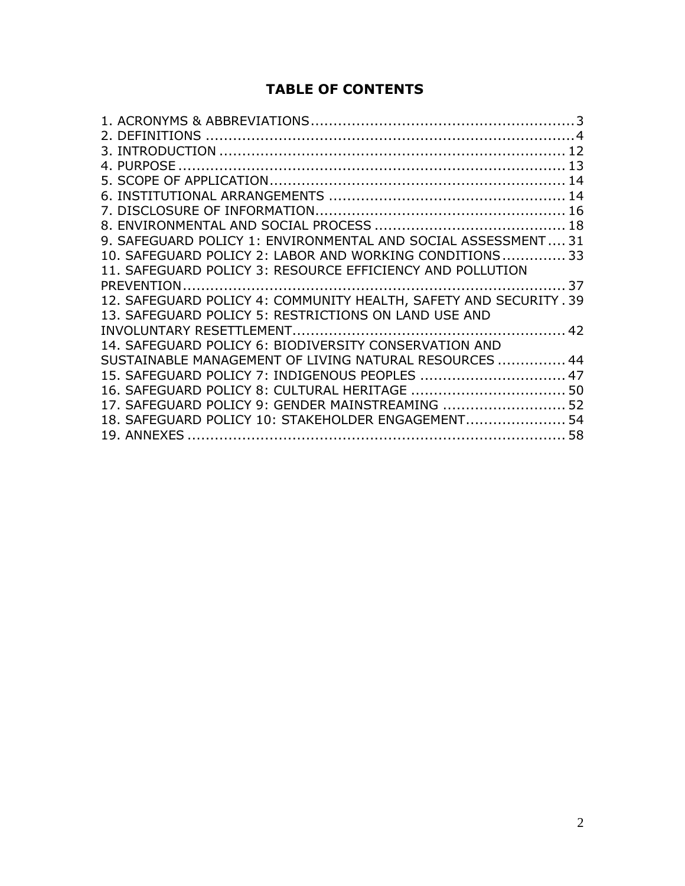# TABLE OF CONTENTS

1. ACRONYMS & ABBREVIATIONS .......................................................... 3
2. DEFINITIONS .................................................................................. 4
3. INTRODUCTION ............................................................................ 12
4. PURPOSE ...................................................................................... 13
5. SCOPE OF APPLICATION ................................................................ 14
6. INSTITUTIONAL ARRANGEMENTS .................................................... 14
7. DISCLOSURE OF INFORMATION ...................................................... 16
8. ENVIRONMENTAL AND SOCIAL PROCESS ......................................... 18
9. SAFEGUARD POLICY 1: ENVIRONMENTAL AND SOCIAL ASSESSMENT .... 31
10. SAFEGUARD POLICY 2: LABOR AND WORKING CONDITIONS ............. 33
11. SAFEGUARD POLICY 3: RESOURCE EFFICIENCY AND POLLUTION PREVENTION ................................................................................... 37
12. SAFEGUARD POLICY 4: COMMUNITY HEALTH, SAFETY AND SECURITY . 39
13. SAFEGUARD POLICY 5: RESTRICTIONS ON LAND USE AND INVOLUNTARY RESETTLEMENT ........................................................... 42
14. SAFEGUARD POLICY 6: BIODIVERSITY CONSERVATION AND SUSTAINABLE MANAGEMENT OF LIVING NATURAL RESOURCES ............... 44
15. SAFEGUARD POLICY 7: INDIGENOUS PEOPLES ................................ 47
16. SAFEGUARD POLICY 8: CULTURAL HERITAGE .................................. 50
17. SAFEGUARD POLICY 9: GENDER MAINSTREAMING ........................... 52
18. SAFEGUARD POLICY 10: STAKEHOLDER ENGAGEMENT ...................... 54
19. ANNEXES .................................................................................... 58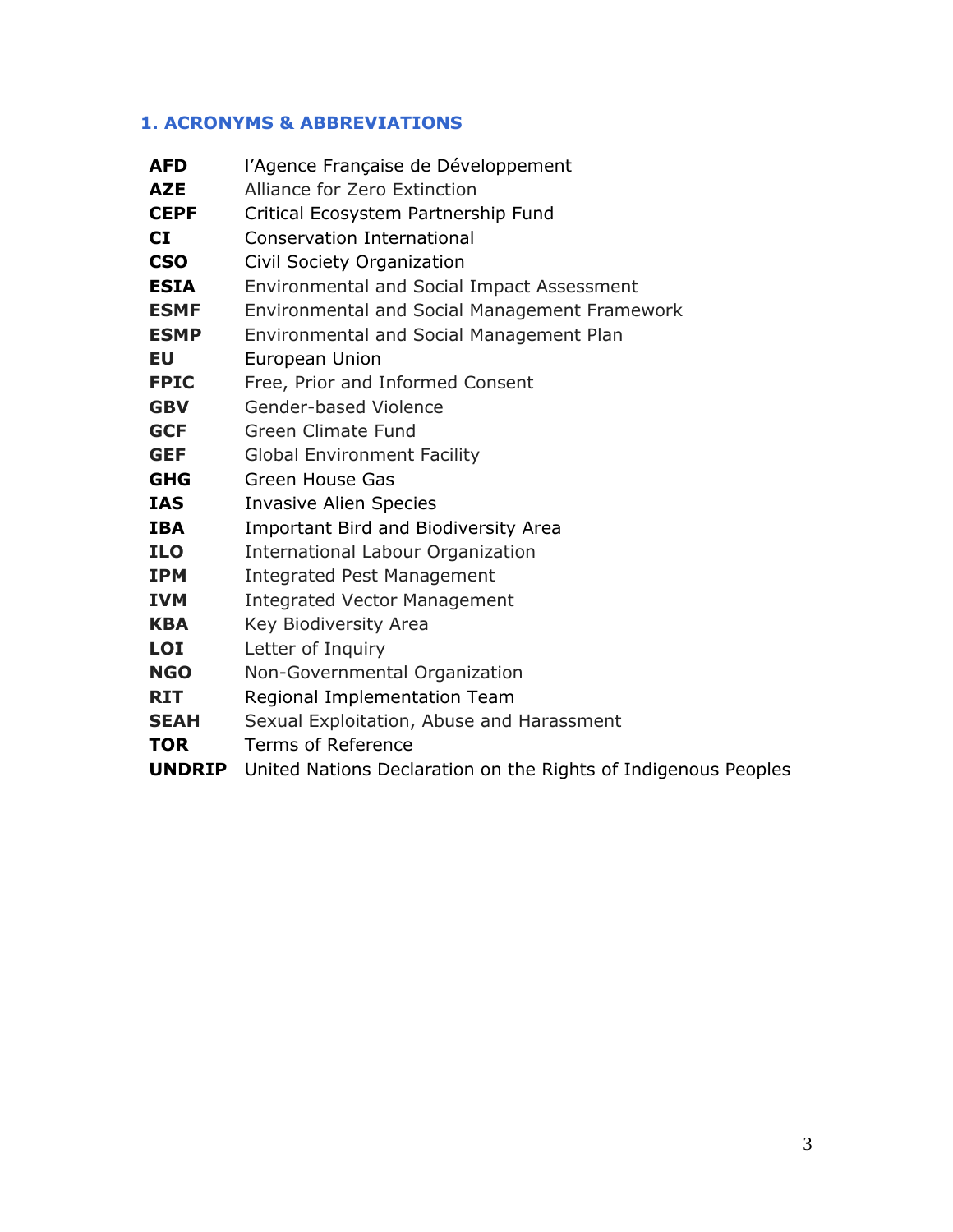## 1. ACRONYMS & ABBREVIATIONS

| | |
|---|---|
| **AFD** | l'Agence Française de Développement |
| **AZE** | Alliance for Zero Extinction |
| **CEPF** | Critical Ecosystem Partnership Fund |
| **CI** | Conservation International |
| **CSO** | Civil Society Organization |
| **ESIA** | Environmental and Social Impact Assessment |
| **ESMF** | Environmental and Social Management Framework |
| **ESMP** | Environmental and Social Management Plan |
| **EU** | European Union |
| **FPIC** | Free, Prior and Informed Consent |
| **GBV** | Gender-based Violence |
| **GCF** | Green Climate Fund |
| **GEF** | Global Environment Facility |
| **GHG** | Green House Gas |
| **IAS** | Invasive Alien Species |
| **IBA** | Important Bird and Biodiversity Area |
| **ILO** | International Labour Organization |
| **IPM** | Integrated Pest Management |
| **IVM** | Integrated Vector Management |
| **KBA** | Key Biodiversity Area |
| **LOI** | Letter of Inquiry |
| **NGO** | Non-Governmental Organization |
| **RIT** | Regional Implementation Team |
| **SEAH** | Sexual Exploitation, Abuse and Harassment |
| **TOR** | Terms of Reference |
| **UNDRIP** | United Nations Declaration on the Rights of Indigenous Peoples |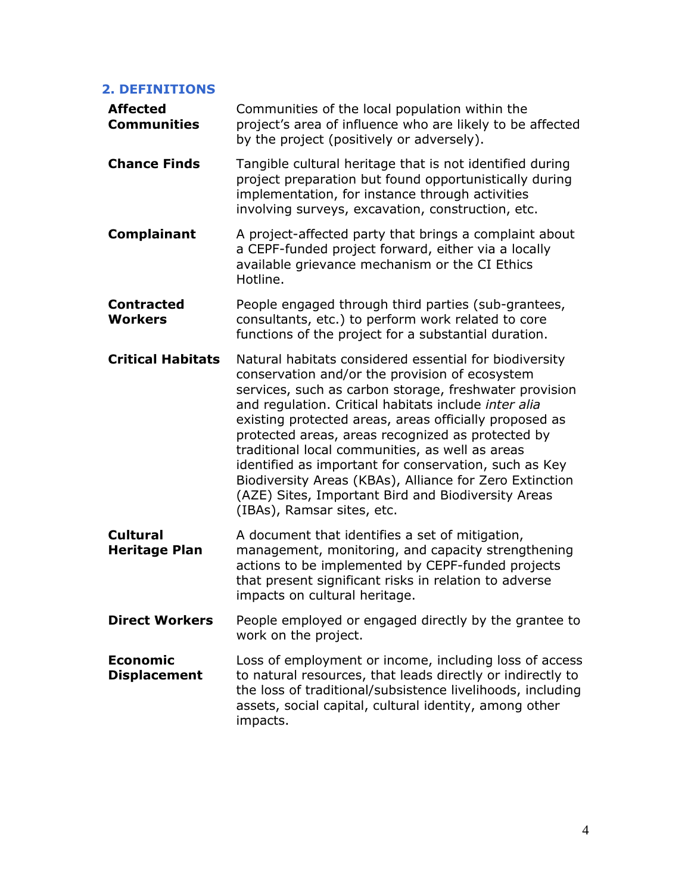## 2. DEFINITIONS

| | |
|---|---|
| **Affected Communities** | Communities of the local population within the project's area of influence who are likely to be affected by the project (positively or adversely). |
| **Chance Finds** | Tangible cultural heritage that is not identified during project preparation but found opportunistically during implementation, for instance through activities involving surveys, excavation, construction, etc. |
| **Complainant** | A project-affected party that brings a complaint about a CEPF-funded project forward, either via a locally available grievance mechanism or the CI Ethics Hotline. |
| **Contracted Workers** | People engaged through third parties (sub-grantees, consultants, etc.) to perform work related to core functions of the project for a substantial duration. |
| **Critical Habitats** | Natural habitats considered essential for biodiversity conservation and/or the provision of ecosystem services, such as carbon storage, freshwater provision and regulation. Critical habitats include *inter alia* existing protected areas, areas officially proposed as protected areas, areas recognized as protected by traditional local communities, as well as areas identified as important for conservation, such as Key Biodiversity Areas (KBAs), Alliance for Zero Extinction (AZE) Sites, Important Bird and Biodiversity Areas (IBAs), Ramsar sites, etc. |
| **Cultural Heritage Plan** | A document that identifies a set of mitigation, management, monitoring, and capacity strengthening actions to be implemented by CEPF-funded projects that present significant risks in relation to adverse impacts on cultural heritage. |
| **Direct Workers** | People employed or engaged directly by the grantee to work on the project. |
| **Economic Displacement** | Loss of employment or income, including loss of access to natural resources, that leads directly or indirectly to the loss of traditional/subsistence livelihoods, including assets, social capital, cultural identity, among other impacts. |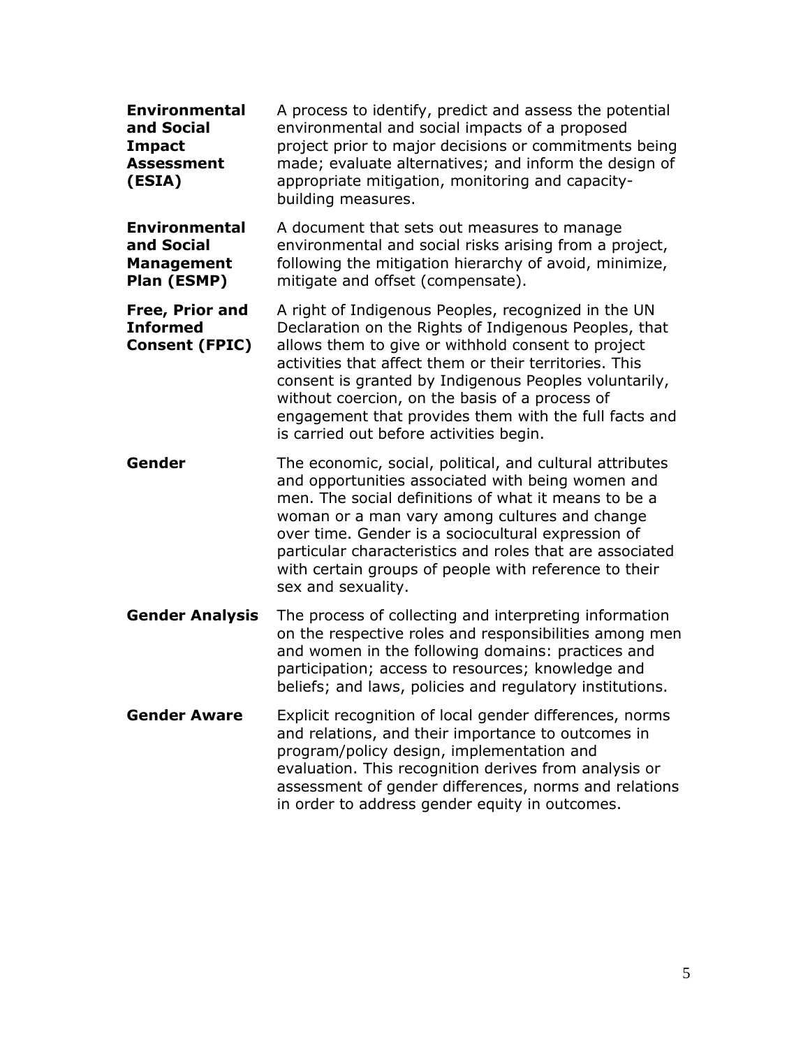| | |
|---|---|
| **Environmental and Social Impact Assessment (ESIA)** | A process to identify, predict and assess the potential environmental and social impacts of a proposed project prior to major decisions or commitments being made; evaluate alternatives; and inform the design of appropriate mitigation, monitoring and capacity-building measures. |
| **Environmental and Social Management Plan (ESMP)** | A document that sets out measures to manage environmental and social risks arising from a project, following the mitigation hierarchy of avoid, minimize, mitigate and offset (compensate). |
| **Free, Prior and Informed Consent (FPIC)** | A right of Indigenous Peoples, recognized in the UN Declaration on the Rights of Indigenous Peoples, that allows them to give or withhold consent to project activities that affect them or their territories. This consent is granted by Indigenous Peoples voluntarily, without coercion, on the basis of a process of engagement that provides them with the full facts and is carried out before activities begin. |
| **Gender** | The economic, social, political, and cultural attributes and opportunities associated with being women and men. The social definitions of what it means to be a woman or a man vary among cultures and change over time. Gender is a sociocultural expression of particular characteristics and roles that are associated with certain groups of people with reference to their sex and sexuality. |
| **Gender Analysis** | The process of collecting and interpreting information on the respective roles and responsibilities among men and women in the following domains: practices and participation; access to resources; knowledge and beliefs; and laws, policies and regulatory institutions. |
| **Gender Aware** | Explicit recognition of local gender differences, norms and relations, and their importance to outcomes in program/policy design, implementation and evaluation. This recognition derives from analysis or assessment of gender differences, norms and relations in order to address gender equity in outcomes. |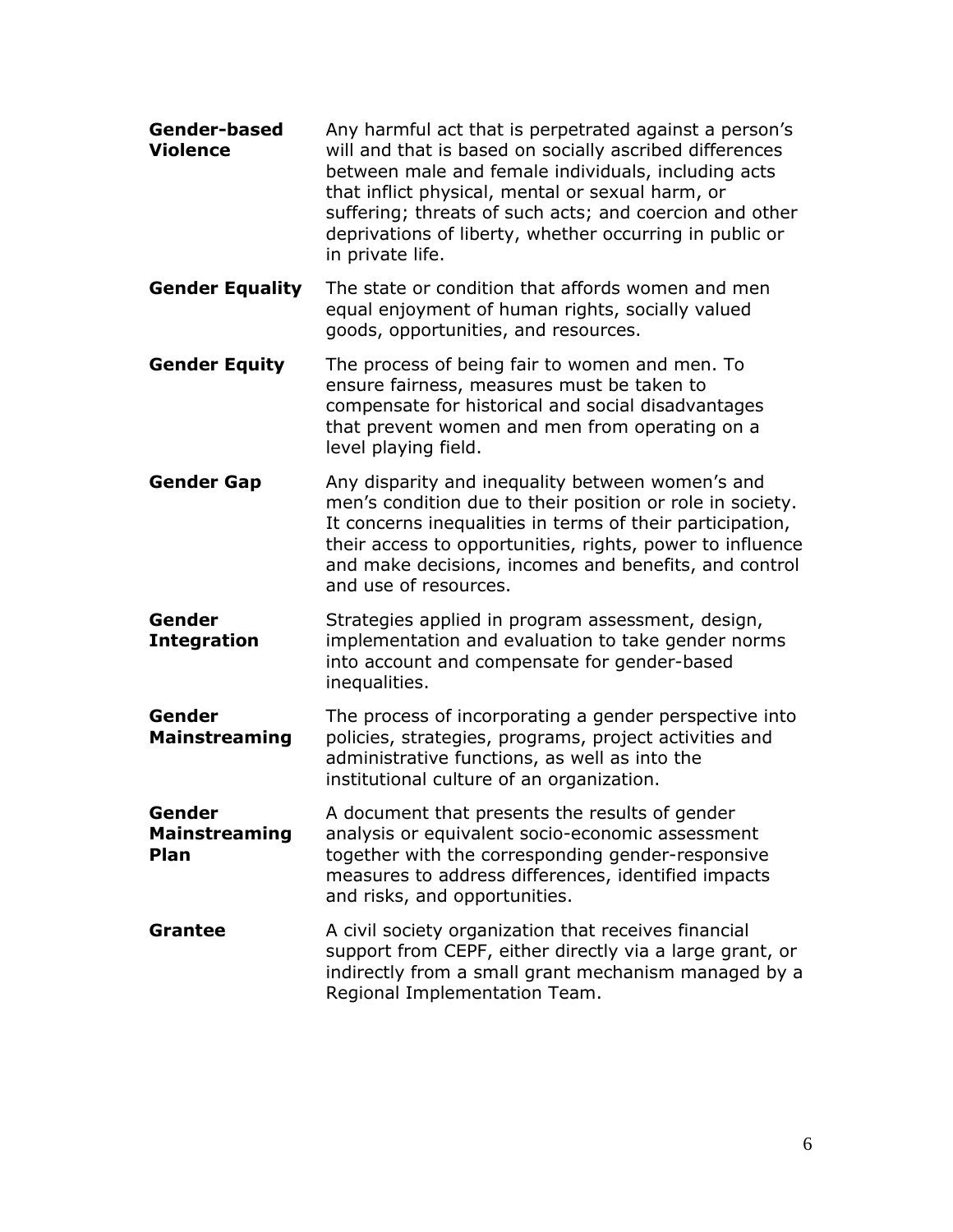| | |
|---|---|
| **Gender-based Violence** | Any harmful act that is perpetrated against a person's will and that is based on socially ascribed differences between male and female individuals, including acts that inflict physical, mental or sexual harm, or suffering; threats of such acts; and coercion and other deprivations of liberty, whether occurring in public or in private life. |
| **Gender Equality** | The state or condition that affords women and men equal enjoyment of human rights, socially valued goods, opportunities, and resources. |
| **Gender Equity** | The process of being fair to women and men. To ensure fairness, measures must be taken to compensate for historical and social disadvantages that prevent women and men from operating on a level playing field. |
| **Gender Gap** | Any disparity and inequality between women's and men's condition due to their position or role in society. It concerns inequalities in terms of their participation, their access to opportunities, rights, power to influence and make decisions, incomes and benefits, and control and use of resources. |
| **Gender Integration** | Strategies applied in program assessment, design, implementation and evaluation to take gender norms into account and compensate for gender-based inequalities. |
| **Gender Mainstreaming** | The process of incorporating a gender perspective into policies, strategies, programs, project activities and administrative functions, as well as into the institutional culture of an organization. |
| **Gender Mainstreaming Plan** | A document that presents the results of gender analysis or equivalent socio-economic assessment together with the corresponding gender-responsive measures to address differences, identified impacts and risks, and opportunities. |
| **Grantee** | A civil society organization that receives financial support from CEPF, either directly via a large grant, or indirectly from a small grant mechanism managed by a Regional Implementation Team. |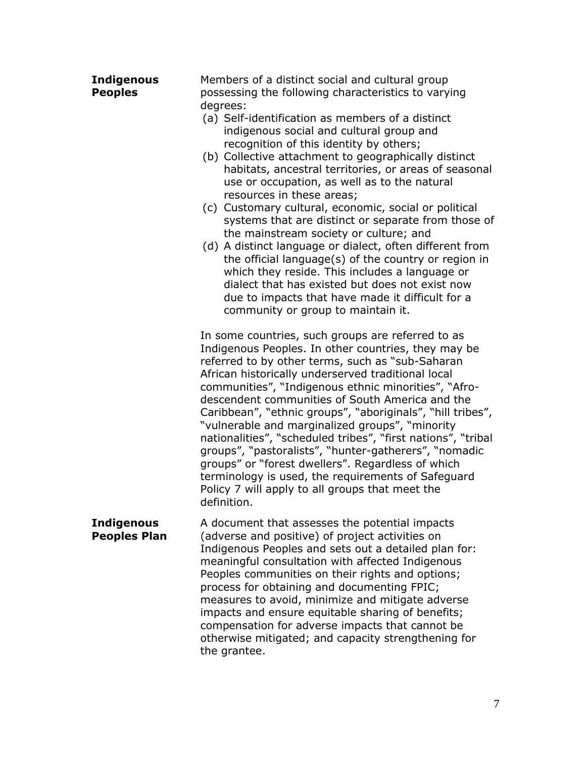**Indigenous Peoples**

Members of a distinct social and cultural group possessing the following characteristics to varying degrees:

(a) Self-identification as members of a distinct indigenous social and cultural group and recognition of this identity by others;
(b) Collective attachment to geographically distinct habitats, ancestral territories, or areas of seasonal use or occupation, as well as to the natural resources in these areas;
(c) Customary cultural, economic, social or political systems that are distinct or separate from those of the mainstream society or culture; and
(d) A distinct language or dialect, often different from the official language(s) of the country or region in which they reside. This includes a language or dialect that has existed but does not exist now due to impacts that have made it difficult for a community or group to maintain it.

In some countries, such groups are referred to as Indigenous Peoples. In other countries, they may be referred to by other terms, such as "sub-Saharan African historically underserved traditional local communities", "Indigenous ethnic minorities", "Afro-descendent communities of South America and the Caribbean", "ethnic groups", "aboriginals", "hill tribes", "vulnerable and marginalized groups", "minority nationalities", "scheduled tribes", "first nations", "tribal groups", "pastoralists", "hunter-gatherers", "nomadic groups" or "forest dwellers". Regardless of which terminology is used, the requirements of Safeguard Policy 7 will apply to all groups that meet the definition.

**Indigenous Peoples Plan**

A document that assesses the potential impacts (adverse and positive) of project activities on Indigenous Peoples and sets out a detailed plan for: meaningful consultation with affected Indigenous Peoples communities on their rights and options; process for obtaining and documenting FPIC; measures to avoid, minimize and mitigate adverse impacts and ensure equitable sharing of benefits; compensation for adverse impacts that cannot be otherwise mitigated; and capacity strengthening for the grantee.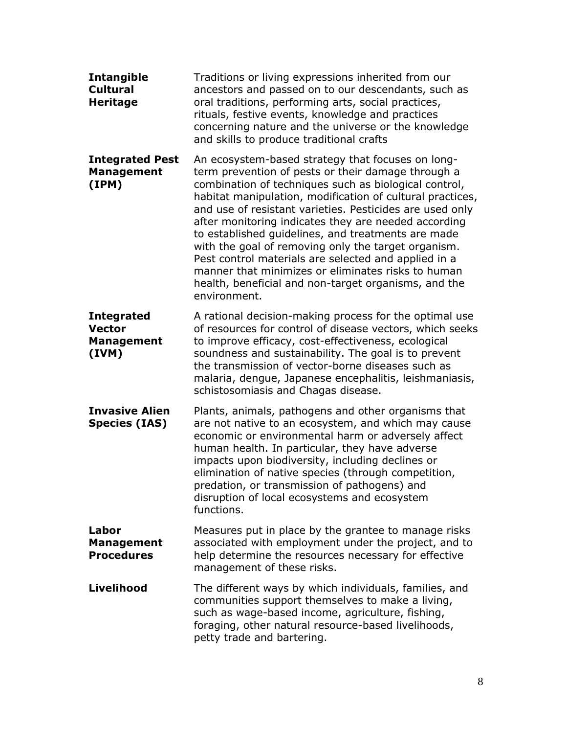| | |
|---|---|
| **Intangible Cultural Heritage** | Traditions or living expressions inherited from our ancestors and passed on to our descendants, such as oral traditions, performing arts, social practices, rituals, festive events, knowledge and practices concerning nature and the universe or the knowledge and skills to produce traditional crafts |
| **Integrated Pest Management (IPM)** | An ecosystem-based strategy that focuses on long-term prevention of pests or their damage through a combination of techniques such as biological control, habitat manipulation, modification of cultural practices, and use of resistant varieties. Pesticides are used only after monitoring indicates they are needed according to established guidelines, and treatments are made with the goal of removing only the target organism. Pest control materials are selected and applied in a manner that minimizes or eliminates risks to human health, beneficial and non-target organisms, and the environment. |
| **Integrated Vector Management (IVM)** | A rational decision-making process for the optimal use of resources for control of disease vectors, which seeks to improve efficacy, cost-effectiveness, ecological soundness and sustainability. The goal is to prevent the transmission of vector-borne diseases such as malaria, dengue, Japanese encephalitis, leishmaniasis, schistosomiasis and Chagas disease. |
| **Invasive Alien Species (IAS)** | Plants, animals, pathogens and other organisms that are not native to an ecosystem, and which may cause economic or environmental harm or adversely affect human health. In particular, they have adverse impacts upon biodiversity, including declines or elimination of native species (through competition, predation, or transmission of pathogens) and disruption of local ecosystems and ecosystem functions. |
| **Labor Management Procedures** | Measures put in place by the grantee to manage risks associated with employment under the project, and to help determine the resources necessary for effective management of these risks. |
| **Livelihood** | The different ways by which individuals, families, and communities support themselves to make a living, such as wage-based income, agriculture, fishing, foraging, other natural resource-based livelihoods, petty trade and bartering. |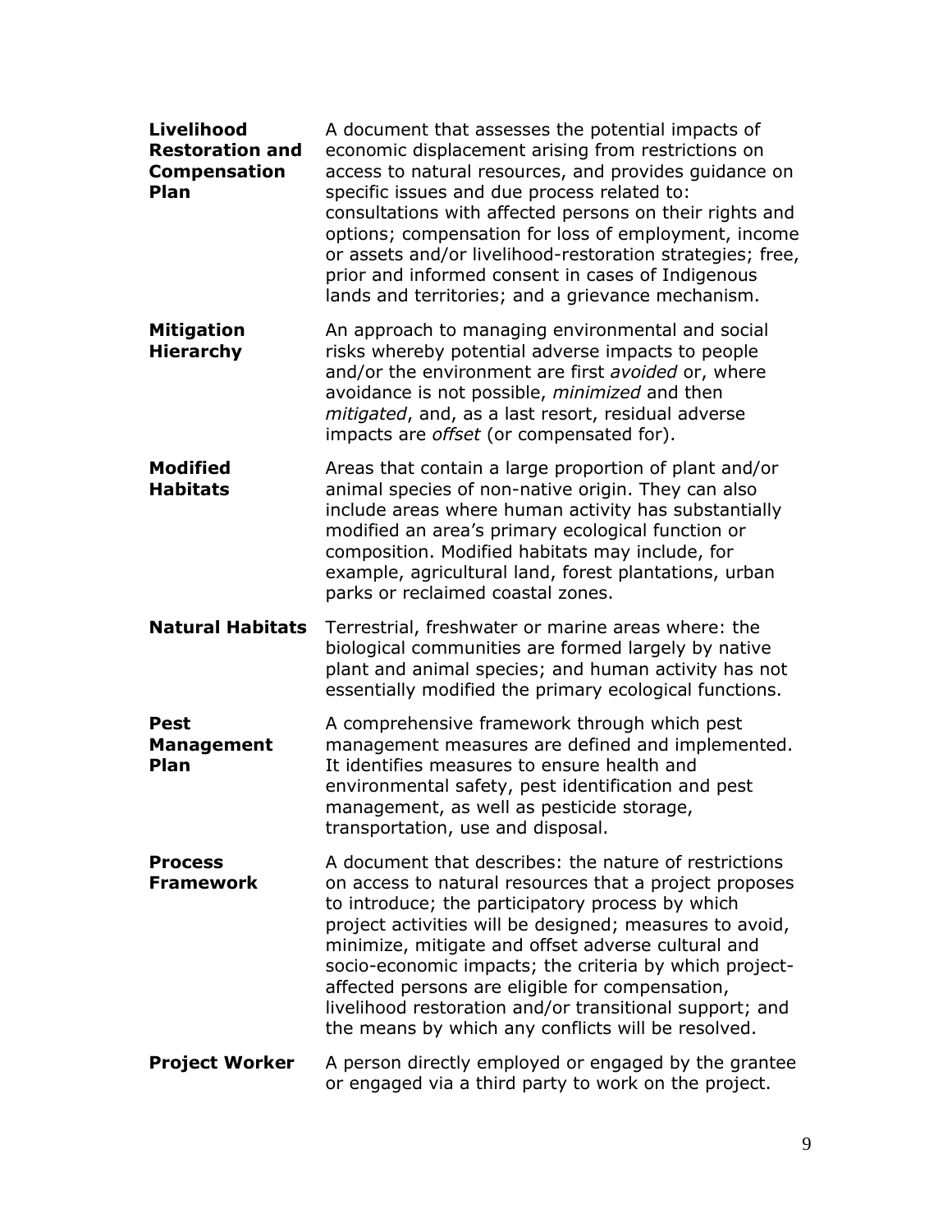**Livelihood Restoration and Compensation Plan** A document that assesses the potential impacts of economic displacement arising from restrictions on access to natural resources, and provides guidance on specific issues and due process related to: consultations with affected persons on their rights and options; compensation for loss of employment, income or assets and/or livelihood-restoration strategies; free, prior and informed consent in cases of Indigenous lands and territories; and a grievance mechanism.

**Mitigation Hierarchy** An approach to managing environmental and social risks whereby potential adverse impacts to people and/or the environment are first *avoided* or, where avoidance is not possible, *minimized* and then *mitigated*, and, as a last resort, residual adverse impacts are *offset* (or compensated for).

**Modified Habitats** Areas that contain a large proportion of plant and/or animal species of non-native origin. They can also include areas where human activity has substantially modified an area's primary ecological function or composition. Modified habitats may include, for example, agricultural land, forest plantations, urban parks or reclaimed coastal zones.

**Natural Habitats** Terrestrial, freshwater or marine areas where: the biological communities are formed largely by native plant and animal species; and human activity has not essentially modified the primary ecological functions.

**Pest Management Plan** A comprehensive framework through which pest management measures are defined and implemented. It identifies measures to ensure health and environmental safety, pest identification and pest management, as well as pesticide storage, transportation, use and disposal.

**Process Framework** A document that describes: the nature of restrictions on access to natural resources that a project proposes to introduce; the participatory process by which project activities will be designed; measures to avoid, minimize, mitigate and offset adverse cultural and socio-economic impacts; the criteria by which project-affected persons are eligible for compensation, livelihood restoration and/or transitional support; and the means by which any conflicts will be resolved.

**Project Worker** A person directly employed or engaged by the grantee or engaged via a third party to work on the project.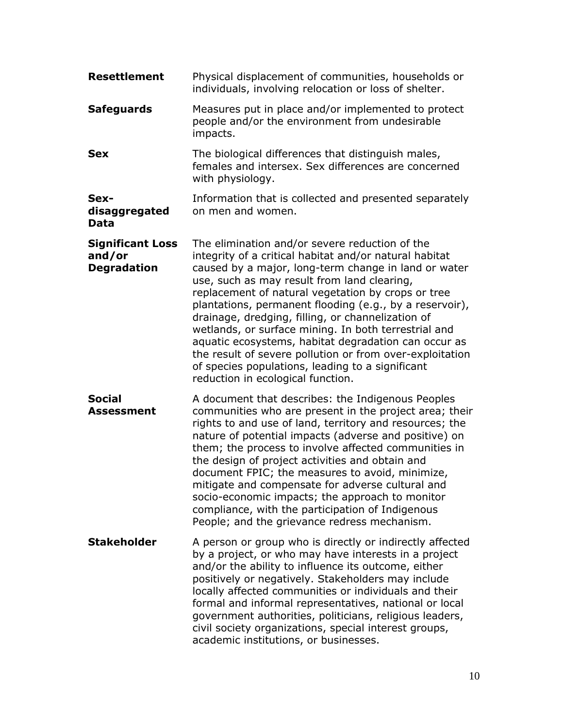**Resettlement** Physical displacement of communities, households or individuals, involving relocation or loss of shelter.

**Safeguards** Measures put in place and/or implemented to protect people and/or the environment from undesirable impacts.

**Sex** The biological differences that distinguish males, females and intersex. Sex differences are concerned with physiology.

**Sex-disaggregated Data** Information that is collected and presented separately on men and women.

**Significant Loss and/or Degradation** The elimination and/or severe reduction of the integrity of a critical habitat and/or natural habitat caused by a major, long-term change in land or water use, such as may result from land clearing, replacement of natural vegetation by crops or tree plantations, permanent flooding (e.g., by a reservoir), drainage, dredging, filling, or channelization of wetlands, or surface mining. In both terrestrial and aquatic ecosystems, habitat degradation can occur as the result of severe pollution or from over-exploitation of species populations, leading to a significant reduction in ecological function.

**Social Assessment** A document that describes: the Indigenous Peoples communities who are present in the project area; their rights to and use of land, territory and resources; the nature of potential impacts (adverse and positive) on them; the process to involve affected communities in the design of project activities and obtain and document FPIC; the measures to avoid, minimize, mitigate and compensate for adverse cultural and socio-economic impacts; the approach to monitor compliance, with the participation of Indigenous People; and the grievance redress mechanism.

**Stakeholder** A person or group who is directly or indirectly affected by a project, or who may have interests in a project and/or the ability to influence its outcome, either positively or negatively. Stakeholders may include locally affected communities or individuals and their formal and informal representatives, national or local government authorities, politicians, religious leaders, civil society organizations, special interest groups, academic institutions, or businesses.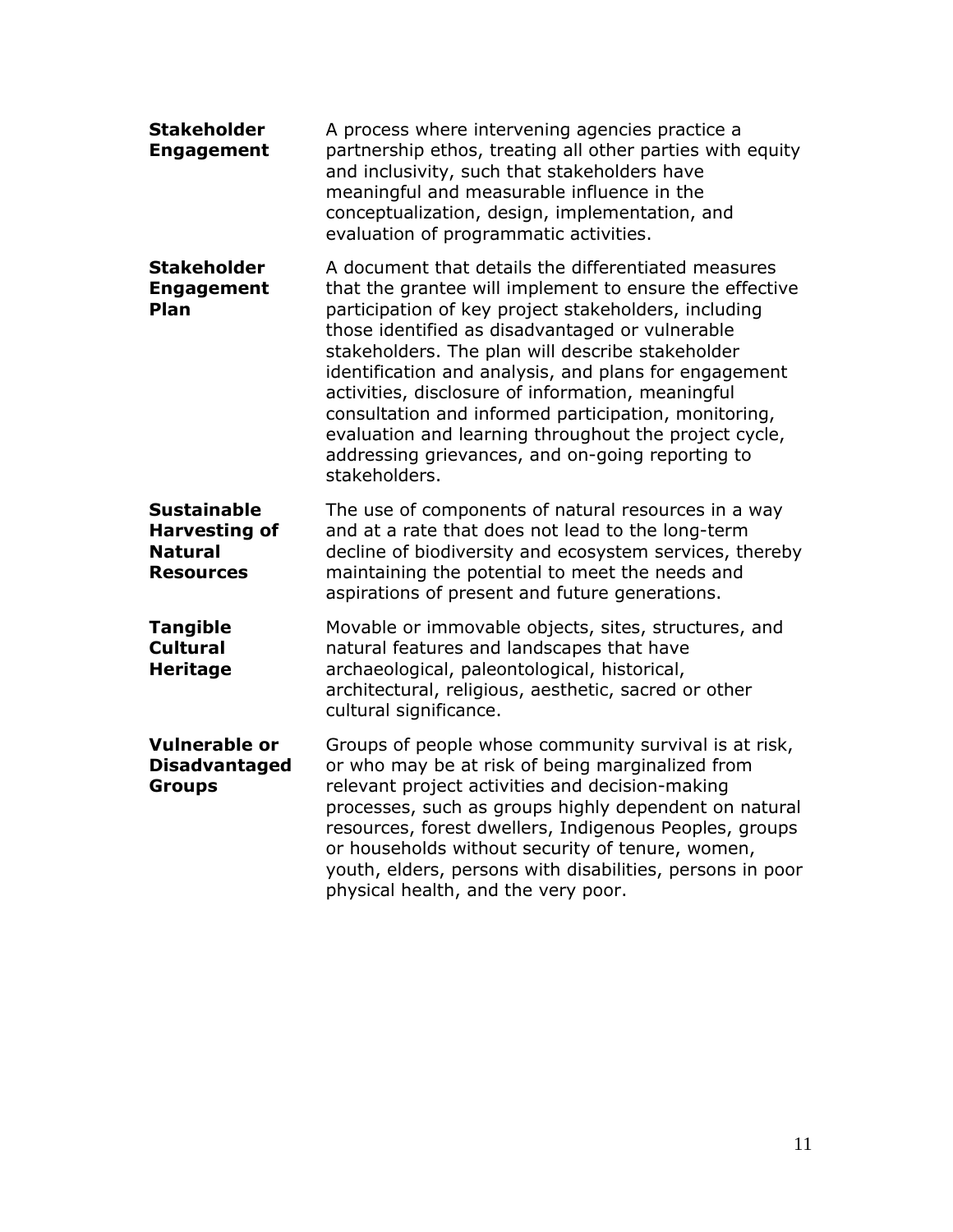| | |
|---|---|
| **Stakeholder Engagement** | A process where intervening agencies practice a partnership ethos, treating all other parties with equity and inclusivity, such that stakeholders have meaningful and measurable influence in the conceptualization, design, implementation, and evaluation of programmatic activities. |
| **Stakeholder Engagement Plan** | A document that details the differentiated measures that the grantee will implement to ensure the effective participation of key project stakeholders, including those identified as disadvantaged or vulnerable stakeholders. The plan will describe stakeholder identification and analysis, and plans for engagement activities, disclosure of information, meaningful consultation and informed participation, monitoring, evaluation and learning throughout the project cycle, addressing grievances, and on-going reporting to stakeholders. |
| **Sustainable Harvesting of Natural Resources** | The use of components of natural resources in a way and at a rate that does not lead to the long-term decline of biodiversity and ecosystem services, thereby maintaining the potential to meet the needs and aspirations of present and future generations. |
| **Tangible Cultural Heritage** | Movable or immovable objects, sites, structures, and natural features and landscapes that have archaeological, paleontological, historical, architectural, religious, aesthetic, sacred or other cultural significance. |
| **Vulnerable or Disadvantaged Groups** | Groups of people whose community survival is at risk, or who may be at risk of being marginalized from relevant project activities and decision-making processes, such as groups highly dependent on natural resources, forest dwellers, Indigenous Peoples, groups or households without security of tenure, women, youth, elders, persons with disabilities, persons in poor physical health, and the very poor. |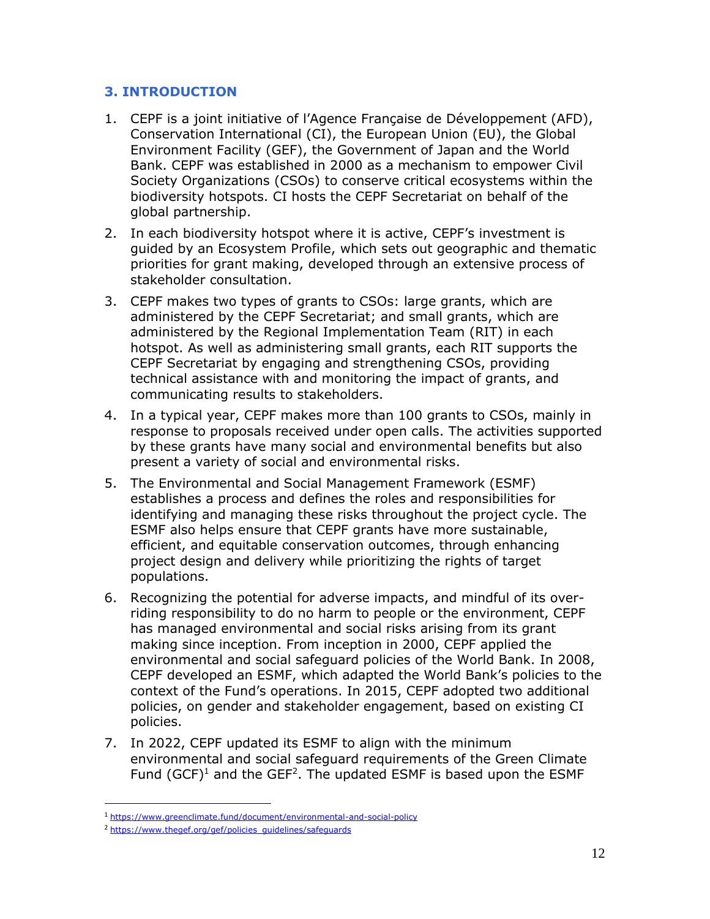## 3. INTRODUCTION

1. CEPF is a joint initiative of l'Agence Française de Développement (AFD), Conservation International (CI), the European Union (EU), the Global Environment Facility (GEF), the Government of Japan and the World Bank. CEPF was established in 2000 as a mechanism to empower Civil Society Organizations (CSOs) to conserve critical ecosystems within the biodiversity hotspots. CI hosts the CEPF Secretariat on behalf of the global partnership.

2. In each biodiversity hotspot where it is active, CEPF's investment is guided by an Ecosystem Profile, which sets out geographic and thematic priorities for grant making, developed through an extensive process of stakeholder consultation.

3. CEPF makes two types of grants to CSOs: large grants, which are administered by the CEPF Secretariat; and small grants, which are administered by the Regional Implementation Team (RIT) in each hotspot. As well as administering small grants, each RIT supports the CEPF Secretariat by engaging and strengthening CSOs, providing technical assistance with and monitoring the impact of grants, and communicating results to stakeholders.

4. In a typical year, CEPF makes more than 100 grants to CSOs, mainly in response to proposals received under open calls. The activities supported by these grants have many social and environmental benefits but also present a variety of social and environmental risks.

5. The Environmental and Social Management Framework (ESMF) establishes a process and defines the roles and responsibilities for identifying and managing these risks throughout the project cycle. The ESMF also helps ensure that CEPF grants have more sustainable, efficient, and equitable conservation outcomes, through enhancing project design and delivery while prioritizing the rights of target populations.

6. Recognizing the potential for adverse impacts, and mindful of its over-riding responsibility to do no harm to people or the environment, CEPF has managed environmental and social risks arising from its grant making since inception. From inception in 2000, CEPF applied the environmental and social safeguard policies of the World Bank. In 2008, CEPF developed an ESMF, which adapted the World Bank's policies to the context of the Fund's operations. In 2015, CEPF adopted two additional policies, on gender and stakeholder engagement, based on existing CI policies.

7. In 2022, CEPF updated its ESMF to align with the minimum environmental and social safeguard requirements of the Green Climate Fund (GCF)[1] and the GEF[2]. The updated ESMF is based upon the ESMF

[1] https://www.greenclimate.fund/document/environmental-and-social-policy

[2] https://www.thegef.org/gef/policies_guidelines/safeguards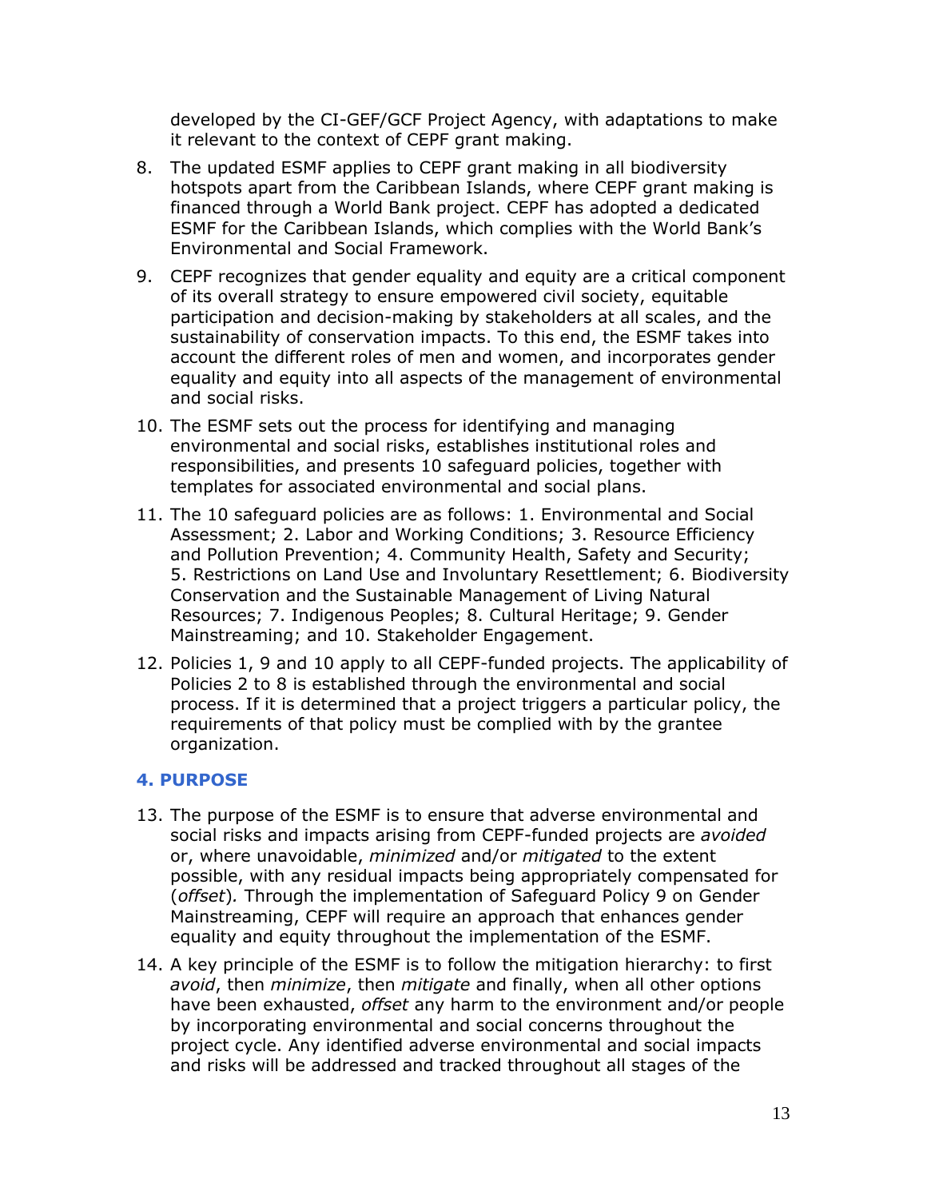developed by the CI-GEF/GCF Project Agency, with adaptations to make it relevant to the context of CEPF grant making.

8. The updated ESMF applies to CEPF grant making in all biodiversity hotspots apart from the Caribbean Islands, where CEPF grant making is financed through a World Bank project. CEPF has adopted a dedicated ESMF for the Caribbean Islands, which complies with the World Bank's Environmental and Social Framework.

9. CEPF recognizes that gender equality and equity are a critical component of its overall strategy to ensure empowered civil society, equitable participation and decision-making by stakeholders at all scales, and the sustainability of conservation impacts. To this end, the ESMF takes into account the different roles of men and women, and incorporates gender equality and equity into all aspects of the management of environmental and social risks.

10. The ESMF sets out the process for identifying and managing environmental and social risks, establishes institutional roles and responsibilities, and presents 10 safeguard policies, together with templates for associated environmental and social plans.

11. The 10 safeguard policies are as follows: 1. Environmental and Social Assessment; 2. Labor and Working Conditions; 3. Resource Efficiency and Pollution Prevention; 4. Community Health, Safety and Security; 5. Restrictions on Land Use and Involuntary Resettlement; 6. Biodiversity Conservation and the Sustainable Management of Living Natural Resources; 7. Indigenous Peoples; 8. Cultural Heritage; 9. Gender Mainstreaming; and 10. Stakeholder Engagement.

12. Policies 1, 9 and 10 apply to all CEPF-funded projects. The applicability of Policies 2 to 8 is established through the environmental and social process. If it is determined that a project triggers a particular policy, the requirements of that policy must be complied with by the grantee organization.

## 4. PURPOSE

13. The purpose of the ESMF is to ensure that adverse environmental and social risks and impacts arising from CEPF-funded projects are *avoided* or, where unavoidable, *minimized* and/or *mitigated* to the extent possible, with any residual impacts being appropriately compensated for (*offset*). Through the implementation of Safeguard Policy 9 on Gender Mainstreaming, CEPF will require an approach that enhances gender equality and equity throughout the implementation of the ESMF.

14. A key principle of the ESMF is to follow the mitigation hierarchy: to first *avoid*, then *minimize*, then *mitigate* and finally, when all other options have been exhausted, *offset* any harm to the environment and/or people by incorporating environmental and social concerns throughout the project cycle. Any identified adverse environmental and social impacts and risks will be addressed and tracked throughout all stages of the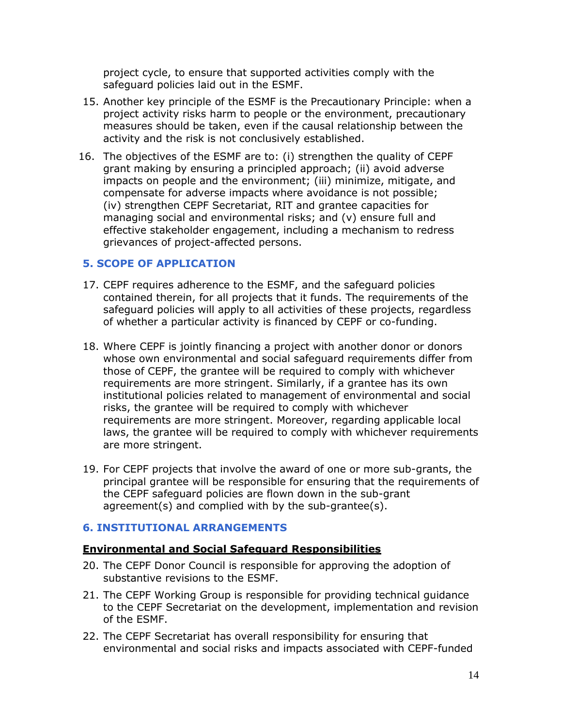project cycle, to ensure that supported activities comply with the safeguard policies laid out in the ESMF.

15. Another key principle of the ESMF is the Precautionary Principle: when a project activity risks harm to people or the environment, precautionary measures should be taken, even if the causal relationship between the activity and the risk is not conclusively established.

16. The objectives of the ESMF are to: (i) strengthen the quality of CEPF grant making by ensuring a principled approach; (ii) avoid adverse impacts on people and the environment; (iii) minimize, mitigate, and compensate for adverse impacts where avoidance is not possible; (iv) strengthen CEPF Secretariat, RIT and grantee capacities for managing social and environmental risks; and (v) ensure full and effective stakeholder engagement, including a mechanism to redress grievances of project-affected persons.

## 5. SCOPE OF APPLICATION

17. CEPF requires adherence to the ESMF, and the safeguard policies contained therein, for all projects that it funds. The requirements of the safeguard policies will apply to all activities of these projects, regardless of whether a particular activity is financed by CEPF or co-funding.

18. Where CEPF is jointly financing a project with another donor or donors whose own environmental and social safeguard requirements differ from those of CEPF, the grantee will be required to comply with whichever requirements are more stringent. Similarly, if a grantee has its own institutional policies related to management of environmental and social risks, the grantee will be required to comply with whichever requirements are more stringent. Moreover, regarding applicable local laws, the grantee will be required to comply with whichever requirements are more stringent.

19. For CEPF projects that involve the award of one or more sub-grants, the principal grantee will be responsible for ensuring that the requirements of the CEPF safeguard policies are flown down in the sub-grant agreement(s) and complied with by the sub-grantee(s).

## 6. INSTITUTIONAL ARRANGEMENTS

### Environmental and Social Safeguard Responsibilities

20. The CEPF Donor Council is responsible for approving the adoption of substantive revisions to the ESMF.

21. The CEPF Working Group is responsible for providing technical guidance to the CEPF Secretariat on the development, implementation and revision of the ESMF.

22. The CEPF Secretariat has overall responsibility for ensuring that environmental and social risks and impacts associated with CEPF-funded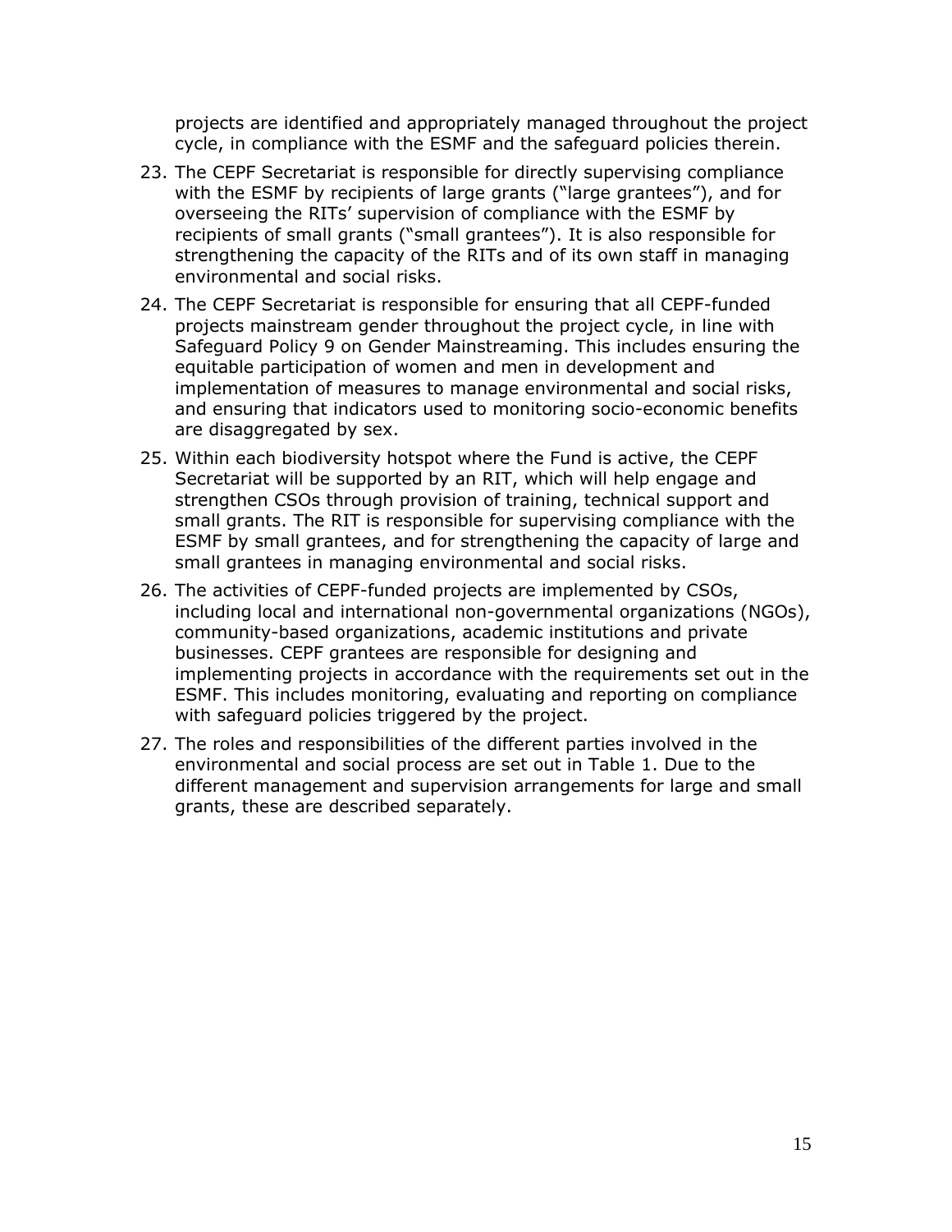projects are identified and appropriately managed throughout the project cycle, in compliance with the ESMF and the safeguard policies therein.

23. The CEPF Secretariat is responsible for directly supervising compliance with the ESMF by recipients of large grants ("large grantees"), and for overseeing the RITs' supervision of compliance with the ESMF by recipients of small grants ("small grantees"). It is also responsible for strengthening the capacity of the RITs and of its own staff in managing environmental and social risks.
24. The CEPF Secretariat is responsible for ensuring that all CEPF-funded projects mainstream gender throughout the project cycle, in line with Safeguard Policy 9 on Gender Mainstreaming. This includes ensuring the equitable participation of women and men in development and implementation of measures to manage environmental and social risks, and ensuring that indicators used to monitoring socio-economic benefits are disaggregated by sex.
25. Within each biodiversity hotspot where the Fund is active, the CEPF Secretariat will be supported by an RIT, which will help engage and strengthen CSOs through provision of training, technical support and small grants. The RIT is responsible for supervising compliance with the ESMF by small grantees, and for strengthening the capacity of large and small grantees in managing environmental and social risks.
26. The activities of CEPF-funded projects are implemented by CSOs, including local and international non-governmental organizations (NGOs), community-based organizations, academic institutions and private businesses. CEPF grantees are responsible for designing and implementing projects in accordance with the requirements set out in the ESMF. This includes monitoring, evaluating and reporting on compliance with safeguard policies triggered by the project.
27. The roles and responsibilities of the different parties involved in the environmental and social process are set out in Table 1. Due to the different management and supervision arrangements for large and small grants, these are described separately.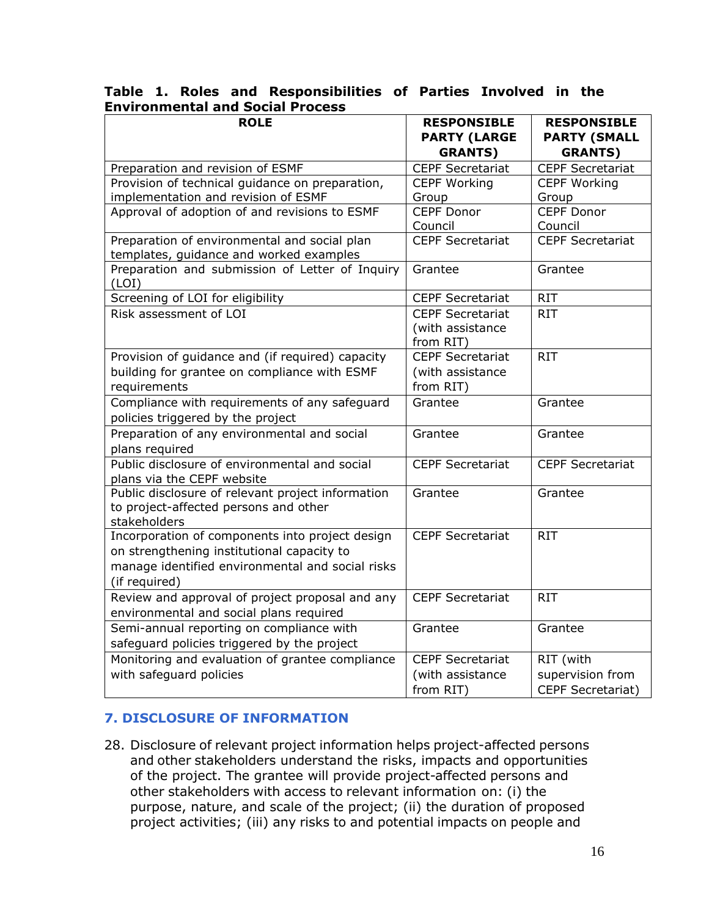**Table 1. Roles and Responsibilities of Parties Involved in the Environmental and Social Process**

| ROLE | RESPONSIBLE PARTY (LARGE GRANTS) | RESPONSIBLE PARTY (SMALL GRANTS) |
|---|---|---|
| Preparation and revision of ESMF | CEPF Secretariat | CEPF Secretariat |
| Provision of technical guidance on preparation, implementation and revision of ESMF | CEPF Working Group | CEPF Working Group |
| Approval of adoption of and revisions to ESMF | CEPF Donor Council | CEPF Donor Council |
| Preparation of environmental and social plan templates, guidance and worked examples | CEPF Secretariat | CEPF Secretariat |
| Preparation and submission of Letter of Inquiry (LOI) | Grantee | Grantee |
| Screening of LOI for eligibility | CEPF Secretariat | RIT |
| Risk assessment of LOI | CEPF Secretariat (with assistance from RIT) | RIT |
| Provision of guidance and (if required) capacity building for grantee on compliance with ESMF requirements | CEPF Secretariat (with assistance from RIT) | RIT |
| Compliance with requirements of any safeguard policies triggered by the project | Grantee | Grantee |
| Preparation of any environmental and social plans required | Grantee | Grantee |
| Public disclosure of environmental and social plans via the CEPF website | CEPF Secretariat | CEPF Secretariat |
| Public disclosure of relevant project information to project-affected persons and other stakeholders | Grantee | Grantee |
| Incorporation of components into project design on strengthening institutional capacity to manage identified environmental and social risks (if required) | CEPF Secretariat | RIT |
| Review and approval of project proposal and any environmental and social plans required | CEPF Secretariat | RIT |
| Semi-annual reporting on compliance with safeguard policies triggered by the project | Grantee | Grantee |
| Monitoring and evaluation of grantee compliance with safeguard policies | CEPF Secretariat (with assistance from RIT) | RIT (with supervision from CEPF Secretariat) |

## 7. DISCLOSURE OF INFORMATION

28. Disclosure of relevant project information helps project-affected persons and other stakeholders understand the risks, impacts and opportunities of the project. The grantee will provide project-affected persons and other stakeholders with access to relevant information on: (i) the purpose, nature, and scale of the project; (ii) the duration of proposed project activities; (iii) any risks to and potential impacts on people and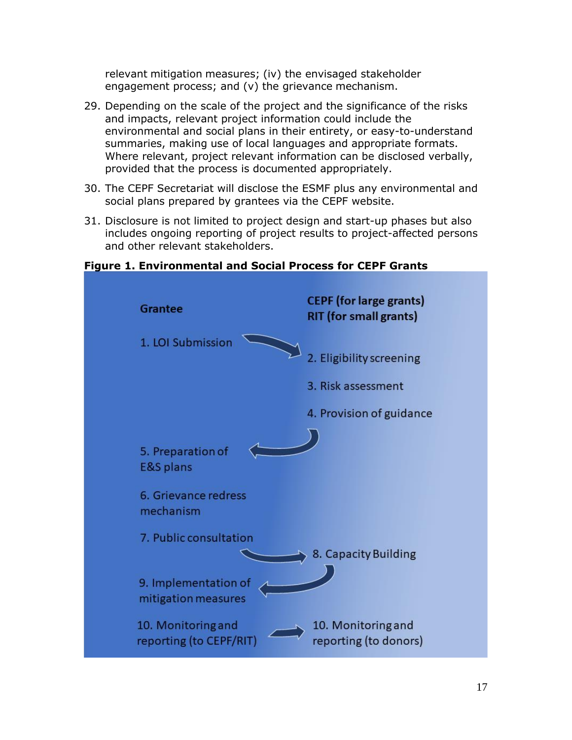relevant mitigation measures; (iv) the envisaged stakeholder engagement process; and (v) the grievance mechanism.

29. Depending on the scale of the project and the significance of the risks and impacts, relevant project information could include the environmental and social plans in their entirety, or easy-to-understand summaries, making use of local languages and appropriate formats. Where relevant, project relevant information can be disclosed verbally, provided that the process is documented appropriately.

30. The CEPF Secretariat will disclose the ESMF plus any environmental and social plans prepared by grantees via the CEPF website.

31. Disclosure is not limited to project design and start-up phases but also includes ongoing reporting of project results to project-affected persons and other relevant stakeholders.

**Figure 1. Environmental and Social Process for CEPF Grants**

Grantee

CEPF (for large grants)
RIT (for small grants)

1. LOI Submission

2. Eligibility screening

3. Risk assessment

4. Provision of guidance

5. Preparation of E&S plans

6. Grievance redress mechanism

7. Public consultation

8. Capacity Building

9. Implementation of mitigation measures

10. Monitoring and reporting (to CEPF/RIT)

10. Monitoring and reporting (to donors)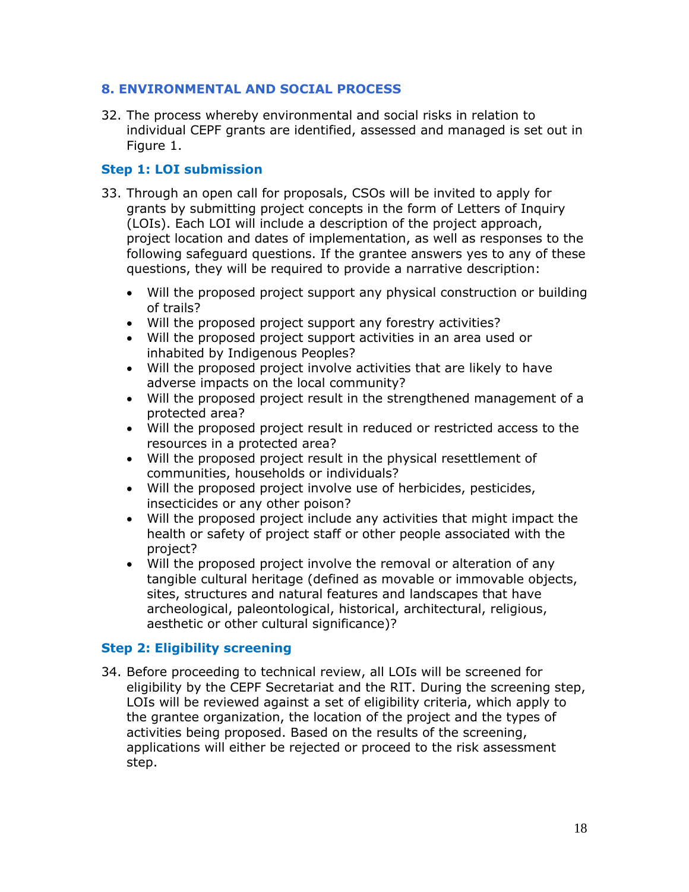## 8. ENVIRONMENTAL AND SOCIAL PROCESS

32. The process whereby environmental and social risks in relation to individual CEPF grants are identified, assessed and managed is set out in Figure 1.

### Step 1: LOI submission

33. Through an open call for proposals, CSOs will be invited to apply for grants by submitting project concepts in the form of Letters of Inquiry (LOIs). Each LOI will include a description of the project approach, project location and dates of implementation, as well as responses to the following safeguard questions. If the grantee answers yes to any of these questions, they will be required to provide a narrative description:

- Will the proposed project support any physical construction or building of trails?
- Will the proposed project support any forestry activities?
- Will the proposed project support activities in an area used or inhabited by Indigenous Peoples?
- Will the proposed project involve activities that are likely to have adverse impacts on the local community?
- Will the proposed project result in the strengthened management of a protected area?
- Will the proposed project result in reduced or restricted access to the resources in a protected area?
- Will the proposed project result in the physical resettlement of communities, households or individuals?
- Will the proposed project involve use of herbicides, pesticides, insecticides or any other poison?
- Will the proposed project include any activities that might impact the health or safety of project staff or other people associated with the project?
- Will the proposed project involve the removal or alteration of any tangible cultural heritage (defined as movable or immovable objects, sites, structures and natural features and landscapes that have archeological, paleontological, historical, architectural, religious, aesthetic or other cultural significance)?

### Step 2: Eligibility screening

34. Before proceeding to technical review, all LOIs will be screened for eligibility by the CEPF Secretariat and the RIT. During the screening step, LOIs will be reviewed against a set of eligibility criteria, which apply to the grantee organization, the location of the project and the types of activities being proposed. Based on the results of the screening, applications will either be rejected or proceed to the risk assessment step.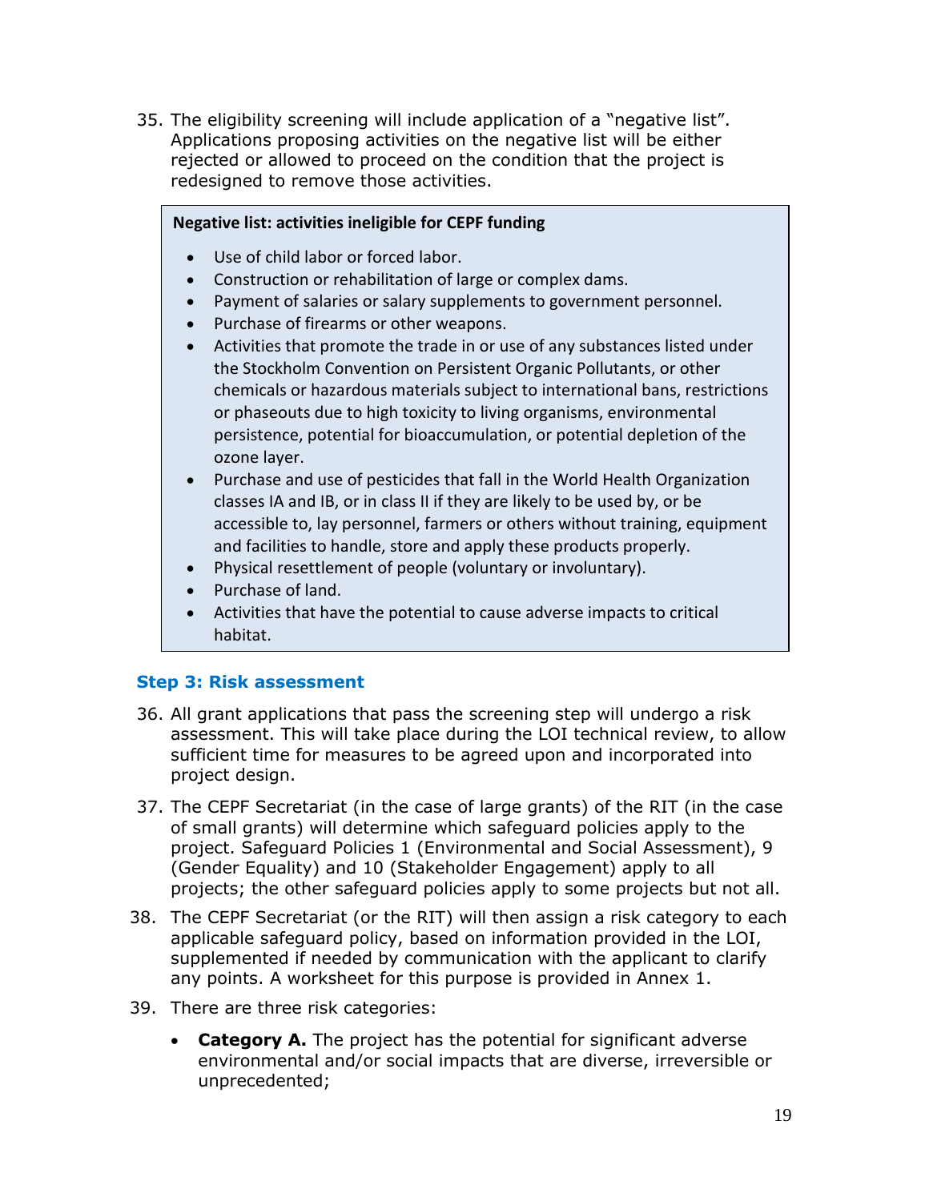35. The eligibility screening will include application of a "negative list". Applications proposing activities on the negative list will be either rejected or allowed to proceed on the condition that the project is redesigned to remove those activities.

> **Negative list: activities ineligible for CEPF funding**
>
> - Use of child labor or forced labor.
> - Construction or rehabilitation of large or complex dams.
> - Payment of salaries or salary supplements to government personnel.
> - Purchase of firearms or other weapons.
> - Activities that promote the trade in or use of any substances listed under the Stockholm Convention on Persistent Organic Pollutants, or other chemicals or hazardous materials subject to international bans, restrictions or phaseouts due to high toxicity to living organisms, environmental persistence, potential for bioaccumulation, or potential depletion of the ozone layer.
> - Purchase and use of pesticides that fall in the World Health Organization classes IA and IB, or in class II if they are likely to be used by, or be accessible to, lay personnel, farmers or others without training, equipment and facilities to handle, store and apply these products properly.
> - Physical resettlement of people (voluntary or involuntary).
> - Purchase of land.
> - Activities that have the potential to cause adverse impacts to critical habitat.

### Step 3: Risk assessment

36. All grant applications that pass the screening step will undergo a risk assessment. This will take place during the LOI technical review, to allow sufficient time for measures to be agreed upon and incorporated into project design.

37. The CEPF Secretariat (in the case of large grants) of the RIT (in the case of small grants) will determine which safeguard policies apply to the project. Safeguard Policies 1 (Environmental and Social Assessment), 9 (Gender Equality) and 10 (Stakeholder Engagement) apply to all projects; the other safeguard policies apply to some projects but not all.

38. The CEPF Secretariat (or the RIT) will then assign a risk category to each applicable safeguard policy, based on information provided in the LOI, supplemented if needed by communication with the applicant to clarify any points. A worksheet for this purpose is provided in Annex 1.

39. There are three risk categories:

    - **Category A.** The project has the potential for significant adverse environmental and/or social impacts that are diverse, irreversible or unprecedented;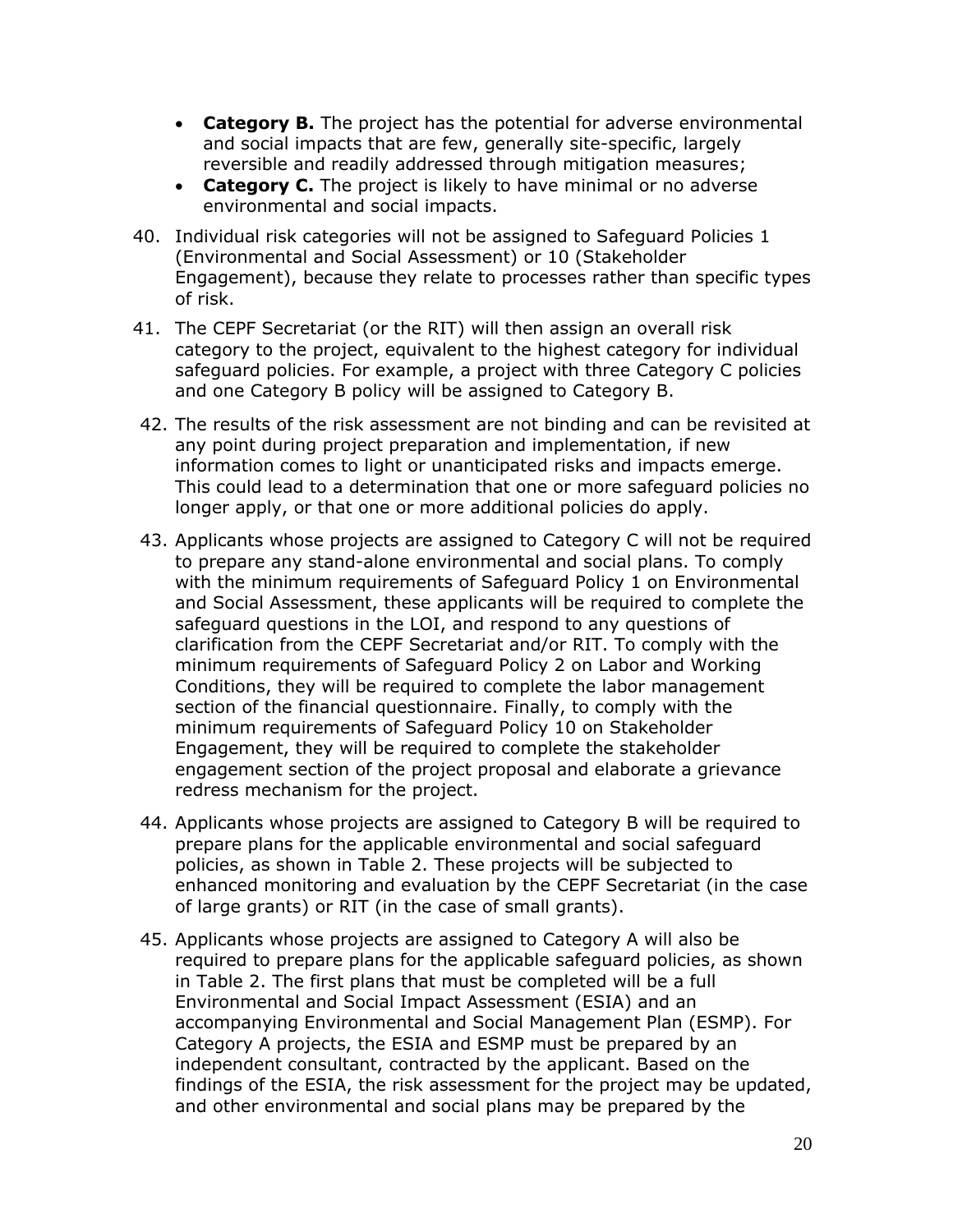- **Category B.** The project has the potential for adverse environmental and social impacts that are few, generally site-specific, largely reversible and readily addressed through mitigation measures;
- **Category C.** The project is likely to have minimal or no adverse environmental and social impacts.

40. Individual risk categories will not be assigned to Safeguard Policies 1 (Environmental and Social Assessment) or 10 (Stakeholder Engagement), because they relate to processes rather than specific types of risk.

41. The CEPF Secretariat (or the RIT) will then assign an overall risk category to the project, equivalent to the highest category for individual safeguard policies. For example, a project with three Category C policies and one Category B policy will be assigned to Category B.

42. The results of the risk assessment are not binding and can be revisited at any point during project preparation and implementation, if new information comes to light or unanticipated risks and impacts emerge. This could lead to a determination that one or more safeguard policies no longer apply, or that one or more additional policies do apply.

43. Applicants whose projects are assigned to Category C will not be required to prepare any stand-alone environmental and social plans. To comply with the minimum requirements of Safeguard Policy 1 on Environmental and Social Assessment, these applicants will be required to complete the safeguard questions in the LOI, and respond to any questions of clarification from the CEPF Secretariat and/or RIT. To comply with the minimum requirements of Safeguard Policy 2 on Labor and Working Conditions, they will be required to complete the labor management section of the financial questionnaire. Finally, to comply with the minimum requirements of Safeguard Policy 10 on Stakeholder Engagement, they will be required to complete the stakeholder engagement section of the project proposal and elaborate a grievance redress mechanism for the project.

44. Applicants whose projects are assigned to Category B will be required to prepare plans for the applicable environmental and social safeguard policies, as shown in Table 2. These projects will be subjected to enhanced monitoring and evaluation by the CEPF Secretariat (in the case of large grants) or RIT (in the case of small grants).

45. Applicants whose projects are assigned to Category A will also be required to prepare plans for the applicable safeguard policies, as shown in Table 2. The first plans that must be completed will be a full Environmental and Social Impact Assessment (ESIA) and an accompanying Environmental and Social Management Plan (ESMP). For Category A projects, the ESIA and ESMP must be prepared by an independent consultant, contracted by the applicant. Based on the findings of the ESIA, the risk assessment for the project may be updated, and other environmental and social plans may be prepared by the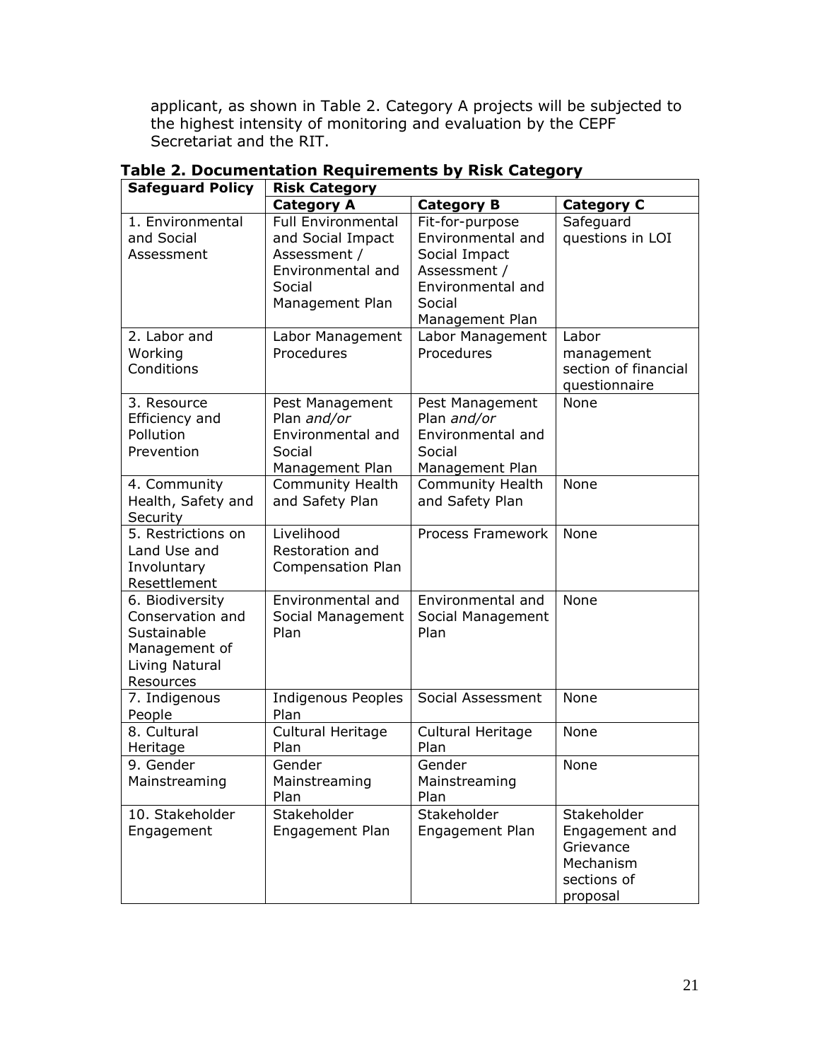applicant, as shown in Table 2. Category A projects will be subjected to the highest intensity of monitoring and evaluation by the CEPF Secretariat and the RIT.

**Table 2. Documentation Requirements by Risk Category**

| Safeguard Policy | Risk Category | | |
|---|---|---|---|
| | **Category A** | **Category B** | **Category C** |
| 1. Environmental and Social Assessment | Full Environmental and Social Impact Assessment / Environmental and Social Management Plan | Fit-for-purpose Environmental and Social Impact Assessment / Environmental and Social Management Plan | Safeguard questions in LOI |
| 2. Labor and Working Conditions | Labor Management Procedures | Labor Management Procedures | Labor management section of financial questionnaire |
| 3. Resource Efficiency and Pollution Prevention | Pest Management Plan *and/or* Environmental and Social Management Plan | Pest Management Plan *and/or* Environmental and Social Management Plan | None |
| 4. Community Health, Safety and Security | Community Health and Safety Plan | Community Health and Safety Plan | None |
| 5. Restrictions on Land Use and Involuntary Resettlement | Livelihood Restoration and Compensation Plan | Process Framework | None |
| 6. Biodiversity Conservation and Sustainable Management of Living Natural Resources | Environmental and Social Management Plan | Environmental and Social Management Plan | None |
| 7. Indigenous People | Indigenous Peoples Plan | Social Assessment | None |
| 8. Cultural Heritage | Cultural Heritage Plan | Cultural Heritage Plan | None |
| 9. Gender Mainstreaming | Gender Mainstreaming Plan | Gender Mainstreaming Plan | None |
| 10. Stakeholder Engagement | Stakeholder Engagement Plan | Stakeholder Engagement Plan | Stakeholder Engagement and Grievance Mechanism sections of proposal |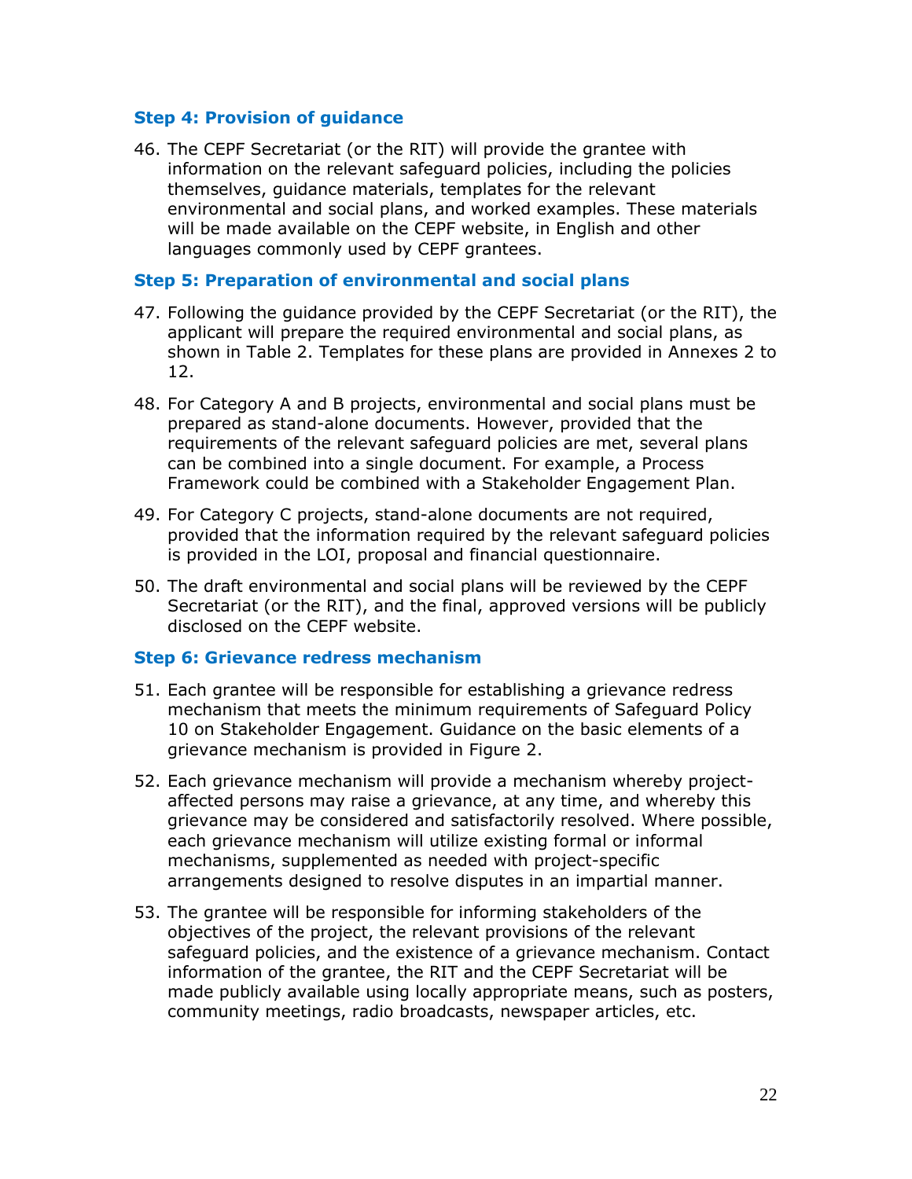### Step 4: Provision of guidance

46. The CEPF Secretariat (or the RIT) will provide the grantee with information on the relevant safeguard policies, including the policies themselves, guidance materials, templates for the relevant environmental and social plans, and worked examples. These materials will be made available on the CEPF website, in English and other languages commonly used by CEPF grantees.

### Step 5: Preparation of environmental and social plans

47. Following the guidance provided by the CEPF Secretariat (or the RIT), the applicant will prepare the required environmental and social plans, as shown in Table 2. Templates for these plans are provided in Annexes 2 to 12.

48. For Category A and B projects, environmental and social plans must be prepared as stand-alone documents. However, provided that the requirements of the relevant safeguard policies are met, several plans can be combined into a single document. For example, a Process Framework could be combined with a Stakeholder Engagement Plan.

49. For Category C projects, stand-alone documents are not required, provided that the information required by the relevant safeguard policies is provided in the LOI, proposal and financial questionnaire.

50. The draft environmental and social plans will be reviewed by the CEPF Secretariat (or the RIT), and the final, approved versions will be publicly disclosed on the CEPF website.

### Step 6: Grievance redress mechanism

51. Each grantee will be responsible for establishing a grievance redress mechanism that meets the minimum requirements of Safeguard Policy 10 on Stakeholder Engagement. Guidance on the basic elements of a grievance mechanism is provided in Figure 2.

52. Each grievance mechanism will provide a mechanism whereby project-affected persons may raise a grievance, at any time, and whereby this grievance may be considered and satisfactorily resolved. Where possible, each grievance mechanism will utilize existing formal or informal mechanisms, supplemented as needed with project-specific arrangements designed to resolve disputes in an impartial manner.

53. The grantee will be responsible for informing stakeholders of the objectives of the project, the relevant provisions of the relevant safeguard policies, and the existence of a grievance mechanism. Contact information of the grantee, the RIT and the CEPF Secretariat will be made publicly available using locally appropriate means, such as posters, community meetings, radio broadcasts, newspaper articles, etc.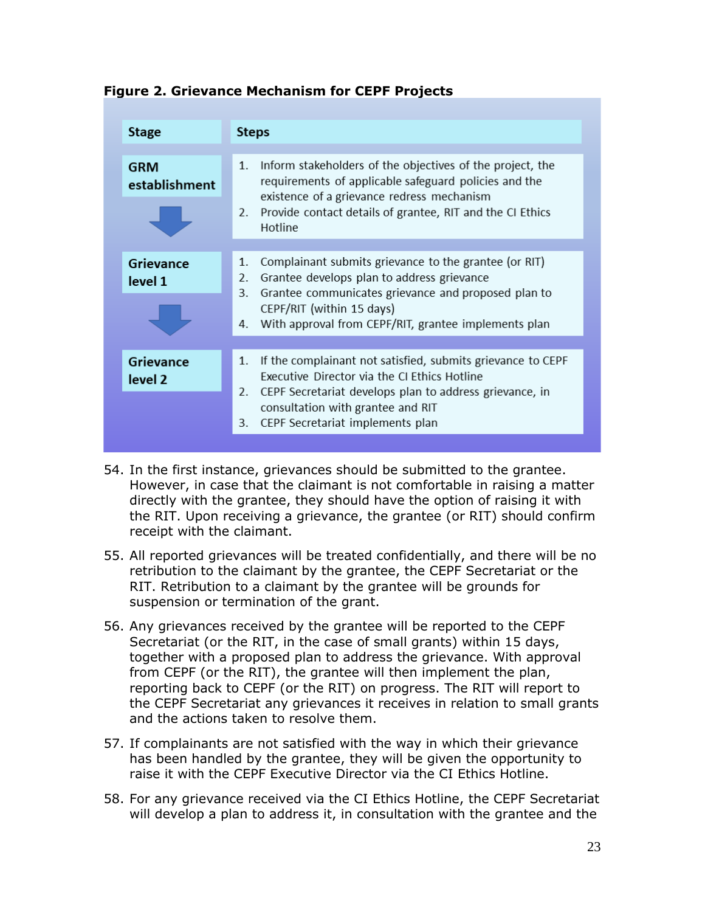**Figure 2. Grievance Mechanism for CEPF Projects**

| Stage | Steps |
|---|---|
| GRM establishment | 1. Inform stakeholders of the objectives of the project, the requirements of applicable safeguard policies and the existence of a grievance redress mechanism<br>2. Provide contact details of grantee, RIT and the CI Ethics Hotline |
| Grievance level 1 | 1. Complainant submits grievance to the grantee (or RIT)<br>2. Grantee develops plan to address grievance<br>3. Grantee communicates grievance and proposed plan to CEPF/RIT (within 15 days)<br>4. With approval from CEPF/RIT, grantee implements plan |
| Grievance level 2 | 1. If the complainant not satisfied, submits grievance to CEPF Executive Director via the CI Ethics Hotline<br>2. CEPF Secretariat develops plan to address grievance, in consultation with grantee and RIT<br>3. CEPF Secretariat implements plan |

54. In the first instance, grievances should be submitted to the grantee. However, in case that the claimant is not comfortable in raising a matter directly with the grantee, they should have the option of raising it with the RIT. Upon receiving a grievance, the grantee (or RIT) should confirm receipt with the claimant.

55. All reported grievances will be treated confidentially, and there will be no retribution to the claimant by the grantee, the CEPF Secretariat or the RIT. Retribution to a claimant by the grantee will be grounds for suspension or termination of the grant.

56. Any grievances received by the grantee will be reported to the CEPF Secretariat (or the RIT, in the case of small grants) within 15 days, together with a proposed plan to address the grievance. With approval from CEPF (or the RIT), the grantee will then implement the plan, reporting back to CEPF (or the RIT) on progress. The RIT will report to the CEPF Secretariat any grievances it receives in relation to small grants and the actions taken to resolve them.

57. If complainants are not satisfied with the way in which their grievance has been handled by the grantee, they will be given the opportunity to raise it with the CEPF Executive Director via the CI Ethics Hotline.

58. For any grievance received via the CI Ethics Hotline, the CEPF Secretariat will develop a plan to address it, in consultation with the grantee and the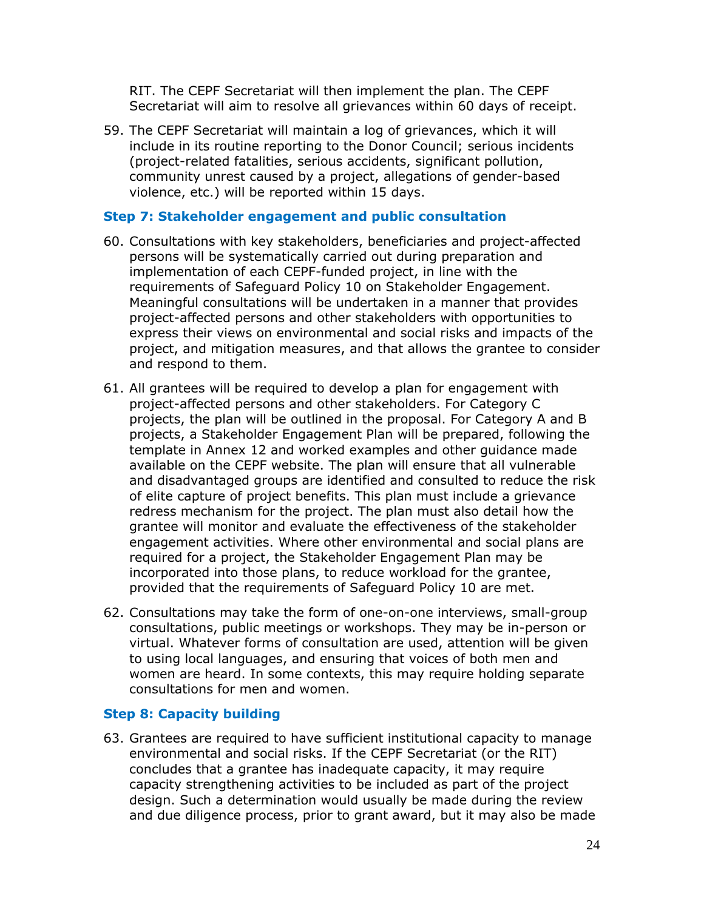RIT. The CEPF Secretariat will then implement the plan. The CEPF Secretariat will aim to resolve all grievances within 60 days of receipt.

59. The CEPF Secretariat will maintain a log of grievances, which it will include in its routine reporting to the Donor Council; serious incidents (project-related fatalities, serious accidents, significant pollution, community unrest caused by a project, allegations of gender-based violence, etc.) will be reported within 15 days.

### Step 7: Stakeholder engagement and public consultation

60. Consultations with key stakeholders, beneficiaries and project-affected persons will be systematically carried out during preparation and implementation of each CEPF-funded project, in line with the requirements of Safeguard Policy 10 on Stakeholder Engagement. Meaningful consultations will be undertaken in a manner that provides project-affected persons and other stakeholders with opportunities to express their views on environmental and social risks and impacts of the project, and mitigation measures, and that allows the grantee to consider and respond to them.

61. All grantees will be required to develop a plan for engagement with project-affected persons and other stakeholders. For Category C projects, the plan will be outlined in the proposal. For Category A and B projects, a Stakeholder Engagement Plan will be prepared, following the template in Annex 12 and worked examples and other guidance made available on the CEPF website. The plan will ensure that all vulnerable and disadvantaged groups are identified and consulted to reduce the risk of elite capture of project benefits. This plan must include a grievance redress mechanism for the project. The plan must also detail how the grantee will monitor and evaluate the effectiveness of the stakeholder engagement activities. Where other environmental and social plans are required for a project, the Stakeholder Engagement Plan may be incorporated into those plans, to reduce workload for the grantee, provided that the requirements of Safeguard Policy 10 are met.

62. Consultations may take the form of one-on-one interviews, small-group consultations, public meetings or workshops. They may be in-person or virtual. Whatever forms of consultation are used, attention will be given to using local languages, and ensuring that voices of both men and women are heard. In some contexts, this may require holding separate consultations for men and women.

### Step 8: Capacity building

63. Grantees are required to have sufficient institutional capacity to manage environmental and social risks. If the CEPF Secretariat (or the RIT) concludes that a grantee has inadequate capacity, it may require capacity strengthening activities to be included as part of the project design. Such a determination would usually be made during the review and due diligence process, prior to grant award, but it may also be made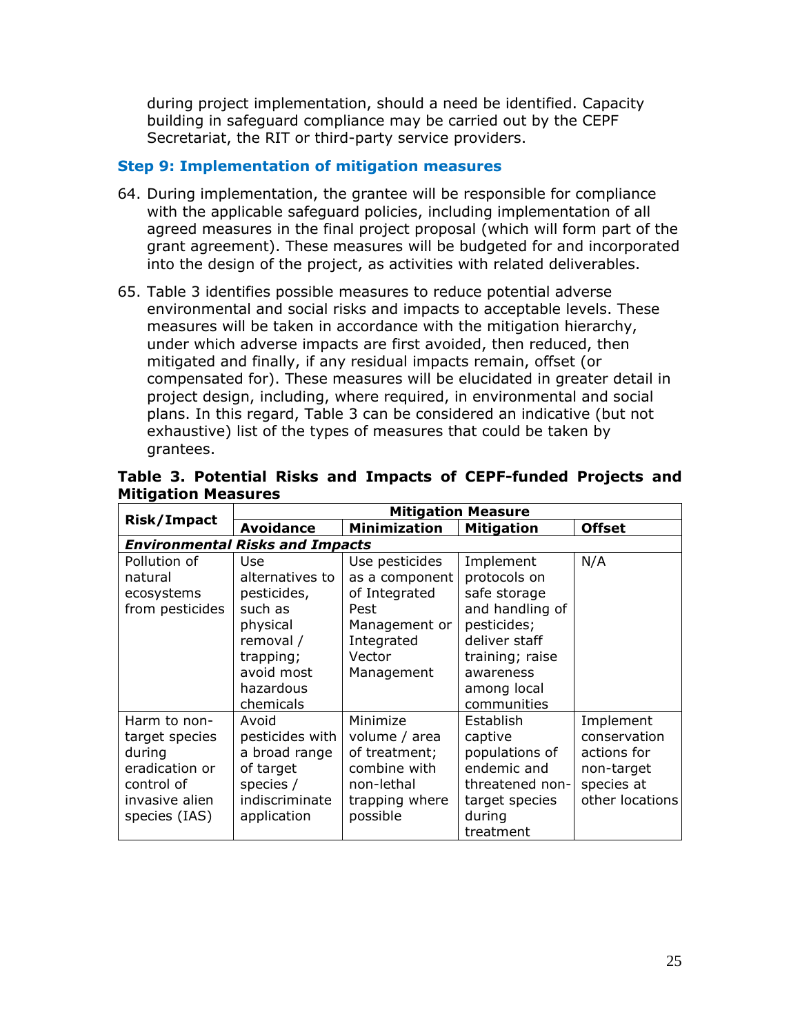during project implementation, should a need be identified. Capacity building in safeguard compliance may be carried out by the CEPF Secretariat, the RIT or third-party service providers.

### Step 9: Implementation of mitigation measures

64. During implementation, the grantee will be responsible for compliance with the applicable safeguard policies, including implementation of all agreed measures in the final project proposal (which will form part of the grant agreement). These measures will be budgeted for and incorporated into the design of the project, as activities with related deliverables.

65. Table 3 identifies possible measures to reduce potential adverse environmental and social risks and impacts to acceptable levels. These measures will be taken in accordance with the mitigation hierarchy, under which adverse impacts are first avoided, then reduced, then mitigated and finally, if any residual impacts remain, offset (or compensated for). These measures will be elucidated in greater detail in project design, including, where required, in environmental and social plans. In this regard, Table 3 can be considered an indicative (but not exhaustive) list of the types of measures that could be taken by grantees.

**Table 3. Potential Risks and Impacts of CEPF-funded Projects and Mitigation Measures**

| Risk/Impact | Mitigation Measure | | | |
|---|---|---|---|---|
| | **Avoidance** | **Minimization** | **Mitigation** | **Offset** |
| ***Environmental Risks and Impacts*** | | | | |
| Pollution of natural ecosystems from pesticides | Use alternatives to pesticides, such as physical removal / trapping; avoid most hazardous chemicals | Use pesticides as a component of Integrated Pest Management or Integrated Vector Management | Implement protocols on safe storage and handling of pesticides; deliver staff training; raise awareness among local communities | N/A |
| Harm to non-target species during eradication or control of invasive alien species (IAS) | Avoid pesticides with a broad range of target species / indiscriminate application | Minimize volume / area of treatment; combine with non-lethal trapping where possible | Establish captive populations of endemic and threatened non-target species during treatment | Implement conservation actions for non-target species at other locations |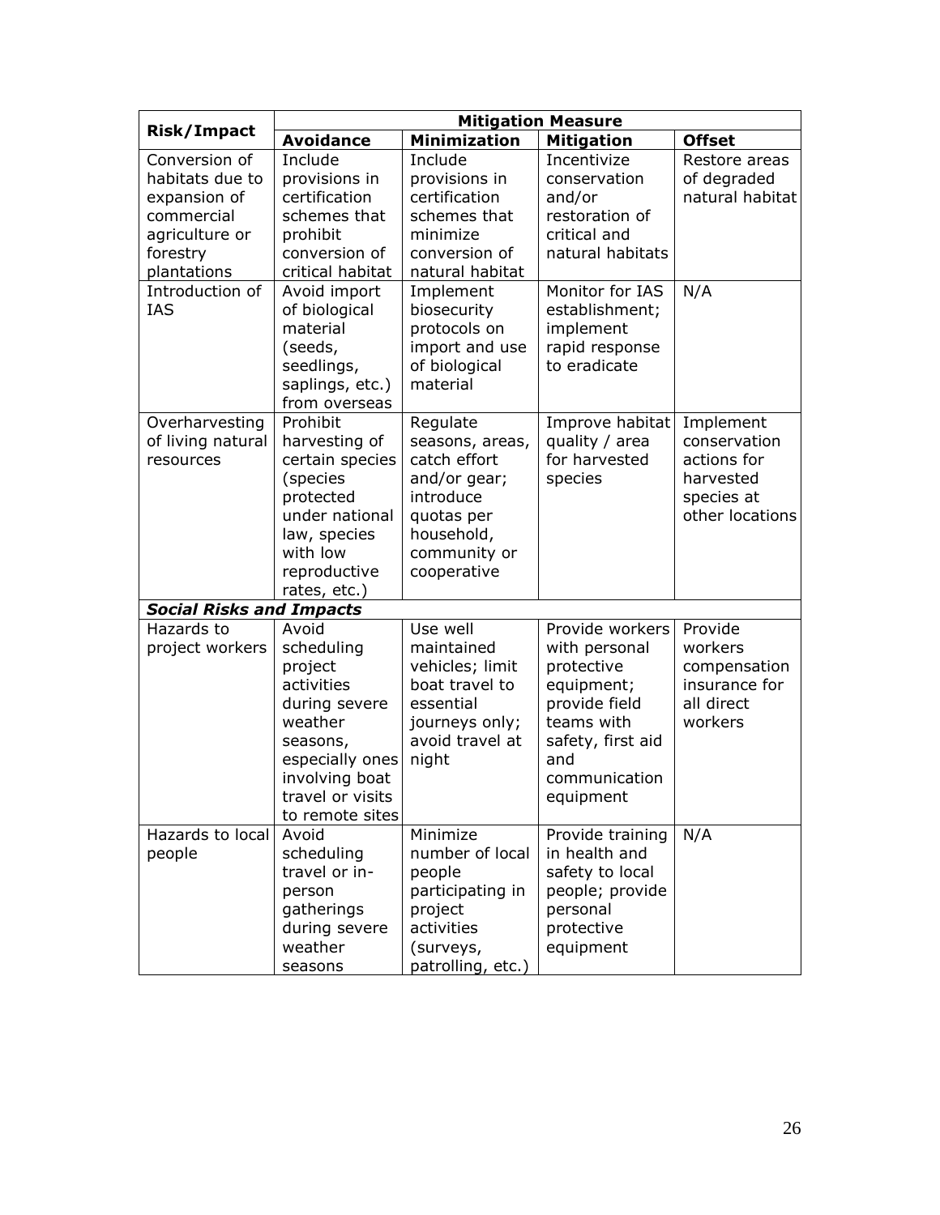| Risk/Impact | Mitigation Measure | | | |
|---|---|---|---|---|
| | **Avoidance** | **Minimization** | **Mitigation** | **Offset** |
| Conversion of habitats due to expansion of commercial agriculture or forestry plantations | Include provisions in certification schemes that prohibit conversion of critical habitat | Include provisions in certification schemes that minimize conversion of natural habitat | Incentivize conservation and/or restoration of critical and natural habitats | Restore areas of degraded natural habitat |
| Introduction of IAS | Avoid import of biological material (seeds, seedlings, saplings, etc.) from overseas | Implement biosecurity protocols on import and use of biological material | Monitor for IAS establishment; implement rapid response to eradicate | N/A |
| Overharvesting of living natural resources | Prohibit harvesting of certain species (species protected under national law, species with low reproductive rates, etc.) | Regulate seasons, areas, catch effort and/or gear; introduce quotas per household, community or cooperative | Improve habitat quality / area for harvested species | Implement conservation actions for harvested species at other locations |
| ***Social Risks and Impacts*** | | | | |
| Hazards to project workers | Avoid scheduling project activities during severe weather seasons, especially ones involving boat travel or visits to remote sites | Use well maintained vehicles; limit boat travel to essential journeys only; avoid travel at night | Provide workers with personal protective equipment; provide field teams with safety, first aid and communication equipment | Provide workers compensation insurance for all direct workers |
| Hazards to local people | Avoid scheduling travel or in-person gatherings during severe weather seasons | Minimize number of local people participating in project activities (surveys, patrolling, etc.) | Provide training in health and safety to local people; provide personal protective equipment | N/A |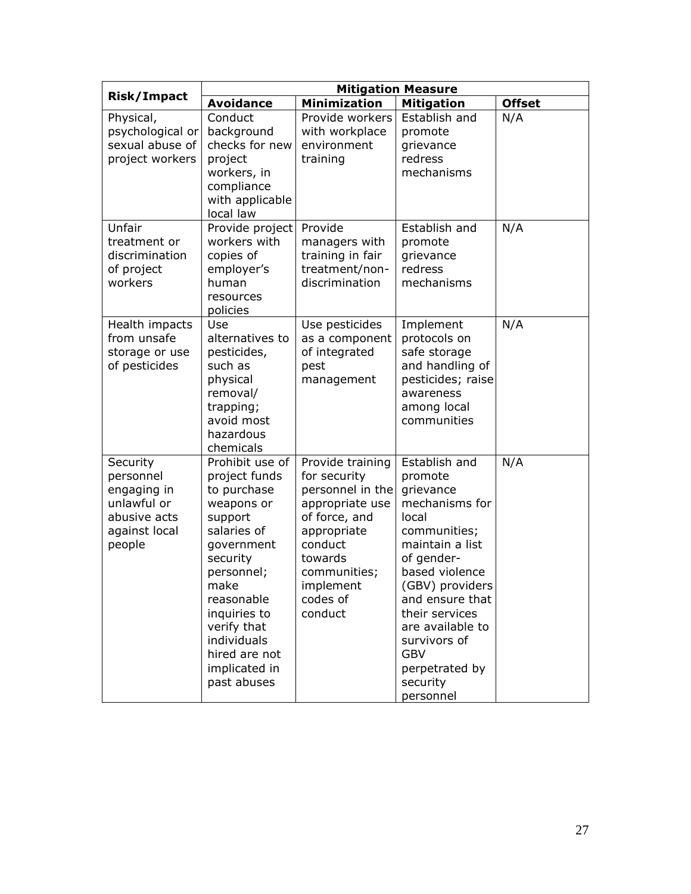| Risk/Impact | Mitigation Measure | | | |
|---|---|---|---|---|
| | **Avoidance** | **Minimization** | **Mitigation** | **Offset** |
| Physical, psychological or sexual abuse of project workers | Conduct background checks for new project workers, in compliance with applicable local law | Provide workers with workplace environment training | Establish and promote grievance redress mechanisms | N/A |
| Unfair treatment or discrimination of project workers | Provide project workers with copies of employer's human resources policies | Provide managers with training in fair treatment/non-discrimination | Establish and promote grievance redress mechanisms | N/A |
| Health impacts from unsafe storage or use of pesticides | Use alternatives to pesticides, such as physical removal/ trapping; avoid most hazardous chemicals | Use pesticides as a component of integrated pest management | Implement protocols on safe storage and handling of pesticides; raise awareness among local communities | N/A |
| Security personnel engaging in unlawful or abusive acts against local people | Prohibit use of project funds to purchase weapons or support salaries of government security personnel; make reasonable inquiries to verify that individuals hired are not implicated in past abuses | Provide training for security personnel in the appropriate use of force, and appropriate conduct towards communities; implement codes of conduct | Establish and promote grievance mechanisms for local communities; maintain a list of gender-based violence (GBV) providers and ensure that their services are available to survivors of GBV perpetrated by security personnel | N/A |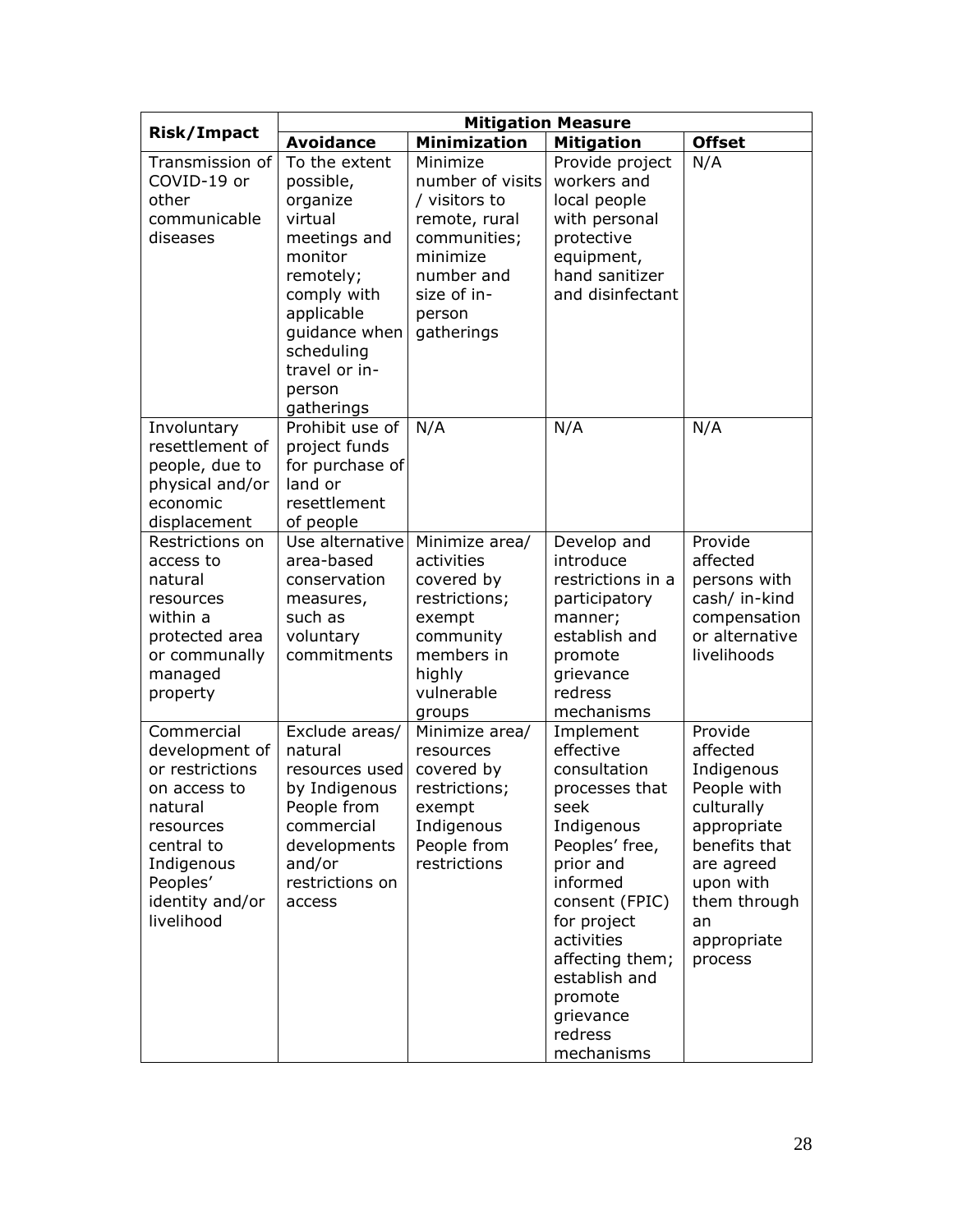| Risk/Impact | Mitigation Measure | | | |
|---|---|---|---|---|
| | **Avoidance** | **Minimization** | **Mitigation** | **Offset** |
| Transmission of COVID-19 or other communicable diseases | To the extent possible, organize virtual meetings and monitor remotely; comply with applicable guidance when scheduling travel or in-person gatherings | Minimize number of visits / visitors to remote, rural communities; minimize number and size of in-person gatherings | Provide project workers and local people with personal protective equipment, hand sanitizer and disinfectant | N/A |
| Involuntary resettlement of people, due to physical and/or economic displacement | Prohibit use of project funds for purchase of land or resettlement of people | N/A | N/A | N/A |
| Restrictions on access to natural resources within a protected area or communally managed property | Use alternative area-based conservation measures, such as voluntary commitments | Minimize area/ activities covered by restrictions; exempt community members in highly vulnerable groups | Develop and introduce restrictions in a participatory manner; establish and promote grievance redress mechanisms | Provide affected persons with cash/ in-kind compensation or alternative livelihoods |
| Commercial development of or restrictions on access to natural resources central to Indigenous Peoples' identity and/or livelihood | Exclude areas/ natural resources used by Indigenous People from commercial developments and/or restrictions on access | Minimize area/ resources covered by restrictions; exempt Indigenous People from restrictions | Implement effective consultation processes that seek Indigenous Peoples' free, prior and informed consent (FPIC) for project activities affecting them; establish and promote grievance redress mechanisms | Provide affected Indigenous People with culturally appropriate benefits that are agreed upon with them through an appropriate process |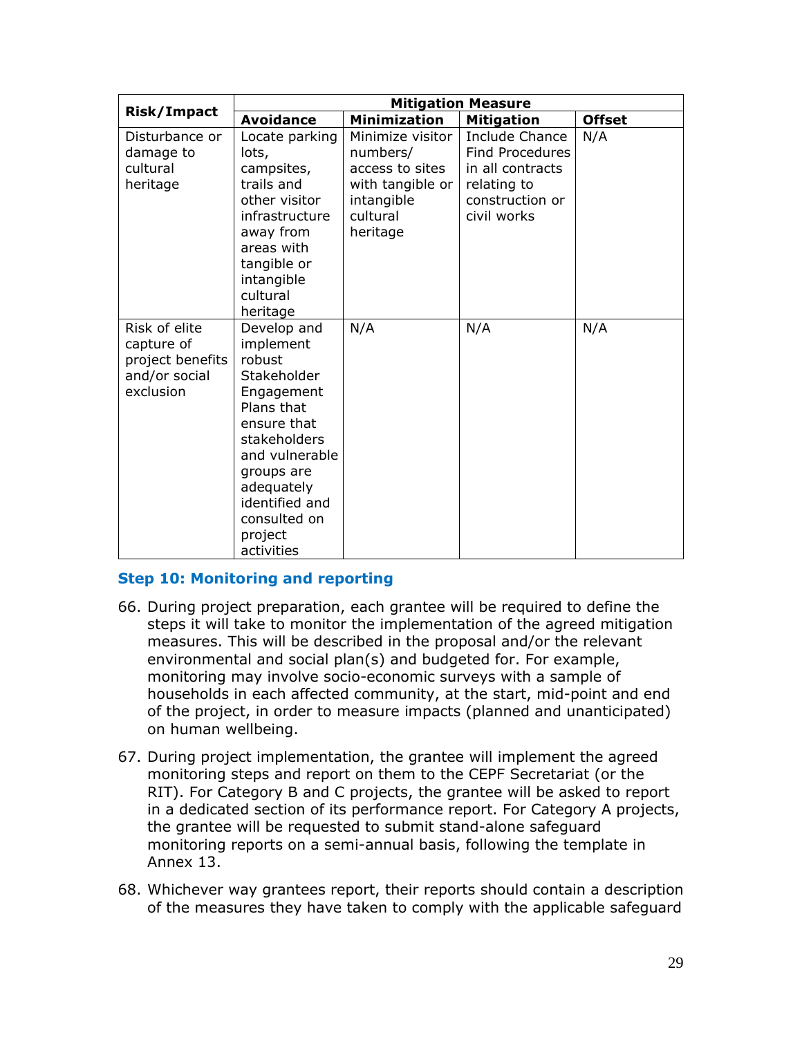| Risk/Impact | Mitigation Measure | | | |
|---|---|---|---|---|
| | **Avoidance** | **Minimization** | **Mitigation** | **Offset** |
| Disturbance or damage to cultural heritage | Locate parking lots, campsites, trails and other visitor infrastructure away from areas with tangible or intangible cultural heritage | Minimize visitor numbers/ access to sites with tangible or intangible cultural heritage | Include Chance Find Procedures in all contracts relating to construction or civil works | N/A |
| Risk of elite capture of project benefits and/or social exclusion | Develop and implement robust Stakeholder Engagement Plans that ensure that stakeholders and vulnerable groups are adequately identified and consulted on project activities | N/A | N/A | N/A |

### Step 10: Monitoring and reporting

66. During project preparation, each grantee will be required to define the steps it will take to monitor the implementation of the agreed mitigation measures. This will be described in the proposal and/or the relevant environmental and social plan(s) and budgeted for. For example, monitoring may involve socio-economic surveys with a sample of households in each affected community, at the start, mid-point and end of the project, in order to measure impacts (planned and unanticipated) on human wellbeing.

67. During project implementation, the grantee will implement the agreed monitoring steps and report on them to the CEPF Secretariat (or the RIT). For Category B and C projects, the grantee will be asked to report in a dedicated section of its performance report. For Category A projects, the grantee will be requested to submit stand-alone safeguard monitoring reports on a semi-annual basis, following the template in Annex 13.

68. Whichever way grantees report, their reports should contain a description of the measures they have taken to comply with the applicable safeguard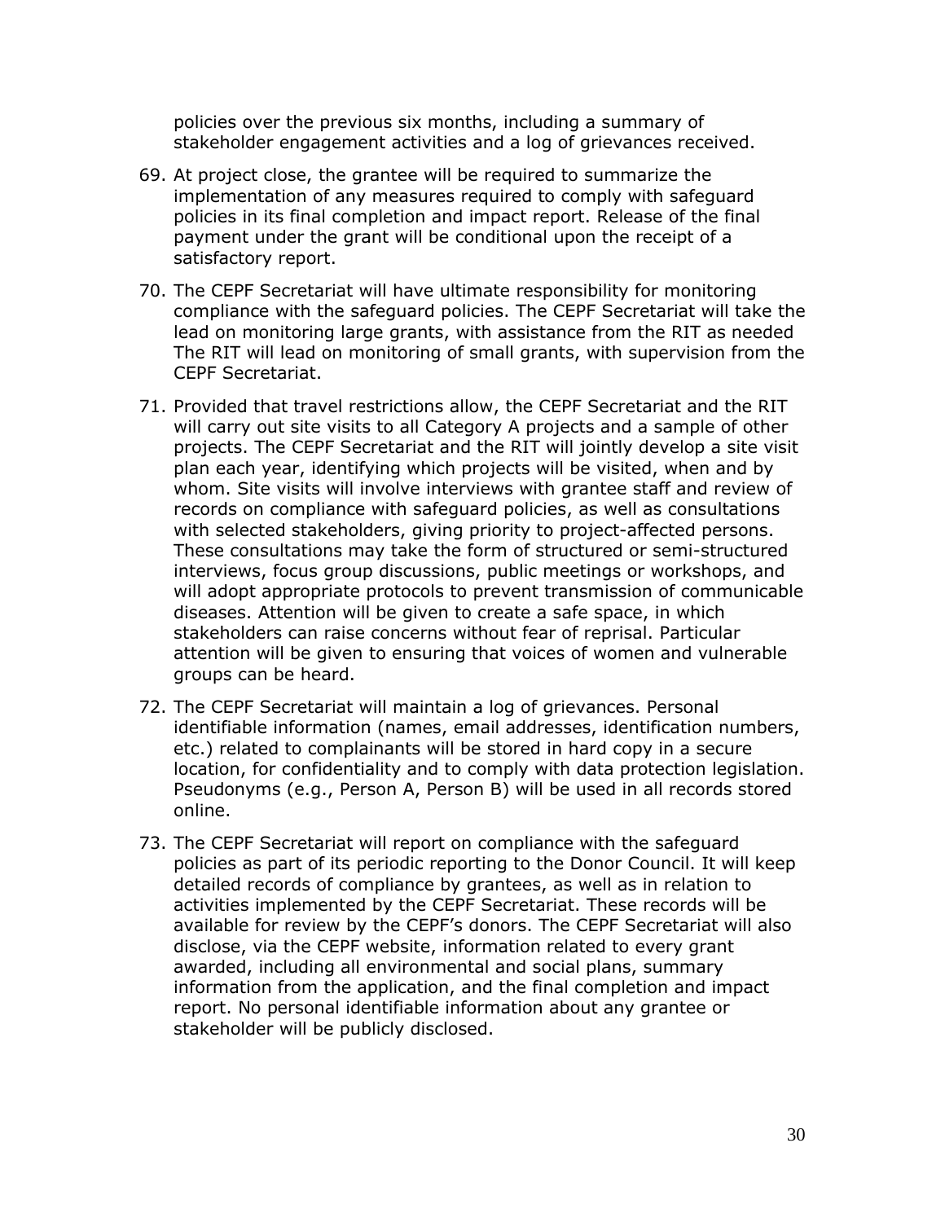policies over the previous six months, including a summary of stakeholder engagement activities and a log of grievances received.

69. At project close, the grantee will be required to summarize the implementation of any measures required to comply with safeguard policies in its final completion and impact report. Release of the final payment under the grant will be conditional upon the receipt of a satisfactory report.

70. The CEPF Secretariat will have ultimate responsibility for monitoring compliance with the safeguard policies. The CEPF Secretariat will take the lead on monitoring large grants, with assistance from the RIT as needed The RIT will lead on monitoring of small grants, with supervision from the CEPF Secretariat.

71. Provided that travel restrictions allow, the CEPF Secretariat and the RIT will carry out site visits to all Category A projects and a sample of other projects. The CEPF Secretariat and the RIT will jointly develop a site visit plan each year, identifying which projects will be visited, when and by whom. Site visits will involve interviews with grantee staff and review of records on compliance with safeguard policies, as well as consultations with selected stakeholders, giving priority to project-affected persons. These consultations may take the form of structured or semi-structured interviews, focus group discussions, public meetings or workshops, and will adopt appropriate protocols to prevent transmission of communicable diseases. Attention will be given to create a safe space, in which stakeholders can raise concerns without fear of reprisal. Particular attention will be given to ensuring that voices of women and vulnerable groups can be heard.

72. The CEPF Secretariat will maintain a log of grievances. Personal identifiable information (names, email addresses, identification numbers, etc.) related to complainants will be stored in hard copy in a secure location, for confidentiality and to comply with data protection legislation. Pseudonyms (e.g., Person A, Person B) will be used in all records stored online.

73. The CEPF Secretariat will report on compliance with the safeguard policies as part of its periodic reporting to the Donor Council. It will keep detailed records of compliance by grantees, as well as in relation to activities implemented by the CEPF Secretariat. These records will be available for review by the CEPF's donors. The CEPF Secretariat will also disclose, via the CEPF website, information related to every grant awarded, including all environmental and social plans, summary information from the application, and the final completion and impact report. No personal identifiable information about any grantee or stakeholder will be publicly disclosed.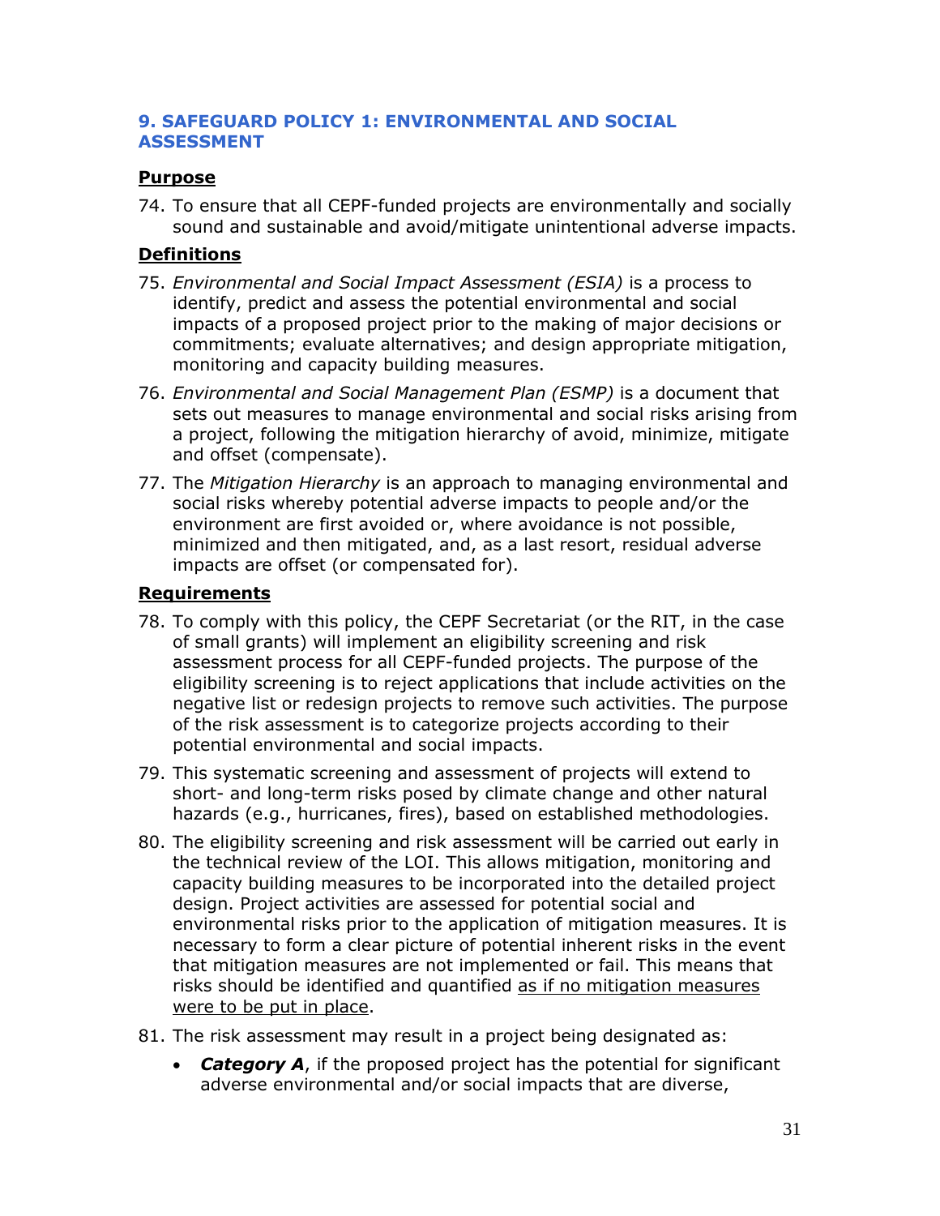## 9. SAFEGUARD POLICY 1: ENVIRONMENTAL AND SOCIAL ASSESSMENT

### Purpose

74. To ensure that all CEPF-funded projects are environmentally and socially sound and sustainable and avoid/mitigate unintentional adverse impacts.

### Definitions

75. *Environmental and Social Impact Assessment (ESIA)* is a process to identify, predict and assess the potential environmental and social impacts of a proposed project prior to the making of major decisions or commitments; evaluate alternatives; and design appropriate mitigation, monitoring and capacity building measures.

76. *Environmental and Social Management Plan (ESMP)* is a document that sets out measures to manage environmental and social risks arising from a project, following the mitigation hierarchy of avoid, minimize, mitigate and offset (compensate).

77. The *Mitigation Hierarchy* is an approach to managing environmental and social risks whereby potential adverse impacts to people and/or the environment are first avoided or, where avoidance is not possible, minimized and then mitigated, and, as a last resort, residual adverse impacts are offset (or compensated for).

### Requirements

78. To comply with this policy, the CEPF Secretariat (or the RIT, in the case of small grants) will implement an eligibility screening and risk assessment process for all CEPF-funded projects. The purpose of the eligibility screening is to reject applications that include activities on the negative list or redesign projects to remove such activities. The purpose of the risk assessment is to categorize projects according to their potential environmental and social impacts.

79. This systematic screening and assessment of projects will extend to short- and long-term risks posed by climate change and other natural hazards (e.g., hurricanes, fires), based on established methodologies.

80. The eligibility screening and risk assessment will be carried out early in the technical review of the LOI. This allows mitigation, monitoring and capacity building measures to be incorporated into the detailed project design. Project activities are assessed for potential social and environmental risks prior to the application of mitigation measures. It is necessary to form a clear picture of potential inherent risks in the event that mitigation measures are not implemented or fail. This means that risks should be identified and quantified <u>as if no mitigation measures were to be put in place</u>.

81. The risk assessment may result in a project being designated as:

- ***Category A***, if the proposed project has the potential for significant adverse environmental and/or social impacts that are diverse,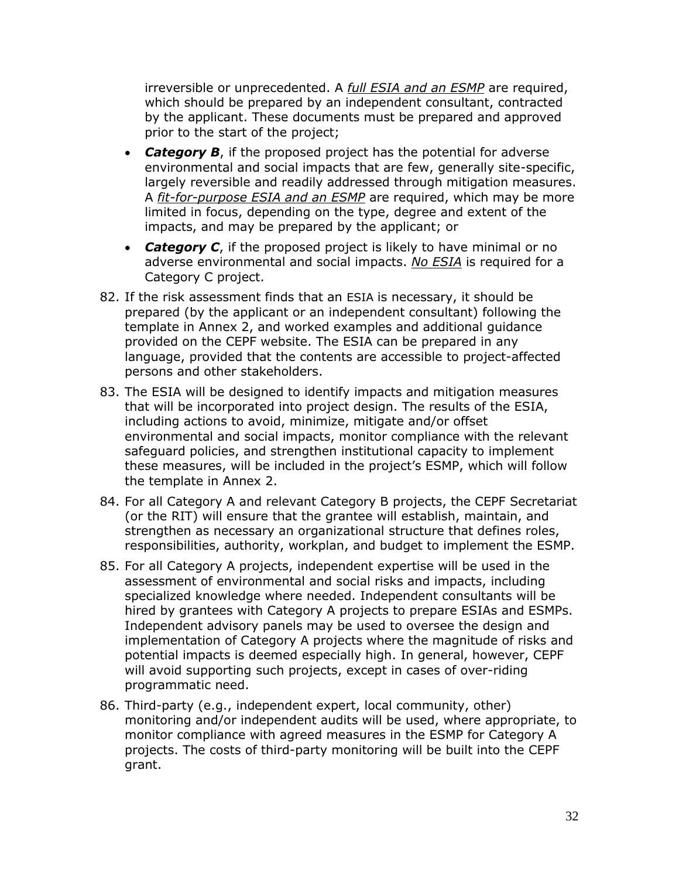irreversible or unprecedented. A *full ESIA and an ESMP* are required, which should be prepared by an independent consultant, contracted by the applicant. These documents must be prepared and approved prior to the start of the project;

- ***Category B***, if the proposed project has the potential for adverse environmental and social impacts that are few, generally site-specific, largely reversible and readily addressed through mitigation measures. A *fit-for-purpose ESIA and an ESMP* are required, which may be more limited in focus, depending on the type, degree and extent of the impacts, and may be prepared by the applicant; or
- ***Category C***, if the proposed project is likely to have minimal or no adverse environmental and social impacts. *No ESIA* is required for a Category C project.

82. If the risk assessment finds that an ESIA is necessary, it should be prepared (by the applicant or an independent consultant) following the template in Annex 2, and worked examples and additional guidance provided on the CEPF website. The ESIA can be prepared in any language, provided that the contents are accessible to project-affected persons and other stakeholders.

83. The ESIA will be designed to identify impacts and mitigation measures that will be incorporated into project design. The results of the ESIA, including actions to avoid, minimize, mitigate and/or offset environmental and social impacts, monitor compliance with the relevant safeguard policies, and strengthen institutional capacity to implement these measures, will be included in the project's ESMP, which will follow the template in Annex 2.

84. For all Category A and relevant Category B projects, the CEPF Secretariat (or the RIT) will ensure that the grantee will establish, maintain, and strengthen as necessary an organizational structure that defines roles, responsibilities, authority, workplan, and budget to implement the ESMP.

85. For all Category A projects, independent expertise will be used in the assessment of environmental and social risks and impacts, including specialized knowledge where needed. Independent consultants will be hired by grantees with Category A projects to prepare ESIAs and ESMPs. Independent advisory panels may be used to oversee the design and implementation of Category A projects where the magnitude of risks and potential impacts is deemed especially high. In general, however, CEPF will avoid supporting such projects, except in cases of over-riding programmatic need.

86. Third-party (e.g., independent expert, local community, other) monitoring and/or independent audits will be used, where appropriate, to monitor compliance with agreed measures in the ESMP for Category A projects. The costs of third-party monitoring will be built into the CEPF grant.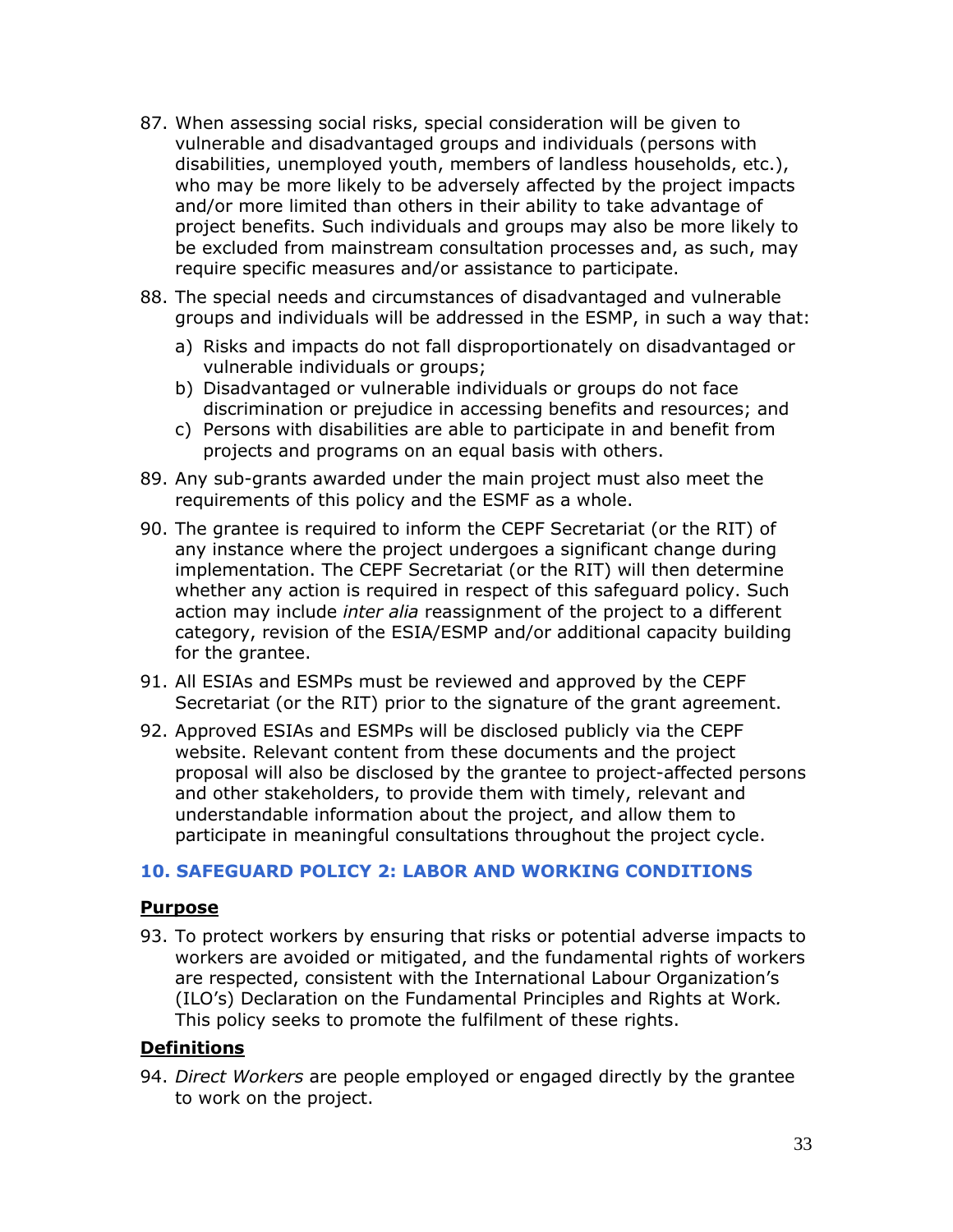87. When assessing social risks, special consideration will be given to vulnerable and disadvantaged groups and individuals (persons with disabilities, unemployed youth, members of landless households, etc.), who may be more likely to be adversely affected by the project impacts and/or more limited than others in their ability to take advantage of project benefits. Such individuals and groups may also be more likely to be excluded from mainstream consultation processes and, as such, may require specific measures and/or assistance to participate.

88. The special needs and circumstances of disadvantaged and vulnerable groups and individuals will be addressed in the ESMP, in such a way that:
    a) Risks and impacts do not fall disproportionately on disadvantaged or vulnerable individuals or groups;
    b) Disadvantaged or vulnerable individuals or groups do not face discrimination or prejudice in accessing benefits and resources; and
    c) Persons with disabilities are able to participate in and benefit from projects and programs on an equal basis with others.

89. Any sub-grants awarded under the main project must also meet the requirements of this policy and the ESMF as a whole.

90. The grantee is required to inform the CEPF Secretariat (or the RIT) of any instance where the project undergoes a significant change during implementation. The CEPF Secretariat (or the RIT) will then determine whether any action is required in respect of this safeguard policy. Such action may include *inter alia* reassignment of the project to a different category, revision of the ESIA/ESMP and/or additional capacity building for the grantee.

91. All ESIAs and ESMPs must be reviewed and approved by the CEPF Secretariat (or the RIT) prior to the signature of the grant agreement.

92. Approved ESIAs and ESMPs will be disclosed publicly via the CEPF website. Relevant content from these documents and the project proposal will also be disclosed by the grantee to project-affected persons and other stakeholders, to provide them with timely, relevant and understandable information about the project, and allow them to participate in meaningful consultations throughout the project cycle.

## 10. SAFEGUARD POLICY 2: LABOR AND WORKING CONDITIONS

**Purpose**

93. To protect workers by ensuring that risks or potential adverse impacts to workers are avoided or mitigated, and the fundamental rights of workers are respected, consistent with the International Labour Organization's (ILO's) Declaration on the Fundamental Principles and Rights at Work. This policy seeks to promote the fulfilment of these rights.

**Definitions**

94. *Direct Workers* are people employed or engaged directly by the grantee to work on the project.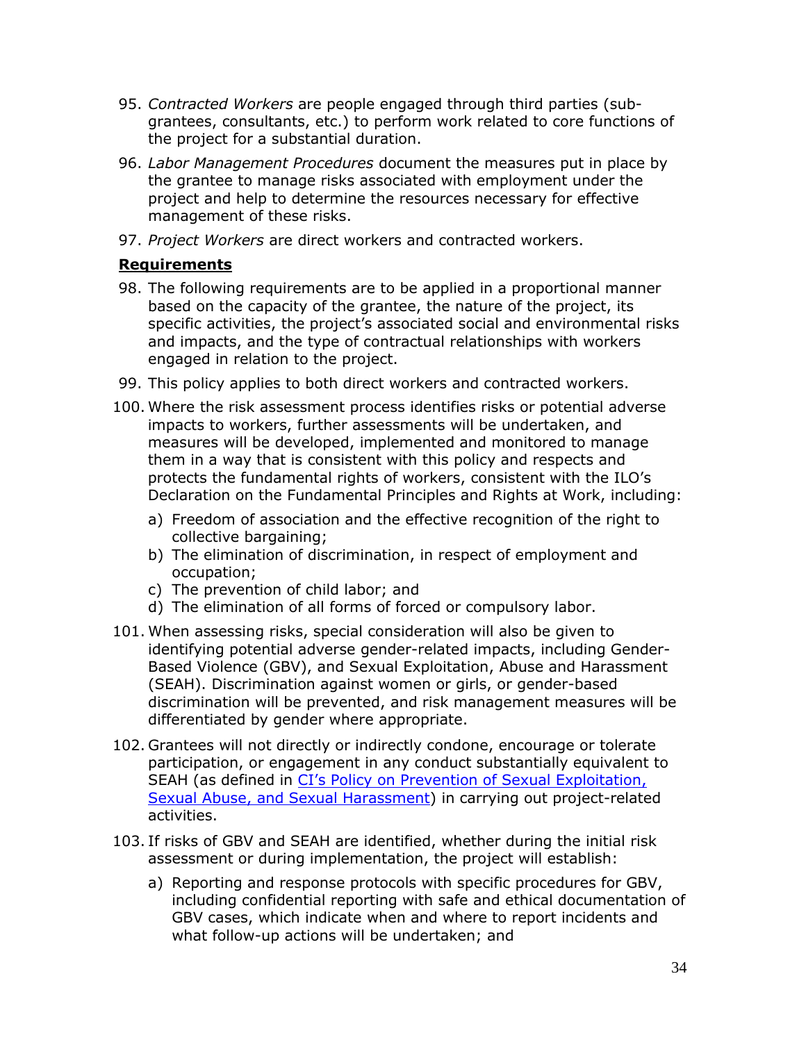95. *Contracted Workers* are people engaged through third parties (sub-grantees, consultants, etc.) to perform work related to core functions of the project for a substantial duration.
96. *Labor Management Procedures* document the measures put in place by the grantee to manage risks associated with employment under the project and help to determine the resources necessary for effective management of these risks.
97. *Project Workers* are direct workers and contracted workers.

**Requirements**

98. The following requirements are to be applied in a proportional manner based on the capacity of the grantee, the nature of the project, its specific activities, the project's associated social and environmental risks and impacts, and the type of contractual relationships with workers engaged in relation to the project.
99. This policy applies to both direct workers and contracted workers.
100. Where the risk assessment process identifies risks or potential adverse impacts to workers, further assessments will be undertaken, and measures will be developed, implemented and monitored to manage them in a way that is consistent with this policy and respects and protects the fundamental rights of workers, consistent with the ILO's Declaration on the Fundamental Principles and Rights at Work, including:
    a) Freedom of association and the effective recognition of the right to collective bargaining;
    b) The elimination of discrimination, in respect of employment and occupation;
    c) The prevention of child labor; and
    d) The elimination of all forms of forced or compulsory labor.
101. When assessing risks, special consideration will also be given to identifying potential adverse gender-related impacts, including Gender-Based Violence (GBV), and Sexual Exploitation, Abuse and Harassment (SEAH). Discrimination against women or girls, or gender-based discrimination will be prevented, and risk management measures will be differentiated by gender where appropriate.
102. Grantees will not directly or indirectly condone, encourage or tolerate participation, or engagement in any conduct substantially equivalent to SEAH (as defined in [CI's Policy on Prevention of Sexual Exploitation, Sexual Abuse, and Sexual Harassment]) in carrying out project-related activities.
103. If risks of GBV and SEAH are identified, whether during the initial risk assessment or during implementation, the project will establish:
    a) Reporting and response protocols with specific procedures for GBV, including confidential reporting with safe and ethical documentation of GBV cases, which indicate when and where to report incidents and what follow-up actions will be undertaken; and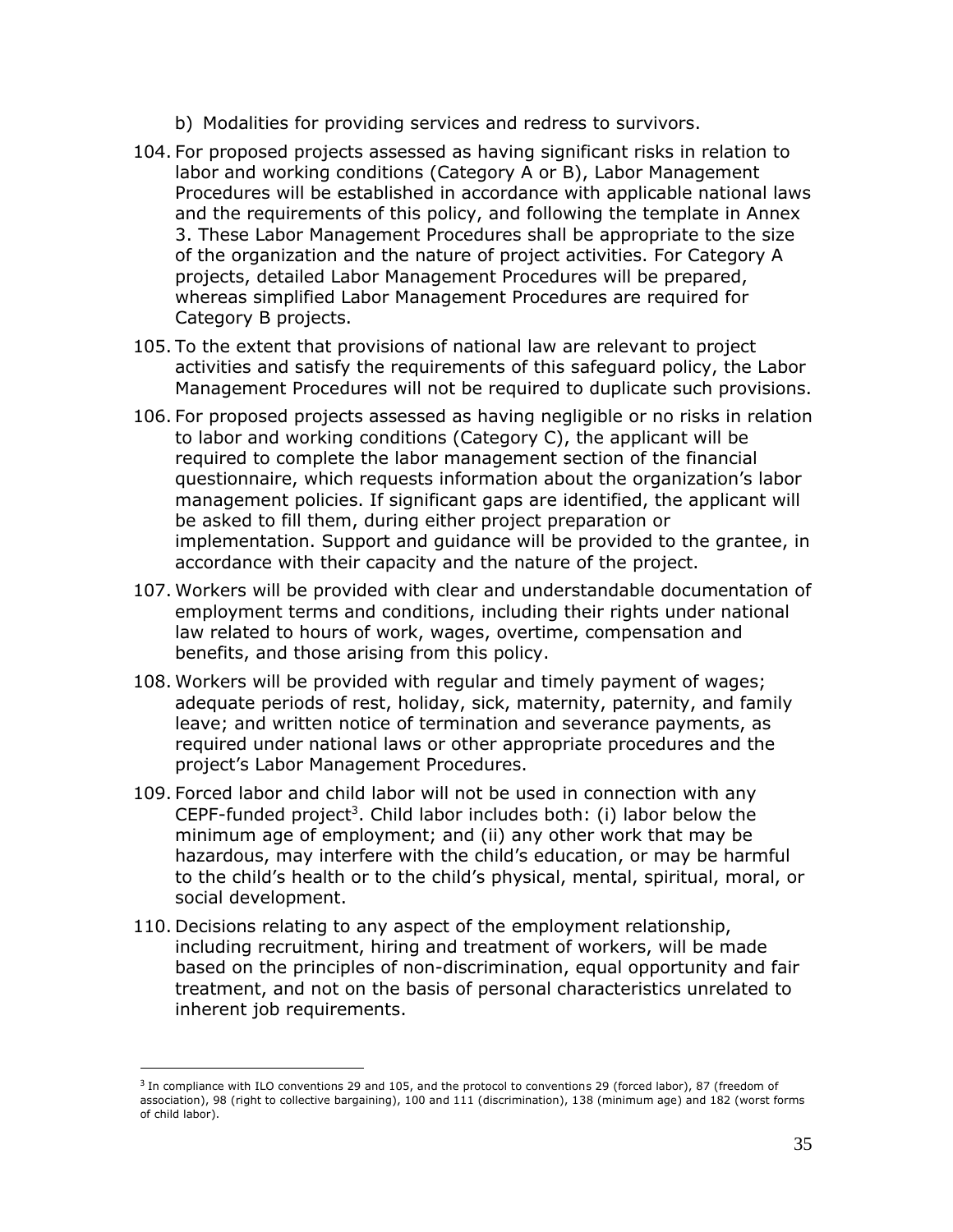b) Modalities for providing services and redress to survivors.

104. For proposed projects assessed as having significant risks in relation to labor and working conditions (Category A or B), Labor Management Procedures will be established in accordance with applicable national laws and the requirements of this policy, and following the template in Annex 3. These Labor Management Procedures shall be appropriate to the size of the organization and the nature of project activities. For Category A projects, detailed Labor Management Procedures will be prepared, whereas simplified Labor Management Procedures are required for Category B projects.

105. To the extent that provisions of national law are relevant to project activities and satisfy the requirements of this safeguard policy, the Labor Management Procedures will not be required to duplicate such provisions.

106. For proposed projects assessed as having negligible or no risks in relation to labor and working conditions (Category C), the applicant will be required to complete the labor management section of the financial questionnaire, which requests information about the organization's labor management policies. If significant gaps are identified, the applicant will be asked to fill them, during either project preparation or implementation. Support and guidance will be provided to the grantee, in accordance with their capacity and the nature of the project.

107. Workers will be provided with clear and understandable documentation of employment terms and conditions, including their rights under national law related to hours of work, wages, overtime, compensation and benefits, and those arising from this policy.

108. Workers will be provided with regular and timely payment of wages; adequate periods of rest, holiday, sick, maternity, paternity, and family leave; and written notice of termination and severance payments, as required under national laws or other appropriate procedures and the project's Labor Management Procedures.

109. Forced labor and child labor will not be used in connection with any CEPF-funded project[3]. Child labor includes both: (i) labor below the minimum age of employment; and (ii) any other work that may be hazardous, may interfere with the child's education, or may be harmful to the child's health or to the child's physical, mental, spiritual, moral, or social development.

110. Decisions relating to any aspect of the employment relationship, including recruitment, hiring and treatment of workers, will be made based on the principles of non-discrimination, equal opportunity and fair treatment, and not on the basis of personal characteristics unrelated to inherent job requirements.

[3] In compliance with ILO conventions 29 and 105, and the protocol to conventions 29 (forced labor), 87 (freedom of association), 98 (right to collective bargaining), 100 and 111 (discrimination), 138 (minimum age) and 182 (worst forms of child labor).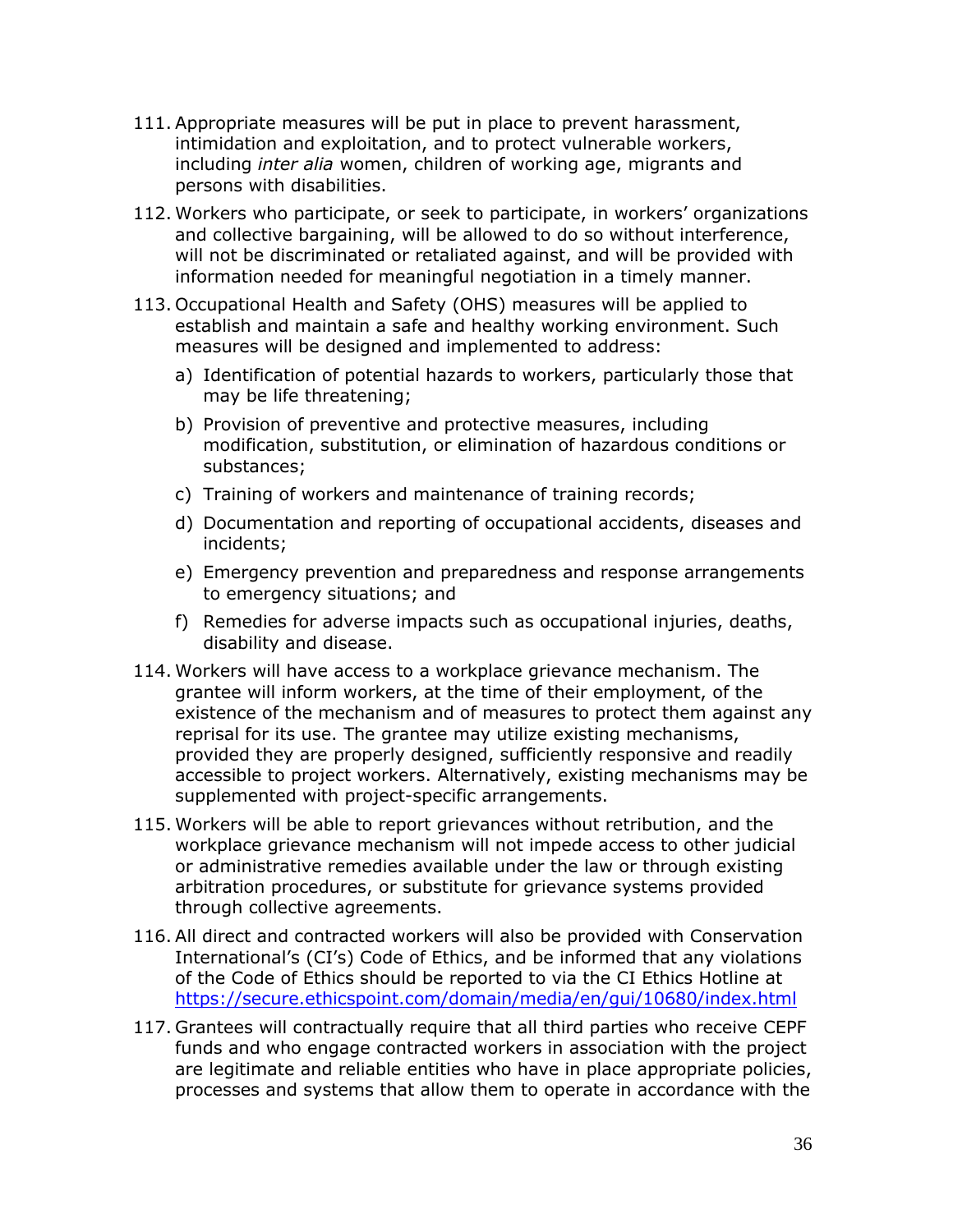111. Appropriate measures will be put in place to prevent harassment, intimidation and exploitation, and to protect vulnerable workers, including *inter alia* women, children of working age, migrants and persons with disabilities.

112. Workers who participate, or seek to participate, in workers' organizations and collective bargaining, will be allowed to do so without interference, will not be discriminated or retaliated against, and will be provided with information needed for meaningful negotiation in a timely manner.

113. Occupational Health and Safety (OHS) measures will be applied to establish and maintain a safe and healthy working environment. Such measures will be designed and implemented to address:

    a) Identification of potential hazards to workers, particularly those that may be life threatening;

    b) Provision of preventive and protective measures, including modification, substitution, or elimination of hazardous conditions or substances;

    c) Training of workers and maintenance of training records;

    d) Documentation and reporting of occupational accidents, diseases and incidents;

    e) Emergency prevention and preparedness and response arrangements to emergency situations; and

    f) Remedies for adverse impacts such as occupational injuries, deaths, disability and disease.

114. Workers will have access to a workplace grievance mechanism. The grantee will inform workers, at the time of their employment, of the existence of the mechanism and of measures to protect them against any reprisal for its use. The grantee may utilize existing mechanisms, provided they are properly designed, sufficiently responsive and readily accessible to project workers. Alternatively, existing mechanisms may be supplemented with project-specific arrangements.

115. Workers will be able to report grievances without retribution, and the workplace grievance mechanism will not impede access to other judicial or administrative remedies available under the law or through existing arbitration procedures, or substitute for grievance systems provided through collective agreements.

116. All direct and contracted workers will also be provided with Conservation International's (CI's) Code of Ethics, and be informed that any violations of the Code of Ethics should be reported to via the CI Ethics Hotline at https://secure.ethicspoint.com/domain/media/en/gui/10680/index.html

117. Grantees will contractually require that all third parties who receive CEPF funds and who engage contracted workers in association with the project are legitimate and reliable entities who have in place appropriate policies, processes and systems that allow them to operate in accordance with the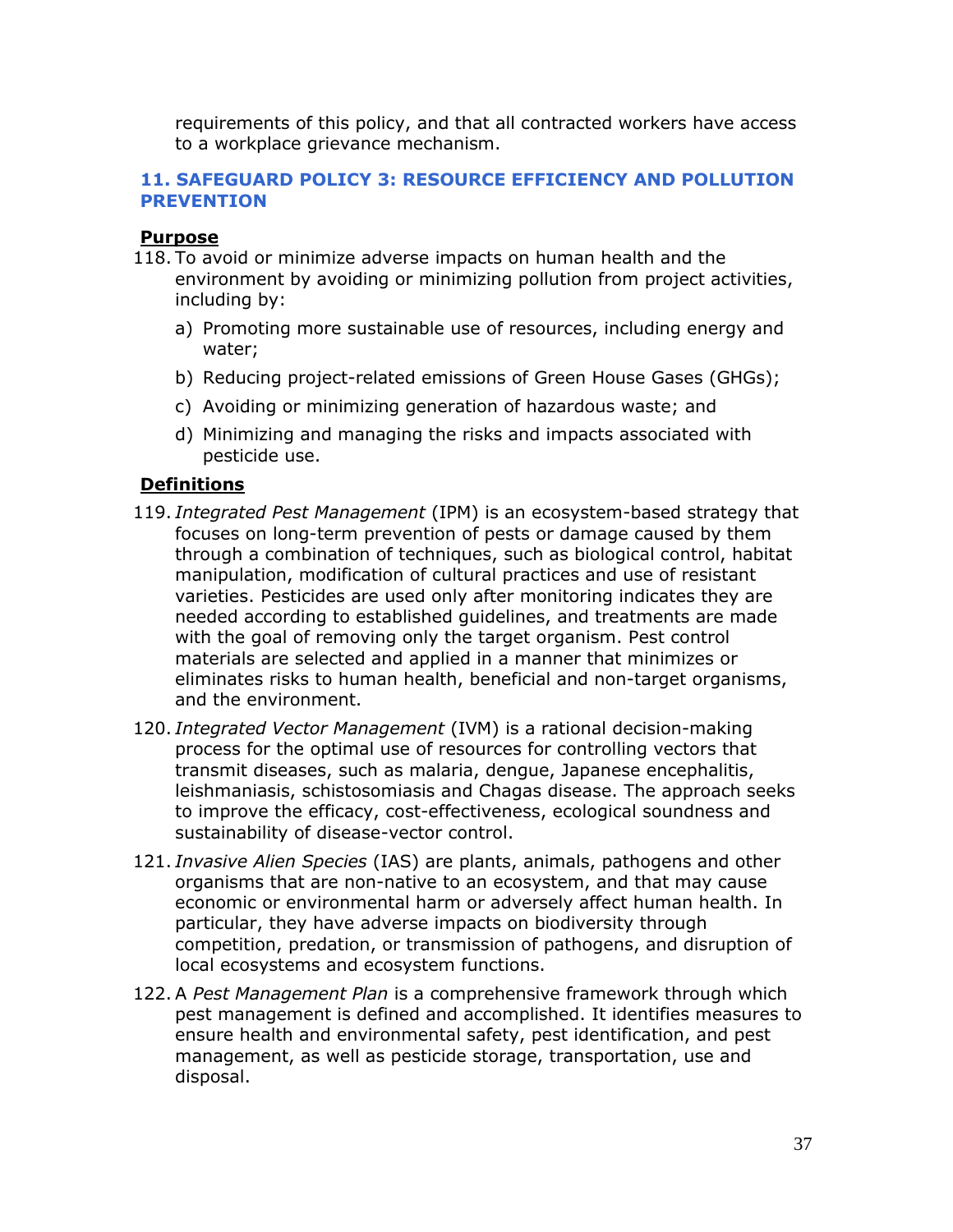requirements of this policy, and that all contracted workers have access to a workplace grievance mechanism.

## 11. SAFEGUARD POLICY 3: RESOURCE EFFICIENCY AND POLLUTION PREVENTION

**Purpose**

118. To avoid or minimize adverse impacts on human health and the environment by avoiding or minimizing pollution from project activities, including by:

   a) Promoting more sustainable use of resources, including energy and water;

   b) Reducing project-related emissions of Green House Gases (GHGs);

   c) Avoiding or minimizing generation of hazardous waste; and

   d) Minimizing and managing the risks and impacts associated with pesticide use.

**Definitions**

119. *Integrated Pest Management* (IPM) is an ecosystem-based strategy that focuses on long-term prevention of pests or damage caused by them through a combination of techniques, such as biological control, habitat manipulation, modification of cultural practices and use of resistant varieties. Pesticides are used only after monitoring indicates they are needed according to established guidelines, and treatments are made with the goal of removing only the target organism. Pest control materials are selected and applied in a manner that minimizes or eliminates risks to human health, beneficial and non-target organisms, and the environment.

120. *Integrated Vector Management* (IVM) is a rational decision-making process for the optimal use of resources for controlling vectors that transmit diseases, such as malaria, dengue, Japanese encephalitis, leishmaniasis, schistosomiasis and Chagas disease. The approach seeks to improve the efficacy, cost-effectiveness, ecological soundness and sustainability of disease-vector control.

121. *Invasive Alien Species* (IAS) are plants, animals, pathogens and other organisms that are non-native to an ecosystem, and that may cause economic or environmental harm or adversely affect human health. In particular, they have adverse impacts on biodiversity through competition, predation, or transmission of pathogens, and disruption of local ecosystems and ecosystem functions.

122. A *Pest Management Plan* is a comprehensive framework through which pest management is defined and accomplished. It identifies measures to ensure health and environmental safety, pest identification, and pest management, as well as pesticide storage, transportation, use and disposal.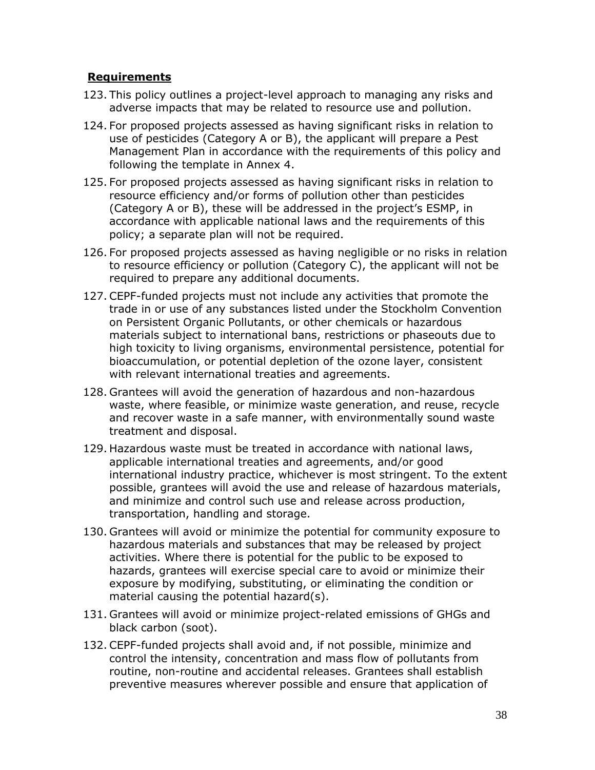## **Requirements**

123. This policy outlines a project-level approach to managing any risks and adverse impacts that may be related to resource use and pollution.

124. For proposed projects assessed as having significant risks in relation to use of pesticides (Category A or B), the applicant will prepare a Pest Management Plan in accordance with the requirements of this policy and following the template in Annex 4.

125. For proposed projects assessed as having significant risks in relation to resource efficiency and/or forms of pollution other than pesticides (Category A or B), these will be addressed in the project's ESMP, in accordance with applicable national laws and the requirements of this policy; a separate plan will not be required.

126. For proposed projects assessed as having negligible or no risks in relation to resource efficiency or pollution (Category C), the applicant will not be required to prepare any additional documents.

127. CEPF-funded projects must not include any activities that promote the trade in or use of any substances listed under the Stockholm Convention on Persistent Organic Pollutants, or other chemicals or hazardous materials subject to international bans, restrictions or phaseouts due to high toxicity to living organisms, environmental persistence, potential for bioaccumulation, or potential depletion of the ozone layer, consistent with relevant international treaties and agreements.

128. Grantees will avoid the generation of hazardous and non-hazardous waste, where feasible, or minimize waste generation, and reuse, recycle and recover waste in a safe manner, with environmentally sound waste treatment and disposal.

129. Hazardous waste must be treated in accordance with national laws, applicable international treaties and agreements, and/or good international industry practice, whichever is most stringent. To the extent possible, grantees will avoid the use and release of hazardous materials, and minimize and control such use and release across production, transportation, handling and storage.

130. Grantees will avoid or minimize the potential for community exposure to hazardous materials and substances that may be released by project activities. Where there is potential for the public to be exposed to hazards, grantees will exercise special care to avoid or minimize their exposure by modifying, substituting, or eliminating the condition or material causing the potential hazard(s).

131. Grantees will avoid or minimize project-related emissions of GHGs and black carbon (soot).

132. CEPF-funded projects shall avoid and, if not possible, minimize and control the intensity, concentration and mass flow of pollutants from routine, non-routine and accidental releases. Grantees shall establish preventive measures wherever possible and ensure that application of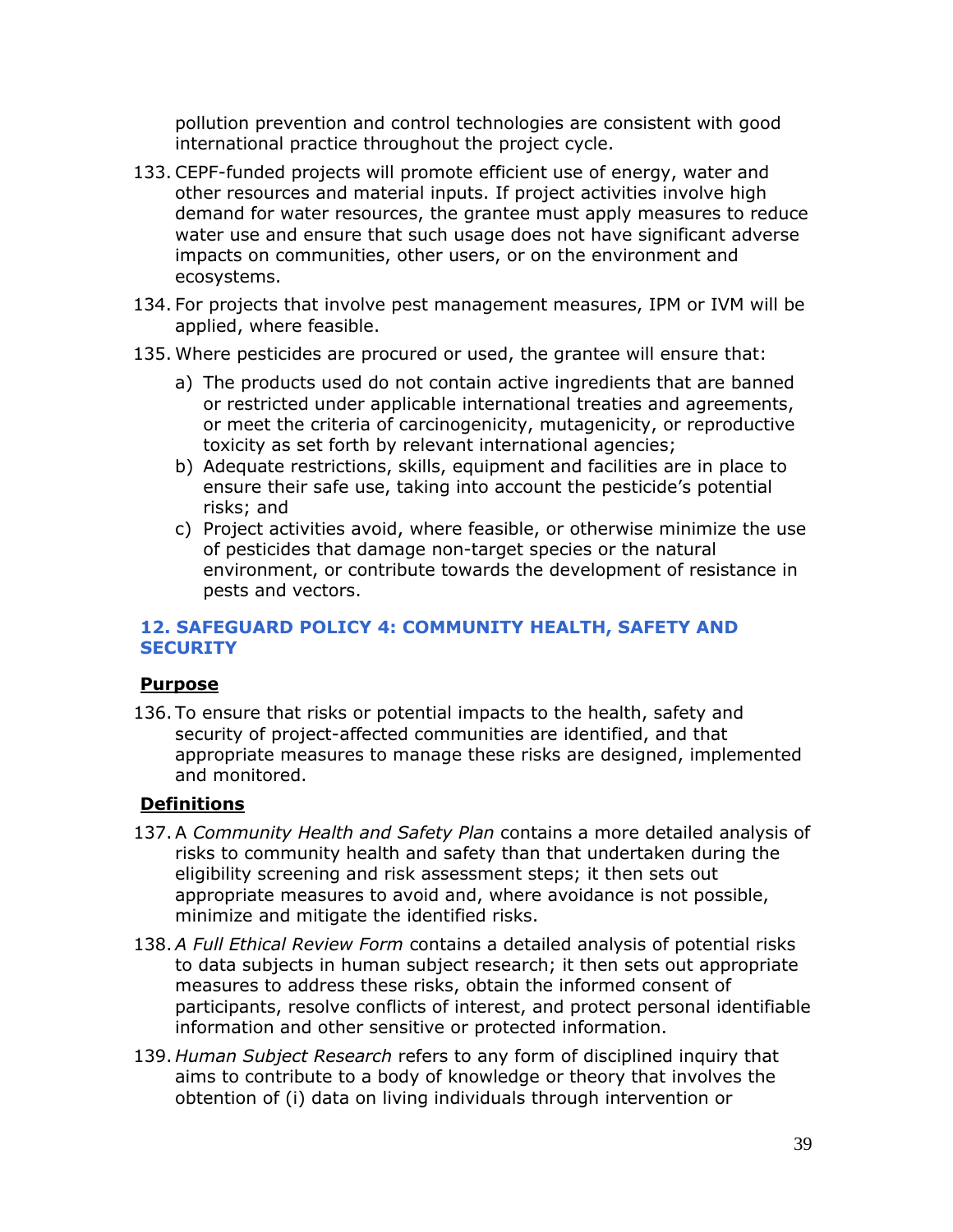pollution prevention and control technologies are consistent with good international practice throughout the project cycle.

133. CEPF-funded projects will promote efficient use of energy, water and other resources and material inputs. If project activities involve high demand for water resources, the grantee must apply measures to reduce water use and ensure that such usage does not have significant adverse impacts on communities, other users, or on the environment and ecosystems.

134. For projects that involve pest management measures, IPM or IVM will be applied, where feasible.

135. Where pesticides are procured or used, the grantee will ensure that:

   a) The products used do not contain active ingredients that are banned or restricted under applicable international treaties and agreements, or meet the criteria of carcinogenicity, mutagenicity, or reproductive toxicity as set forth by relevant international agencies;
   b) Adequate restrictions, skills, equipment and facilities are in place to ensure their safe use, taking into account the pesticide's potential risks; and
   c) Project activities avoid, where feasible, or otherwise minimize the use of pesticides that damage non-target species or the natural environment, or contribute towards the development of resistance in pests and vectors.

## 12. SAFEGUARD POLICY 4: COMMUNITY HEALTH, SAFETY AND SECURITY

### Purpose

136. To ensure that risks or potential impacts to the health, safety and security of project-affected communities are identified, and that appropriate measures to manage these risks are designed, implemented and monitored.

### Definitions

137. A *Community Health and Safety Plan* contains a more detailed analysis of risks to community health and safety than that undertaken during the eligibility screening and risk assessment steps; it then sets out appropriate measures to avoid and, where avoidance is not possible, minimize and mitigate the identified risks.

138. *A Full Ethical Review Form* contains a detailed analysis of potential risks to data subjects in human subject research; it then sets out appropriate measures to address these risks, obtain the informed consent of participants, resolve conflicts of interest, and protect personal identifiable information and other sensitive or protected information.

139. *Human Subject Research* refers to any form of disciplined inquiry that aims to contribute to a body of knowledge or theory that involves the obtention of (i) data on living individuals through intervention or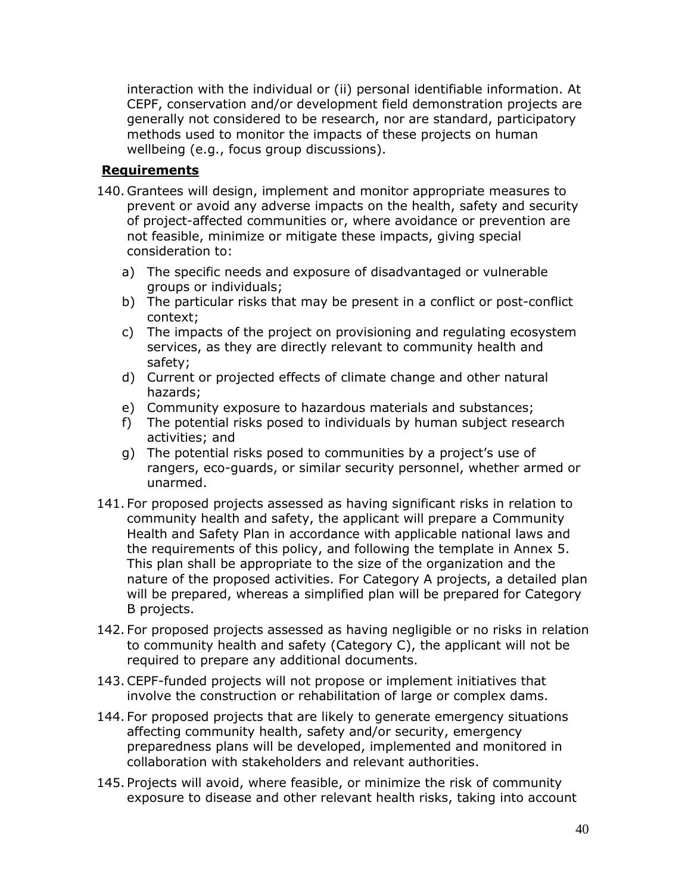interaction with the individual or (ii) personal identifiable information. At CEPF, conservation and/or development field demonstration projects are generally not considered to be research, nor are standard, participatory methods used to monitor the impacts of these projects on human wellbeing (e.g., focus group discussions).

**Requirements**

140. Grantees will design, implement and monitor appropriate measures to prevent or avoid any adverse impacts on the health, safety and security of project-affected communities or, where avoidance or prevention are not feasible, minimize or mitigate these impacts, giving special consideration to:

    a) The specific needs and exposure of disadvantaged or vulnerable groups or individuals;
    b) The particular risks that may be present in a conflict or post-conflict context;
    c) The impacts of the project on provisioning and regulating ecosystem services, as they are directly relevant to community health and safety;
    d) Current or projected effects of climate change and other natural hazards;
    e) Community exposure to hazardous materials and substances;
    f) The potential risks posed to individuals by human subject research activities; and
    g) The potential risks posed to communities by a project's use of rangers, eco-guards, or similar security personnel, whether armed or unarmed.

141. For proposed projects assessed as having significant risks in relation to community health and safety, the applicant will prepare a Community Health and Safety Plan in accordance with applicable national laws and the requirements of this policy, and following the template in Annex 5. This plan shall be appropriate to the size of the organization and the nature of the proposed activities. For Category A projects, a detailed plan will be prepared, whereas a simplified plan will be prepared for Category B projects.

142. For proposed projects assessed as having negligible or no risks in relation to community health and safety (Category C), the applicant will not be required to prepare any additional documents.

143. CEPF-funded projects will not propose or implement initiatives that involve the construction or rehabilitation of large or complex dams.

144. For proposed projects that are likely to generate emergency situations affecting community health, safety and/or security, emergency preparedness plans will be developed, implemented and monitored in collaboration with stakeholders and relevant authorities.

145. Projects will avoid, where feasible, or minimize the risk of community exposure to disease and other relevant health risks, taking into account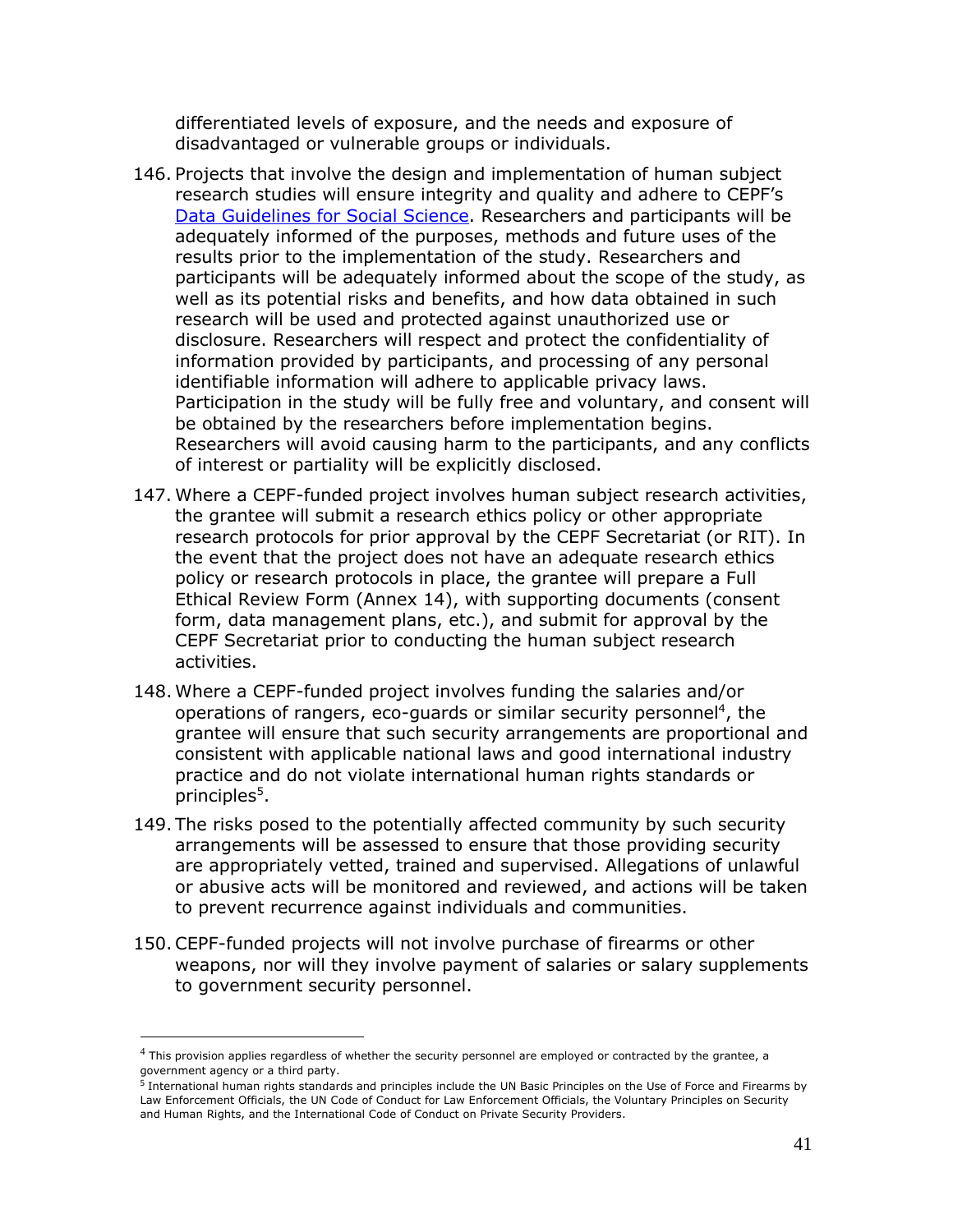differentiated levels of exposure, and the needs and exposure of disadvantaged or vulnerable groups or individuals.

146. Projects that involve the design and implementation of human subject research studies will ensure integrity and quality and adhere to CEPF's [Data Guidelines for Social Science](). Researchers and participants will be adequately informed of the purposes, methods and future uses of the results prior to the implementation of the study. Researchers and participants will be adequately informed about the scope of the study, as well as its potential risks and benefits, and how data obtained in such research will be used and protected against unauthorized use or disclosure. Researchers will respect and protect the confidentiality of information provided by participants, and processing of any personal identifiable information will adhere to applicable privacy laws. Participation in the study will be fully free and voluntary, and consent will be obtained by the researchers before implementation begins. Researchers will avoid causing harm to the participants, and any conflicts of interest or partiality will be explicitly disclosed.

147. Where a CEPF-funded project involves human subject research activities, the grantee will submit a research ethics policy or other appropriate research protocols for prior approval by the CEPF Secretariat (or RIT). In the event that the project does not have an adequate research ethics policy or research protocols in place, the grantee will prepare a Full Ethical Review Form (Annex 14), with supporting documents (consent form, data management plans, etc.), and submit for approval by the CEPF Secretariat prior to conducting the human subject research activities.

148. Where a CEPF-funded project involves funding the salaries and/or operations of rangers, eco-guards or similar security personnel[4], the grantee will ensure that such security arrangements are proportional and consistent with applicable national laws and good international industry practice and do not violate international human rights standards or principles[5].

149. The risks posed to the potentially affected community by such security arrangements will be assessed to ensure that those providing security are appropriately vetted, trained and supervised. Allegations of unlawful or abusive acts will be monitored and reviewed, and actions will be taken to prevent recurrence against individuals and communities.

150. CEPF-funded projects will not involve purchase of firearms or other weapons, nor will they involve payment of salaries or salary supplements to government security personnel.

---

[4] This provision applies regardless of whether the security personnel are employed or contracted by the grantee, a government agency or a third party.

[5] International human rights standards and principles include the UN Basic Principles on the Use of Force and Firearms by Law Enforcement Officials, the UN Code of Conduct for Law Enforcement Officials, the Voluntary Principles on Security and Human Rights, and the International Code of Conduct on Private Security Providers.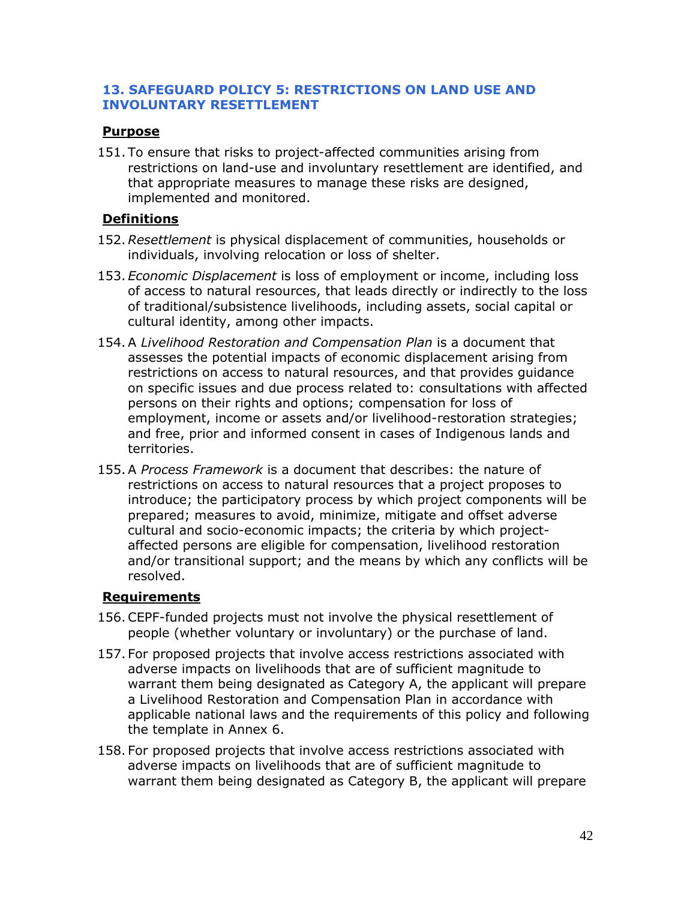## 13. SAFEGUARD POLICY 5: RESTRICTIONS ON LAND USE AND INVOLUNTARY RESETTLEMENT

### Purpose

151. To ensure that risks to project-affected communities arising from restrictions on land-use and involuntary resettlement are identified, and that appropriate measures to manage these risks are designed, implemented and monitored.

### Definitions

152. *Resettlement* is physical displacement of communities, households or individuals, involving relocation or loss of shelter.

153. *Economic Displacement* is loss of employment or income, including loss of access to natural resources, that leads directly or indirectly to the loss of traditional/subsistence livelihoods, including assets, social capital or cultural identity, among other impacts.

154. A *Livelihood Restoration and Compensation Plan* is a document that assesses the potential impacts of economic displacement arising from restrictions on access to natural resources, and that provides guidance on specific issues and due process related to: consultations with affected persons on their rights and options; compensation for loss of employment, income or assets and/or livelihood-restoration strategies; and free, prior and informed consent in cases of Indigenous lands and territories.

155. A *Process Framework* is a document that describes: the nature of restrictions on access to natural resources that a project proposes to introduce; the participatory process by which project components will be prepared; measures to avoid, minimize, mitigate and offset adverse cultural and socio-economic impacts; the criteria by which project-affected persons are eligible for compensation, livelihood restoration and/or transitional support; and the means by which any conflicts will be resolved.

### Requirements

156. CEPF-funded projects must not involve the physical resettlement of people (whether voluntary or involuntary) or the purchase of land.

157. For proposed projects that involve access restrictions associated with adverse impacts on livelihoods that are of sufficient magnitude to warrant them being designated as Category A, the applicant will prepare a Livelihood Restoration and Compensation Plan in accordance with applicable national laws and the requirements of this policy and following the template in Annex 6.

158. For proposed projects that involve access restrictions associated with adverse impacts on livelihoods that are of sufficient magnitude to warrant them being designated as Category B, the applicant will prepare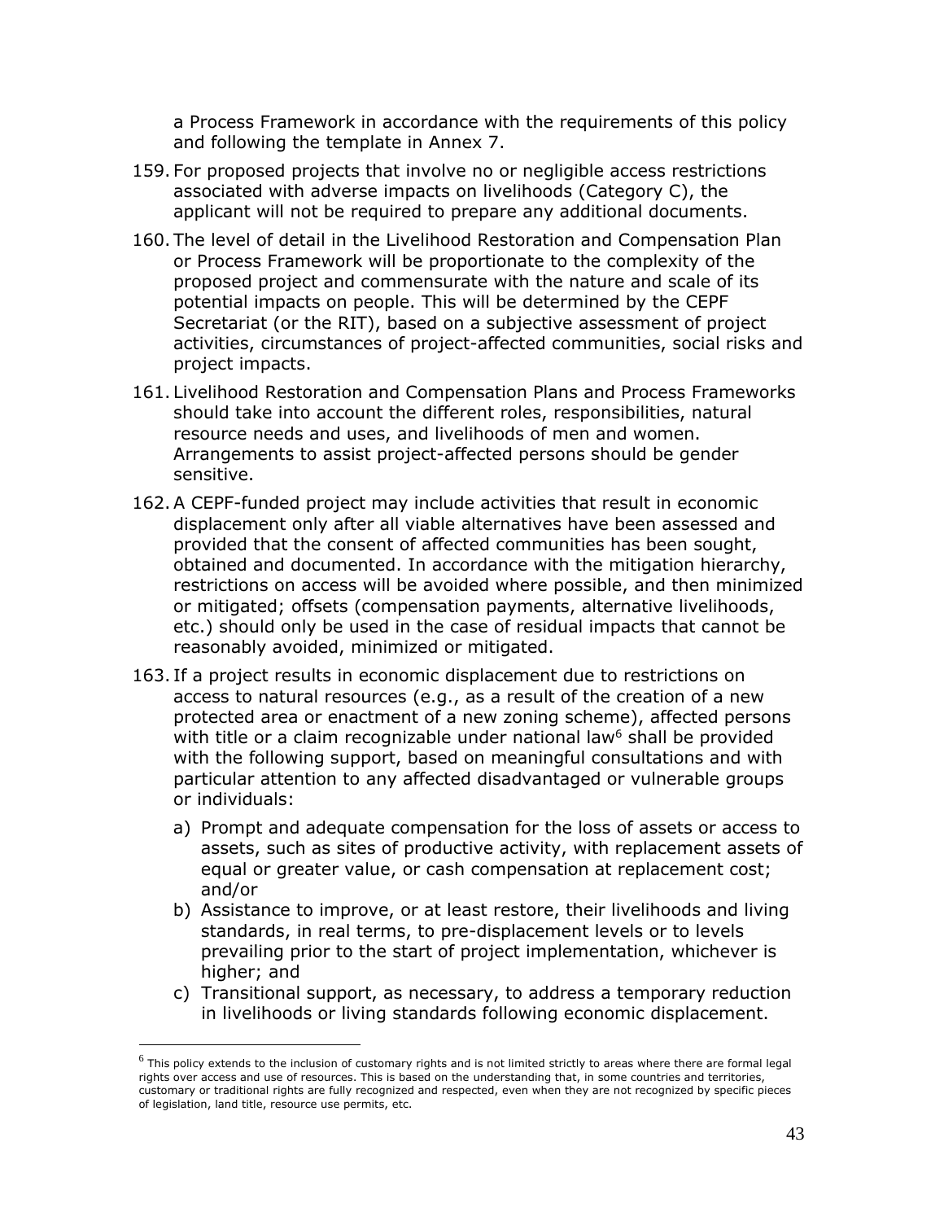a Process Framework in accordance with the requirements of this policy and following the template in Annex 7.

159. For proposed projects that involve no or negligible access restrictions associated with adverse impacts on livelihoods (Category C), the applicant will not be required to prepare any additional documents.

160. The level of detail in the Livelihood Restoration and Compensation Plan or Process Framework will be proportionate to the complexity of the proposed project and commensurate with the nature and scale of its potential impacts on people. This will be determined by the CEPF Secretariat (or the RIT), based on a subjective assessment of project activities, circumstances of project-affected communities, social risks and project impacts.

161. Livelihood Restoration and Compensation Plans and Process Frameworks should take into account the different roles, responsibilities, natural resource needs and uses, and livelihoods of men and women. Arrangements to assist project-affected persons should be gender sensitive.

162. A CEPF-funded project may include activities that result in economic displacement only after all viable alternatives have been assessed and provided that the consent of affected communities has been sought, obtained and documented. In accordance with the mitigation hierarchy, restrictions on access will be avoided where possible, and then minimized or mitigated; offsets (compensation payments, alternative livelihoods, etc.) should only be used in the case of residual impacts that cannot be reasonably avoided, minimized or mitigated.

163. If a project results in economic displacement due to restrictions on access to natural resources (e.g., as a result of the creation of a new protected area or enactment of a new zoning scheme), affected persons with title or a claim recognizable under national law[6] shall be provided with the following support, based on meaningful consultations and with particular attention to any affected disadvantaged or vulnerable groups or individuals:

    a) Prompt and adequate compensation for the loss of assets or access to assets, such as sites of productive activity, with replacement assets of equal or greater value, or cash compensation at replacement cost; and/or
    b) Assistance to improve, or at least restore, their livelihoods and living standards, in real terms, to pre-displacement levels or to levels prevailing prior to the start of project implementation, whichever is higher; and
    c) Transitional support, as necessary, to address a temporary reduction in livelihoods or living standards following economic displacement.

---

[6] This policy extends to the inclusion of customary rights and is not limited strictly to areas where there are formal legal rights over access and use of resources. This is based on the understanding that, in some countries and territories, customary or traditional rights are fully recognized and respected, even when they are not recognized by specific pieces of legislation, land title, resource use permits, etc.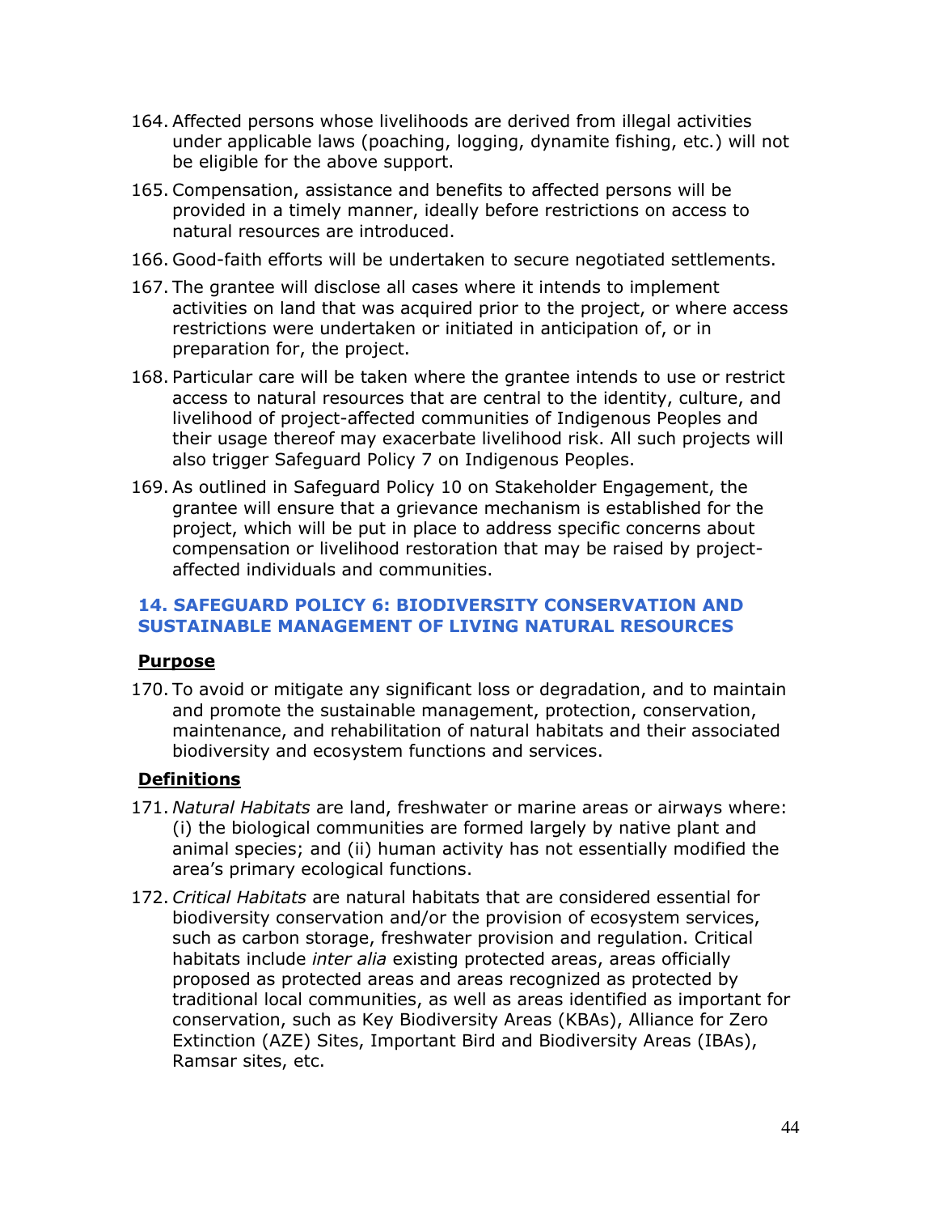164. Affected persons whose livelihoods are derived from illegal activities under applicable laws (poaching, logging, dynamite fishing, etc.) will not be eligible for the above support.

165. Compensation, assistance and benefits to affected persons will be provided in a timely manner, ideally before restrictions on access to natural resources are introduced.

166. Good-faith efforts will be undertaken to secure negotiated settlements.

167. The grantee will disclose all cases where it intends to implement activities on land that was acquired prior to the project, or where access restrictions were undertaken or initiated in anticipation of, or in preparation for, the project.

168. Particular care will be taken where the grantee intends to use or restrict access to natural resources that are central to the identity, culture, and livelihood of project-affected communities of Indigenous Peoples and their usage thereof may exacerbate livelihood risk. All such projects will also trigger Safeguard Policy 7 on Indigenous Peoples.

169. As outlined in Safeguard Policy 10 on Stakeholder Engagement, the grantee will ensure that a grievance mechanism is established for the project, which will be put in place to address specific concerns about compensation or livelihood restoration that may be raised by project-affected individuals and communities.

## 14. SAFEGUARD POLICY 6: BIODIVERSITY CONSERVATION AND SUSTAINABLE MANAGEMENT OF LIVING NATURAL RESOURCES

### Purpose

170. To avoid or mitigate any significant loss or degradation, and to maintain and promote the sustainable management, protection, conservation, maintenance, and rehabilitation of natural habitats and their associated biodiversity and ecosystem functions and services.

### Definitions

171. *Natural Habitats* are land, freshwater or marine areas or airways where: (i) the biological communities are formed largely by native plant and animal species; and (ii) human activity has not essentially modified the area's primary ecological functions.

172. *Critical Habitats* are natural habitats that are considered essential for biodiversity conservation and/or the provision of ecosystem services, such as carbon storage, freshwater provision and regulation. Critical habitats include *inter alia* existing protected areas, areas officially proposed as protected areas and areas recognized as protected by traditional local communities, as well as areas identified as important for conservation, such as Key Biodiversity Areas (KBAs), Alliance for Zero Extinction (AZE) Sites, Important Bird and Biodiversity Areas (IBAs), Ramsar sites, etc.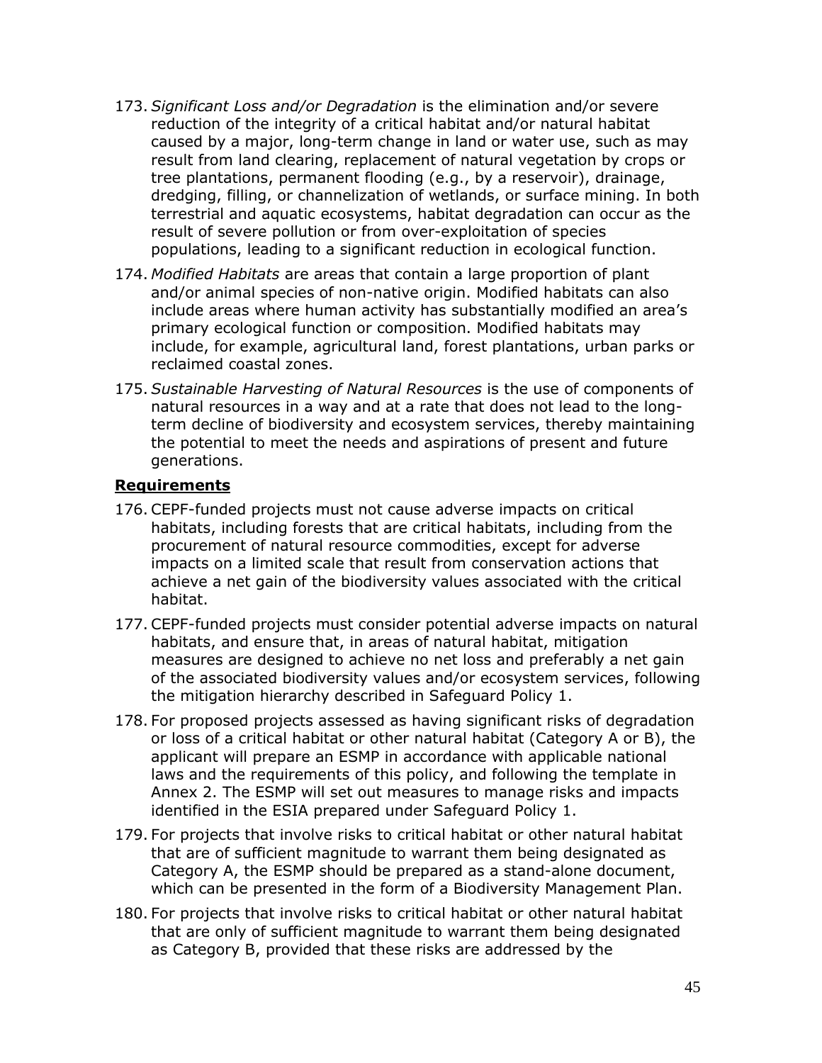173. *Significant Loss and/or Degradation* is the elimination and/or severe reduction of the integrity of a critical habitat and/or natural habitat caused by a major, long-term change in land or water use, such as may result from land clearing, replacement of natural vegetation by crops or tree plantations, permanent flooding (e.g., by a reservoir), drainage, dredging, filling, or channelization of wetlands, or surface mining. In both terrestrial and aquatic ecosystems, habitat degradation can occur as the result of severe pollution or from over-exploitation of species populations, leading to a significant reduction in ecological function.

174. *Modified Habitats* are areas that contain a large proportion of plant and/or animal species of non-native origin. Modified habitats can also include areas where human activity has substantially modified an area's primary ecological function or composition. Modified habitats may include, for example, agricultural land, forest plantations, urban parks or reclaimed coastal zones.

175. *Sustainable Harvesting of Natural Resources* is the use of components of natural resources in a way and at a rate that does not lead to the long-term decline of biodiversity and ecosystem services, thereby maintaining the potential to meet the needs and aspirations of present and future generations.

**Requirements**

176. CEPF-funded projects must not cause adverse impacts on critical habitats, including forests that are critical habitats, including from the procurement of natural resource commodities, except for adverse impacts on a limited scale that result from conservation actions that achieve a net gain of the biodiversity values associated with the critical habitat.

177. CEPF-funded projects must consider potential adverse impacts on natural habitats, and ensure that, in areas of natural habitat, mitigation measures are designed to achieve no net loss and preferably a net gain of the associated biodiversity values and/or ecosystem services, following the mitigation hierarchy described in Safeguard Policy 1.

178. For proposed projects assessed as having significant risks of degradation or loss of a critical habitat or other natural habitat (Category A or B), the applicant will prepare an ESMP in accordance with applicable national laws and the requirements of this policy, and following the template in Annex 2. The ESMP will set out measures to manage risks and impacts identified in the ESIA prepared under Safeguard Policy 1.

179. For projects that involve risks to critical habitat or other natural habitat that are of sufficient magnitude to warrant them being designated as Category A, the ESMP should be prepared as a stand-alone document, which can be presented in the form of a Biodiversity Management Plan.

180. For projects that involve risks to critical habitat or other natural habitat that are only of sufficient magnitude to warrant them being designated as Category B, provided that these risks are addressed by the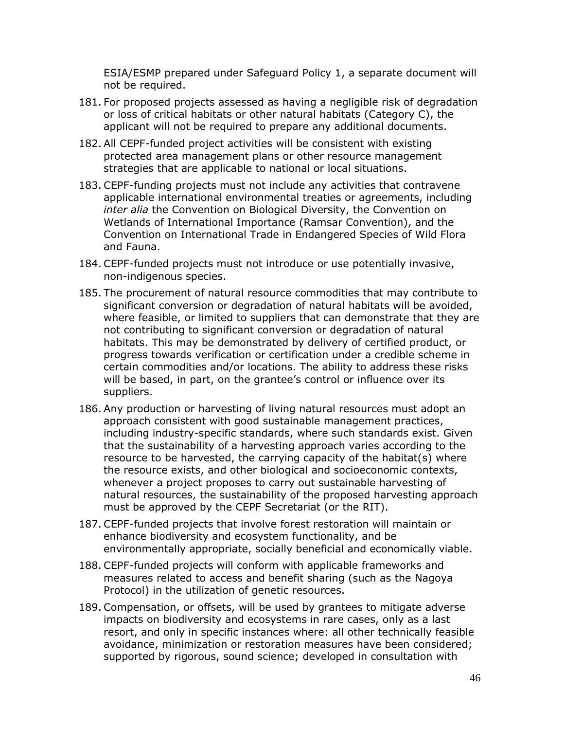ESIA/ESMP prepared under Safeguard Policy 1, a separate document will not be required.

181. For proposed projects assessed as having a negligible risk of degradation or loss of critical habitats or other natural habitats (Category C), the applicant will not be required to prepare any additional documents.

182. All CEPF-funded project activities will be consistent with existing protected area management plans or other resource management strategies that are applicable to national or local situations.

183. CEPF-funding projects must not include any activities that contravene applicable international environmental treaties or agreements, including *inter alia* the Convention on Biological Diversity, the Convention on Wetlands of International Importance (Ramsar Convention), and the Convention on International Trade in Endangered Species of Wild Flora and Fauna.

184. CEPF-funded projects must not introduce or use potentially invasive, non-indigenous species.

185. The procurement of natural resource commodities that may contribute to significant conversion or degradation of natural habitats will be avoided, where feasible, or limited to suppliers that can demonstrate that they are not contributing to significant conversion or degradation of natural habitats. This may be demonstrated by delivery of certified product, or progress towards verification or certification under a credible scheme in certain commodities and/or locations. The ability to address these risks will be based, in part, on the grantee's control or influence over its suppliers.

186. Any production or harvesting of living natural resources must adopt an approach consistent with good sustainable management practices, including industry-specific standards, where such standards exist. Given that the sustainability of a harvesting approach varies according to the resource to be harvested, the carrying capacity of the habitat(s) where the resource exists, and other biological and socioeconomic contexts, whenever a project proposes to carry out sustainable harvesting of natural resources, the sustainability of the proposed harvesting approach must be approved by the CEPF Secretariat (or the RIT).

187. CEPF-funded projects that involve forest restoration will maintain or enhance biodiversity and ecosystem functionality, and be environmentally appropriate, socially beneficial and economically viable.

188. CEPF-funded projects will conform with applicable frameworks and measures related to access and benefit sharing (such as the Nagoya Protocol) in the utilization of genetic resources.

189. Compensation, or offsets, will be used by grantees to mitigate adverse impacts on biodiversity and ecosystems in rare cases, only as a last resort, and only in specific instances where: all other technically feasible avoidance, minimization or restoration measures have been considered; supported by rigorous, sound science; developed in consultation with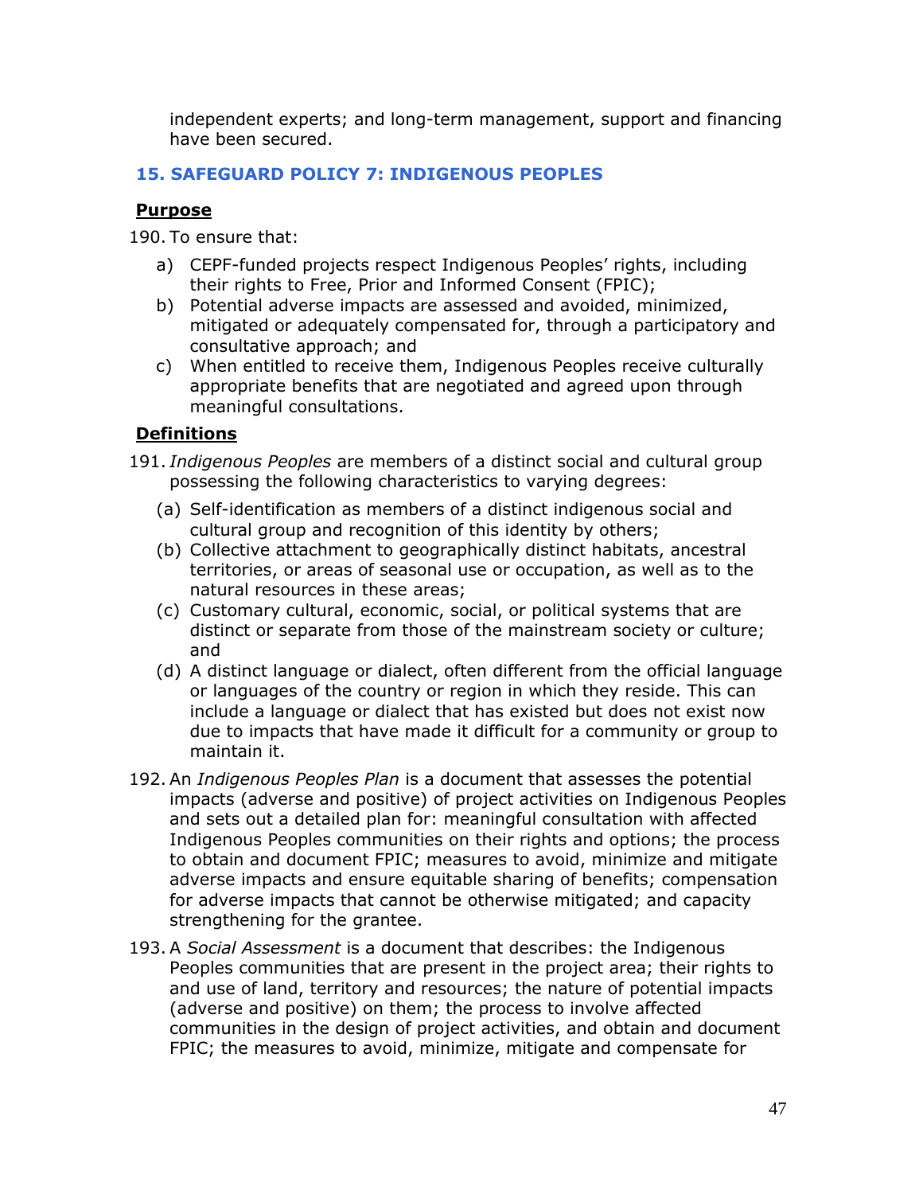independent experts; and long-term management, support and financing have been secured.

## 15. SAFEGUARD POLICY 7: INDIGENOUS PEOPLES

### Purpose

190. To ensure that:

a) CEPF-funded projects respect Indigenous Peoples' rights, including their rights to Free, Prior and Informed Consent (FPIC);
b) Potential adverse impacts are assessed and avoided, minimized, mitigated or adequately compensated for, through a participatory and consultative approach; and
c) When entitled to receive them, Indigenous Peoples receive culturally appropriate benefits that are negotiated and agreed upon through meaningful consultations.

### Definitions

191. *Indigenous Peoples* are members of a distinct social and cultural group possessing the following characteristics to varying degrees:

(a) Self-identification as members of a distinct indigenous social and cultural group and recognition of this identity by others;
(b) Collective attachment to geographically distinct habitats, ancestral territories, or areas of seasonal use or occupation, as well as to the natural resources in these areas;
(c) Customary cultural, economic, social, or political systems that are distinct or separate from those of the mainstream society or culture; and
(d) A distinct language or dialect, often different from the official language or languages of the country or region in which they reside. This can include a language or dialect that has existed but does not exist now due to impacts that have made it difficult for a community or group to maintain it.

192. An *Indigenous Peoples Plan* is a document that assesses the potential impacts (adverse and positive) of project activities on Indigenous Peoples and sets out a detailed plan for: meaningful consultation with affected Indigenous Peoples communities on their rights and options; the process to obtain and document FPIC; measures to avoid, minimize and mitigate adverse impacts and ensure equitable sharing of benefits; compensation for adverse impacts that cannot be otherwise mitigated; and capacity strengthening for the grantee.

193. A *Social Assessment* is a document that describes: the Indigenous Peoples communities that are present in the project area; their rights to and use of land, territory and resources; the nature of potential impacts (adverse and positive) on them; the process to involve affected communities in the design of project activities, and obtain and document FPIC; the measures to avoid, minimize, mitigate and compensate for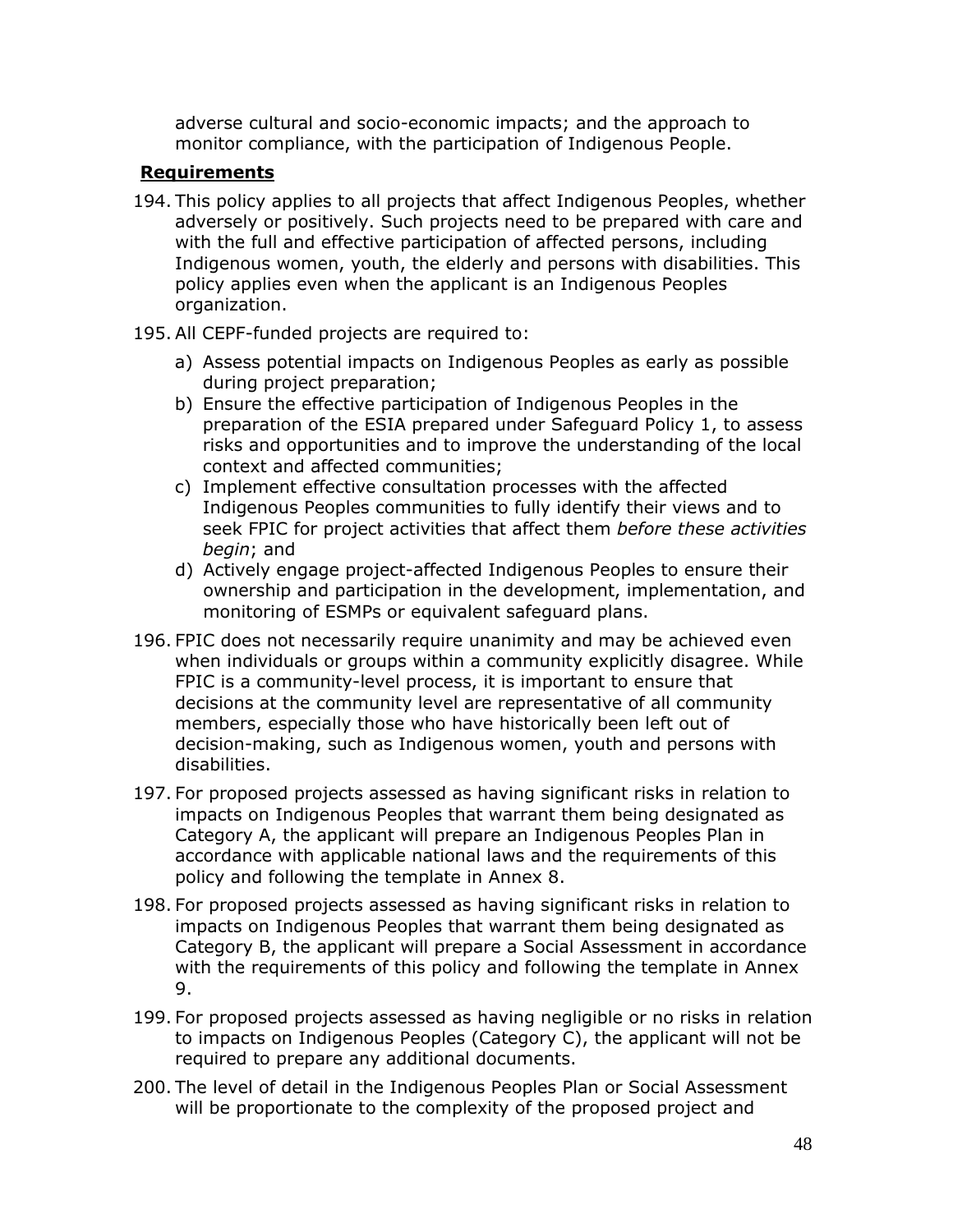adverse cultural and socio-economic impacts; and the approach to monitor compliance, with the participation of Indigenous People.

**Requirements**

194. This policy applies to all projects that affect Indigenous Peoples, whether adversely or positively. Such projects need to be prepared with care and with the full and effective participation of affected persons, including Indigenous women, youth, the elderly and persons with disabilities. This policy applies even when the applicant is an Indigenous Peoples organization.

195. All CEPF-funded projects are required to:

    a) Assess potential impacts on Indigenous Peoples as early as possible during project preparation;
    b) Ensure the effective participation of Indigenous Peoples in the preparation of the ESIA prepared under Safeguard Policy 1, to assess risks and opportunities and to improve the understanding of the local context and affected communities;
    c) Implement effective consultation processes with the affected Indigenous Peoples communities to fully identify their views and to seek FPIC for project activities that affect them *before these activities begin*; and
    d) Actively engage project-affected Indigenous Peoples to ensure their ownership and participation in the development, implementation, and monitoring of ESMPs or equivalent safeguard plans.

196. FPIC does not necessarily require unanimity and may be achieved even when individuals or groups within a community explicitly disagree. While FPIC is a community-level process, it is important to ensure that decisions at the community level are representative of all community members, especially those who have historically been left out of decision-making, such as Indigenous women, youth and persons with disabilities.

197. For proposed projects assessed as having significant risks in relation to impacts on Indigenous Peoples that warrant them being designated as Category A, the applicant will prepare an Indigenous Peoples Plan in accordance with applicable national laws and the requirements of this policy and following the template in Annex 8.

198. For proposed projects assessed as having significant risks in relation to impacts on Indigenous Peoples that warrant them being designated as Category B, the applicant will prepare a Social Assessment in accordance with the requirements of this policy and following the template in Annex 9.

199. For proposed projects assessed as having negligible or no risks in relation to impacts on Indigenous Peoples (Category C), the applicant will not be required to prepare any additional documents.

200. The level of detail in the Indigenous Peoples Plan or Social Assessment will be proportionate to the complexity of the proposed project and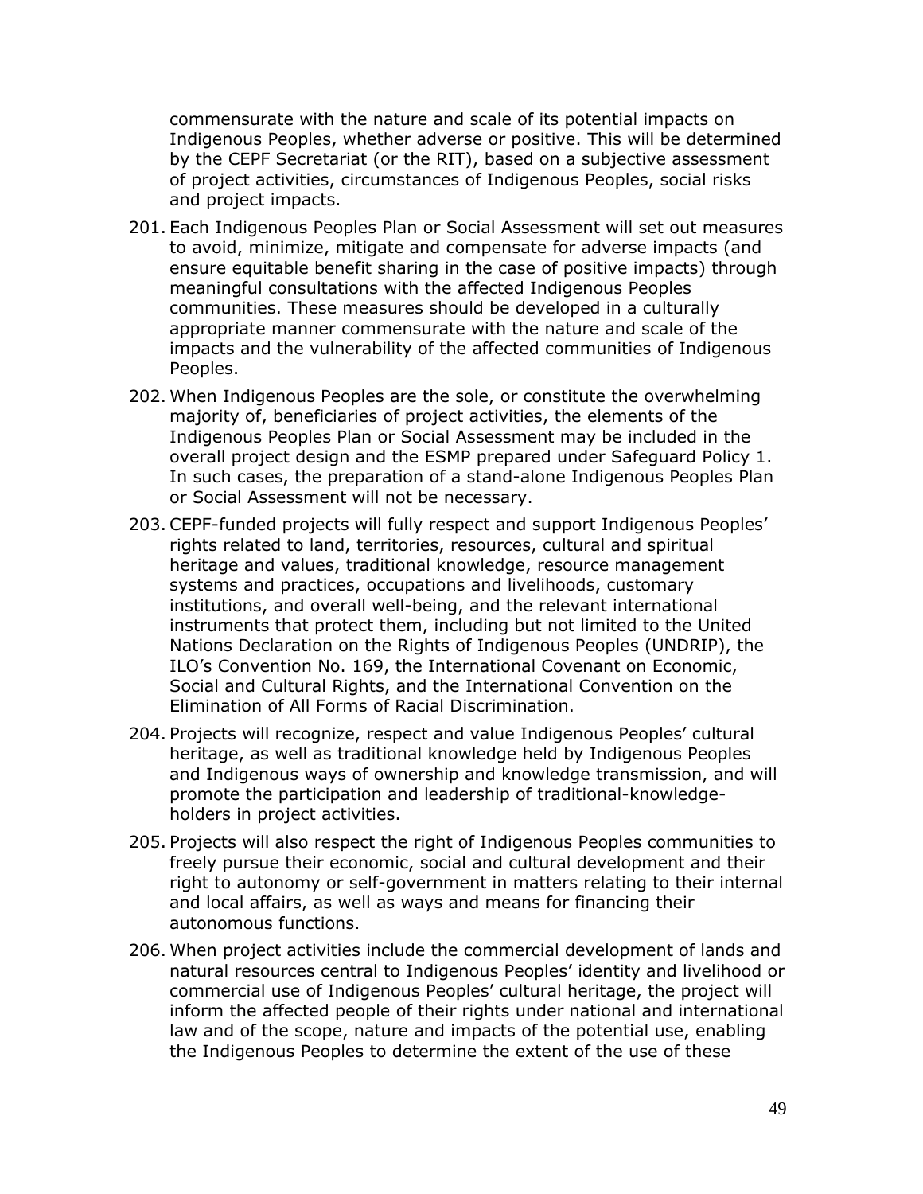commensurate with the nature and scale of its potential impacts on Indigenous Peoples, whether adverse or positive. This will be determined by the CEPF Secretariat (or the RIT), based on a subjective assessment of project activities, circumstances of Indigenous Peoples, social risks and project impacts.

201. Each Indigenous Peoples Plan or Social Assessment will set out measures to avoid, minimize, mitigate and compensate for adverse impacts (and ensure equitable benefit sharing in the case of positive impacts) through meaningful consultations with the affected Indigenous Peoples communities. These measures should be developed in a culturally appropriate manner commensurate with the nature and scale of the impacts and the vulnerability of the affected communities of Indigenous Peoples.

202. When Indigenous Peoples are the sole, or constitute the overwhelming majority of, beneficiaries of project activities, the elements of the Indigenous Peoples Plan or Social Assessment may be included in the overall project design and the ESMP prepared under Safeguard Policy 1. In such cases, the preparation of a stand-alone Indigenous Peoples Plan or Social Assessment will not be necessary.

203. CEPF-funded projects will fully respect and support Indigenous Peoples' rights related to land, territories, resources, cultural and spiritual heritage and values, traditional knowledge, resource management systems and practices, occupations and livelihoods, customary institutions, and overall well-being, and the relevant international instruments that protect them, including but not limited to the United Nations Declaration on the Rights of Indigenous Peoples (UNDRIP), the ILO's Convention No. 169, the International Covenant on Economic, Social and Cultural Rights, and the International Convention on the Elimination of All Forms of Racial Discrimination.

204. Projects will recognize, respect and value Indigenous Peoples' cultural heritage, as well as traditional knowledge held by Indigenous Peoples and Indigenous ways of ownership and knowledge transmission, and will promote the participation and leadership of traditional-knowledge-holders in project activities.

205. Projects will also respect the right of Indigenous Peoples communities to freely pursue their economic, social and cultural development and their right to autonomy or self-government in matters relating to their internal and local affairs, as well as ways and means for financing their autonomous functions.

206. When project activities include the commercial development of lands and natural resources central to Indigenous Peoples' identity and livelihood or commercial use of Indigenous Peoples' cultural heritage, the project will inform the affected people of their rights under national and international law and of the scope, nature and impacts of the potential use, enabling the Indigenous Peoples to determine the extent of the use of these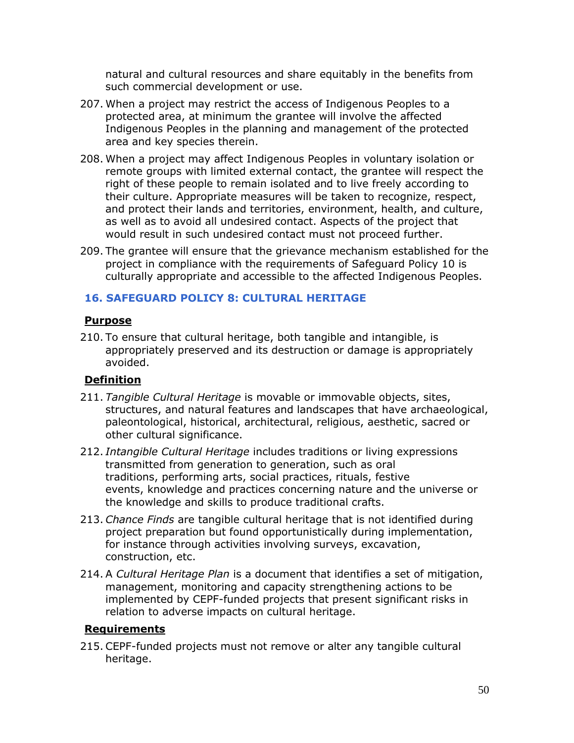natural and cultural resources and share equitably in the benefits from such commercial development or use.

207. When a project may restrict the access of Indigenous Peoples to a protected area, at minimum the grantee will involve the affected Indigenous Peoples in the planning and management of the protected area and key species therein.

208. When a project may affect Indigenous Peoples in voluntary isolation or remote groups with limited external contact, the grantee will respect the right of these people to remain isolated and to live freely according to their culture. Appropriate measures will be taken to recognize, respect, and protect their lands and territories, environment, health, and culture, as well as to avoid all undesired contact. Aspects of the project that would result in such undesired contact must not proceed further.

209. The grantee will ensure that the grievance mechanism established for the project in compliance with the requirements of Safeguard Policy 10 is culturally appropriate and accessible to the affected Indigenous Peoples.

## 16. SAFEGUARD POLICY 8: CULTURAL HERITAGE

### Purpose

210. To ensure that cultural heritage, both tangible and intangible, is appropriately preserved and its destruction or damage is appropriately avoided.

### Definition

211. *Tangible Cultural Heritage* is movable or immovable objects, sites, structures, and natural features and landscapes that have archaeological, paleontological, historical, architectural, religious, aesthetic, sacred or other cultural significance.

212. *Intangible Cultural Heritage* includes traditions or living expressions transmitted from generation to generation, such as oral traditions, performing arts, social practices, rituals, festive events, knowledge and practices concerning nature and the universe or the knowledge and skills to produce traditional crafts.

213. *Chance Finds* are tangible cultural heritage that is not identified during project preparation but found opportunistically during implementation, for instance through activities involving surveys, excavation, construction, etc.

214. A *Cultural Heritage Plan* is a document that identifies a set of mitigation, management, monitoring and capacity strengthening actions to be implemented by CEPF-funded projects that present significant risks in relation to adverse impacts on cultural heritage.

### Requirements

215. CEPF-funded projects must not remove or alter any tangible cultural heritage.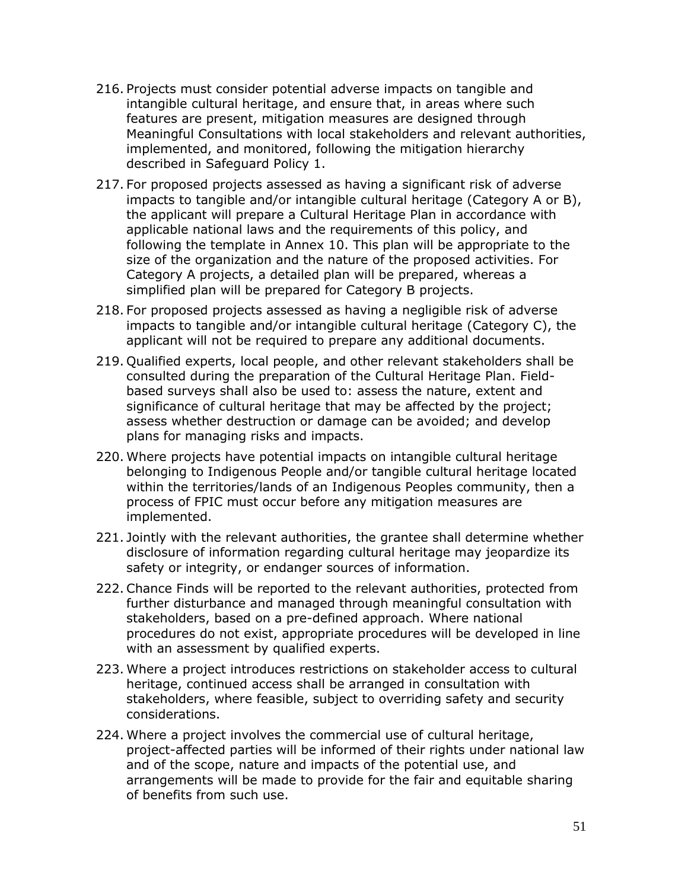216. Projects must consider potential adverse impacts on tangible and intangible cultural heritage, and ensure that, in areas where such features are present, mitigation measures are designed through Meaningful Consultations with local stakeholders and relevant authorities, implemented, and monitored, following the mitigation hierarchy described in Safeguard Policy 1.

217. For proposed projects assessed as having a significant risk of adverse impacts to tangible and/or intangible cultural heritage (Category A or B), the applicant will prepare a Cultural Heritage Plan in accordance with applicable national laws and the requirements of this policy, and following the template in Annex 10. This plan will be appropriate to the size of the organization and the nature of the proposed activities. For Category A projects, a detailed plan will be prepared, whereas a simplified plan will be prepared for Category B projects.

218. For proposed projects assessed as having a negligible risk of adverse impacts to tangible and/or intangible cultural heritage (Category C), the applicant will not be required to prepare any additional documents.

219. Qualified experts, local people, and other relevant stakeholders shall be consulted during the preparation of the Cultural Heritage Plan. Field-based surveys shall also be used to: assess the nature, extent and significance of cultural heritage that may be affected by the project; assess whether destruction or damage can be avoided; and develop plans for managing risks and impacts.

220. Where projects have potential impacts on intangible cultural heritage belonging to Indigenous People and/or tangible cultural heritage located within the territories/lands of an Indigenous Peoples community, then a process of FPIC must occur before any mitigation measures are implemented.

221. Jointly with the relevant authorities, the grantee shall determine whether disclosure of information regarding cultural heritage may jeopardize its safety or integrity, or endanger sources of information.

222. Chance Finds will be reported to the relevant authorities, protected from further disturbance and managed through meaningful consultation with stakeholders, based on a pre-defined approach. Where national procedures do not exist, appropriate procedures will be developed in line with an assessment by qualified experts.

223. Where a project introduces restrictions on stakeholder access to cultural heritage, continued access shall be arranged in consultation with stakeholders, where feasible, subject to overriding safety and security considerations.

224. Where a project involves the commercial use of cultural heritage, project-affected parties will be informed of their rights under national law and of the scope, nature and impacts of the potential use, and arrangements will be made to provide for the fair and equitable sharing of benefits from such use.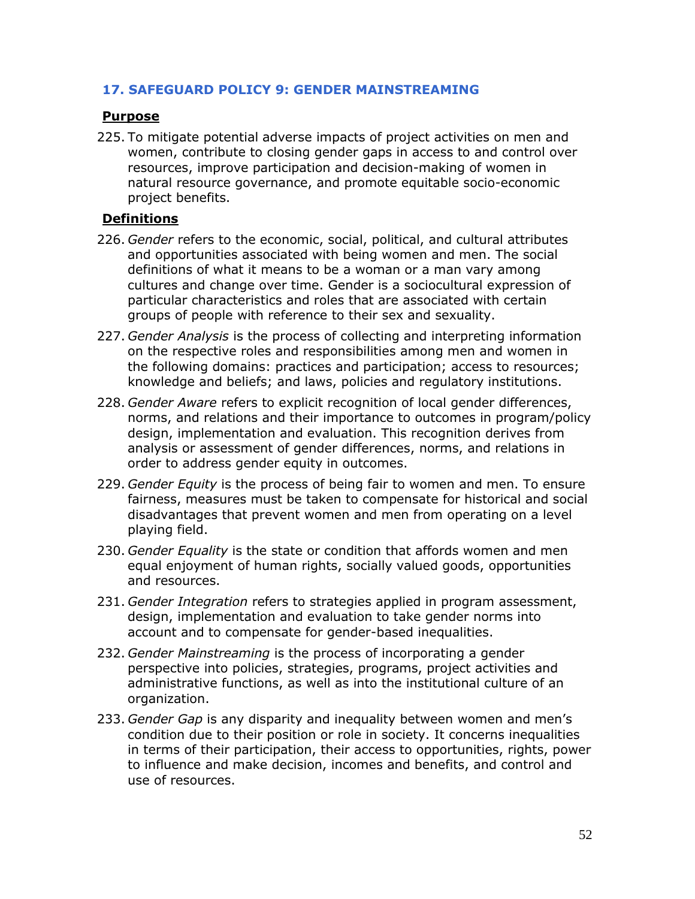## 17. SAFEGUARD POLICY 9: GENDER MAINSTREAMING

**Purpose**

225. To mitigate potential adverse impacts of project activities on men and women, contribute to closing gender gaps in access to and control over resources, improve participation and decision-making of women in natural resource governance, and promote equitable socio-economic project benefits.

**Definitions**

226. *Gender* refers to the economic, social, political, and cultural attributes and opportunities associated with being women and men. The social definitions of what it means to be a woman or a man vary among cultures and change over time. Gender is a sociocultural expression of particular characteristics and roles that are associated with certain groups of people with reference to their sex and sexuality.

227. *Gender Analysis* is the process of collecting and interpreting information on the respective roles and responsibilities among men and women in the following domains: practices and participation; access to resources; knowledge and beliefs; and laws, policies and regulatory institutions.

228. *Gender Aware* refers to explicit recognition of local gender differences, norms, and relations and their importance to outcomes in program/policy design, implementation and evaluation. This recognition derives from analysis or assessment of gender differences, norms, and relations in order to address gender equity in outcomes.

229. *Gender Equity* is the process of being fair to women and men. To ensure fairness, measures must be taken to compensate for historical and social disadvantages that prevent women and men from operating on a level playing field.

230. *Gender Equality* is the state or condition that affords women and men equal enjoyment of human rights, socially valued goods, opportunities and resources.

231. *Gender Integration* refers to strategies applied in program assessment, design, implementation and evaluation to take gender norms into account and to compensate for gender-based inequalities.

232. *Gender Mainstreaming* is the process of incorporating a gender perspective into policies, strategies, programs, project activities and administrative functions, as well as into the institutional culture of an organization.

233. *Gender Gap* is any disparity and inequality between women and men's condition due to their position or role in society. It concerns inequalities in terms of their participation, their access to opportunities, rights, power to influence and make decision, incomes and benefits, and control and use of resources.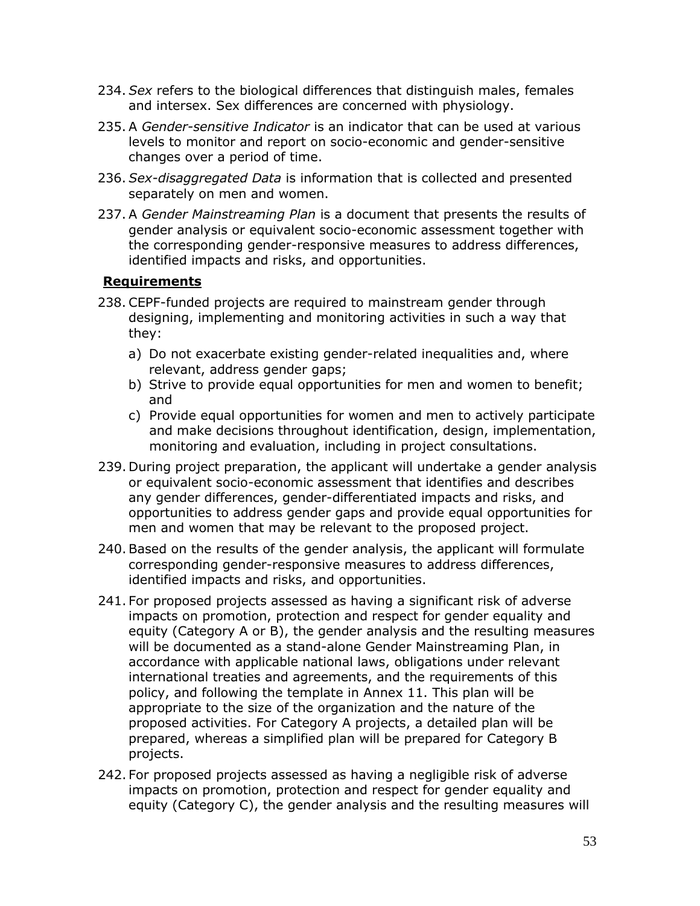234. *Sex* refers to the biological differences that distinguish males, females and intersex. Sex differences are concerned with physiology.

235. A *Gender-sensitive Indicator* is an indicator that can be used at various levels to monitor and report on socio-economic and gender-sensitive changes over a period of time.

236. *Sex-disaggregated Data* is information that is collected and presented separately on men and women.

237. A *Gender Mainstreaming Plan* is a document that presents the results of gender analysis or equivalent socio-economic assessment together with the corresponding gender-responsive measures to address differences, identified impacts and risks, and opportunities.

**Requirements**

238. CEPF-funded projects are required to mainstream gender through designing, implementing and monitoring activities in such a way that they:
    a) Do not exacerbate existing gender-related inequalities and, where relevant, address gender gaps;
    b) Strive to provide equal opportunities for men and women to benefit; and
    c) Provide equal opportunities for women and men to actively participate and make decisions throughout identification, design, implementation, monitoring and evaluation, including in project consultations.

239. During project preparation, the applicant will undertake a gender analysis or equivalent socio-economic assessment that identifies and describes any gender differences, gender-differentiated impacts and risks, and opportunities to address gender gaps and provide equal opportunities for men and women that may be relevant to the proposed project.

240. Based on the results of the gender analysis, the applicant will formulate corresponding gender-responsive measures to address differences, identified impacts and risks, and opportunities.

241. For proposed projects assessed as having a significant risk of adverse impacts on promotion, protection and respect for gender equality and equity (Category A or B), the gender analysis and the resulting measures will be documented as a stand-alone Gender Mainstreaming Plan, in accordance with applicable national laws, obligations under relevant international treaties and agreements, and the requirements of this policy, and following the template in Annex 11. This plan will be appropriate to the size of the organization and the nature of the proposed activities. For Category A projects, a detailed plan will be prepared, whereas a simplified plan will be prepared for Category B projects.

242. For proposed projects assessed as having a negligible risk of adverse impacts on promotion, protection and respect for gender equality and equity (Category C), the gender analysis and the resulting measures will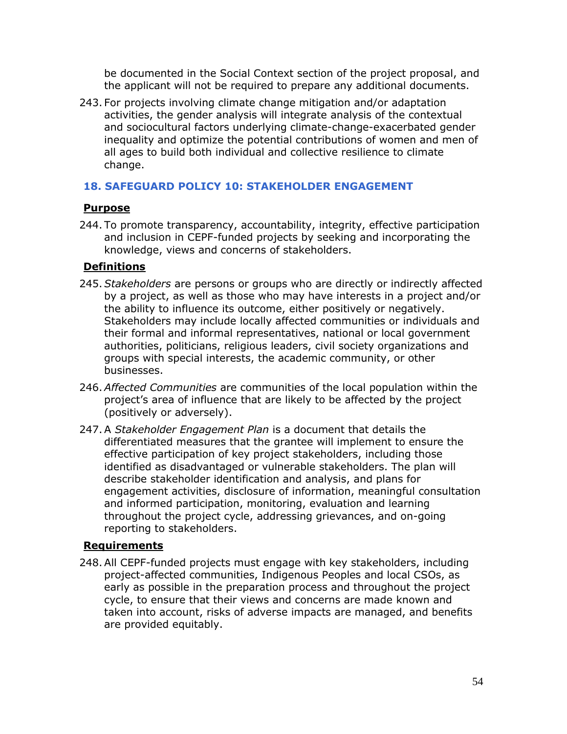be documented in the Social Context section of the project proposal, and the applicant will not be required to prepare any additional documents.

243. For projects involving climate change mitigation and/or adaptation activities, the gender analysis will integrate analysis of the contextual and sociocultural factors underlying climate-change-exacerbated gender inequality and optimize the potential contributions of women and men of all ages to build both individual and collective resilience to climate change.

## 18. SAFEGUARD POLICY 10: STAKEHOLDER ENGAGEMENT

### Purpose

244. To promote transparency, accountability, integrity, effective participation and inclusion in CEPF-funded projects by seeking and incorporating the knowledge, views and concerns of stakeholders.

### Definitions

245. *Stakeholders* are persons or groups who are directly or indirectly affected by a project, as well as those who may have interests in a project and/or the ability to influence its outcome, either positively or negatively. Stakeholders may include locally affected communities or individuals and their formal and informal representatives, national or local government authorities, politicians, religious leaders, civil society organizations and groups with special interests, the academic community, or other businesses.

246. *Affected Communities* are communities of the local population within the project's area of influence that are likely to be affected by the project (positively or adversely).

247. A *Stakeholder Engagement Plan* is a document that details the differentiated measures that the grantee will implement to ensure the effective participation of key project stakeholders, including those identified as disadvantaged or vulnerable stakeholders. The plan will describe stakeholder identification and analysis, and plans for engagement activities, disclosure of information, meaningful consultation and informed participation, monitoring, evaluation and learning throughout the project cycle, addressing grievances, and on-going reporting to stakeholders.

### Requirements

248. All CEPF-funded projects must engage with key stakeholders, including project-affected communities, Indigenous Peoples and local CSOs, as early as possible in the preparation process and throughout the project cycle, to ensure that their views and concerns are made known and taken into account, risks of adverse impacts are managed, and benefits are provided equitably.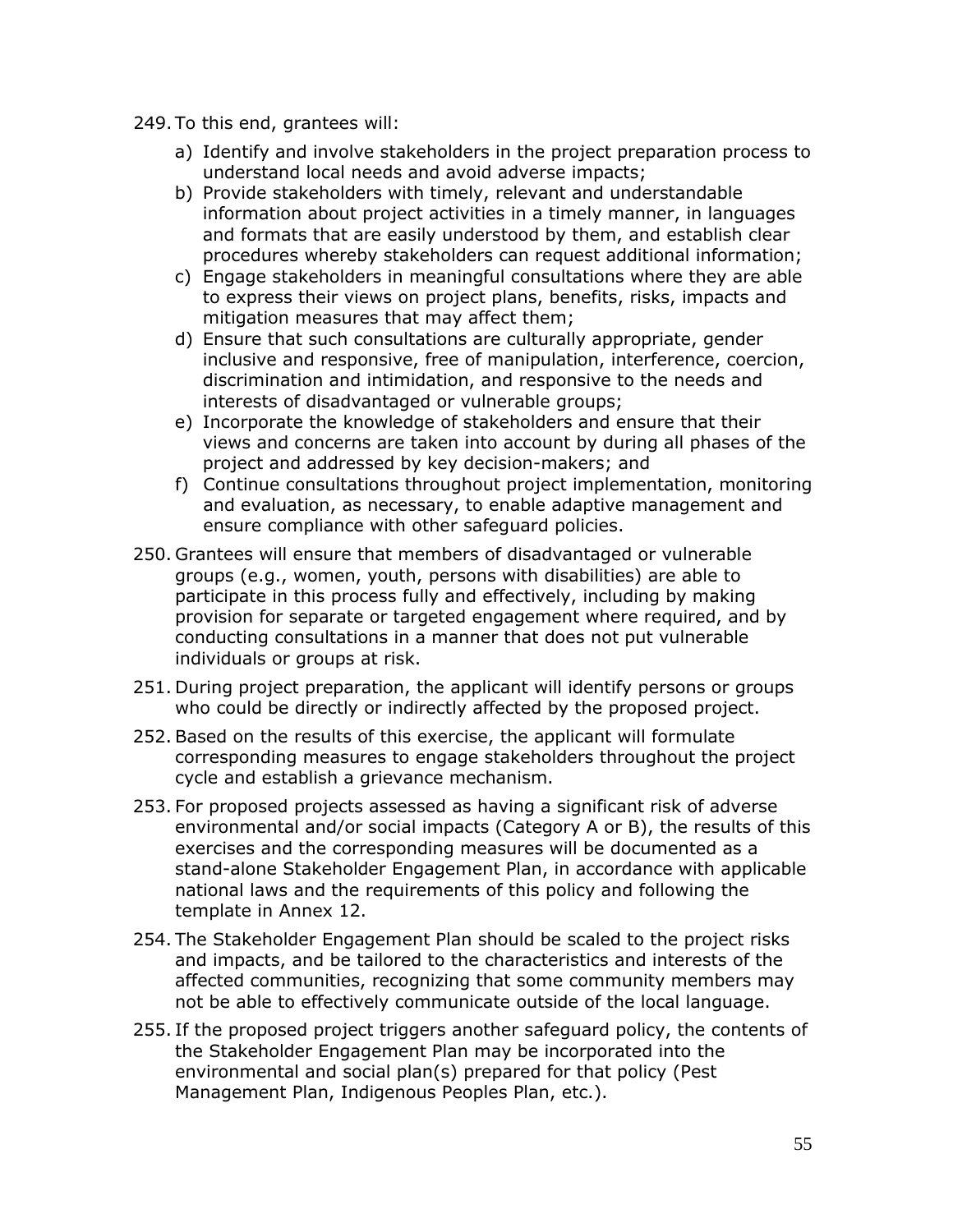249. To this end, grantees will:

    a) Identify and involve stakeholders in the project preparation process to understand local needs and avoid adverse impacts;
    b) Provide stakeholders with timely, relevant and understandable information about project activities in a timely manner, in languages and formats that are easily understood by them, and establish clear procedures whereby stakeholders can request additional information;
    c) Engage stakeholders in meaningful consultations where they are able to express their views on project plans, benefits, risks, impacts and mitigation measures that may affect them;
    d) Ensure that such consultations are culturally appropriate, gender inclusive and responsive, free of manipulation, interference, coercion, discrimination and intimidation, and responsive to the needs and interests of disadvantaged or vulnerable groups;
    e) Incorporate the knowledge of stakeholders and ensure that their views and concerns are taken into account by during all phases of the project and addressed by key decision-makers; and
    f) Continue consultations throughout project implementation, monitoring and evaluation, as necessary, to enable adaptive management and ensure compliance with other safeguard policies.

250. Grantees will ensure that members of disadvantaged or vulnerable groups (e.g., women, youth, persons with disabilities) are able to participate in this process fully and effectively, including by making provision for separate or targeted engagement where required, and by conducting consultations in a manner that does not put vulnerable individuals or groups at risk.

251. During project preparation, the applicant will identify persons or groups who could be directly or indirectly affected by the proposed project.

252. Based on the results of this exercise, the applicant will formulate corresponding measures to engage stakeholders throughout the project cycle and establish a grievance mechanism.

253. For proposed projects assessed as having a significant risk of adverse environmental and/or social impacts (Category A or B), the results of this exercises and the corresponding measures will be documented as a stand-alone Stakeholder Engagement Plan, in accordance with applicable national laws and the requirements of this policy and following the template in Annex 12.

254. The Stakeholder Engagement Plan should be scaled to the project risks and impacts, and be tailored to the characteristics and interests of the affected communities, recognizing that some community members may not be able to effectively communicate outside of the local language.

255. If the proposed project triggers another safeguard policy, the contents of the Stakeholder Engagement Plan may be incorporated into the environmental and social plan(s) prepared for that policy (Pest Management Plan, Indigenous Peoples Plan, etc.).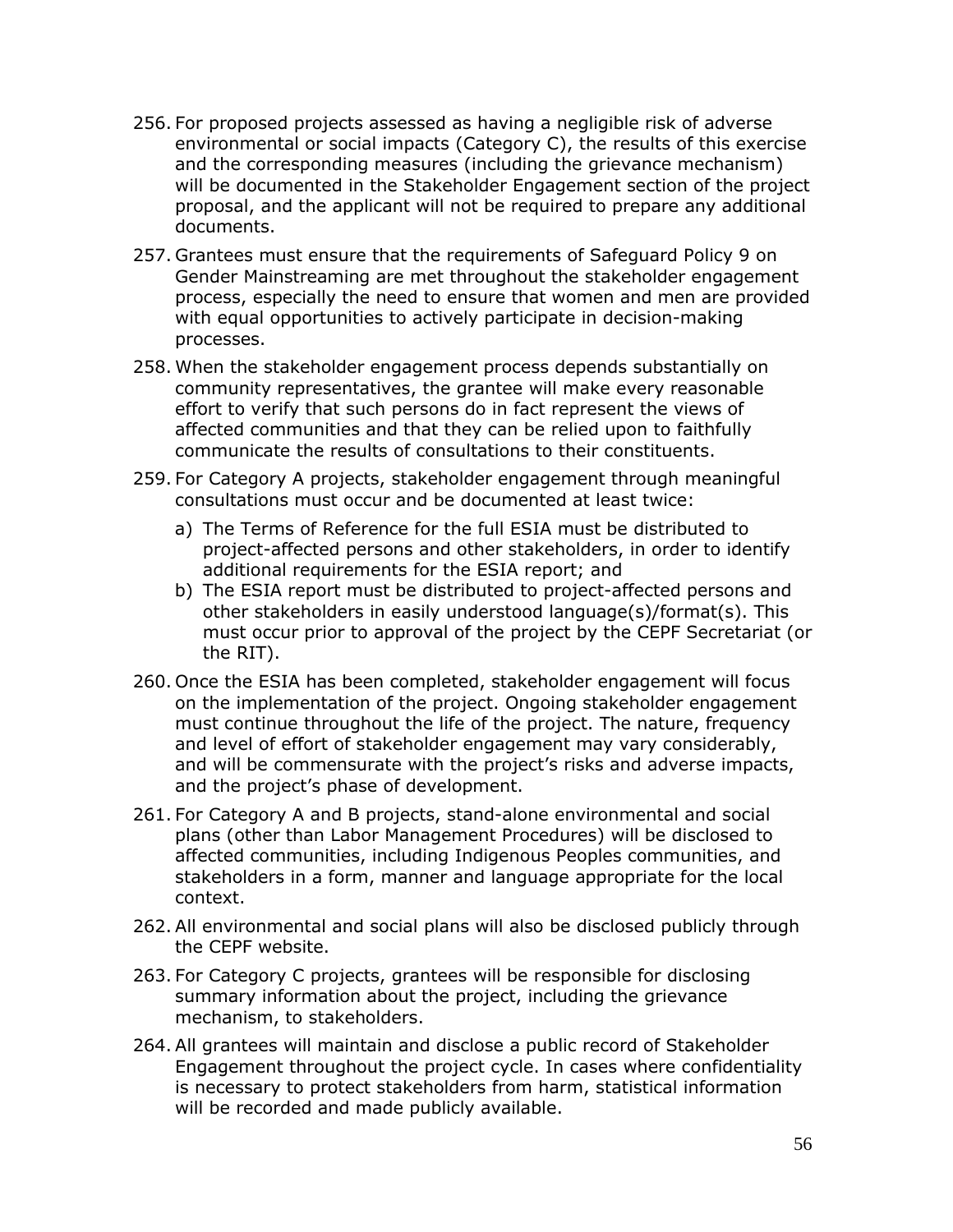256. For proposed projects assessed as having a negligible risk of adverse environmental or social impacts (Category C), the results of this exercise and the corresponding measures (including the grievance mechanism) will be documented in the Stakeholder Engagement section of the project proposal, and the applicant will not be required to prepare any additional documents.

257. Grantees must ensure that the requirements of Safeguard Policy 9 on Gender Mainstreaming are met throughout the stakeholder engagement process, especially the need to ensure that women and men are provided with equal opportunities to actively participate in decision-making processes.

258. When the stakeholder engagement process depends substantially on community representatives, the grantee will make every reasonable effort to verify that such persons do in fact represent the views of affected communities and that they can be relied upon to faithfully communicate the results of consultations to their constituents.

259. For Category A projects, stakeholder engagement through meaningful consultations must occur and be documented at least twice:

    a) The Terms of Reference for the full ESIA must be distributed to project-affected persons and other stakeholders, in order to identify additional requirements for the ESIA report; and
    b) The ESIA report must be distributed to project-affected persons and other stakeholders in easily understood language(s)/format(s). This must occur prior to approval of the project by the CEPF Secretariat (or the RIT).

260. Once the ESIA has been completed, stakeholder engagement will focus on the implementation of the project. Ongoing stakeholder engagement must continue throughout the life of the project. The nature, frequency and level of effort of stakeholder engagement may vary considerably, and will be commensurate with the project's risks and adverse impacts, and the project's phase of development.

261. For Category A and B projects, stand-alone environmental and social plans (other than Labor Management Procedures) will be disclosed to affected communities, including Indigenous Peoples communities, and stakeholders in a form, manner and language appropriate for the local context.

262. All environmental and social plans will also be disclosed publicly through the CEPF website.

263. For Category C projects, grantees will be responsible for disclosing summary information about the project, including the grievance mechanism, to stakeholders.

264. All grantees will maintain and disclose a public record of Stakeholder Engagement throughout the project cycle. In cases where confidentiality is necessary to protect stakeholders from harm, statistical information will be recorded and made publicly available.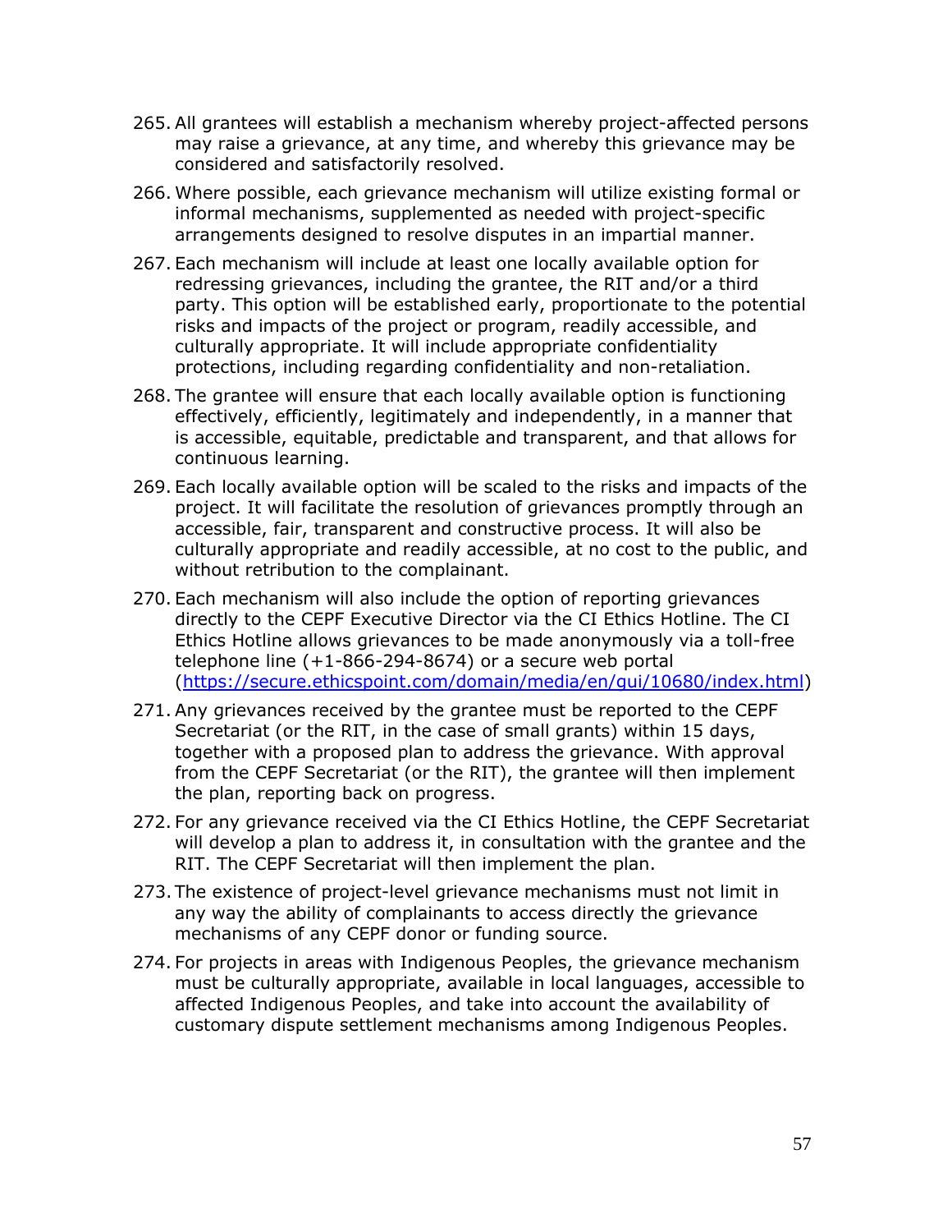265. All grantees will establish a mechanism whereby project-affected persons may raise a grievance, at any time, and whereby this grievance may be considered and satisfactorily resolved.

266. Where possible, each grievance mechanism will utilize existing formal or informal mechanisms, supplemented as needed with project-specific arrangements designed to resolve disputes in an impartial manner.

267. Each mechanism will include at least one locally available option for redressing grievances, including the grantee, the RIT and/or a third party. This option will be established early, proportionate to the potential risks and impacts of the project or program, readily accessible, and culturally appropriate. It will include appropriate confidentiality protections, including regarding confidentiality and non-retaliation.

268. The grantee will ensure that each locally available option is functioning effectively, efficiently, legitimately and independently, in a manner that is accessible, equitable, predictable and transparent, and that allows for continuous learning.

269. Each locally available option will be scaled to the risks and impacts of the project. It will facilitate the resolution of grievances promptly through an accessible, fair, transparent and constructive process. It will also be culturally appropriate and readily accessible, at no cost to the public, and without retribution to the complainant.

270. Each mechanism will also include the option of reporting grievances directly to the CEPF Executive Director via the CI Ethics Hotline. The CI Ethics Hotline allows grievances to be made anonymously via a toll-free telephone line (+1-866-294-8674) or a secure web portal (https://secure.ethicspoint.com/domain/media/en/gui/10680/index.html)

271. Any grievances received by the grantee must be reported to the CEPF Secretariat (or the RIT, in the case of small grants) within 15 days, together with a proposed plan to address the grievance. With approval from the CEPF Secretariat (or the RIT), the grantee will then implement the plan, reporting back on progress.

272. For any grievance received via the CI Ethics Hotline, the CEPF Secretariat will develop a plan to address it, in consultation with the grantee and the RIT. The CEPF Secretariat will then implement the plan.

273. The existence of project-level grievance mechanisms must not limit in any way the ability of complainants to access directly the grievance mechanisms of any CEPF donor or funding source.

274. For projects in areas with Indigenous Peoples, the grievance mechanism must be culturally appropriate, available in local languages, accessible to affected Indigenous Peoples, and take into account the availability of customary dispute settlement mechanisms among Indigenous Peoples.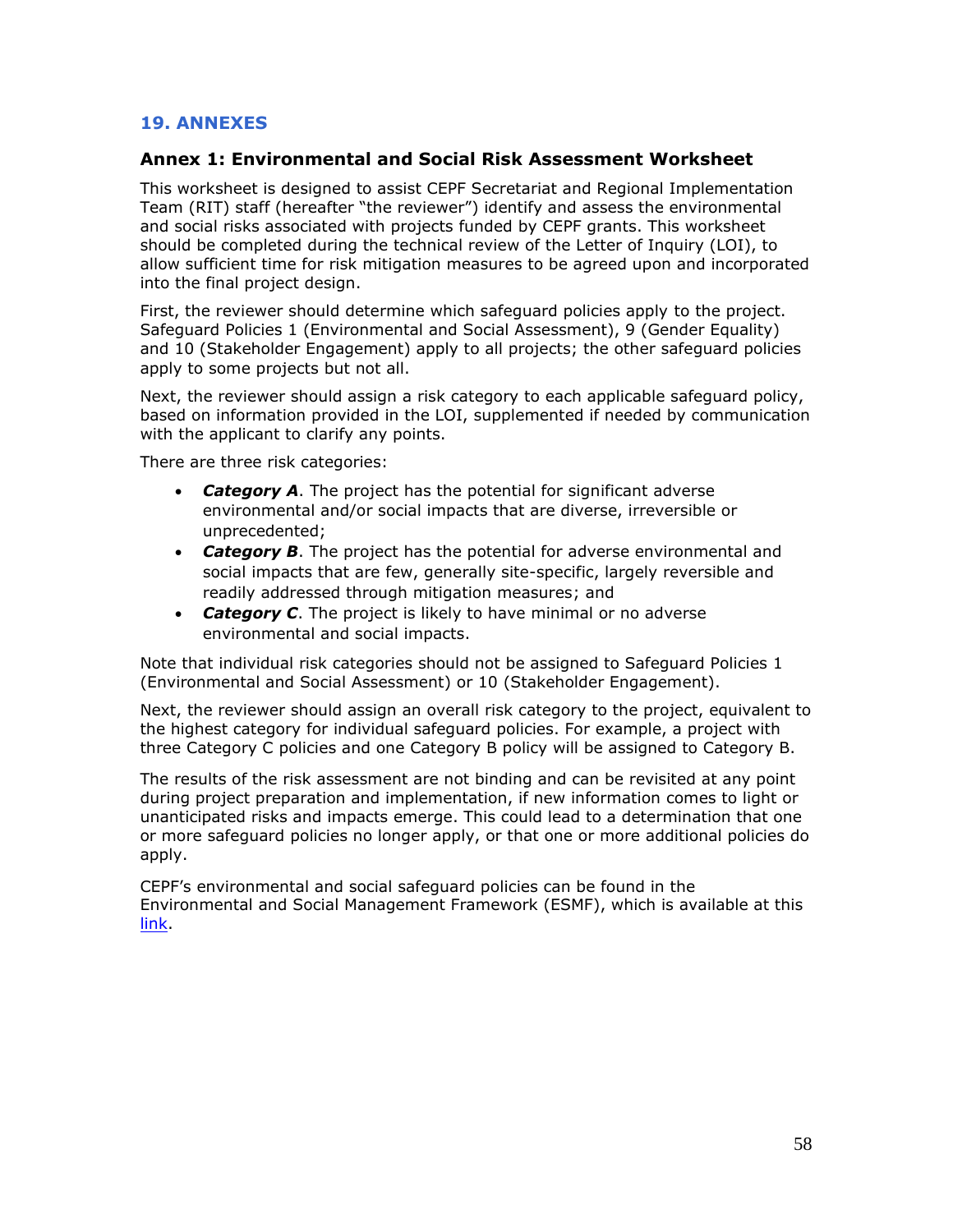## 19. ANNEXES

### Annex 1: Environmental and Social Risk Assessment Worksheet

This worksheet is designed to assist CEPF Secretariat and Regional Implementation Team (RIT) staff (hereafter "the reviewer") identify and assess the environmental and social risks associated with projects funded by CEPF grants. This worksheet should be completed during the technical review of the Letter of Inquiry (LOI), to allow sufficient time for risk mitigation measures to be agreed upon and incorporated into the final project design.

First, the reviewer should determine which safeguard policies apply to the project. Safeguard Policies 1 (Environmental and Social Assessment), 9 (Gender Equality) and 10 (Stakeholder Engagement) apply to all projects; the other safeguard policies apply to some projects but not all.

Next, the reviewer should assign a risk category to each applicable safeguard policy, based on information provided in the LOI, supplemented if needed by communication with the applicant to clarify any points.

There are three risk categories:

- ***Category A***. The project has the potential for significant adverse environmental and/or social impacts that are diverse, irreversible or unprecedented;
- ***Category B***. The project has the potential for adverse environmental and social impacts that are few, generally site-specific, largely reversible and readily addressed through mitigation measures; and
- ***Category C***. The project is likely to have minimal or no adverse environmental and social impacts.

Note that individual risk categories should not be assigned to Safeguard Policies 1 (Environmental and Social Assessment) or 10 (Stakeholder Engagement).

Next, the reviewer should assign an overall risk category to the project, equivalent to the highest category for individual safeguard policies. For example, a project with three Category C policies and one Category B policy will be assigned to Category B.

The results of the risk assessment are not binding and can be revisited at any point during project preparation and implementation, if new information comes to light or unanticipated risks and impacts emerge. This could lead to a determination that one or more safeguard policies no longer apply, or that one or more additional policies do apply.

CEPF's environmental and social safeguard policies can be found in the Environmental and Social Management Framework (ESMF), which is available at this link.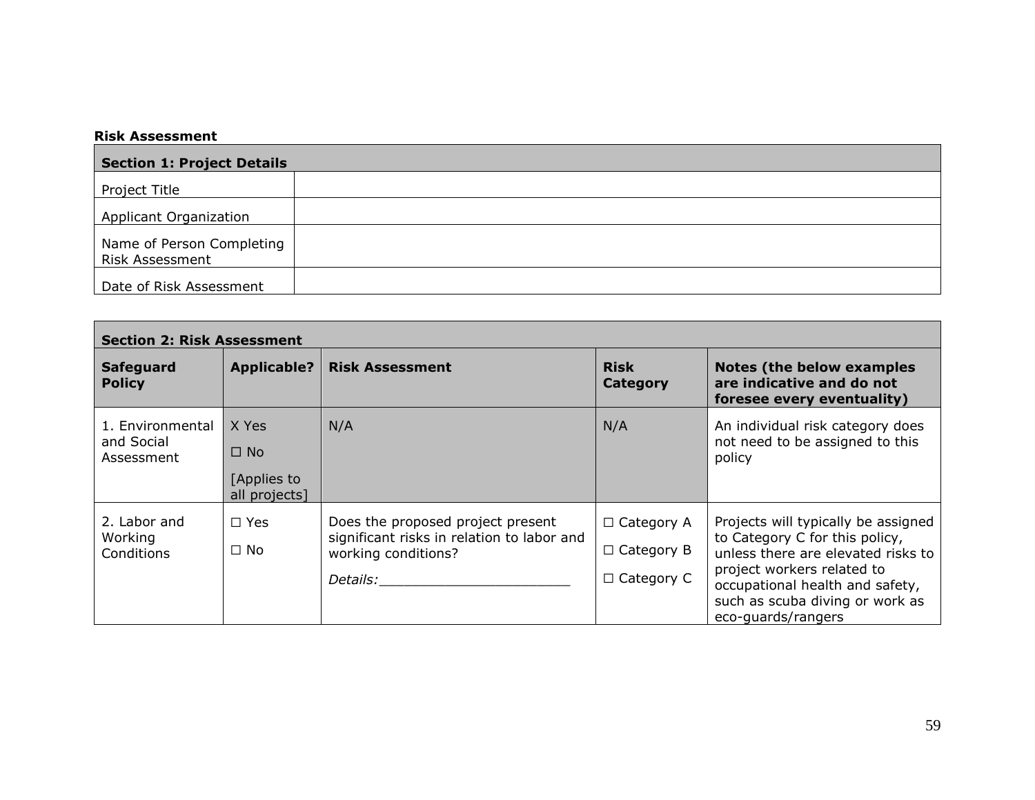**Risk Assessment**

| **Section 1: Project Details** | |
|---|---|
| Project Title | |
| Applicant Organization | |
| Name of Person Completing Risk Assessment | |
| Date of Risk Assessment | |

| **Section 2: Risk Assessment** | | | | |
|---|---|---|---|---|
| **Safeguard Policy** | **Applicable?** | **Risk Assessment** | **Risk Category** | **Notes (the below examples are indicative and do not foresee every eventuality)** |
| 1. Environmental and Social Assessment | X Yes<br>☐ No<br>[Applies to all projects] | N/A | N/A | An individual risk category does not need to be assigned to this policy |
| 2. Labor and Working Conditions | ☐ Yes<br>☐ No | Does the proposed project present significant risks in relation to labor and working conditions?<br>*Details:*________________________ | ☐ Category A<br>☐ Category B<br>☐ Category C | Projects will typically be assigned to Category C for this policy, unless there are elevated risks to project workers related to occupational health and safety, such as scuba diving or work as eco-guards/rangers |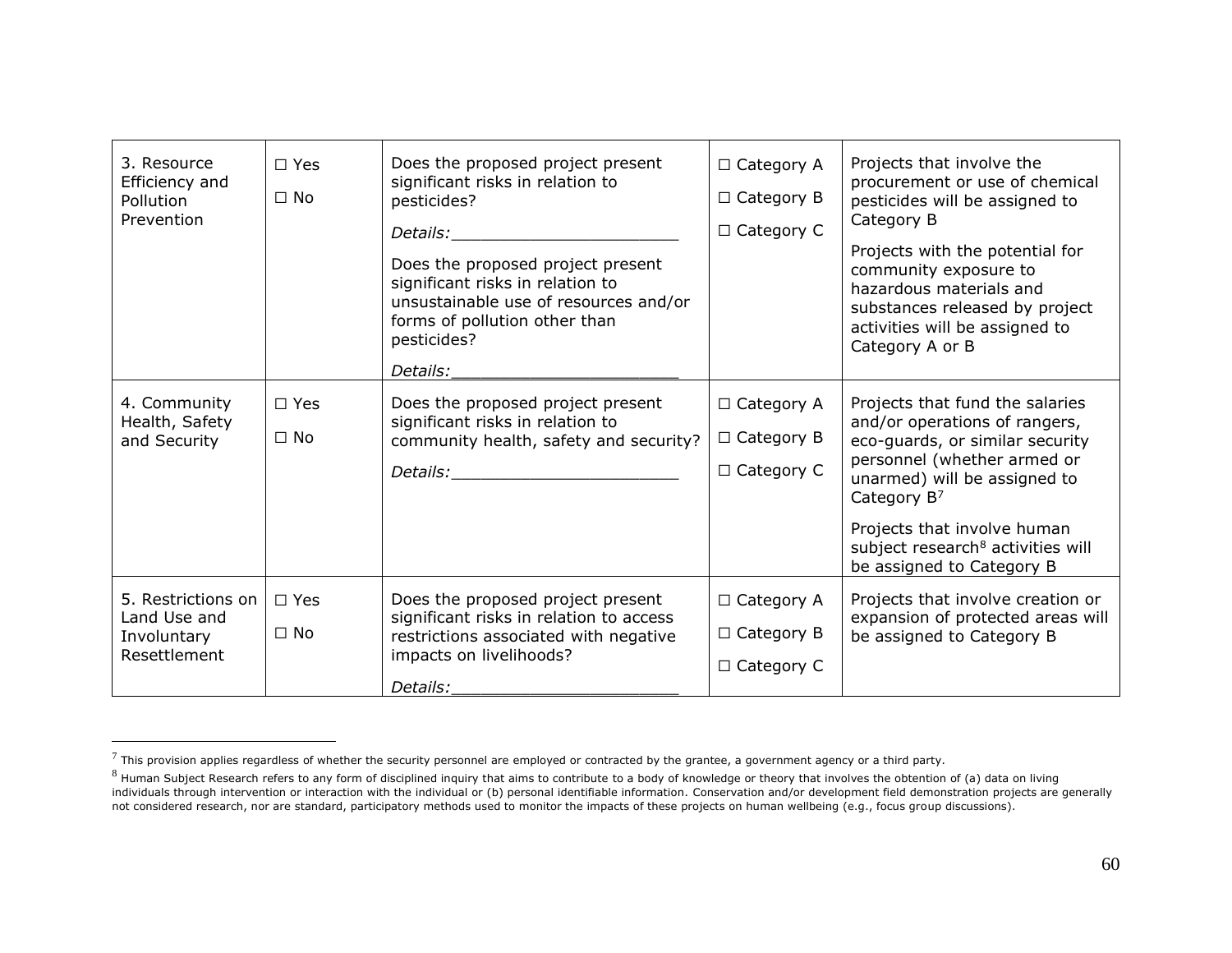| | | | | |
|---|---|---|---|---|
| 3. Resource Efficiency and Pollution Prevention | ☐ Yes<br>☐ No | Does the proposed project present significant risks in relation to pesticides?<br>*Details:_______________________*<br>Does the proposed project present significant risks in relation to unsustainable use of resources and/or forms of pollution other than pesticides?<br>*Details:_______________________* | ☐ Category A<br>☐ Category B<br>☐ Category C | Projects that involve the procurement or use of chemical pesticides will be assigned to Category B<br>Projects with the potential for community exposure to hazardous materials and substances released by project activities will be assigned to Category A or B |
| 4. Community Health, Safety and Security | ☐ Yes<br>☐ No | Does the proposed project present significant risks in relation to community health, safety and security?<br>*Details:_______________________* | ☐ Category A<br>☐ Category B<br>☐ Category C | Projects that fund the salaries and/or operations of rangers, eco-guards, or similar security personnel (whether armed or unarmed) will be assigned to Category B[7]<br>Projects that involve human subject research[8] activities will be assigned to Category B |
| 5. Restrictions on Land Use and Involuntary Resettlement | ☐ Yes<br>☐ No | Does the proposed project present significant risks in relation to access restrictions associated with negative impacts on livelihoods?<br>*Details:_______________________* | ☐ Category A<br>☐ Category B<br>☐ Category C | Projects that involve creation or expansion of protected areas will be assigned to Category B |

[7] This provision applies regardless of whether the security personnel are employed or contracted by the grantee, a government agency or a third party.

[8] Human Subject Research refers to any form of disciplined inquiry that aims to contribute to a body of knowledge or theory that involves the obtention of (a) data on living individuals through intervention or interaction with the individual or (b) personal identifiable information. Conservation and/or development field demonstration projects are generally not considered research, nor are standard, participatory methods used to monitor the impacts of these projects on human wellbeing (e.g., focus group discussions).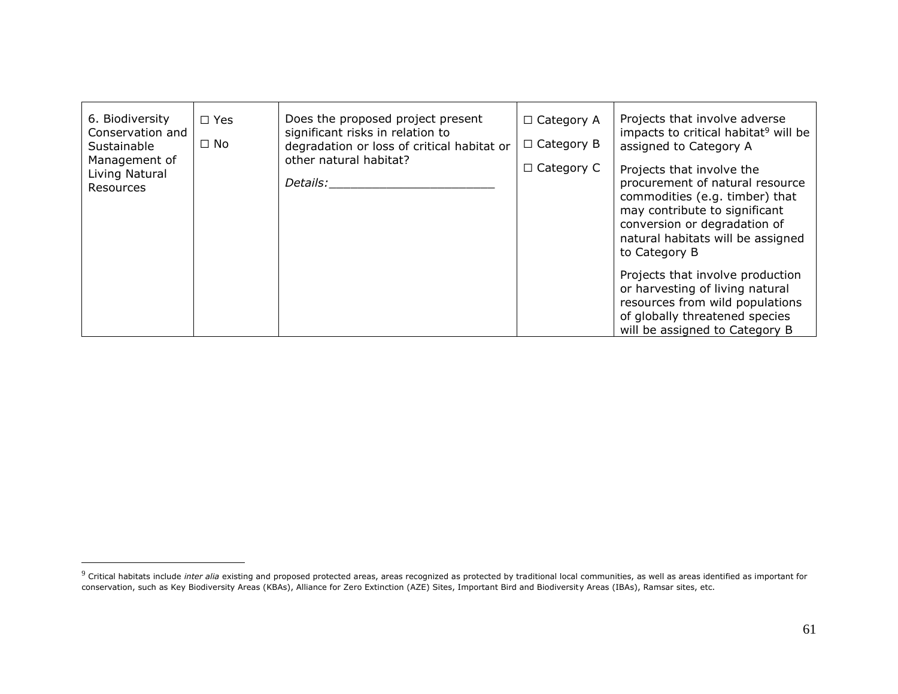| | | | | |
|---|---|---|---|---|
| 6. Biodiversity Conservation and Sustainable Management of Living Natural Resources | ☐ Yes<br>☐ No | Does the proposed project present significant risks in relation to degradation or loss of critical habitat or other natural habitat?<br>*Details:*_______________________ | ☐ Category A<br>☐ Category B<br>☐ Category C | Projects that involve adverse impacts to critical habitat[9] will be assigned to Category A<br>Projects that involve the procurement of natural resource commodities (e.g. timber) that may contribute to significant conversion or degradation of natural habitats will be assigned to Category B<br>Projects that involve production or harvesting of living natural resources from wild populations of globally threatened species will be assigned to Category B |

[9] Critical habitats include *inter alia* existing and proposed protected areas, areas recognized as protected by traditional local communities, as well as areas identified as important for conservation, such as Key Biodiversity Areas (KBAs), Alliance for Zero Extinction (AZE) Sites, Important Bird and Biodiversity Areas (IBAs), Ramsar sites, etc.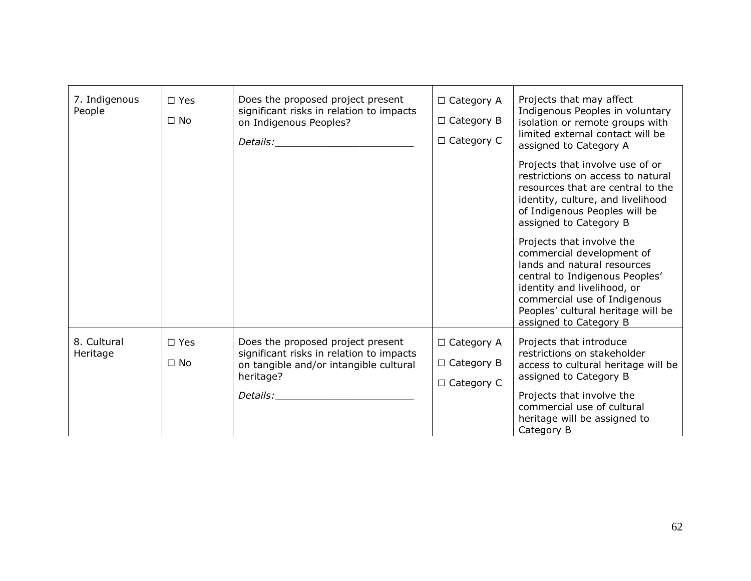| | | | | |
|---|---|---|---|---|
| 7. Indigenous People | ☐ Yes<br><br>☐ No | Does the proposed project present significant risks in relation to impacts on Indigenous Peoples?<br><br>*Details:*________________________ | ☐ Category A<br><br>☐ Category B<br><br>☐ Category C | Projects that may affect Indigenous Peoples in voluntary isolation or remote groups with limited external contact will be assigned to Category A<br><br>Projects that involve use of or restrictions on access to natural resources that are central to the identity, culture, and livelihood of Indigenous Peoples will be assigned to Category B<br><br>Projects that involve the commercial development of lands and natural resources central to Indigenous Peoples' identity and livelihood, or commercial use of Indigenous Peoples' cultural heritage will be assigned to Category B |
| 8. Cultural Heritage | ☐ Yes<br><br>☐ No | Does the proposed project present significant risks in relation to impacts on tangible and/or intangible cultural heritage?<br><br>*Details:*________________________ | ☐ Category A<br><br>☐ Category B<br><br>☐ Category C | Projects that introduce restrictions on stakeholder access to cultural heritage will be assigned to Category B<br><br>Projects that involve the commercial use of cultural heritage will be assigned to Category B |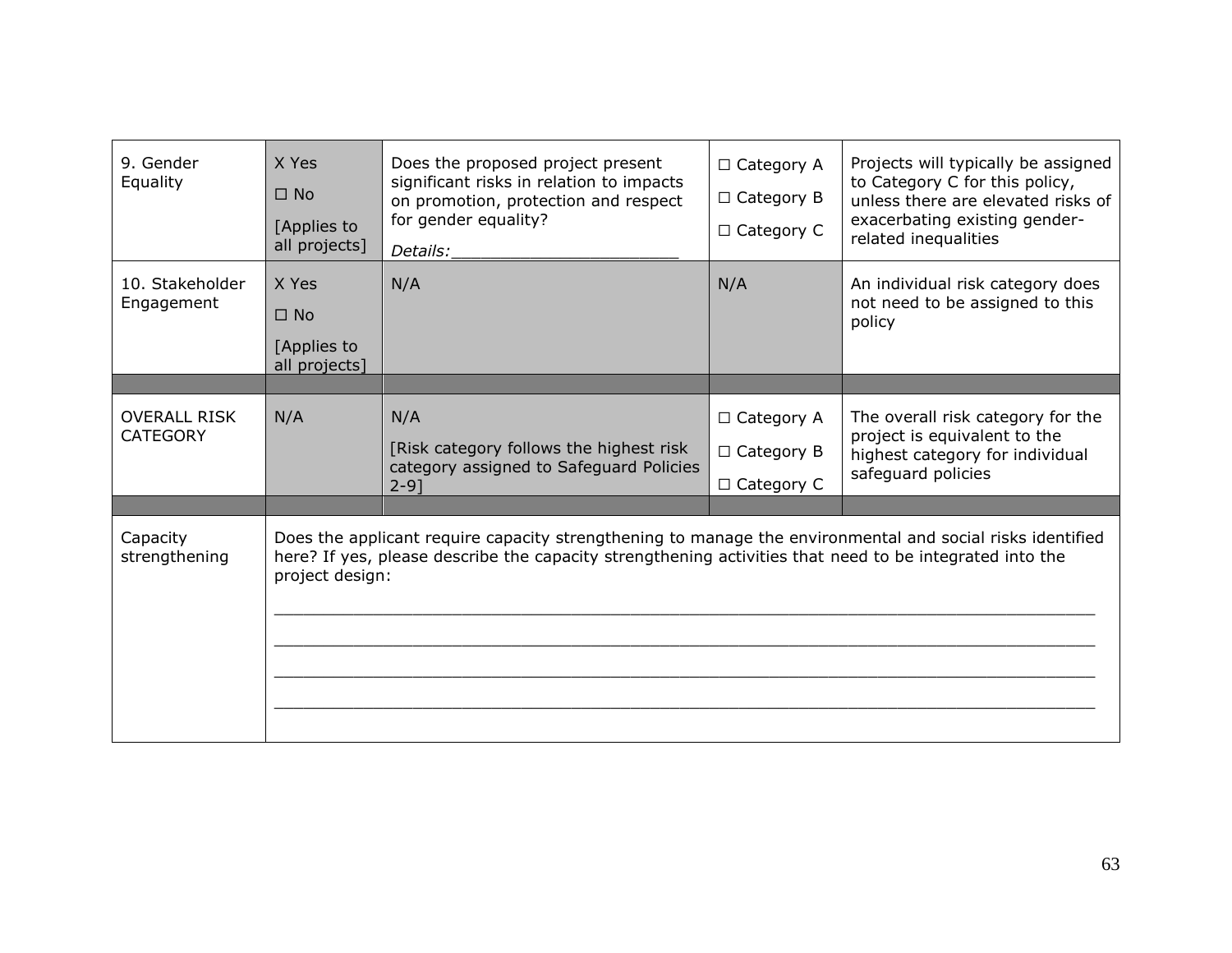| | | | | |
|---|---|---|---|---|
| 9. Gender Equality | X Yes<br>☐ No<br>[Applies to all projects] | Does the proposed project present significant risks in relation to impacts on promotion, protection and respect for gender equality?<br>*Details:*______________________ | ☐ Category A<br>☐ Category B<br>☐ Category C | Projects will typically be assigned to Category C for this policy, unless there are elevated risks of exacerbating existing gender-related inequalities |
| 10. Stakeholder Engagement | X Yes<br>☐ No<br>[Applies to all projects] | N/A | N/A | An individual risk category does not need to be assigned to this policy |
| | | | | |
| OVERALL RISK CATEGORY | N/A | N/A<br>[Risk category follows the highest risk category assigned to Safeguard Policies 2-9] | ☐ Category A<br>☐ Category B<br>☐ Category C | The overall risk category for the project is equivalent to the highest category for individual safeguard policies |
| | | | | |
| Capacity strengthening | Does the applicant require capacity strengthening to manage the environmental and social risks identified here? If yes, please describe the capacity strengthening activities that need to be integrated into the project design:<br>______________________________________________________________________________<br>______________________________________________________________________________<br>______________________________________________________________________________<br>______________________________________________________________________________ | | | |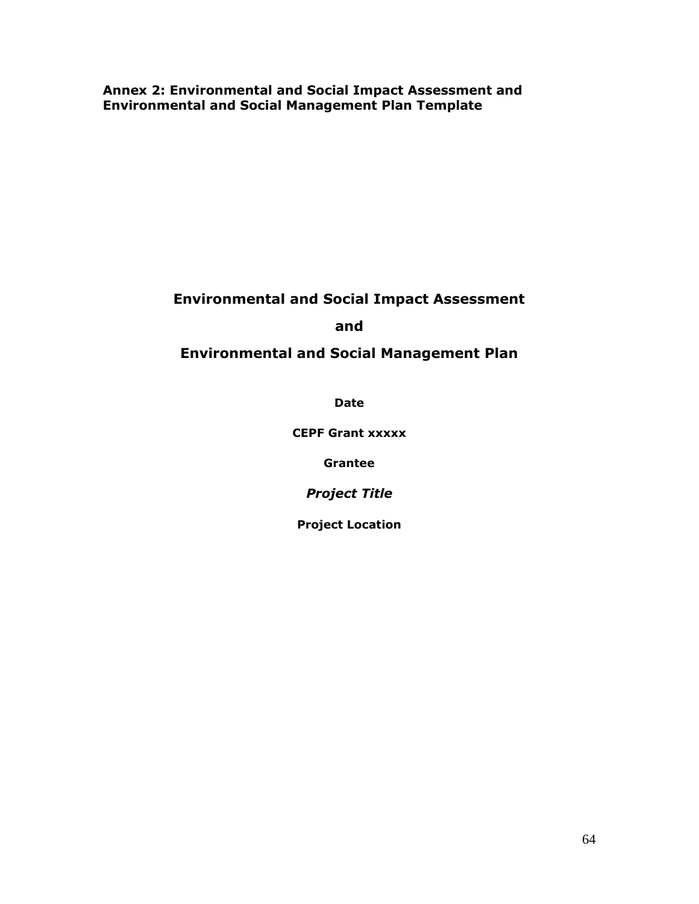**Annex 2: Environmental and Social Impact Assessment and Environmental and Social Management Plan Template**

# Environmental and Social Impact Assessment

# and

# Environmental and Social Management Plan

**Date**

**CEPF Grant xxxxx**

**Grantee**

***Project Title***

**Project Location**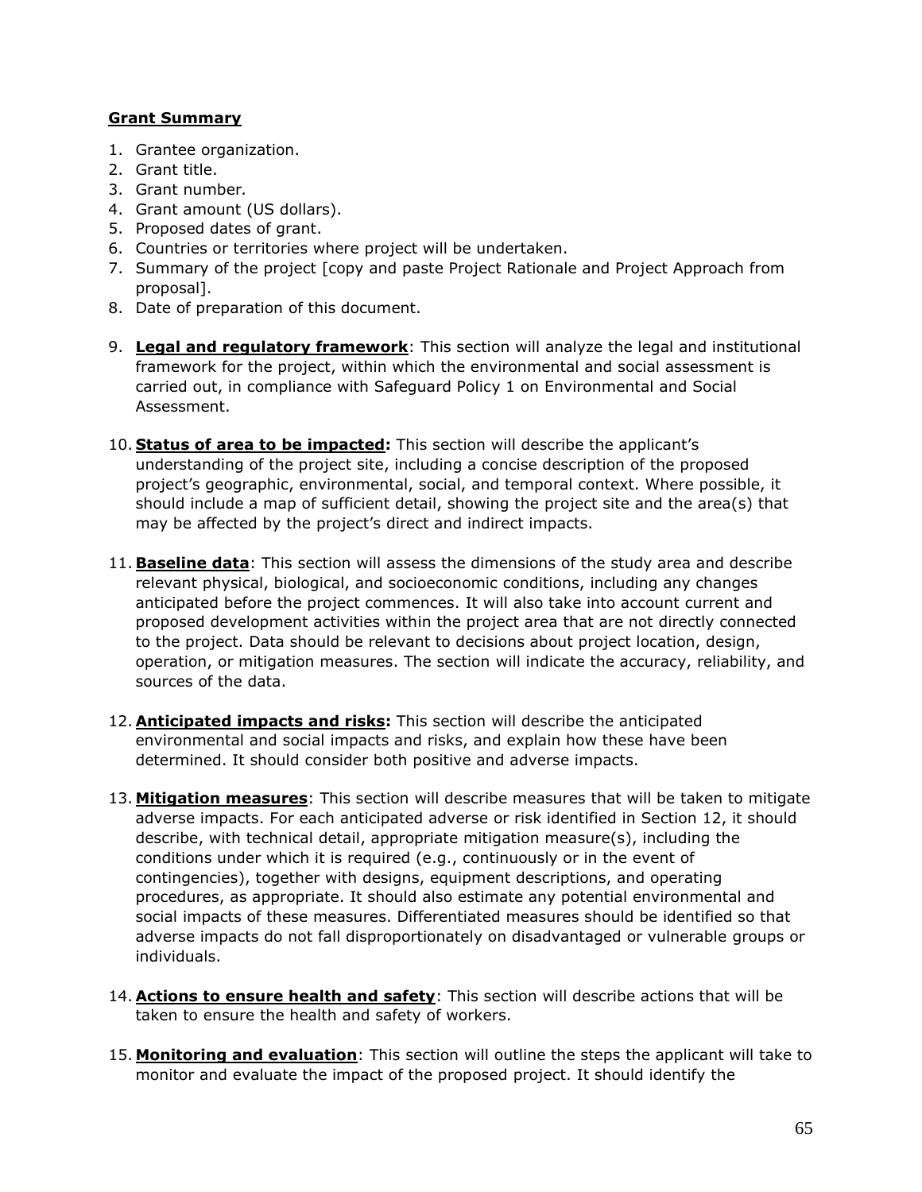**<u>Grant Summary</u>**

1. Grantee organization.
2. Grant title.
3. Grant number.
4. Grant amount (US dollars).
5. Proposed dates of grant.
6. Countries or territories where project will be undertaken.
7. Summary of the project [copy and paste Project Rationale and Project Approach from proposal].
8. Date of preparation of this document.

9. **<u>Legal and regulatory framework</u>**: This section will analyze the legal and institutional framework for the project, within which the environmental and social assessment is carried out, in compliance with Safeguard Policy 1 on Environmental and Social Assessment.

10. **<u>Status of area to be impacted</u>:** This section will describe the applicant's understanding of the project site, including a concise description of the proposed project's geographic, environmental, social, and temporal context. Where possible, it should include a map of sufficient detail, showing the project site and the area(s) that may be affected by the project's direct and indirect impacts.

11. **<u>Baseline data</u>**: This section will assess the dimensions of the study area and describe relevant physical, biological, and socioeconomic conditions, including any changes anticipated before the project commences. It will also take into account current and proposed development activities within the project area that are not directly connected to the project. Data should be relevant to decisions about project location, design, operation, or mitigation measures. The section will indicate the accuracy, reliability, and sources of the data.

12. **<u>Anticipated impacts and risks</u>:** This section will describe the anticipated environmental and social impacts and risks, and explain how these have been determined. It should consider both positive and adverse impacts.

13. **<u>Mitigation measures</u>**: This section will describe measures that will be taken to mitigate adverse impacts. For each anticipated adverse or risk identified in Section 12, it should describe, with technical detail, appropriate mitigation measure(s), including the conditions under which it is required (e.g., continuously or in the event of contingencies), together with designs, equipment descriptions, and operating procedures, as appropriate. It should also estimate any potential environmental and social impacts of these measures. Differentiated measures should be identified so that adverse impacts do not fall disproportionately on disadvantaged or vulnerable groups or individuals.

14. **<u>Actions to ensure health and safety</u>**: This section will describe actions that will be taken to ensure the health and safety of workers.

15. **<u>Monitoring and evaluation</u>**: This section will outline the steps the applicant will take to monitor and evaluate the impact of the proposed project. It should identify the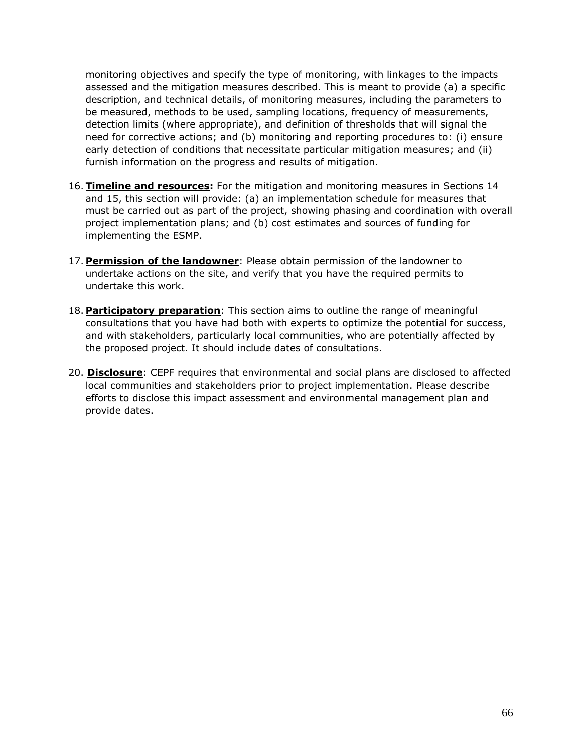monitoring objectives and specify the type of monitoring, with linkages to the impacts assessed and the mitigation measures described. This is meant to provide (a) a specific description, and technical details, of monitoring measures, including the parameters to be measured, methods to be used, sampling locations, frequency of measurements, detection limits (where appropriate), and definition of thresholds that will signal the need for corrective actions; and (b) monitoring and reporting procedures to: (i) ensure early detection of conditions that necessitate particular mitigation measures; and (ii) furnish information on the progress and results of mitigation.

16. **Timeline and resources:** For the mitigation and monitoring measures in Sections 14 and 15, this section will provide: (a) an implementation schedule for measures that must be carried out as part of the project, showing phasing and coordination with overall project implementation plans; and (b) cost estimates and sources of funding for implementing the ESMP.

17. **Permission of the landowner**: Please obtain permission of the landowner to undertake actions on the site, and verify that you have the required permits to undertake this work.

18. **Participatory preparation**: This section aims to outline the range of meaningful consultations that you have had both with experts to optimize the potential for success, and with stakeholders, particularly local communities, who are potentially affected by the proposed project. It should include dates of consultations.

20. **Disclosure**: CEPF requires that environmental and social plans are disclosed to affected local communities and stakeholders prior to project implementation. Please describe efforts to disclose this impact assessment and environmental management plan and provide dates.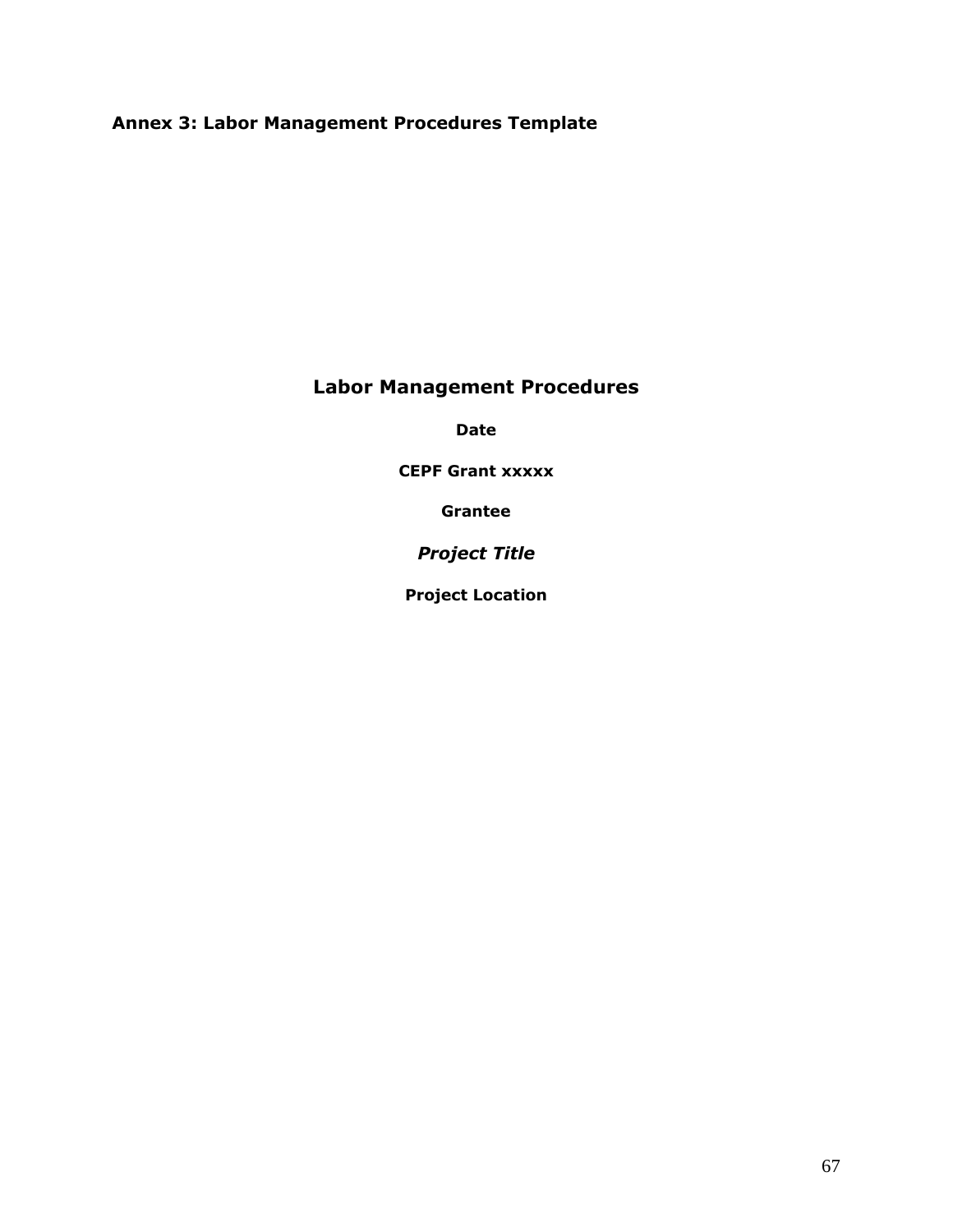## Annex 3: Labor Management Procedures Template

# Labor Management Procedures

**Date**

**CEPF Grant xxxxx**

**Grantee**

***Project Title***

**Project Location**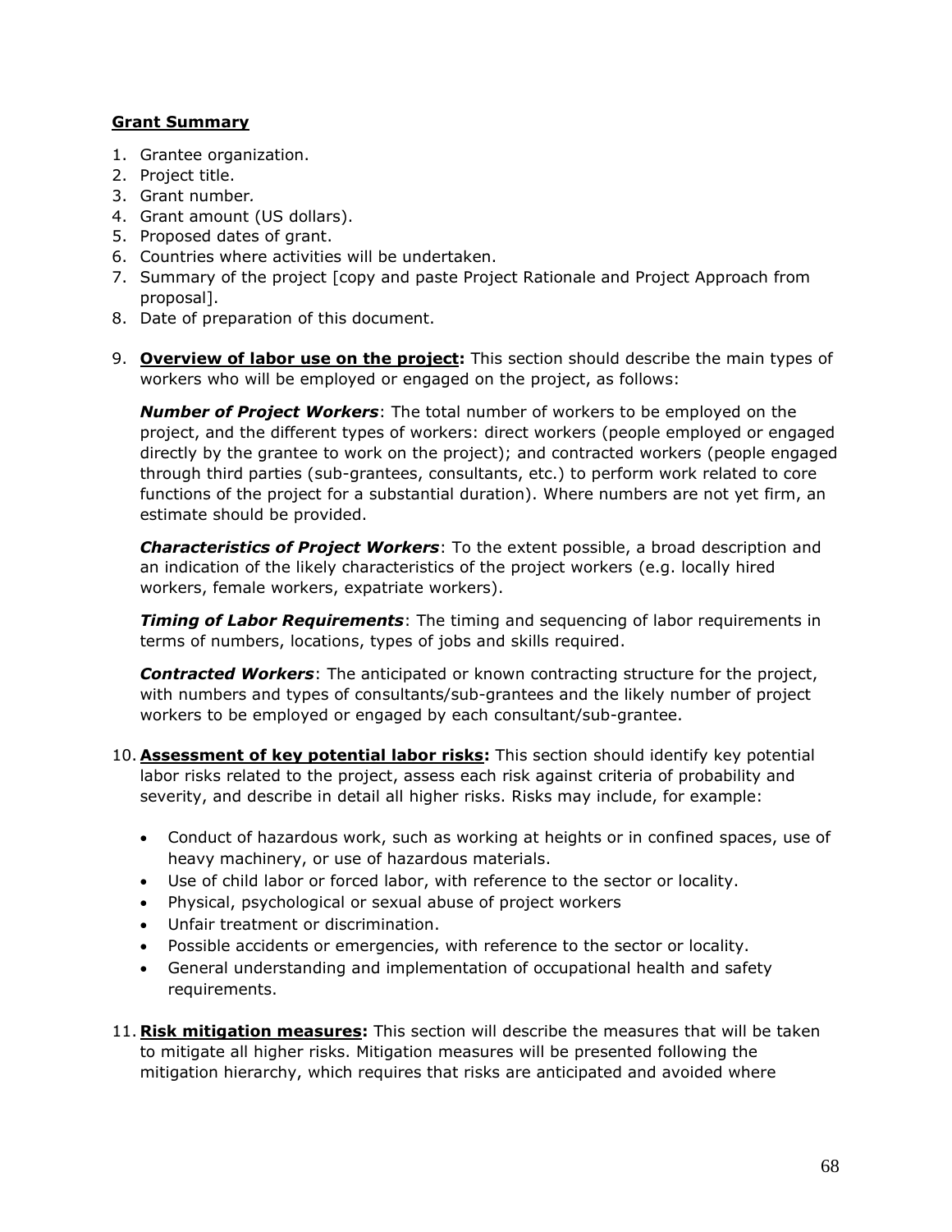**Grant Summary**

1. Grantee organization.
2. Project title.
3. Grant number.
4. Grant amount (US dollars).
5. Proposed dates of grant.
6. Countries where activities will be undertaken.
7. Summary of the project [copy and paste Project Rationale and Project Approach from proposal].
8. Date of preparation of this document.

9. **Overview of labor use on the project:** This section should describe the main types of workers who will be employed or engaged on the project, as follows:

   ***Number of Project Workers***: The total number of workers to be employed on the project, and the different types of workers: direct workers (people employed or engaged directly by the grantee to work on the project); and contracted workers (people engaged through third parties (sub-grantees, consultants, etc.) to perform work related to core functions of the project for a substantial duration). Where numbers are not yet firm, an estimate should be provided.

   ***Characteristics of Project Workers***: To the extent possible, a broad description and an indication of the likely characteristics of the project workers (e.g. locally hired workers, female workers, expatriate workers).

   ***Timing of Labor Requirements***: The timing and sequencing of labor requirements in terms of numbers, locations, types of jobs and skills required.

   ***Contracted Workers***: The anticipated or known contracting structure for the project, with numbers and types of consultants/sub-grantees and the likely number of project workers to be employed or engaged by each consultant/sub-grantee.

10. **Assessment of key potential labor risks:** This section should identify key potential labor risks related to the project, assess each risk against criteria of probability and severity, and describe in detail all higher risks. Risks may include, for example:

    - Conduct of hazardous work, such as working at heights or in confined spaces, use of heavy machinery, or use of hazardous materials.
    - Use of child labor or forced labor, with reference to the sector or locality.
    - Physical, psychological or sexual abuse of project workers
    - Unfair treatment or discrimination.
    - Possible accidents or emergencies, with reference to the sector or locality.
    - General understanding and implementation of occupational health and safety requirements.

11. **Risk mitigation measures:** This section will describe the measures that will be taken to mitigate all higher risks. Mitigation measures will be presented following the mitigation hierarchy, which requires that risks are anticipated and avoided where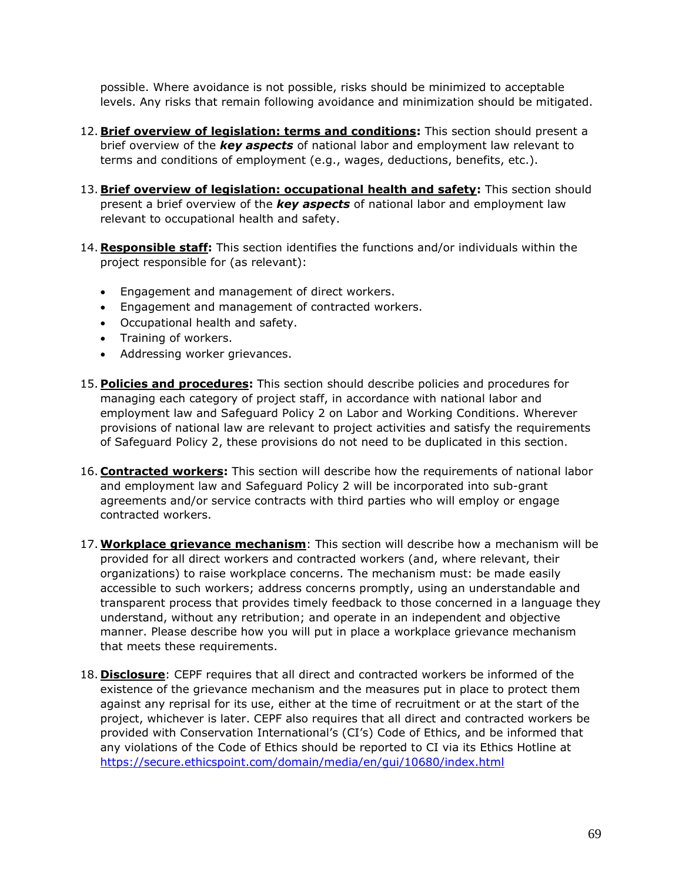possible. Where avoidance is not possible, risks should be minimized to acceptable levels. Any risks that remain following avoidance and minimization should be mitigated.

12. **Brief overview of legislation: terms and conditions:** This section should present a brief overview of the ***key aspects*** of national labor and employment law relevant to terms and conditions of employment (e.g., wages, deductions, benefits, etc.).

13. **Brief overview of legislation: occupational health and safety:** This section should present a brief overview of the ***key aspects*** of national labor and employment law relevant to occupational health and safety.

14. **Responsible staff:** This section identifies the functions and/or individuals within the project responsible for (as relevant):

    - Engagement and management of direct workers.
    - Engagement and management of contracted workers.
    - Occupational health and safety.
    - Training of workers.
    - Addressing worker grievances.

15. **Policies and procedures:** This section should describe policies and procedures for managing each category of project staff, in accordance with national labor and employment law and Safeguard Policy 2 on Labor and Working Conditions. Wherever provisions of national law are relevant to project activities and satisfy the requirements of Safeguard Policy 2, these provisions do not need to be duplicated in this section.

16. **Contracted workers:** This section will describe how the requirements of national labor and employment law and Safeguard Policy 2 will be incorporated into sub-grant agreements and/or service contracts with third parties who will employ or engage contracted workers.

17. **Workplace grievance mechanism**: This section will describe how a mechanism will be provided for all direct workers and contracted workers (and, where relevant, their organizations) to raise workplace concerns. The mechanism must: be made easily accessible to such workers; address concerns promptly, using an understandable and transparent process that provides timely feedback to those concerned in a language they understand, without any retribution; and operate in an independent and objective manner. Please describe how you will put in place a workplace grievance mechanism that meets these requirements.

18. **Disclosure**: CEPF requires that all direct and contracted workers be informed of the existence of the grievance mechanism and the measures put in place to protect them against any reprisal for its use, either at the time of recruitment or at the start of the project, whichever is later. CEPF also requires that all direct and contracted workers be provided with Conservation International's (CI's) Code of Ethics, and be informed that any violations of the Code of Ethics should be reported to CI via its Ethics Hotline at https://secure.ethicspoint.com/domain/media/en/gui/10680/index.html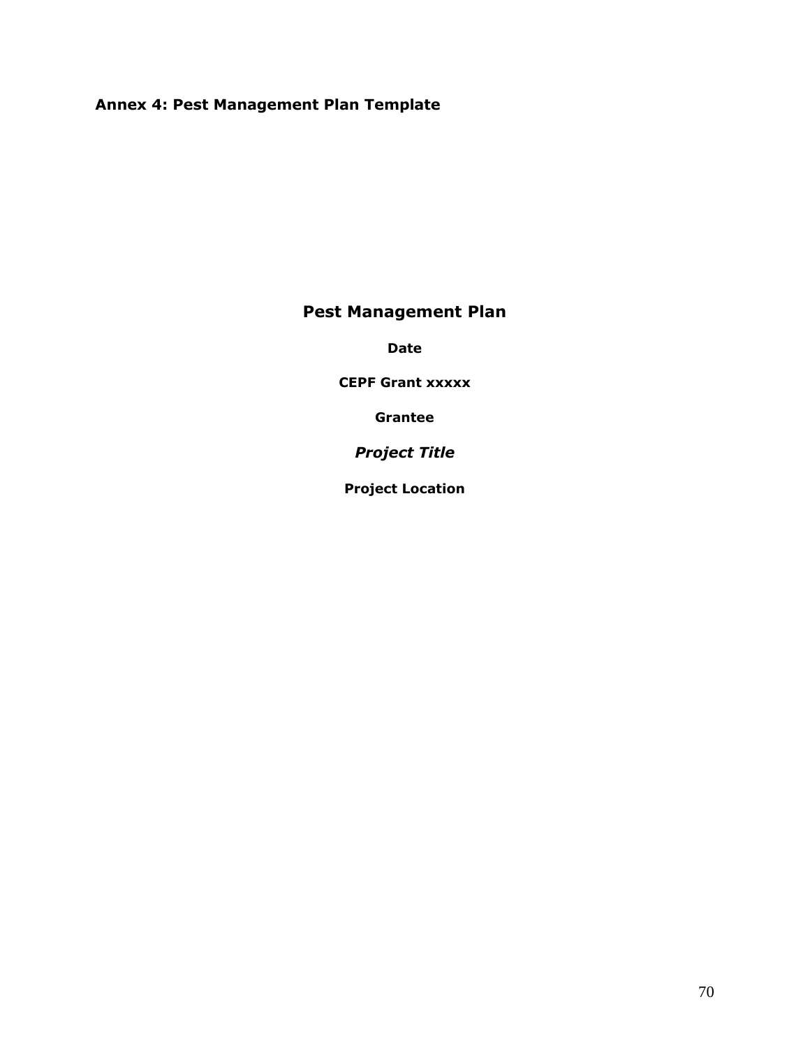## Annex 4: Pest Management Plan Template

# Pest Management Plan

**Date**

**CEPF Grant xxxxx**

**Grantee**

***Project Title***

**Project Location**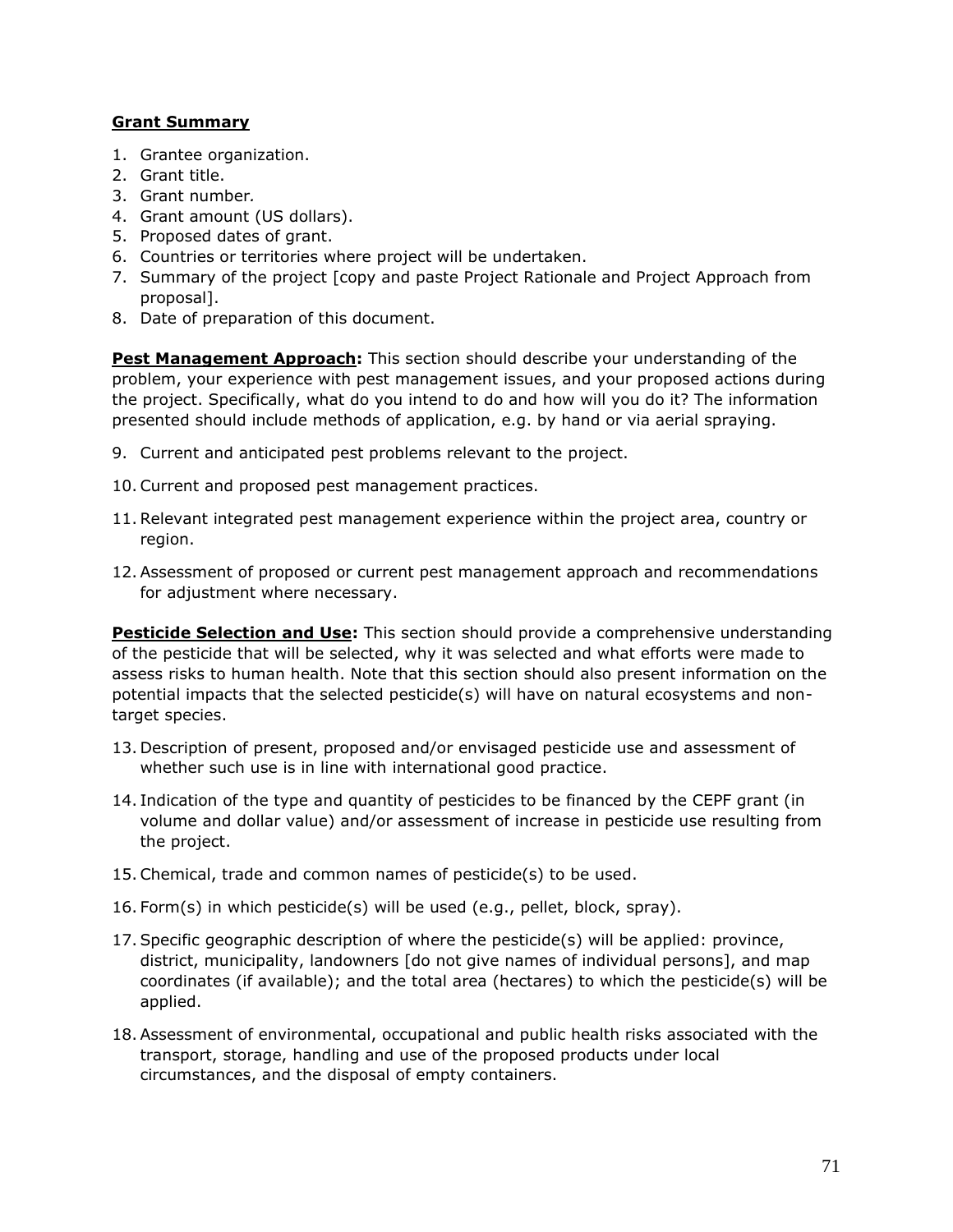**Grant Summary**

1. Grantee organization.
2. Grant title.
3. Grant number.
4. Grant amount (US dollars).
5. Proposed dates of grant.
6. Countries or territories where project will be undertaken.
7. Summary of the project [copy and paste Project Rationale and Project Approach from proposal].
8. Date of preparation of this document.

**Pest Management Approach:** This section should describe your understanding of the problem, your experience with pest management issues, and your proposed actions during the project. Specifically, what do you intend to do and how will you do it? The information presented should include methods of application, e.g. by hand or via aerial spraying.

9. Current and anticipated pest problems relevant to the project.

10. Current and proposed pest management practices.

11. Relevant integrated pest management experience within the project area, country or region.

12. Assessment of proposed or current pest management approach and recommendations for adjustment where necessary.

**Pesticide Selection and Use:** This section should provide a comprehensive understanding of the pesticide that will be selected, why it was selected and what efforts were made to assess risks to human health. Note that this section should also present information on the potential impacts that the selected pesticide(s) will have on natural ecosystems and non-target species.

13. Description of present, proposed and/or envisaged pesticide use and assessment of whether such use is in line with international good practice.

14. Indication of the type and quantity of pesticides to be financed by the CEPF grant (in volume and dollar value) and/or assessment of increase in pesticide use resulting from the project.

15. Chemical, trade and common names of pesticide(s) to be used.

16. Form(s) in which pesticide(s) will be used (e.g., pellet, block, spray).

17. Specific geographic description of where the pesticide(s) will be applied: province, district, municipality, landowners [do not give names of individual persons], and map coordinates (if available); and the total area (hectares) to which the pesticide(s) will be applied.

18. Assessment of environmental, occupational and public health risks associated with the transport, storage, handling and use of the proposed products under local circumstances, and the disposal of empty containers.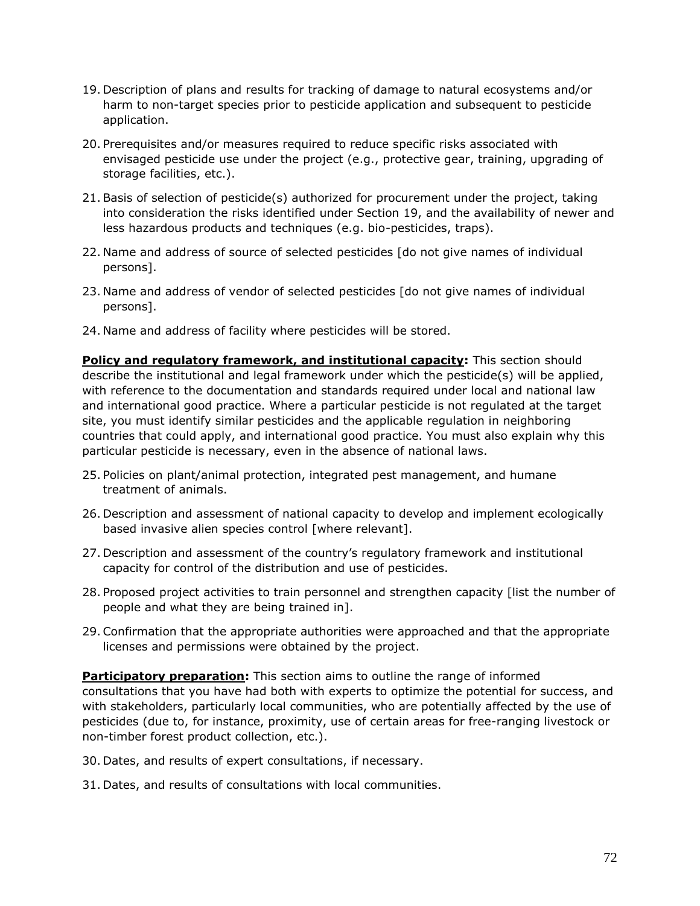19. Description of plans and results for tracking of damage to natural ecosystems and/or harm to non-target species prior to pesticide application and subsequent to pesticide application.

20. Prerequisites and/or measures required to reduce specific risks associated with envisaged pesticide use under the project (e.g., protective gear, training, upgrading of storage facilities, etc.).

21. Basis of selection of pesticide(s) authorized for procurement under the project, taking into consideration the risks identified under Section 19, and the availability of newer and less hazardous products and techniques (e.g. bio-pesticides, traps).

22. Name and address of source of selected pesticides [do not give names of individual persons].

23. Name and address of vendor of selected pesticides [do not give names of individual persons].

24. Name and address of facility where pesticides will be stored.

**<u>Policy and regulatory framework, and institutional capacity</u>:** This section should describe the institutional and legal framework under which the pesticide(s) will be applied, with reference to the documentation and standards required under local and national law and international good practice. Where a particular pesticide is not regulated at the target site, you must identify similar pesticides and the applicable regulation in neighboring countries that could apply, and international good practice. You must also explain why this particular pesticide is necessary, even in the absence of national laws.

25. Policies on plant/animal protection, integrated pest management, and humane treatment of animals.

26. Description and assessment of national capacity to develop and implement ecologically based invasive alien species control [where relevant].

27. Description and assessment of the country's regulatory framework and institutional capacity for control of the distribution and use of pesticides.

28. Proposed project activities to train personnel and strengthen capacity [list the number of people and what they are being trained in].

29. Confirmation that the appropriate authorities were approached and that the appropriate licenses and permissions were obtained by the project.

**<u>Participatory preparation</u>:** This section aims to outline the range of informed consultations that you have had both with experts to optimize the potential for success, and with stakeholders, particularly local communities, who are potentially affected by the use of pesticides (due to, for instance, proximity, use of certain areas for free-ranging livestock or non-timber forest product collection, etc.).

30. Dates, and results of expert consultations, if necessary.

31. Dates, and results of consultations with local communities.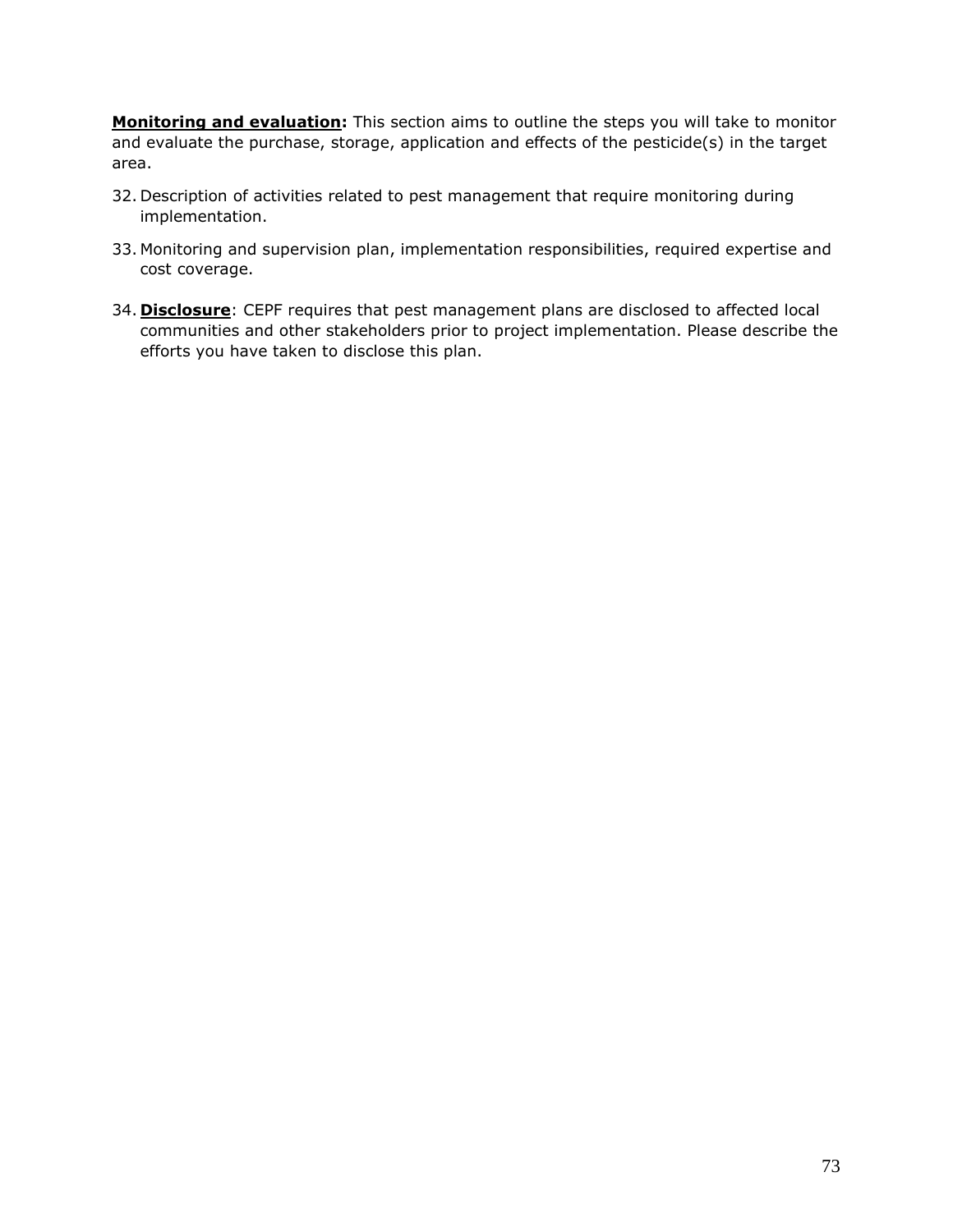**Monitoring and evaluation:** This section aims to outline the steps you will take to monitor and evaluate the purchase, storage, application and effects of the pesticide(s) in the target area.

32. Description of activities related to pest management that require monitoring during implementation.

33. Monitoring and supervision plan, implementation responsibilities, required expertise and cost coverage.

34. **Disclosure**: CEPF requires that pest management plans are disclosed to affected local communities and other stakeholders prior to project implementation. Please describe the efforts you have taken to disclose this plan.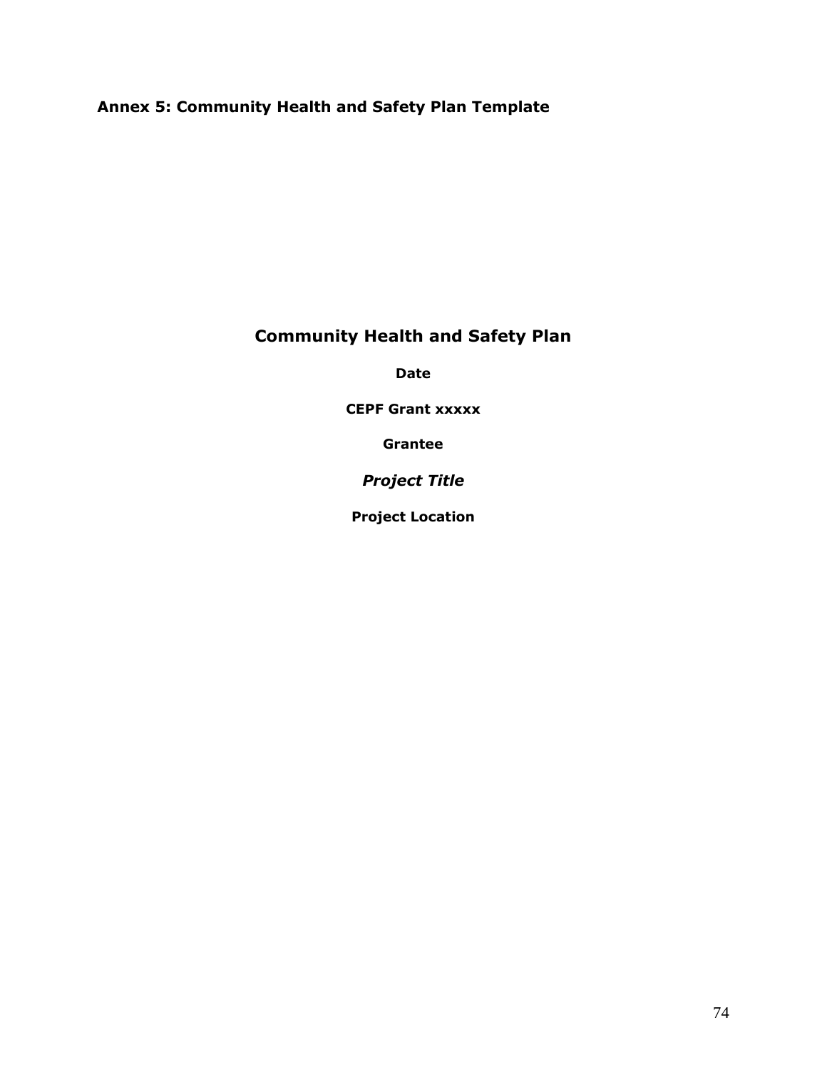## Annex 5: Community Health and Safety Plan Template

# Community Health and Safety Plan

**Date**

**CEPF Grant xxxxx**

**Grantee**

***Project Title***

**Project Location**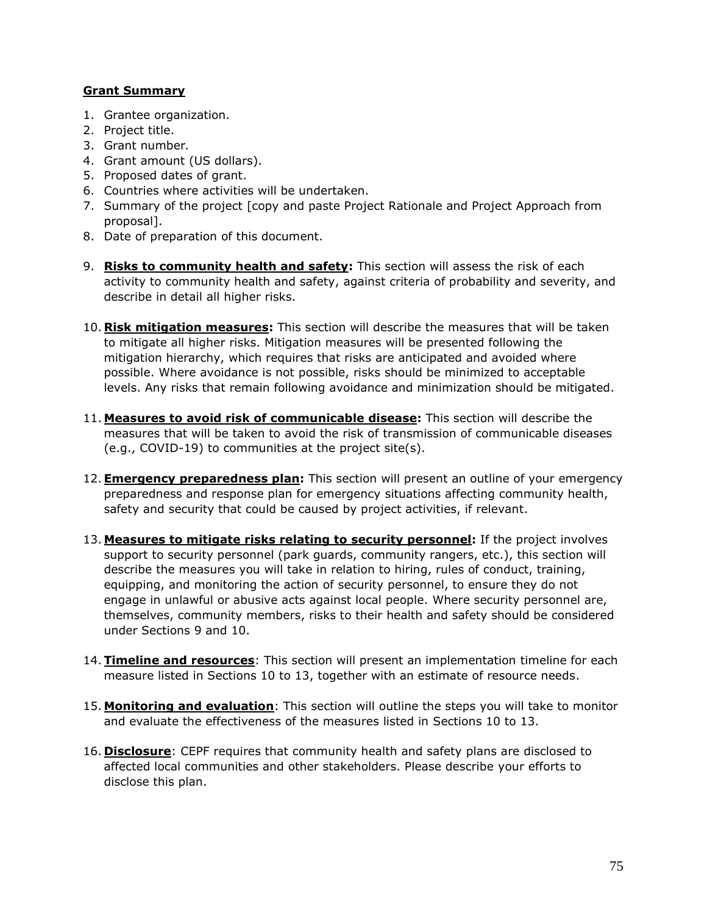**Grant Summary**

1. Grantee organization.
2. Project title.
3. Grant number.
4. Grant amount (US dollars).
5. Proposed dates of grant.
6. Countries where activities will be undertaken.
7. Summary of the project [copy and paste Project Rationale and Project Approach from proposal].
8. Date of preparation of this document.
9. **Risks to community health and safety:** This section will assess the risk of each activity to community health and safety, against criteria of probability and severity, and describe in detail all higher risks.
10. **Risk mitigation measures:** This section will describe the measures that will be taken to mitigate all higher risks. Mitigation measures will be presented following the mitigation hierarchy, which requires that risks are anticipated and avoided where possible. Where avoidance is not possible, risks should be minimized to acceptable levels. Any risks that remain following avoidance and minimization should be mitigated.
11. **Measures to avoid risk of communicable disease:** This section will describe the measures that will be taken to avoid the risk of transmission of communicable diseases (e.g., COVID-19) to communities at the project site(s).
12. **Emergency preparedness plan:** This section will present an outline of your emergency preparedness and response plan for emergency situations affecting community health, safety and security that could be caused by project activities, if relevant.
13. **Measures to mitigate risks relating to security personnel:** If the project involves support to security personnel (park guards, community rangers, etc.), this section will describe the measures you will take in relation to hiring, rules of conduct, training, equipping, and monitoring the action of security personnel, to ensure they do not engage in unlawful or abusive acts against local people. Where security personnel are, themselves, community members, risks to their health and safety should be considered under Sections 9 and 10.
14. **Timeline and resources**: This section will present an implementation timeline for each measure listed in Sections 10 to 13, together with an estimate of resource needs.
15. **Monitoring and evaluation**: This section will outline the steps you will take to monitor and evaluate the effectiveness of the measures listed in Sections 10 to 13.
16. **Disclosure**: CEPF requires that community health and safety plans are disclosed to affected local communities and other stakeholders. Please describe your efforts to disclose this plan.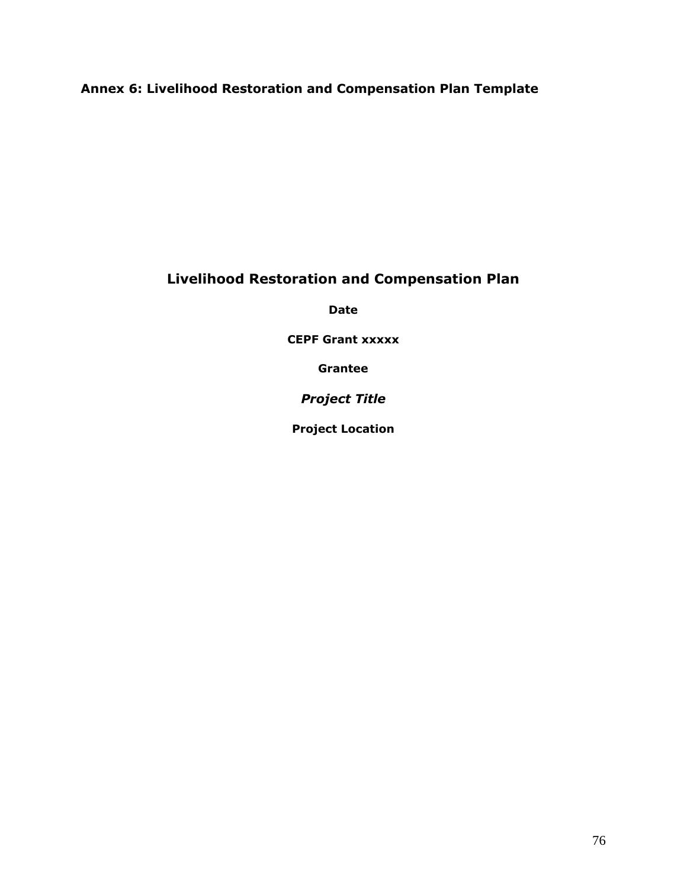**Annex 6: Livelihood Restoration and Compensation Plan Template**

# Livelihood Restoration and Compensation Plan

**Date**

**CEPF Grant xxxxx**

**Grantee**

***Project Title***

**Project Location**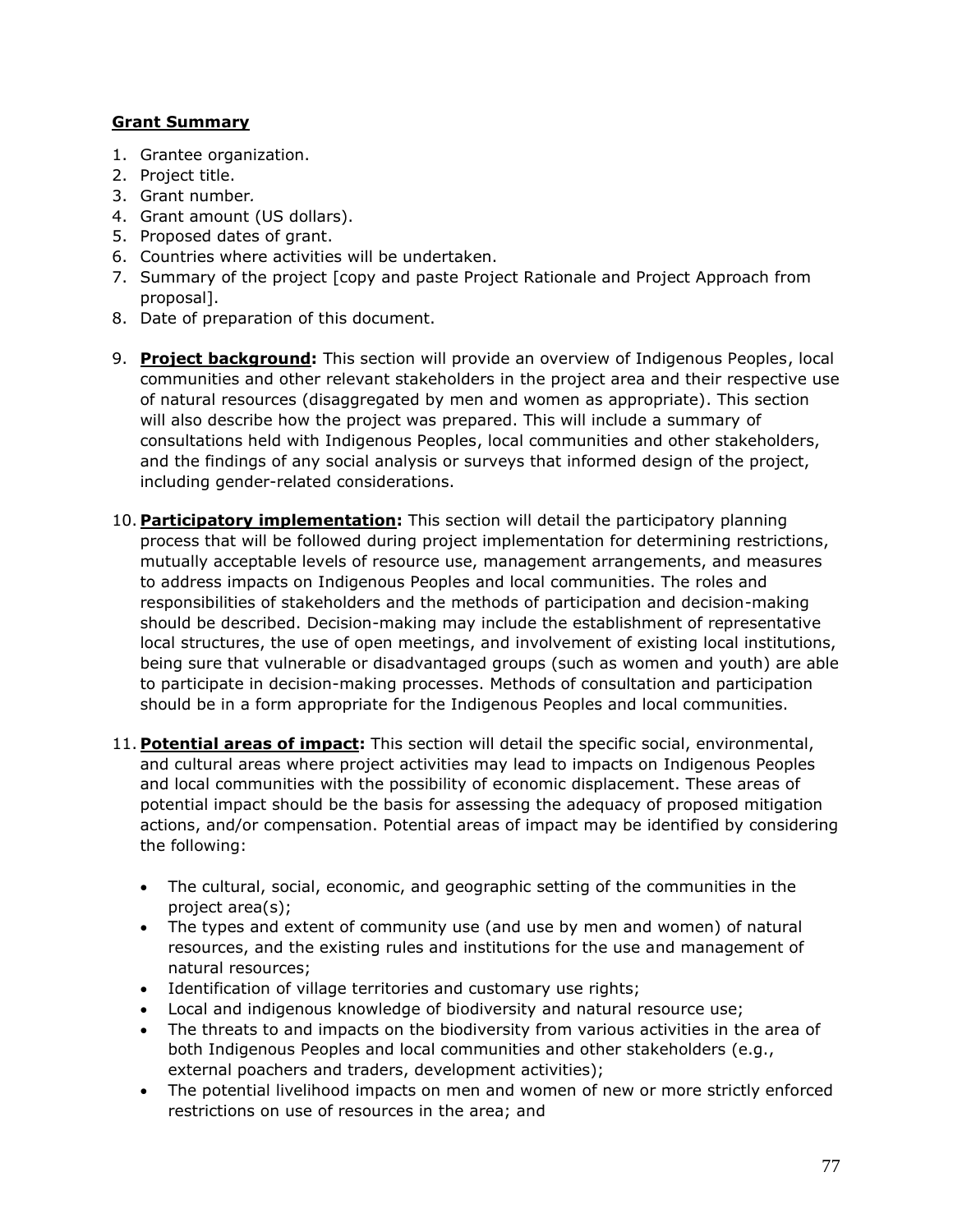**Grant Summary**

1. Grantee organization.
2. Project title.
3. Grant number.
4. Grant amount (US dollars).
5. Proposed dates of grant.
6. Countries where activities will be undertaken.
7. Summary of the project [copy and paste Project Rationale and Project Approach from proposal].
8. Date of preparation of this document.
9. **Project background:** This section will provide an overview of Indigenous Peoples, local communities and other relevant stakeholders in the project area and their respective use of natural resources (disaggregated by men and women as appropriate). This section will also describe how the project was prepared. This will include a summary of consultations held with Indigenous Peoples, local communities and other stakeholders, and the findings of any social analysis or surveys that informed design of the project, including gender-related considerations.
10. **Participatory implementation:** This section will detail the participatory planning process that will be followed during project implementation for determining restrictions, mutually acceptable levels of resource use, management arrangements, and measures to address impacts on Indigenous Peoples and local communities. The roles and responsibilities of stakeholders and the methods of participation and decision-making should be described. Decision-making may include the establishment of representative local structures, the use of open meetings, and involvement of existing local institutions, being sure that vulnerable or disadvantaged groups (such as women and youth) are able to participate in decision-making processes. Methods of consultation and participation should be in a form appropriate for the Indigenous Peoples and local communities.
11. **Potential areas of impact:** This section will detail the specific social, environmental, and cultural areas where project activities may lead to impacts on Indigenous Peoples and local communities with the possibility of economic displacement. These areas of potential impact should be the basis for assessing the adequacy of proposed mitigation actions, and/or compensation. Potential areas of impact may be identified by considering the following:
    - The cultural, social, economic, and geographic setting of the communities in the project area(s);
    - The types and extent of community use (and use by men and women) of natural resources, and the existing rules and institutions for the use and management of natural resources;
    - Identification of village territories and customary use rights;
    - Local and indigenous knowledge of biodiversity and natural resource use;
    - The threats to and impacts on the biodiversity from various activities in the area of both Indigenous Peoples and local communities and other stakeholders (e.g., external poachers and traders, development activities);
    - The potential livelihood impacts on men and women of new or more strictly enforced restrictions on use of resources in the area; and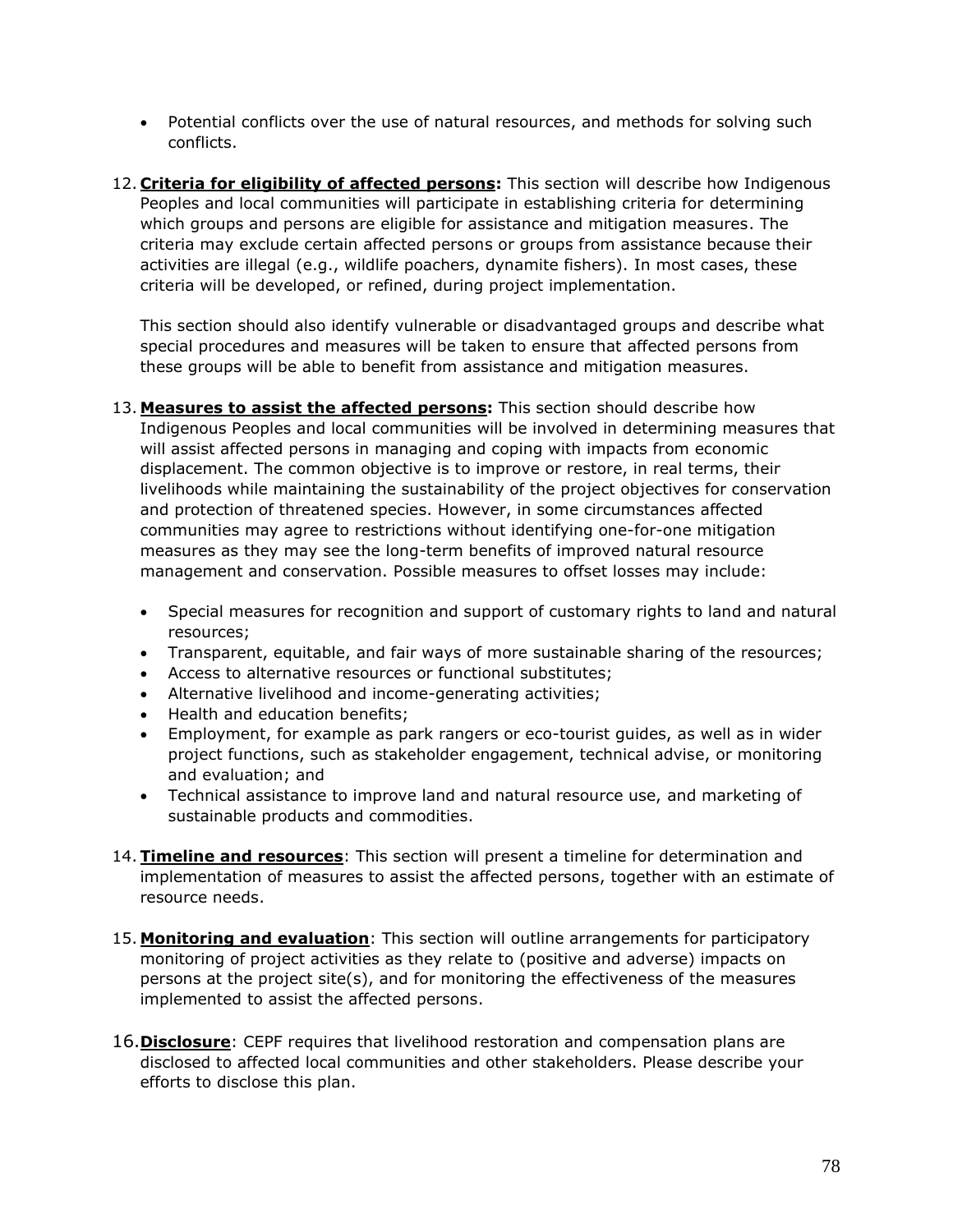- Potential conflicts over the use of natural resources, and methods for solving such conflicts.

12. **Criteria for eligibility of affected persons:** This section will describe how Indigenous Peoples and local communities will participate in establishing criteria for determining which groups and persons are eligible for assistance and mitigation measures. The criteria may exclude certain affected persons or groups from assistance because their activities are illegal (e.g., wildlife poachers, dynamite fishers). In most cases, these criteria will be developed, or refined, during project implementation.

    This section should also identify vulnerable or disadvantaged groups and describe what special procedures and measures will be taken to ensure that affected persons from these groups will be able to benefit from assistance and mitigation measures.

13. **Measures to assist the affected persons:** This section should describe how Indigenous Peoples and local communities will be involved in determining measures that will assist affected persons in managing and coping with impacts from economic displacement. The common objective is to improve or restore, in real terms, their livelihoods while maintaining the sustainability of the project objectives for conservation and protection of threatened species. However, in some circumstances affected communities may agree to restrictions without identifying one-for-one mitigation measures as they may see the long-term benefits of improved natural resource management and conservation. Possible measures to offset losses may include:

    - Special measures for recognition and support of customary rights to land and natural resources;
    - Transparent, equitable, and fair ways of more sustainable sharing of the resources;
    - Access to alternative resources or functional substitutes;
    - Alternative livelihood and income-generating activities;
    - Health and education benefits;
    - Employment, for example as park rangers or eco-tourist guides, as well as in wider project functions, such as stakeholder engagement, technical advise, or monitoring and evaluation; and
    - Technical assistance to improve land and natural resource use, and marketing of sustainable products and commodities.

14. **Timeline and resources**: This section will present a timeline for determination and implementation of measures to assist the affected persons, together with an estimate of resource needs.

15. **Monitoring and evaluation**: This section will outline arrangements for participatory monitoring of project activities as they relate to (positive and adverse) impacts on persons at the project site(s), and for monitoring the effectiveness of the measures implemented to assist the affected persons.

16. **Disclosure**: CEPF requires that livelihood restoration and compensation plans are disclosed to affected local communities and other stakeholders. Please describe your efforts to disclose this plan.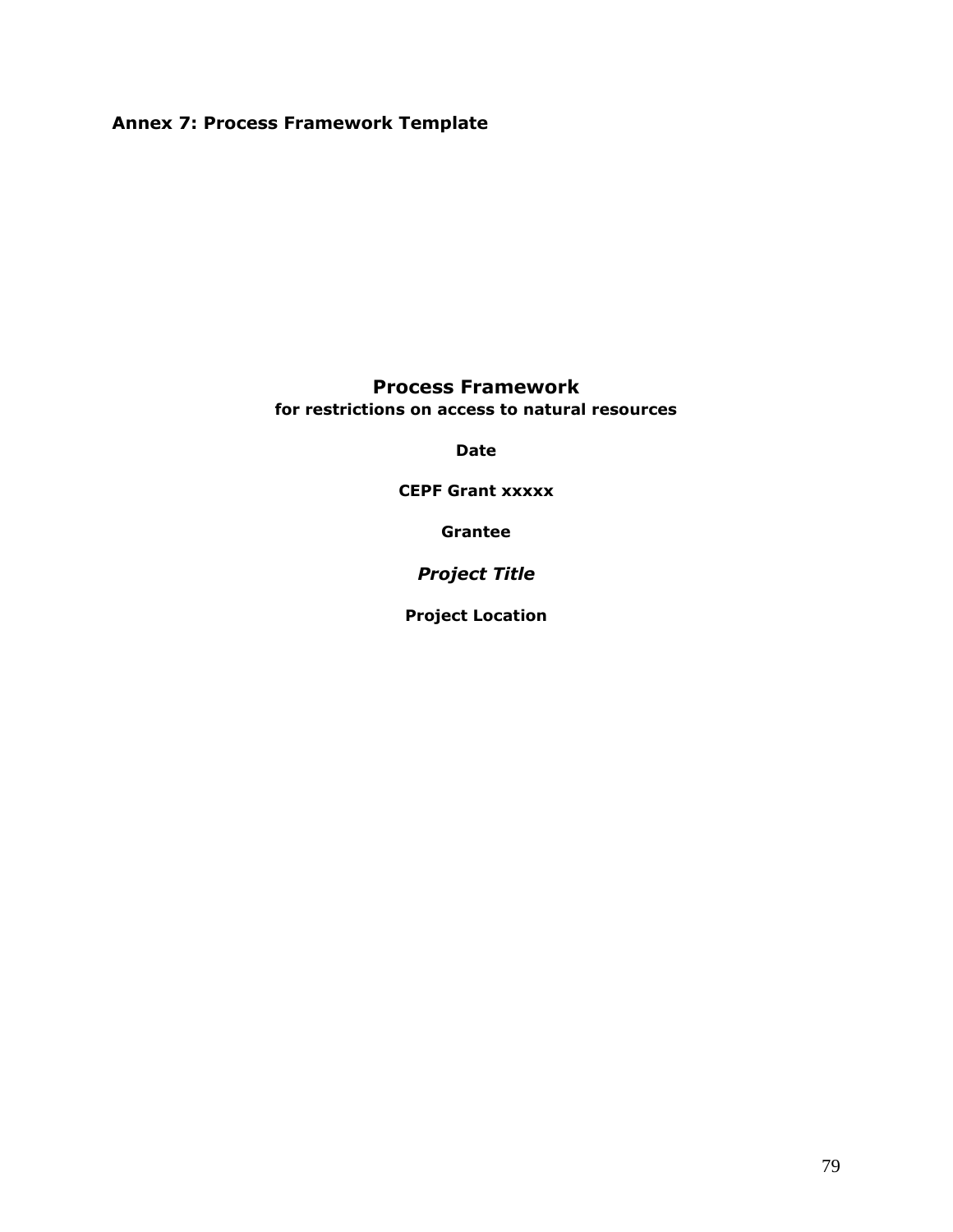## Annex 7: Process Framework Template

# Process Framework

**for restrictions on access to natural resources**

**Date**

**CEPF Grant xxxxx**

**Grantee**

***Project Title***

**Project Location**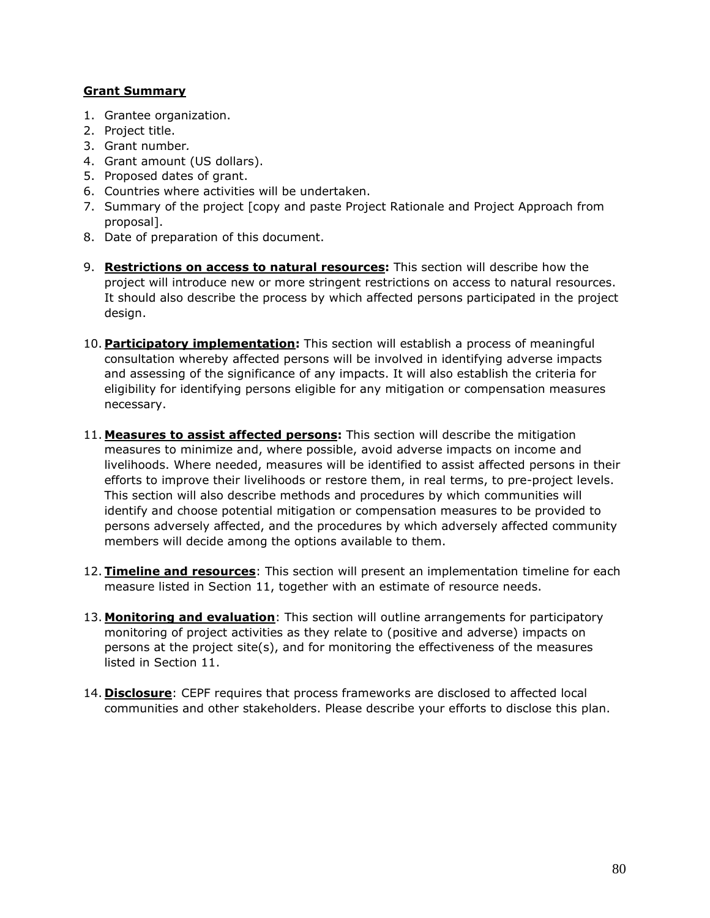**<u>Grant Summary</u>**

1. Grantee organization.
2. Project title.
3. Grant number.
4. Grant amount (US dollars).
5. Proposed dates of grant.
6. Countries where activities will be undertaken.
7. Summary of the project [copy and paste Project Rationale and Project Approach from proposal].
8. Date of preparation of this document.
9. **<u>Restrictions on access to natural resources</u>:** This section will describe how the project will introduce new or more stringent restrictions on access to natural resources. It should also describe the process by which affected persons participated in the project design.
10. **<u>Participatory implementation</u>:** This section will establish a process of meaningful consultation whereby affected persons will be involved in identifying adverse impacts and assessing of the significance of any impacts. It will also establish the criteria for eligibility for identifying persons eligible for any mitigation or compensation measures necessary.
11. **<u>Measures to assist affected persons</u>:** This section will describe the mitigation measures to minimize and, where possible, avoid adverse impacts on income and livelihoods. Where needed, measures will be identified to assist affected persons in their efforts to improve their livelihoods or restore them, in real terms, to pre-project levels. This section will also describe methods and procedures by which communities will identify and choose potential mitigation or compensation measures to be provided to persons adversely affected, and the procedures by which adversely affected community members will decide among the options available to them.
12. **<u>Timeline and resources</u>**: This section will present an implementation timeline for each measure listed in Section 11, together with an estimate of resource needs.
13. **<u>Monitoring and evaluation</u>**: This section will outline arrangements for participatory monitoring of project activities as they relate to (positive and adverse) impacts on persons at the project site(s), and for monitoring the effectiveness of the measures listed in Section 11.
14. **<u>Disclosure</u>**: CEPF requires that process frameworks are disclosed to affected local communities and other stakeholders. Please describe your efforts to disclose this plan.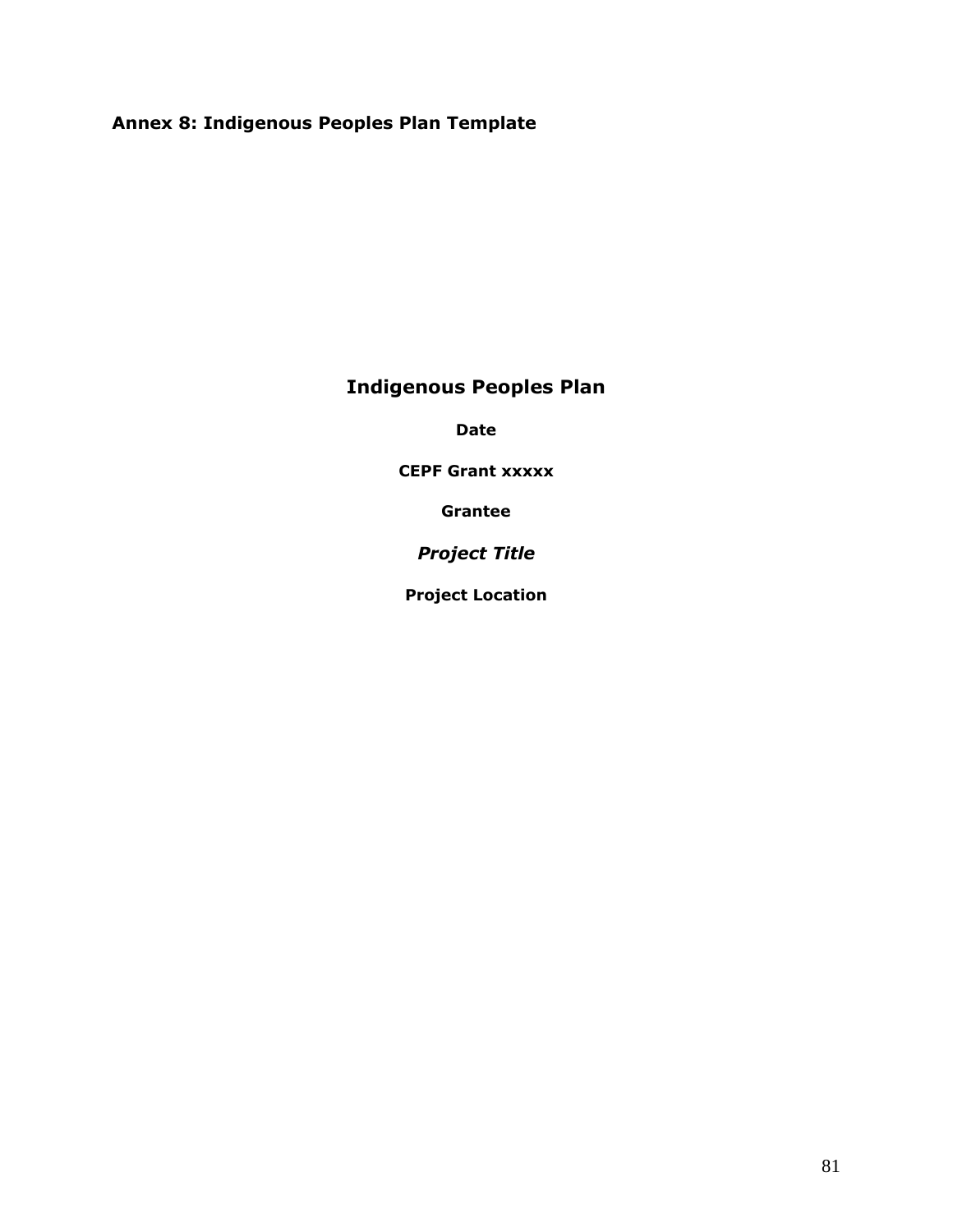**Annex 8: Indigenous Peoples Plan Template**

# Indigenous Peoples Plan

**Date**

**CEPF Grant xxxxx**

**Grantee**

***Project Title***

**Project Location**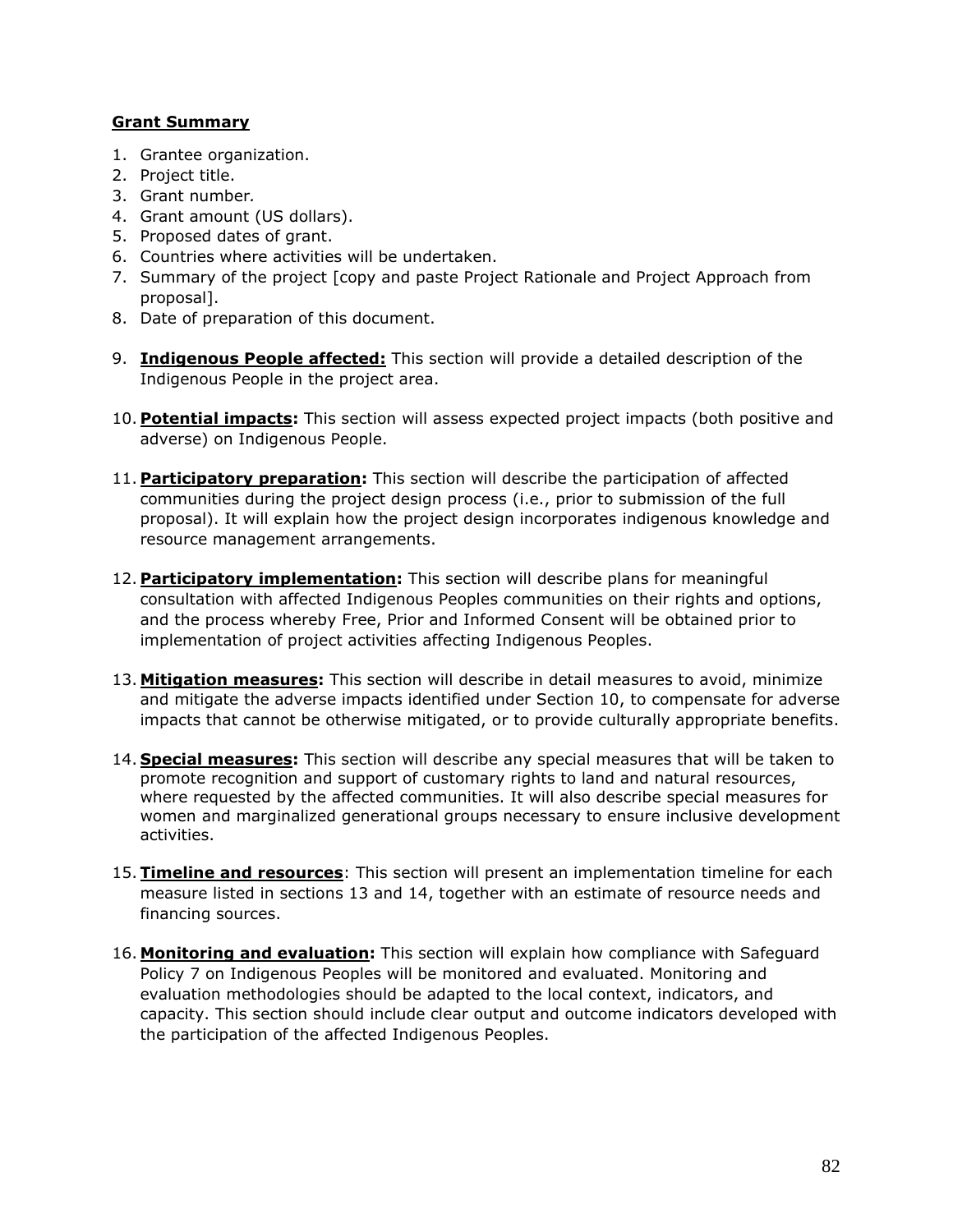**Grant Summary**

1. Grantee organization.
2. Project title.
3. Grant number.
4. Grant amount (US dollars).
5. Proposed dates of grant.
6. Countries where activities will be undertaken.
7. Summary of the project [copy and paste Project Rationale and Project Approach from proposal].
8. Date of preparation of this document.
9. **Indigenous People affected:** This section will provide a detailed description of the Indigenous People in the project area.
10. **Potential impacts:** This section will assess expected project impacts (both positive and adverse) on Indigenous People.
11. **Participatory preparation:** This section will describe the participation of affected communities during the project design process (i.e., prior to submission of the full proposal). It will explain how the project design incorporates indigenous knowledge and resource management arrangements.
12. **Participatory implementation:** This section will describe plans for meaningful consultation with affected Indigenous Peoples communities on their rights and options, and the process whereby Free, Prior and Informed Consent will be obtained prior to implementation of project activities affecting Indigenous Peoples.
13. **Mitigation measures:** This section will describe in detail measures to avoid, minimize and mitigate the adverse impacts identified under Section 10, to compensate for adverse impacts that cannot be otherwise mitigated, or to provide culturally appropriate benefits.
14. **Special measures:** This section will describe any special measures that will be taken to promote recognition and support of customary rights to land and natural resources, where requested by the affected communities. It will also describe special measures for women and marginalized generational groups necessary to ensure inclusive development activities.
15. **Timeline and resources**: This section will present an implementation timeline for each measure listed in sections 13 and 14, together with an estimate of resource needs and financing sources.
16. **Monitoring and evaluation:** This section will explain how compliance with Safeguard Policy 7 on Indigenous Peoples will be monitored and evaluated. Monitoring and evaluation methodologies should be adapted to the local context, indicators, and capacity. This section should include clear output and outcome indicators developed with the participation of the affected Indigenous Peoples.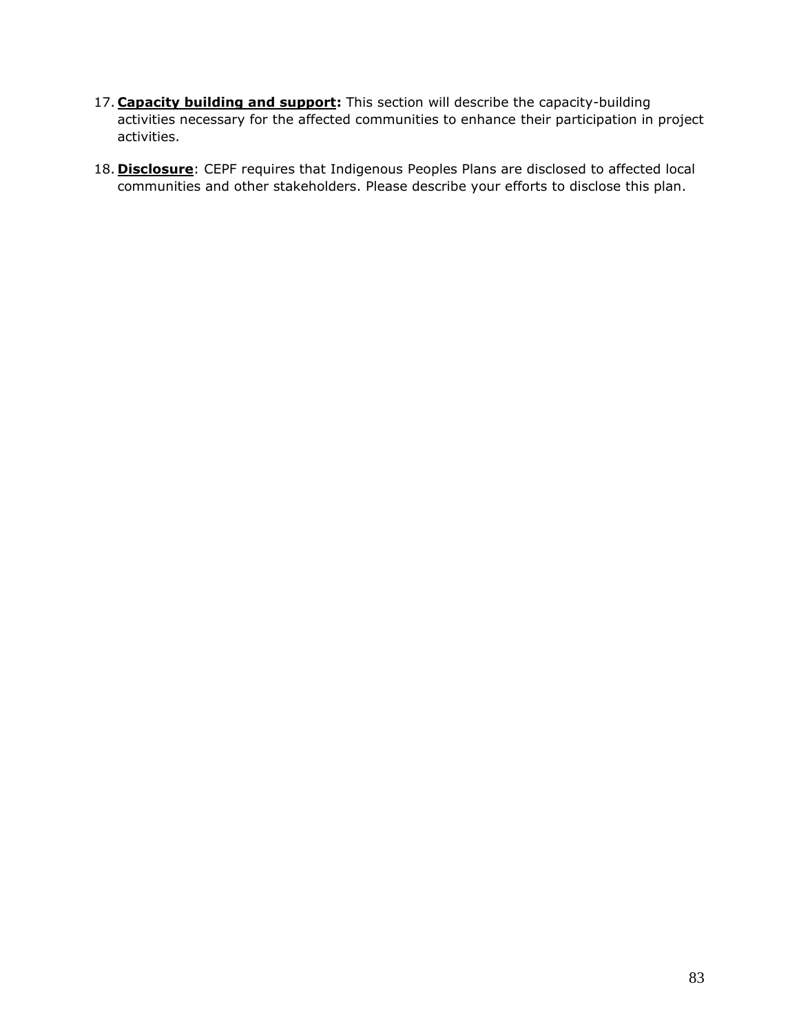17. **Capacity building and support:** This section will describe the capacity-building activities necessary for the affected communities to enhance their participation in project activities.

18. **Disclosure**: CEPF requires that Indigenous Peoples Plans are disclosed to affected local communities and other stakeholders. Please describe your efforts to disclose this plan.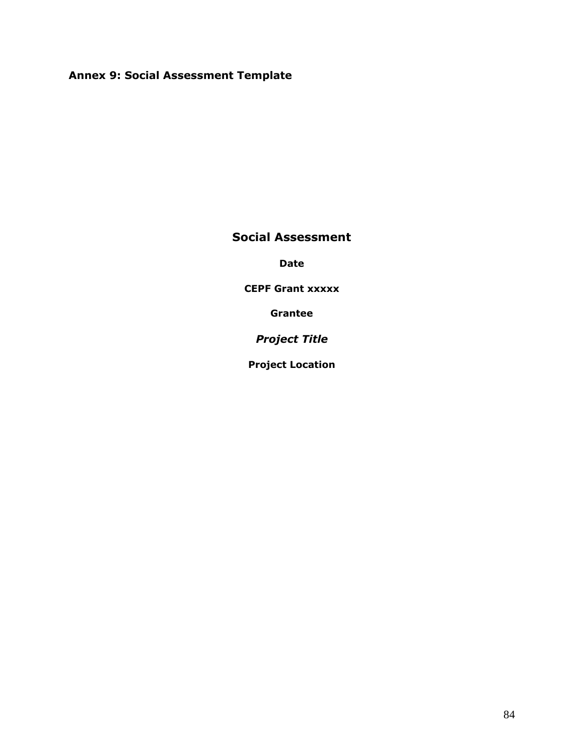## Annex 9: Social Assessment Template

# Social Assessment

**Date**

**CEPF Grant xxxxx**

**Grantee**

***Project Title***

**Project Location**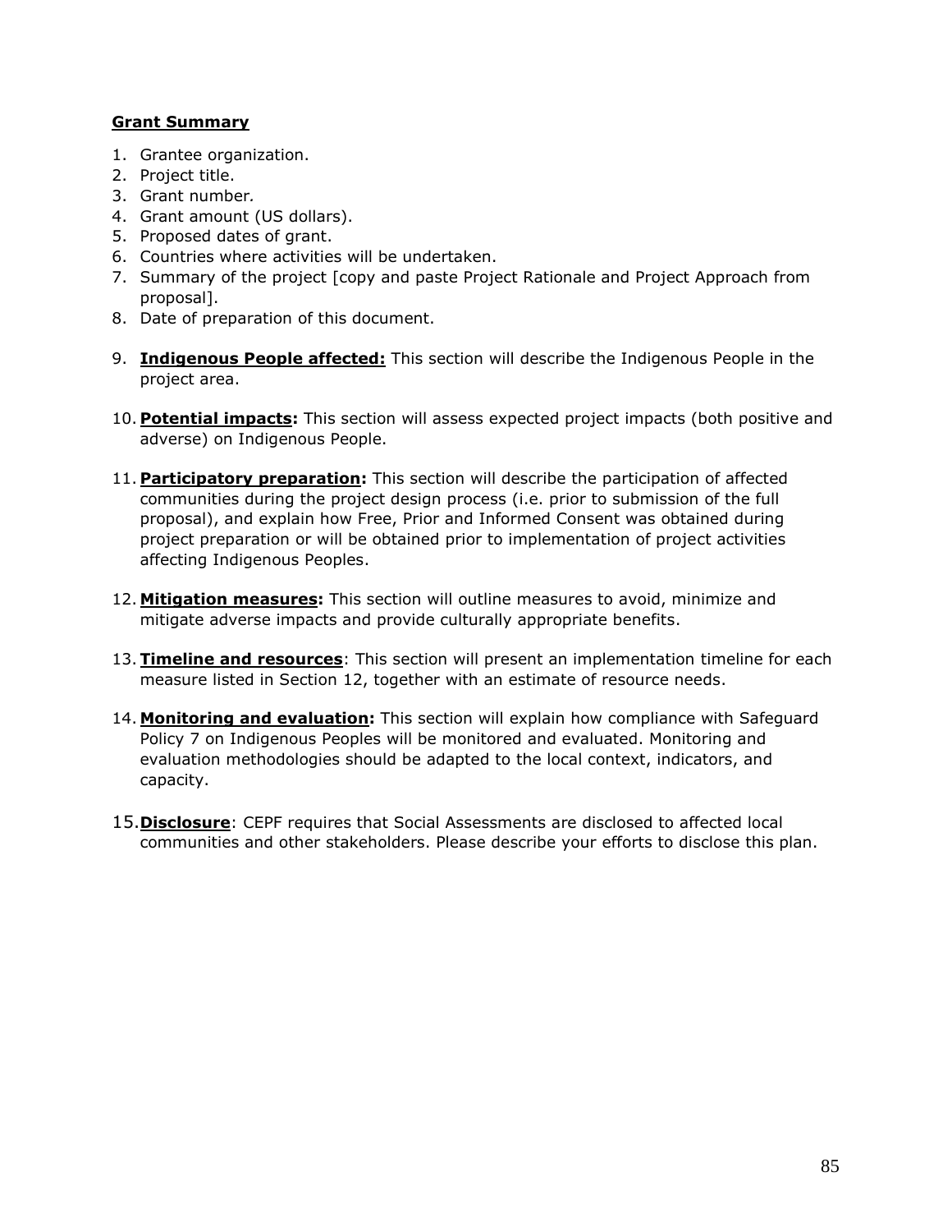**Grant Summary**

1. Grantee organization.
2. Project title.
3. Grant number.
4. Grant amount (US dollars).
5. Proposed dates of grant.
6. Countries where activities will be undertaken.
7. Summary of the project [copy and paste Project Rationale and Project Approach from proposal].
8. Date of preparation of this document.

9. **Indigenous People affected:** This section will describe the Indigenous People in the project area.

10. **Potential impacts:** This section will assess expected project impacts (both positive and adverse) on Indigenous People.

11. **Participatory preparation:** This section will describe the participation of affected communities during the project design process (i.e. prior to submission of the full proposal), and explain how Free, Prior and Informed Consent was obtained during project preparation or will be obtained prior to implementation of project activities affecting Indigenous Peoples.

12. **Mitigation measures:** This section will outline measures to avoid, minimize and mitigate adverse impacts and provide culturally appropriate benefits.

13. **Timeline and resources**: This section will present an implementation timeline for each measure listed in Section 12, together with an estimate of resource needs.

14. **Monitoring and evaluation:** This section will explain how compliance with Safeguard Policy 7 on Indigenous Peoples will be monitored and evaluated. Monitoring and evaluation methodologies should be adapted to the local context, indicators, and capacity.

15. **Disclosure**: CEPF requires that Social Assessments are disclosed to affected local communities and other stakeholders. Please describe your efforts to disclose this plan.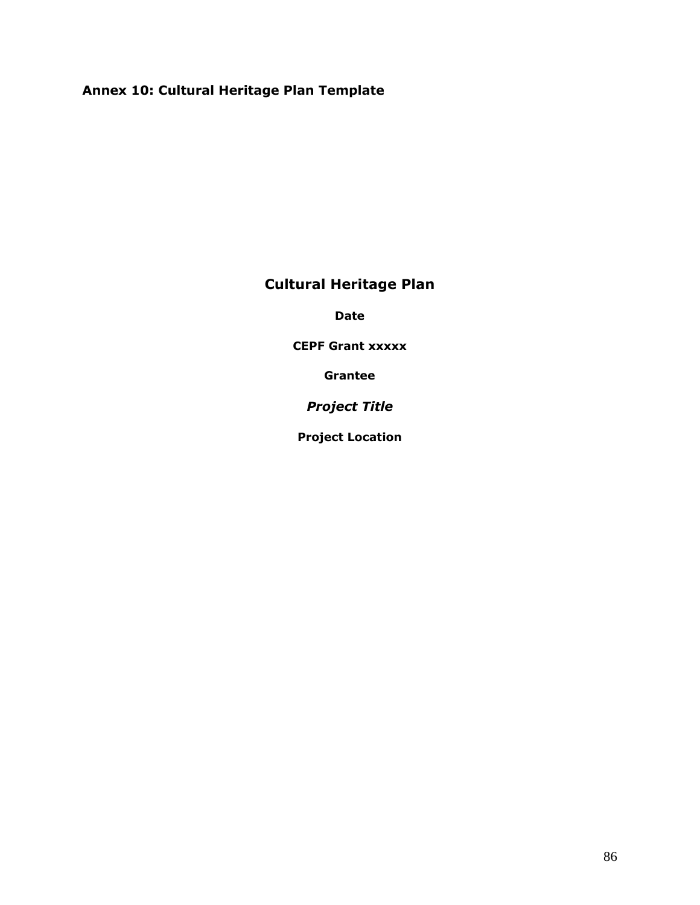## Annex 10: Cultural Heritage Plan Template

# Cultural Heritage Plan

**Date**

**CEPF Grant xxxxx**

**Grantee**

***Project Title***

**Project Location**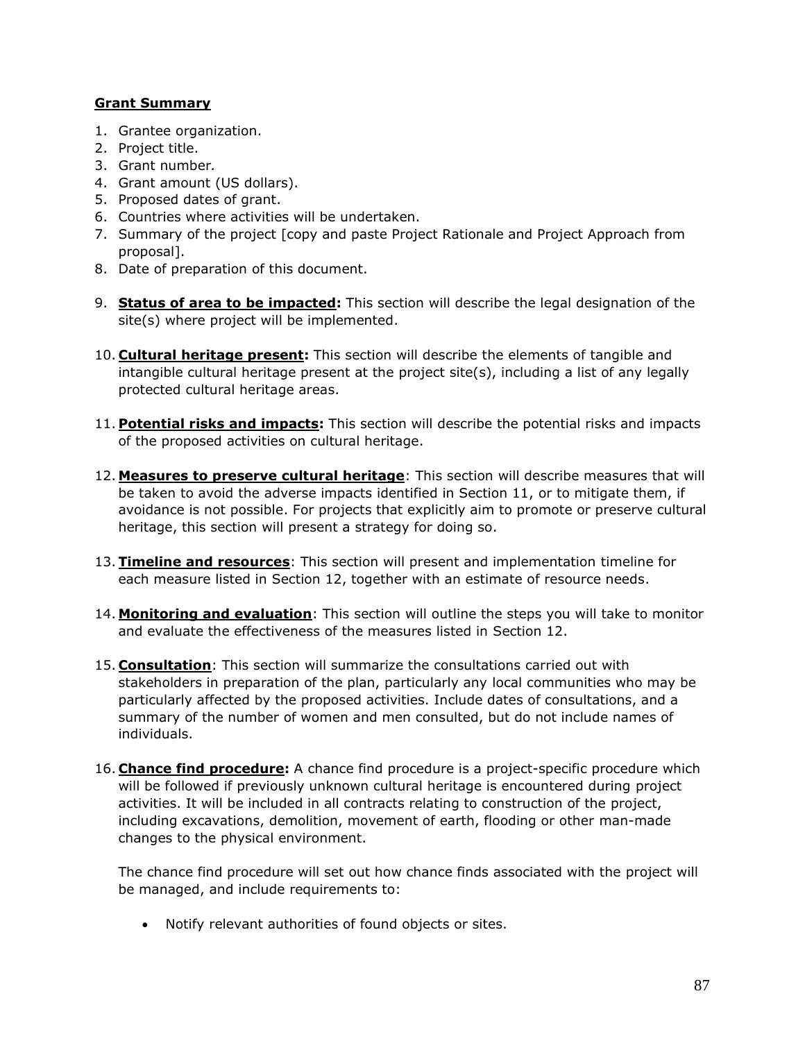**<u>Grant Summary</u>**

1. Grantee organization.
2. Project title.
3. Grant number.
4. Grant amount (US dollars).
5. Proposed dates of grant.
6. Countries where activities will be undertaken.
7. Summary of the project [copy and paste Project Rationale and Project Approach from proposal].
8. Date of preparation of this document.

9. **<u>Status of area to be impacted</u>:** This section will describe the legal designation of the site(s) where project will be implemented.

10. **<u>Cultural heritage present</u>:** This section will describe the elements of tangible and intangible cultural heritage present at the project site(s), including a list of any legally protected cultural heritage areas.

11. **<u>Potential risks and impacts</u>:** This section will describe the potential risks and impacts of the proposed activities on cultural heritage.

12. **<u>Measures to preserve cultural heritage</u>**: This section will describe measures that will be taken to avoid the adverse impacts identified in Section 11, or to mitigate them, if avoidance is not possible. For projects that explicitly aim to promote or preserve cultural heritage, this section will present a strategy for doing so.

13. **<u>Timeline and resources</u>**: This section will present and implementation timeline for each measure listed in Section 12, together with an estimate of resource needs.

14. **<u>Monitoring and evaluation</u>**: This section will outline the steps you will take to monitor and evaluate the effectiveness of the measures listed in Section 12.

15. **<u>Consultation</u>**: This section will summarize the consultations carried out with stakeholders in preparation of the plan, particularly any local communities who may be particularly affected by the proposed activities. Include dates of consultations, and a summary of the number of women and men consulted, but do not include names of individuals.

16. **<u>Chance find procedure</u>:** A chance find procedure is a project-specific procedure which will be followed if previously unknown cultural heritage is encountered during project activities. It will be included in all contracts relating to construction of the project, including excavations, demolition, movement of earth, flooding or other man-made changes to the physical environment.

    The chance find procedure will set out how chance finds associated with the project will be managed, and include requirements to:

    - Notify relevant authorities of found objects or sites.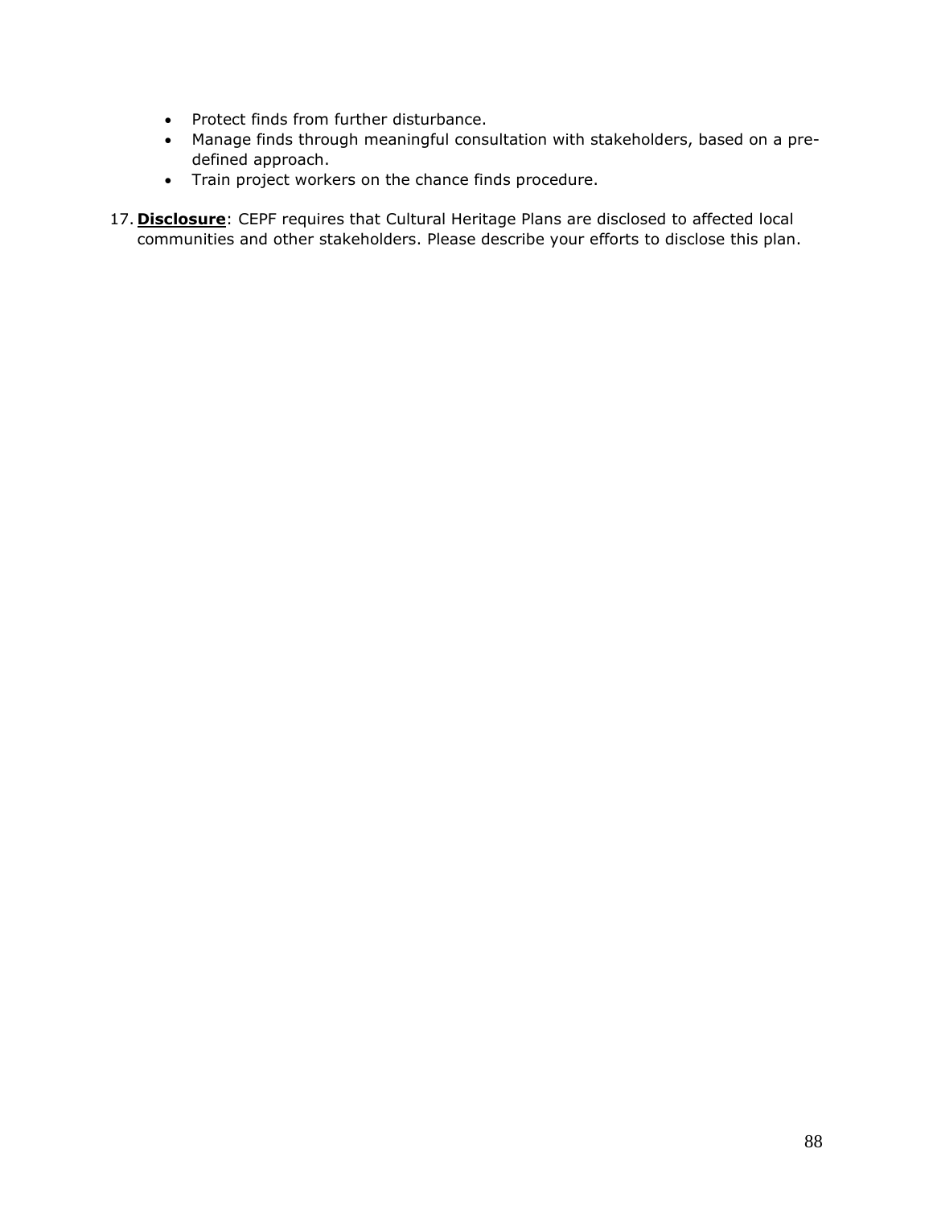- Protect finds from further disturbance.
- Manage finds through meaningful consultation with stakeholders, based on a pre-defined approach.
- Train project workers on the chance finds procedure.

17. **Disclosure**: CEPF requires that Cultural Heritage Plans are disclosed to affected local communities and other stakeholders. Please describe your efforts to disclose this plan.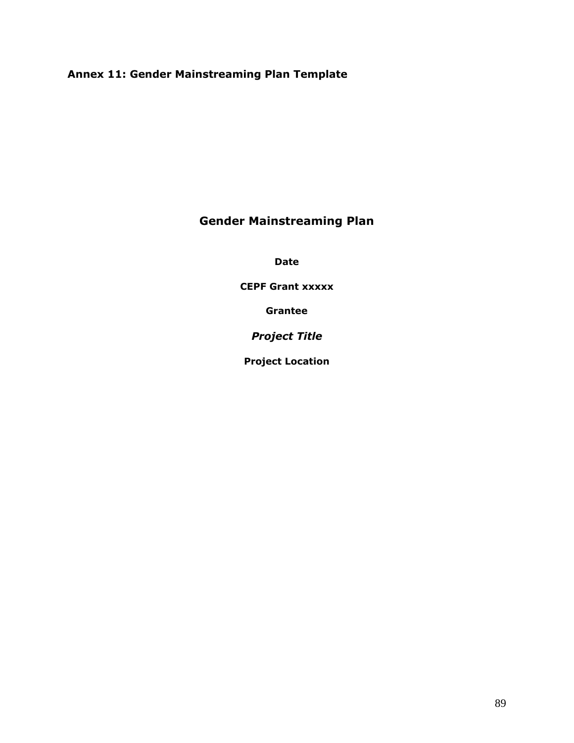## Annex 11: Gender Mainstreaming Plan Template

# Gender Mainstreaming Plan

**Date**

**CEPF Grant xxxxx**

**Grantee**

***Project Title***

**Project Location**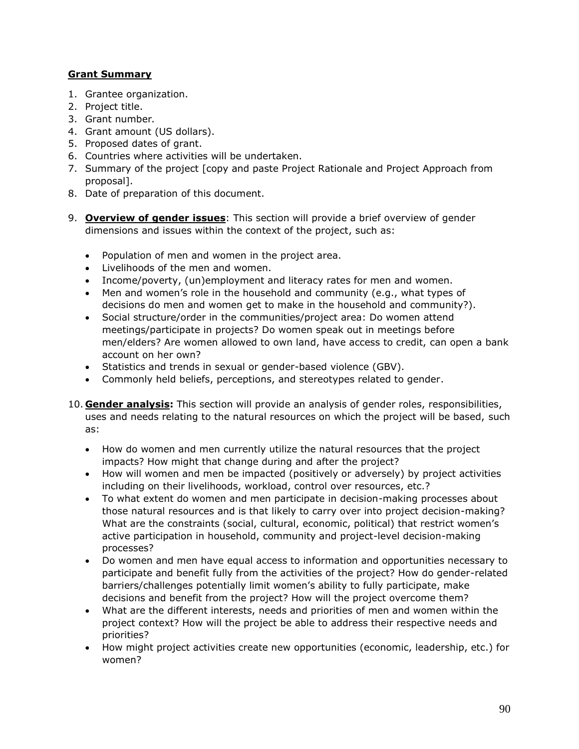**Grant Summary**

1. Grantee organization.
2. Project title.
3. Grant number.
4. Grant amount (US dollars).
5. Proposed dates of grant.
6. Countries where activities will be undertaken.
7. Summary of the project [copy and paste Project Rationale and Project Approach from proposal].
8. Date of preparation of this document.

9. **Overview of gender issues**: This section will provide a brief overview of gender dimensions and issues within the context of the project, such as:

   - Population of men and women in the project area.
   - Livelihoods of the men and women.
   - Income/poverty, (un)employment and literacy rates for men and women.
   - Men and women's role in the household and community (e.g., what types of decisions do men and women get to make in the household and community?).
   - Social structure/order in the communities/project area: Do women attend meetings/participate in projects? Do women speak out in meetings before men/elders? Are women allowed to own land, have access to credit, can open a bank account on her own?
   - Statistics and trends in sexual or gender-based violence (GBV).
   - Commonly held beliefs, perceptions, and stereotypes related to gender.

10. **Gender analysis:** This section will provide an analysis of gender roles, responsibilities, uses and needs relating to the natural resources on which the project will be based, such as:

    - How do women and men currently utilize the natural resources that the project impacts? How might that change during and after the project?
    - How will women and men be impacted (positively or adversely) by project activities including on their livelihoods, workload, control over resources, etc.?
    - To what extent do women and men participate in decision-making processes about those natural resources and is that likely to carry over into project decision-making? What are the constraints (social, cultural, economic, political) that restrict women's active participation in household, community and project-level decision-making processes?
    - Do women and men have equal access to information and opportunities necessary to participate and benefit fully from the activities of the project? How do gender-related barriers/challenges potentially limit women's ability to fully participate, make decisions and benefit from the project? How will the project overcome them?
    - What are the different interests, needs and priorities of men and women within the project context? How will the project be able to address their respective needs and priorities?
    - How might project activities create new opportunities (economic, leadership, etc.) for women?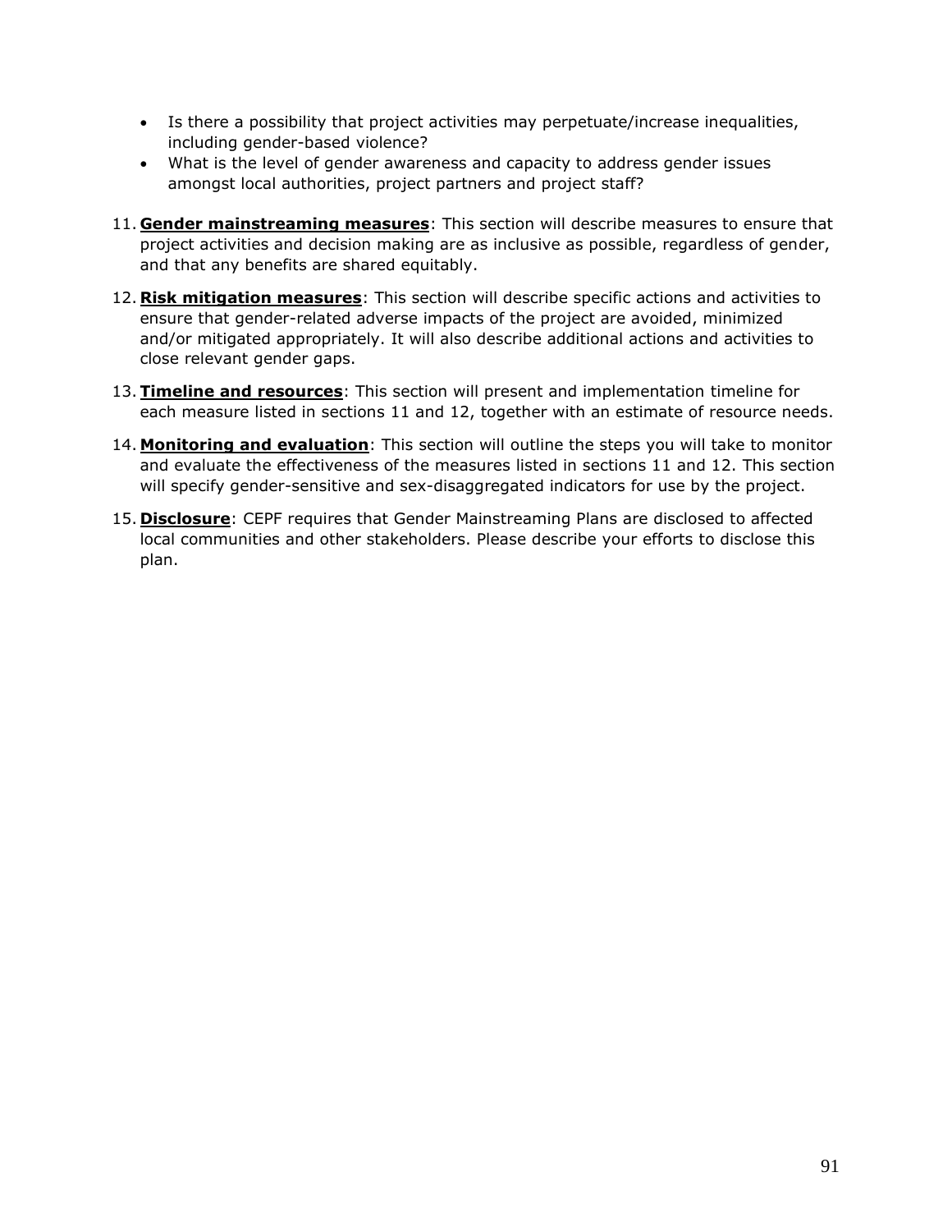- Is there a possibility that project activities may perpetuate/increase inequalities, including gender-based violence?
- What is the level of gender awareness and capacity to address gender issues amongst local authorities, project partners and project staff?

11. **Gender mainstreaming measures**: This section will describe measures to ensure that project activities and decision making are as inclusive as possible, regardless of gender, and that any benefits are shared equitably.

12. **Risk mitigation measures**: This section will describe specific actions and activities to ensure that gender-related adverse impacts of the project are avoided, minimized and/or mitigated appropriately. It will also describe additional actions and activities to close relevant gender gaps.

13. **Timeline and resources**: This section will present and implementation timeline for each measure listed in sections 11 and 12, together with an estimate of resource needs.

14. **Monitoring and evaluation**: This section will outline the steps you will take to monitor and evaluate the effectiveness of the measures listed in sections 11 and 12. This section will specify gender-sensitive and sex-disaggregated indicators for use by the project.

15. **Disclosure**: CEPF requires that Gender Mainstreaming Plans are disclosed to affected local communities and other stakeholders. Please describe your efforts to disclose this plan.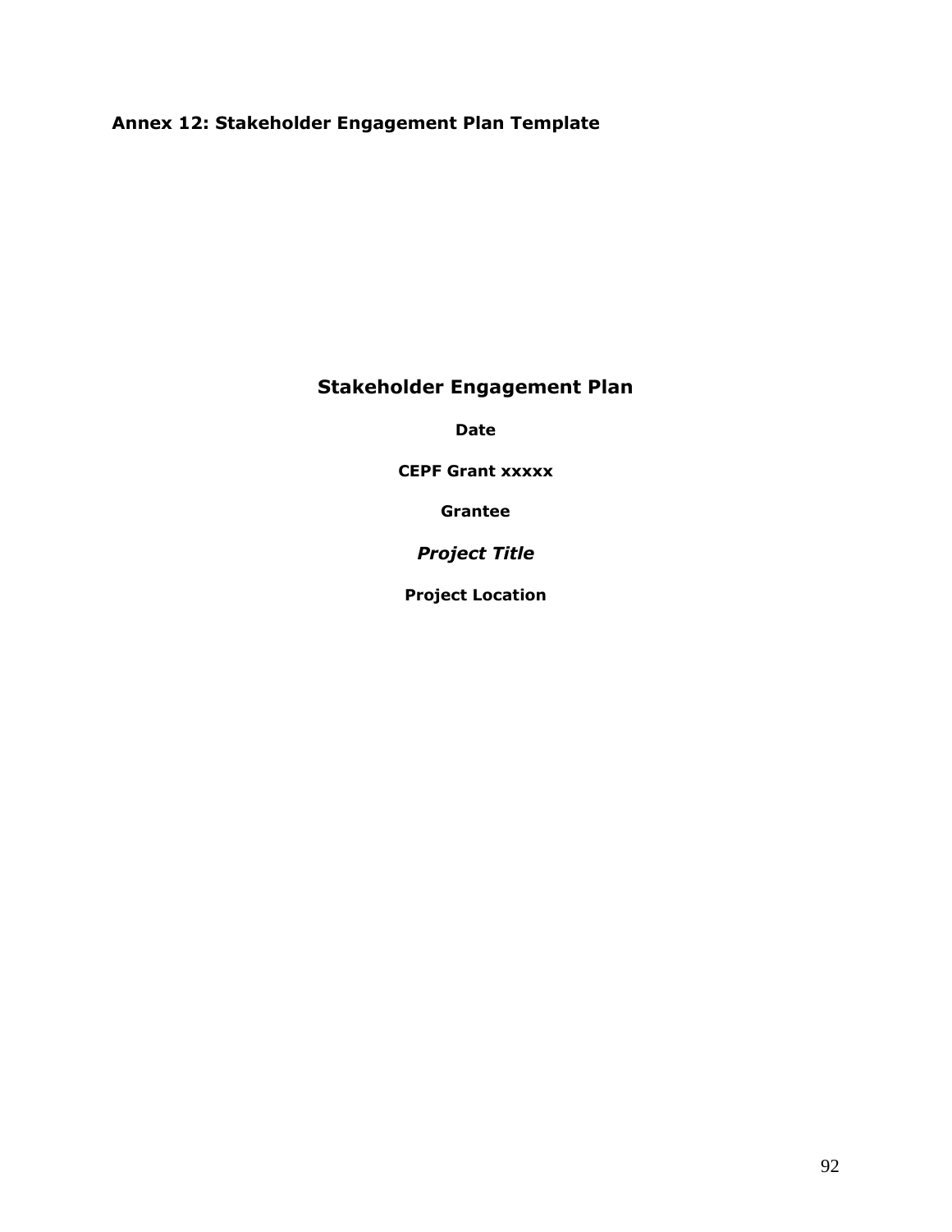## Annex 12: Stakeholder Engagement Plan Template

# Stakeholder Engagement Plan

**Date**

**CEPF Grant xxxxx**

**Grantee**

***Project Title***

**Project Location**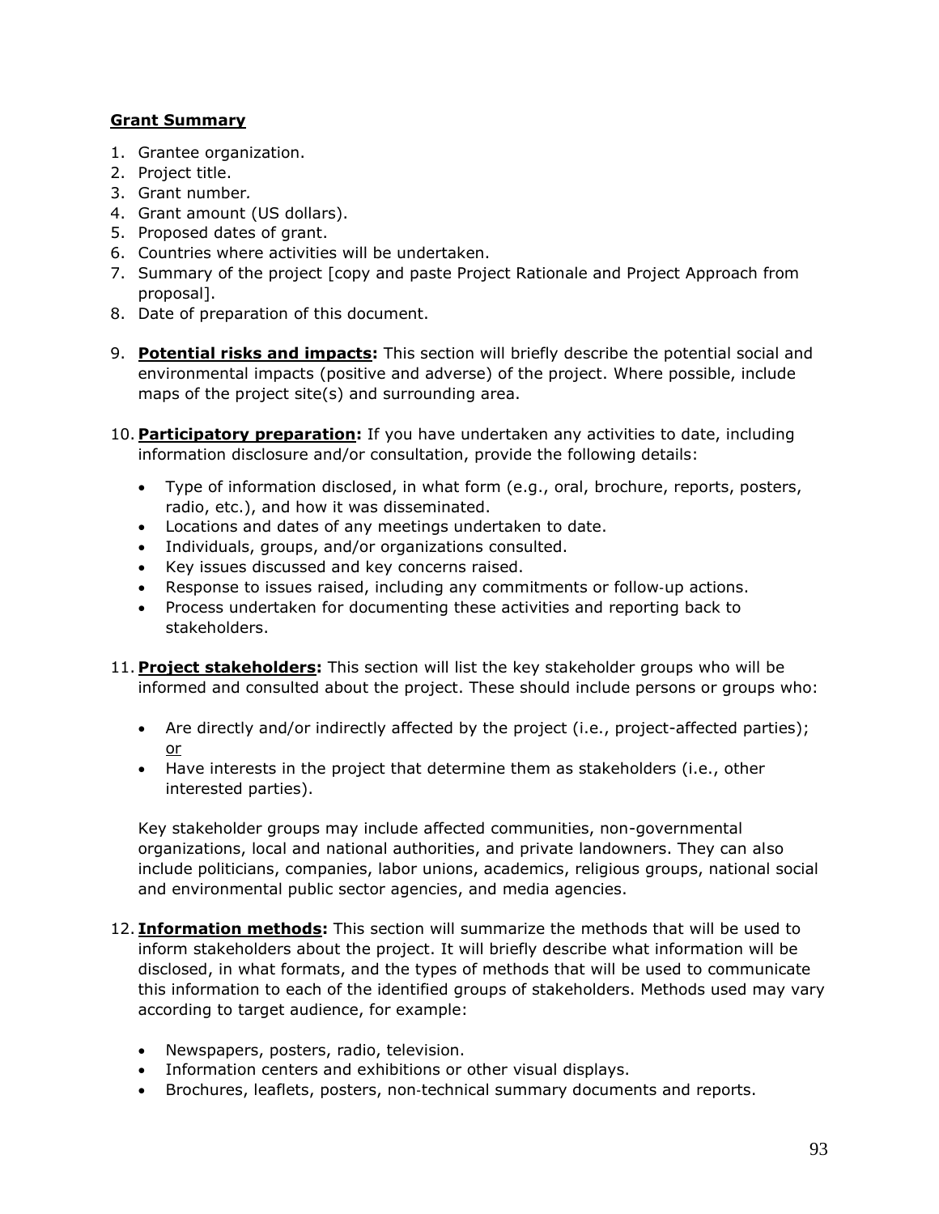**<u>Grant Summary</u>**

1. Grantee organization.
2. Project title.
3. Grant number.
4. Grant amount (US dollars).
5. Proposed dates of grant.
6. Countries where activities will be undertaken.
7. Summary of the project [copy and paste Project Rationale and Project Approach from proposal].
8. Date of preparation of this document.
9. **<u>Potential risks and impacts</u>:** This section will briefly describe the potential social and environmental impacts (positive and adverse) of the project. Where possible, include maps of the project site(s) and surrounding area.
10. **<u>Participatory preparation</u>:** If you have undertaken any activities to date, including information disclosure and/or consultation, provide the following details:
    - Type of information disclosed, in what form (e.g., oral, brochure, reports, posters, radio, etc.), and how it was disseminated.
    - Locations and dates of any meetings undertaken to date.
    - Individuals, groups, and/or organizations consulted.
    - Key issues discussed and key concerns raised.
    - Response to issues raised, including any commitments or follow-up actions.
    - Process undertaken for documenting these activities and reporting back to stakeholders.
11. **<u>Project stakeholders</u>:** This section will list the key stakeholder groups who will be informed and consulted about the project. These should include persons or groups who:
    - Are directly and/or indirectly affected by the project (i.e., project-affected parties); <u>or</u>
    - Have interests in the project that determine them as stakeholders (i.e., other interested parties).

    Key stakeholder groups may include affected communities, non-governmental organizations, local and national authorities, and private landowners. They can also include politicians, companies, labor unions, academics, religious groups, national social and environmental public sector agencies, and media agencies.
12. **<u>Information methods</u>:** This section will summarize the methods that will be used to inform stakeholders about the project. It will briefly describe what information will be disclosed, in what formats, and the types of methods that will be used to communicate this information to each of the identified groups of stakeholders. Methods used may vary according to target audience, for example:
    - Newspapers, posters, radio, television.
    - Information centers and exhibitions or other visual displays.
    - Brochures, leaflets, posters, non-technical summary documents and reports.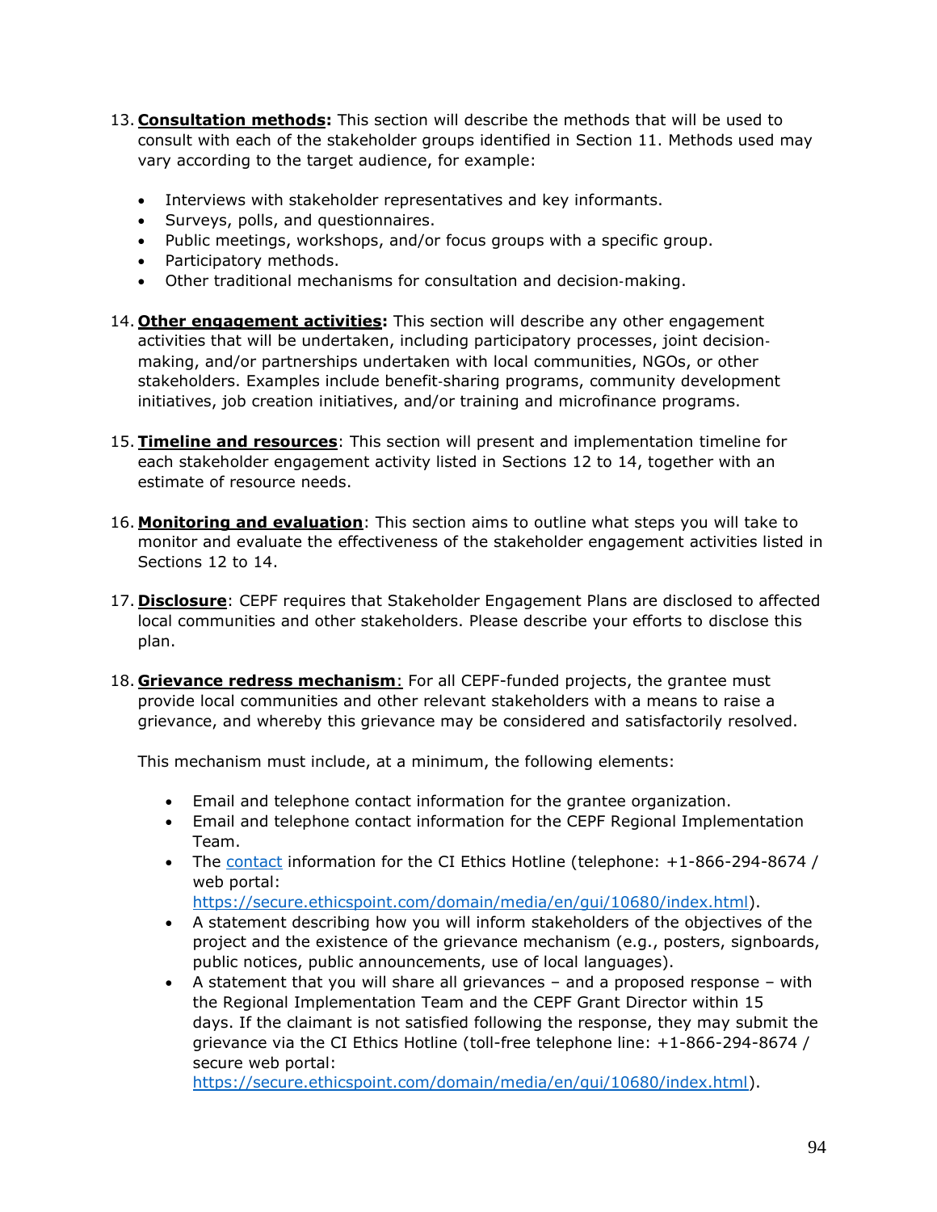13. **Consultation methods:** This section will describe the methods that will be used to consult with each of the stakeholder groups identified in Section 11. Methods used may vary according to the target audience, for example:

    - Interviews with stakeholder representatives and key informants.
    - Surveys, polls, and questionnaires.
    - Public meetings, workshops, and/or focus groups with a specific group.
    - Participatory methods.
    - Other traditional mechanisms for consultation and decision-making.

14. **Other engagement activities:** This section will describe any other engagement activities that will be undertaken, including participatory processes, joint decision-making, and/or partnerships undertaken with local communities, NGOs, or other stakeholders. Examples include benefit-sharing programs, community development initiatives, job creation initiatives, and/or training and microfinance programs.

15. **Timeline and resources**: This section will present and implementation timeline for each stakeholder engagement activity listed in Sections 12 to 14, together with an estimate of resource needs.

16. **Monitoring and evaluation**: This section aims to outline what steps you will take to monitor and evaluate the effectiveness of the stakeholder engagement activities listed in Sections 12 to 14.

17. **Disclosure**: CEPF requires that Stakeholder Engagement Plans are disclosed to affected local communities and other stakeholders. Please describe your efforts to disclose this plan.

18. **Grievance redress mechanism**: For all CEPF-funded projects, the grantee must provide local communities and other relevant stakeholders with a means to raise a grievance, and whereby this grievance may be considered and satisfactorily resolved.

    This mechanism must include, at a minimum, the following elements:

    - Email and telephone contact information for the grantee organization.
    - Email and telephone contact information for the CEPF Regional Implementation Team.
    - The contact information for the CI Ethics Hotline (telephone: +1-866-294-8674 / web portal: https://secure.ethicspoint.com/domain/media/en/gui/10680/index.html).
    - A statement describing how you will inform stakeholders of the objectives of the project and the existence of the grievance mechanism (e.g., posters, signboards, public notices, public announcements, use of local languages).
    - A statement that you will share all grievances – and a proposed response – with the Regional Implementation Team and the CEPF Grant Director within 15 days. If the claimant is not satisfied following the response, they may submit the grievance via the CI Ethics Hotline (toll-free telephone line: +1-866-294-8674 / secure web portal: https://secure.ethicspoint.com/domain/media/en/gui/10680/index.html).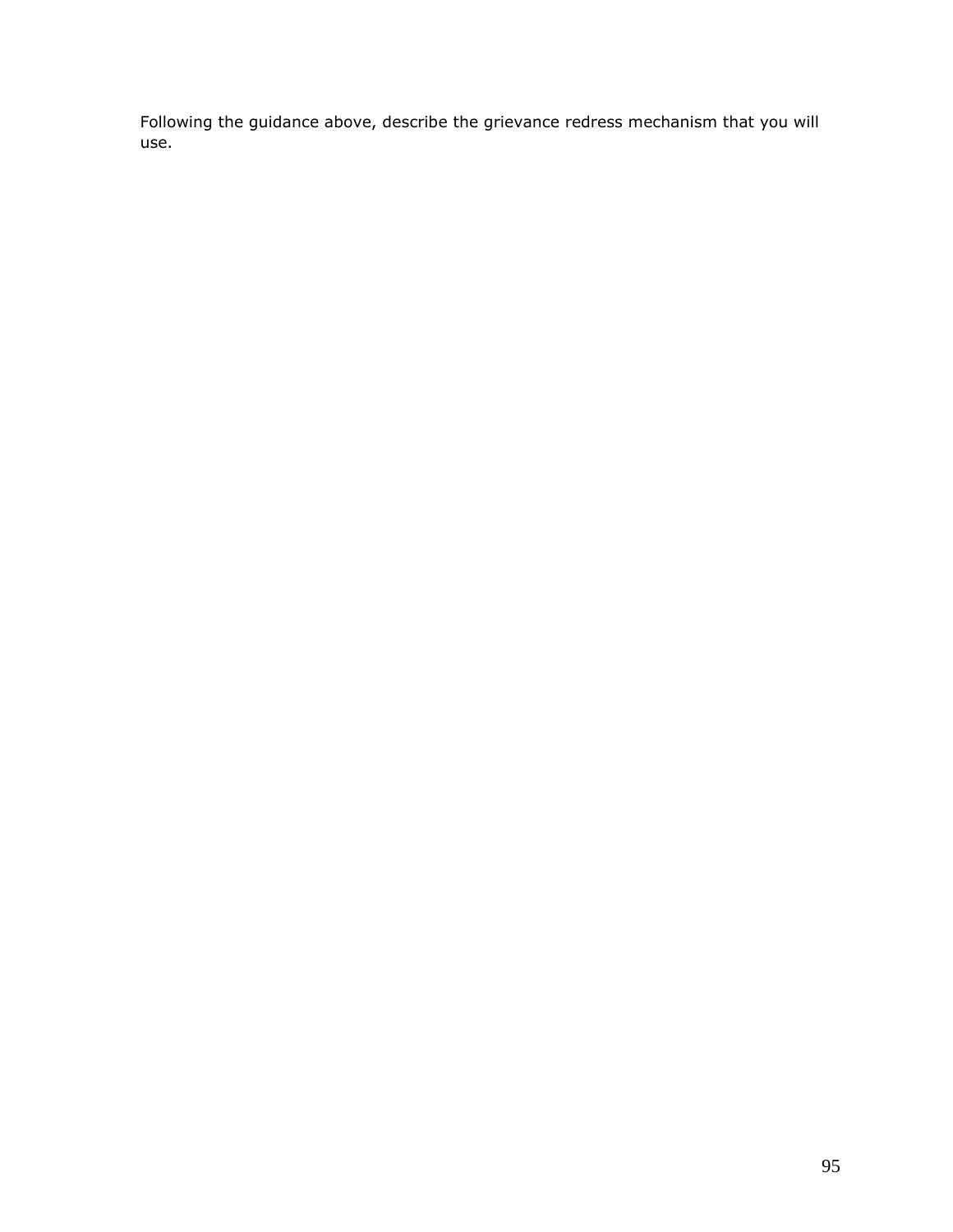Following the guidance above, describe the grievance redress mechanism that you will use.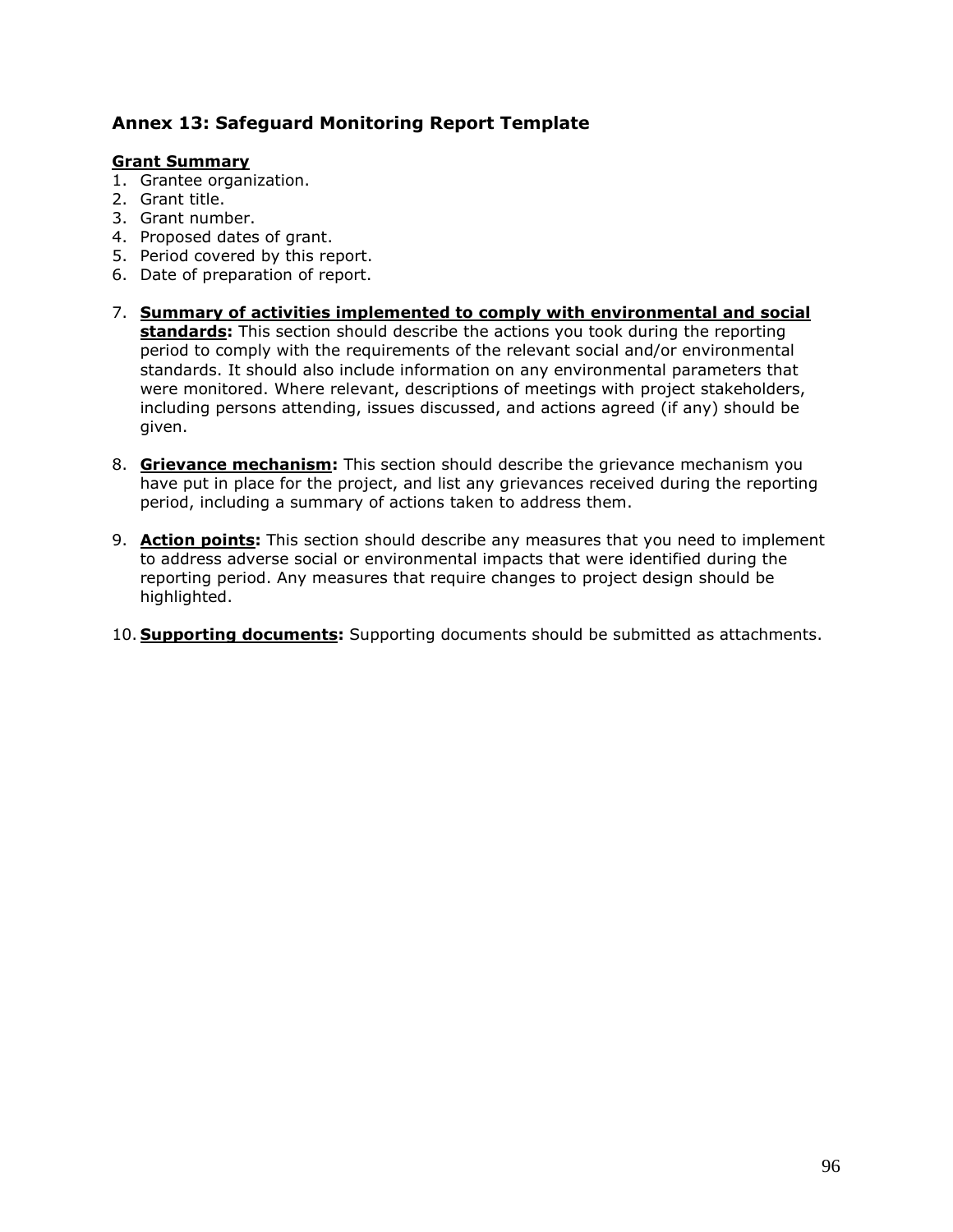## Annex 13: Safeguard Monitoring Report Template

**Grant Summary**

1. Grantee organization.
2. Grant title.
3. Grant number.
4. Proposed dates of grant.
5. Period covered by this report.
6. Date of preparation of report.

7. **Summary of activities implemented to comply with environmental and social standards:** This section should describe the actions you took during the reporting period to comply with the requirements of the relevant social and/or environmental standards. It should also include information on any environmental parameters that were monitored. Where relevant, descriptions of meetings with project stakeholders, including persons attending, issues discussed, and actions agreed (if any) should be given.

8. **Grievance mechanism:** This section should describe the grievance mechanism you have put in place for the project, and list any grievances received during the reporting period, including a summary of actions taken to address them.

9. **Action points:** This section should describe any measures that you need to implement to address adverse social or environmental impacts that were identified during the reporting period. Any measures that require changes to project design should be highlighted.

10. **Supporting documents:** Supporting documents should be submitted as attachments.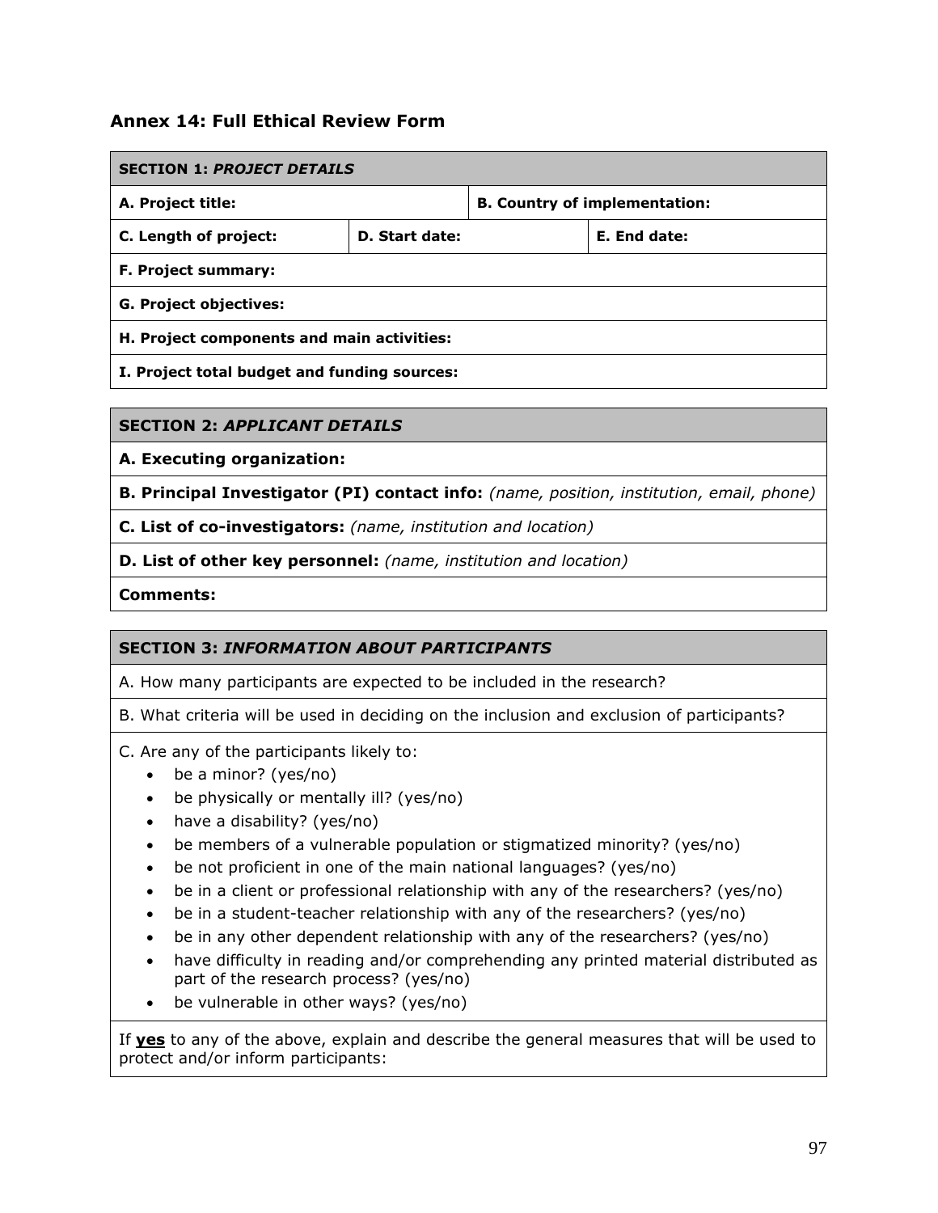## Annex 14: Full Ethical Review Form

| **SECTION 1:** ***PROJECT DETAILS*** | | |
|---|---|---|
| **A. Project title:** | | **B. Country of implementation:** |
| **C. Length of project:** | **D. Start date:** | **E. End date:** |
| **F. Project summary:** | | |
| **G. Project objectives:** | | |
| **H. Project components and main activities:** | | |
| **I. Project total budget and funding sources:** | | |

| **SECTION 2:** ***APPLICANT DETAILS*** |
|---|
| **A. Executing organization:** |
| **B. Principal Investigator (PI) contact info:** *(name, position, institution, email, phone)* |
| **C. List of co-investigators:** *(name, institution and location)* |
| **D. List of other key personnel:** *(name, institution and location)* |
| **Comments:** |

**SECTION 3:** ***INFORMATION ABOUT PARTICIPANTS***

A. How many participants are expected to be included in the research?

B. What criteria will be used in deciding on the inclusion and exclusion of participants?

C. Are any of the participants likely to:

- be a minor? (yes/no)
- be physically or mentally ill? (yes/no)
- have a disability? (yes/no)
- be members of a vulnerable population or stigmatized minority? (yes/no)
- be not proficient in one of the main national languages? (yes/no)
- be in a client or professional relationship with any of the researchers? (yes/no)
- be in a student-teacher relationship with any of the researchers? (yes/no)
- be in any other dependent relationship with any of the researchers? (yes/no)
- have difficulty in reading and/or comprehending any printed material distributed as part of the research process? (yes/no)
- be vulnerable in other ways? (yes/no)

If **yes** to any of the above, explain and describe the general measures that will be used to protect and/or inform participants: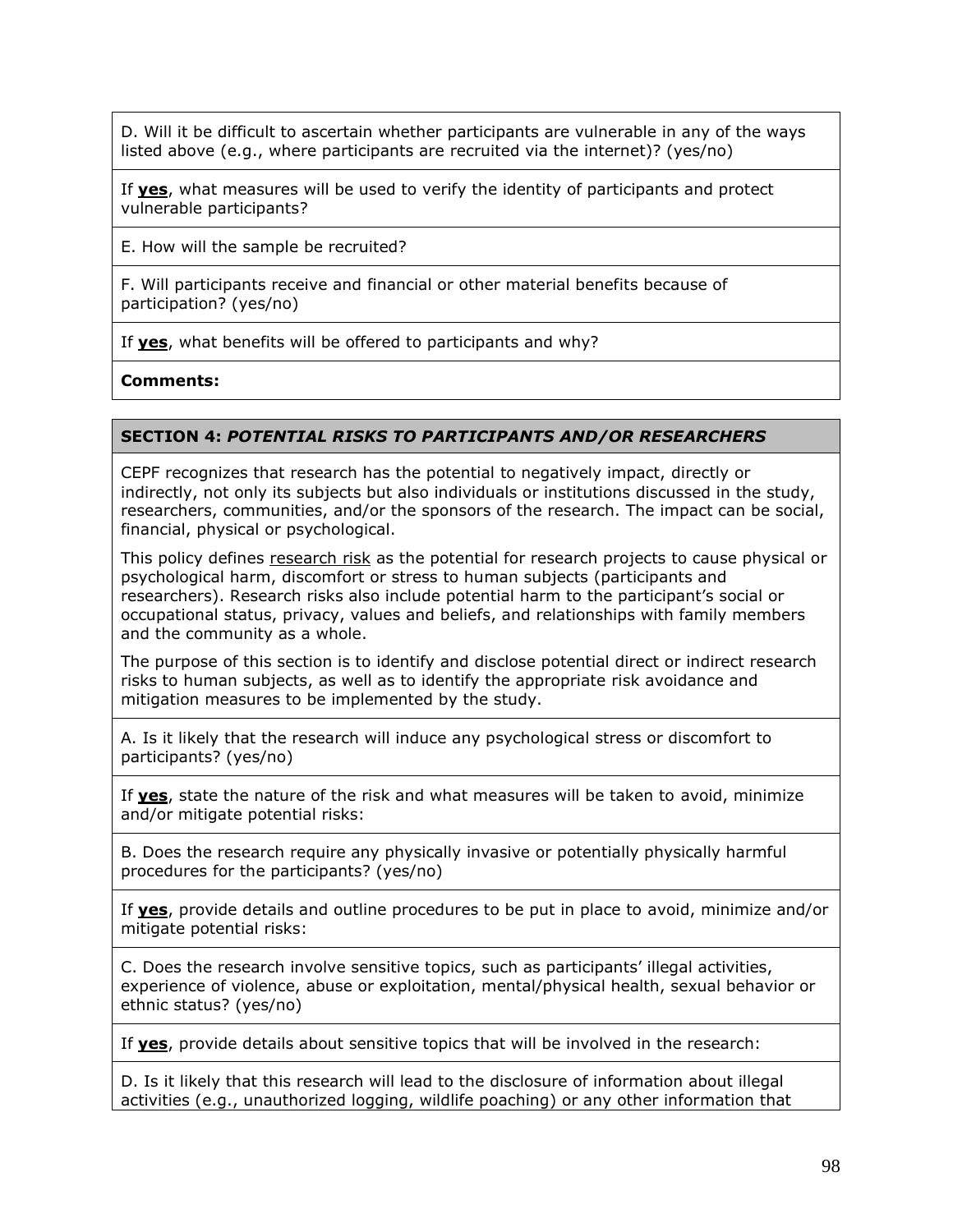D. Will it be difficult to ascertain whether participants are vulnerable in any of the ways listed above (e.g., where participants are recruited via the internet)? (yes/no)

If **yes**, what measures will be used to verify the identity of participants and protect vulnerable participants?

E. How will the sample be recruited?

F. Will participants receive and financial or other material benefits because of participation? (yes/no)

If **yes**, what benefits will be offered to participants and why?

**Comments:**

## SECTION 4: *POTENTIAL RISKS TO PARTICIPANTS AND/OR RESEARCHERS*

CEPF recognizes that research has the potential to negatively impact, directly or indirectly, not only its subjects but also individuals or institutions discussed in the study, researchers, communities, and/or the sponsors of the research. The impact can be social, financial, physical or psychological.

This policy defines research risk as the potential for research projects to cause physical or psychological harm, discomfort or stress to human subjects (participants and researchers). Research risks also include potential harm to the participant's social or occupational status, privacy, values and beliefs, and relationships with family members and the community as a whole.

The purpose of this section is to identify and disclose potential direct or indirect research risks to human subjects, as well as to identify the appropriate risk avoidance and mitigation measures to be implemented by the study.

A. Is it likely that the research will induce any psychological stress or discomfort to participants? (yes/no)

If **yes**, state the nature of the risk and what measures will be taken to avoid, minimize and/or mitigate potential risks:

B. Does the research require any physically invasive or potentially physically harmful procedures for the participants? (yes/no)

If **yes**, provide details and outline procedures to be put in place to avoid, minimize and/or mitigate potential risks:

C. Does the research involve sensitive topics, such as participants' illegal activities, experience of violence, abuse or exploitation, mental/physical health, sexual behavior or ethnic status? (yes/no)

If **yes**, provide details about sensitive topics that will be involved in the research:

D. Is it likely that this research will lead to the disclosure of information about illegal activities (e.g., unauthorized logging, wildlife poaching) or any other information that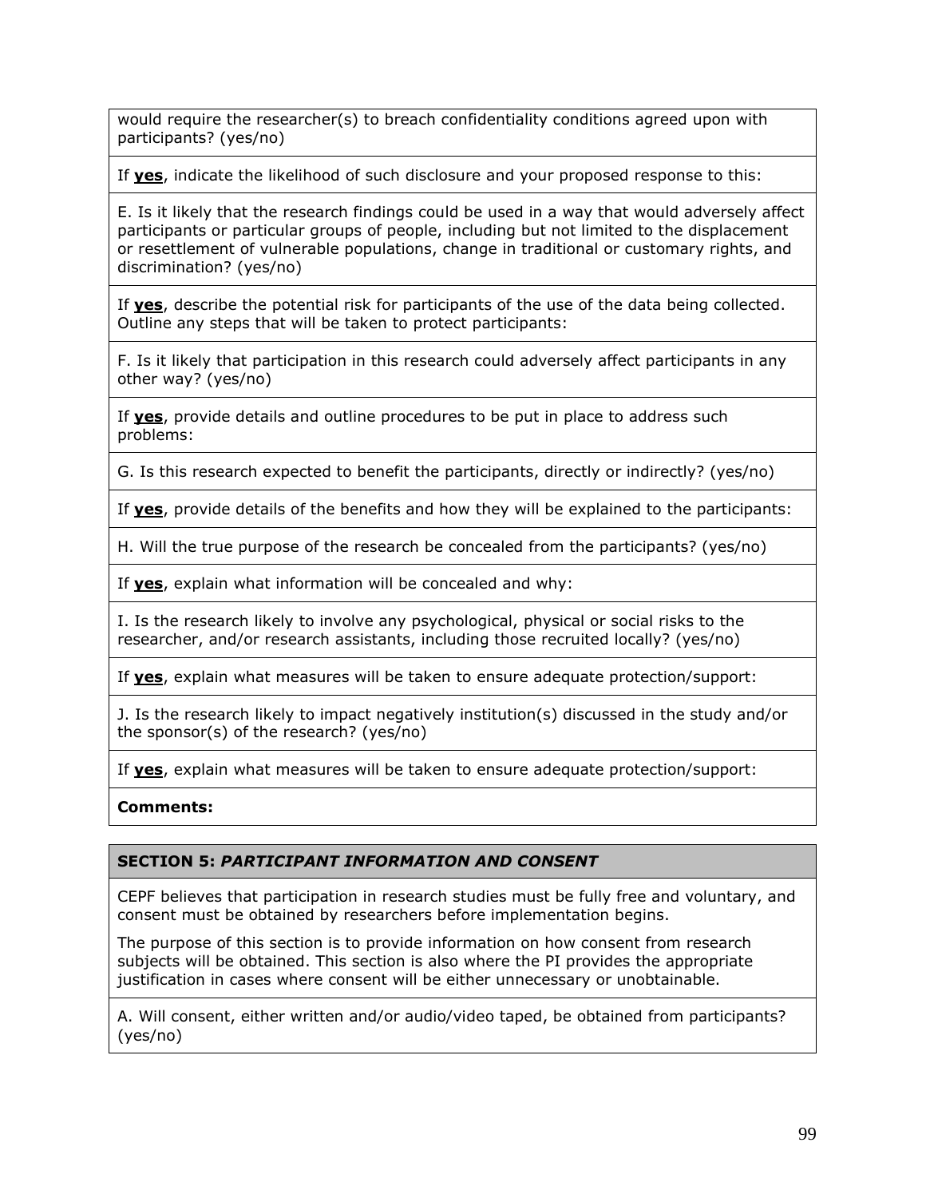would require the researcher(s) to breach confidentiality conditions agreed upon with participants? (yes/no)

If **yes**, indicate the likelihood of such disclosure and your proposed response to this:

E. Is it likely that the research findings could be used in a way that would adversely affect participants or particular groups of people, including but not limited to the displacement or resettlement of vulnerable populations, change in traditional or customary rights, and discrimination? (yes/no)

If **yes**, describe the potential risk for participants of the use of the data being collected. Outline any steps that will be taken to protect participants:

F. Is it likely that participation in this research could adversely affect participants in any other way? (yes/no)

If **yes**, provide details and outline procedures to be put in place to address such problems:

G. Is this research expected to benefit the participants, directly or indirectly? (yes/no)

If **yes**, provide details of the benefits and how they will be explained to the participants:

H. Will the true purpose of the research be concealed from the participants? (yes/no)

If **yes**, explain what information will be concealed and why:

I. Is the research likely to involve any psychological, physical or social risks to the researcher, and/or research assistants, including those recruited locally? (yes/no)

If **yes**, explain what measures will be taken to ensure adequate protection/support:

J. Is the research likely to impact negatively institution(s) discussed in the study and/or the sponsor(s) of the research? (yes/no)

If **yes**, explain what measures will be taken to ensure adequate protection/support:

**Comments:**

## SECTION 5: *PARTICIPANT INFORMATION AND CONSENT*

CEPF believes that participation in research studies must be fully free and voluntary, and consent must be obtained by researchers before implementation begins.

The purpose of this section is to provide information on how consent from research subjects will be obtained. This section is also where the PI provides the appropriate justification in cases where consent will be either unnecessary or unobtainable.

A. Will consent, either written and/or audio/video taped, be obtained from participants? (yes/no)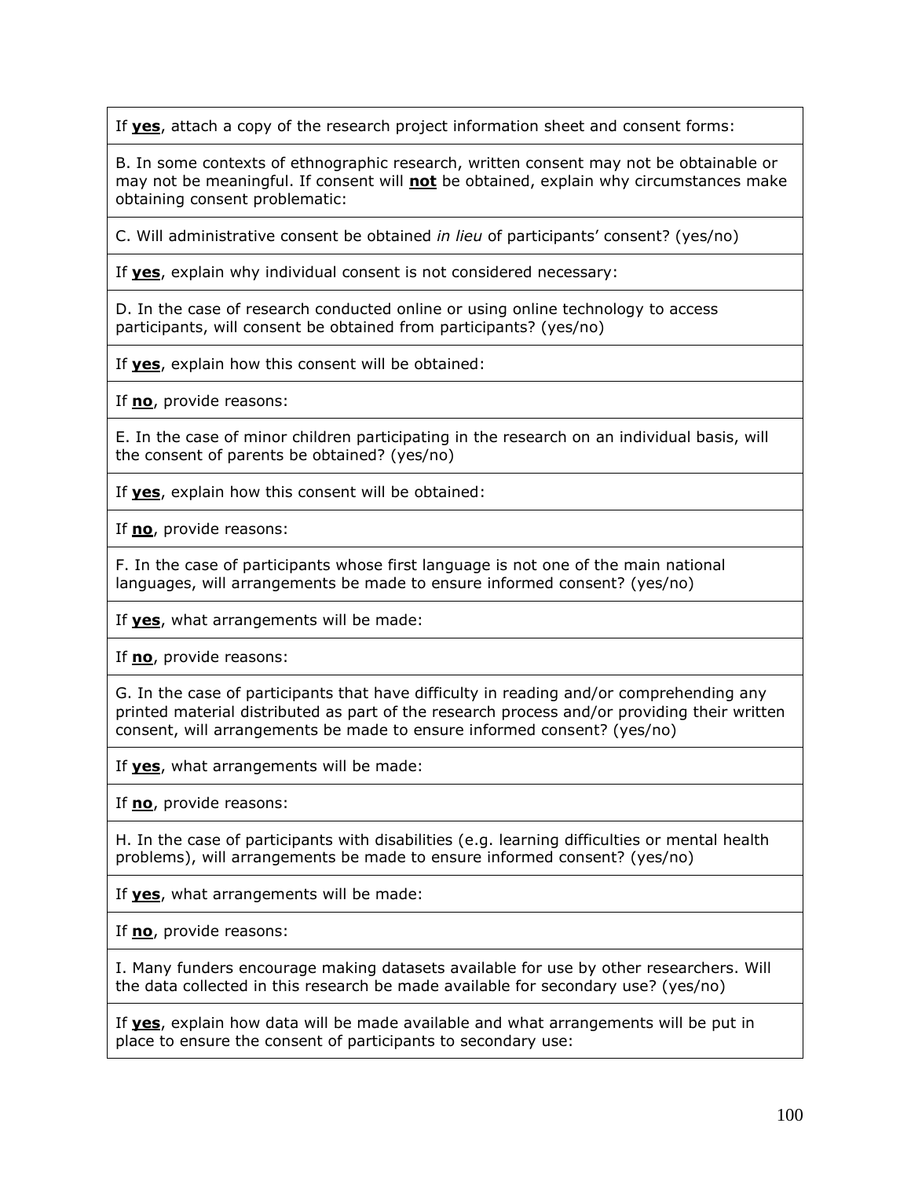| |
|---|
| If **yes**, attach a copy of the research project information sheet and consent forms: |
| B. In some contexts of ethnographic research, written consent may not be obtainable or may not be meaningful. If consent will **not** be obtained, explain why circumstances make obtaining consent problematic: |
| C. Will administrative consent be obtained *in lieu* of participants' consent? (yes/no) |
| If **yes**, explain why individual consent is not considered necessary: |
| D. In the case of research conducted online or using online technology to access participants, will consent be obtained from participants? (yes/no) |
| If **yes**, explain how this consent will be obtained: |
| If **no**, provide reasons: |
| E. In the case of minor children participating in the research on an individual basis, will the consent of parents be obtained? (yes/no) |
| If **yes**, explain how this consent will be obtained: |
| If **no**, provide reasons: |
| F. In the case of participants whose first language is not one of the main national languages, will arrangements be made to ensure informed consent? (yes/no) |
| If **yes**, what arrangements will be made: |
| If **no**, provide reasons: |
| G. In the case of participants that have difficulty in reading and/or comprehending any printed material distributed as part of the research process and/or providing their written consent, will arrangements be made to ensure informed consent? (yes/no) |
| If **yes**, what arrangements will be made: |
| If **no**, provide reasons: |
| H. In the case of participants with disabilities (e.g. learning difficulties or mental health problems), will arrangements be made to ensure informed consent? (yes/no) |
| If **yes**, what arrangements will be made: |
| If **no**, provide reasons: |
| I. Many funders encourage making datasets available for use by other researchers. Will the data collected in this research be made available for secondary use? (yes/no) |
| If **yes**, explain how data will be made available and what arrangements will be put in place to ensure the consent of participants to secondary use: |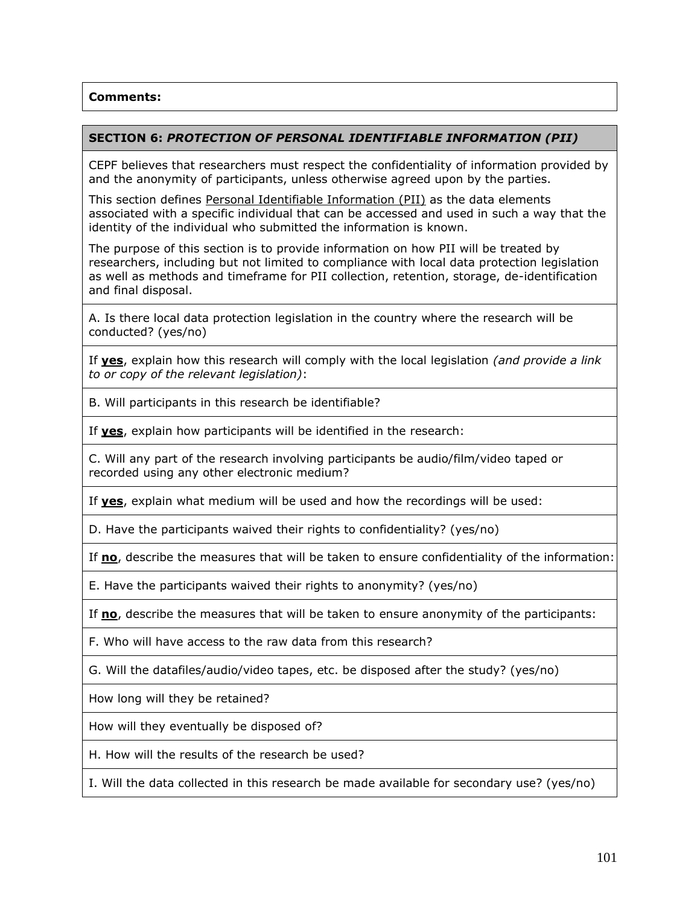**Comments:**

## SECTION 6: *PROTECTION OF PERSONAL IDENTIFIABLE INFORMATION (PII)*

CEPF believes that researchers must respect the confidentiality of information provided by and the anonymity of participants, unless otherwise agreed upon by the parties.

This section defines Personal Identifiable Information (PII) as the data elements associated with a specific individual that can be accessed and used in such a way that the identity of the individual who submitted the information is known.

The purpose of this section is to provide information on how PII will be treated by researchers, including but not limited to compliance with local data protection legislation as well as methods and timeframe for PII collection, retention, storage, de-identification and final disposal.

A. Is there local data protection legislation in the country where the research will be conducted? (yes/no)

If **yes**, explain how this research will comply with the local legislation *(and provide a link to or copy of the relevant legislation)*:

B. Will participants in this research be identifiable?

If **yes**, explain how participants will be identified in the research:

C. Will any part of the research involving participants be audio/film/video taped or recorded using any other electronic medium?

If **yes**, explain what medium will be used and how the recordings will be used:

D. Have the participants waived their rights to confidentiality? (yes/no)

If **no**, describe the measures that will be taken to ensure confidentiality of the information:

E. Have the participants waived their rights to anonymity? (yes/no)

If **no**, describe the measures that will be taken to ensure anonymity of the participants:

F. Who will have access to the raw data from this research?

G. Will the datafiles/audio/video tapes, etc. be disposed after the study? (yes/no)

How long will they be retained?

How will they eventually be disposed of?

H. How will the results of the research be used?

I. Will the data collected in this research be made available for secondary use? (yes/no)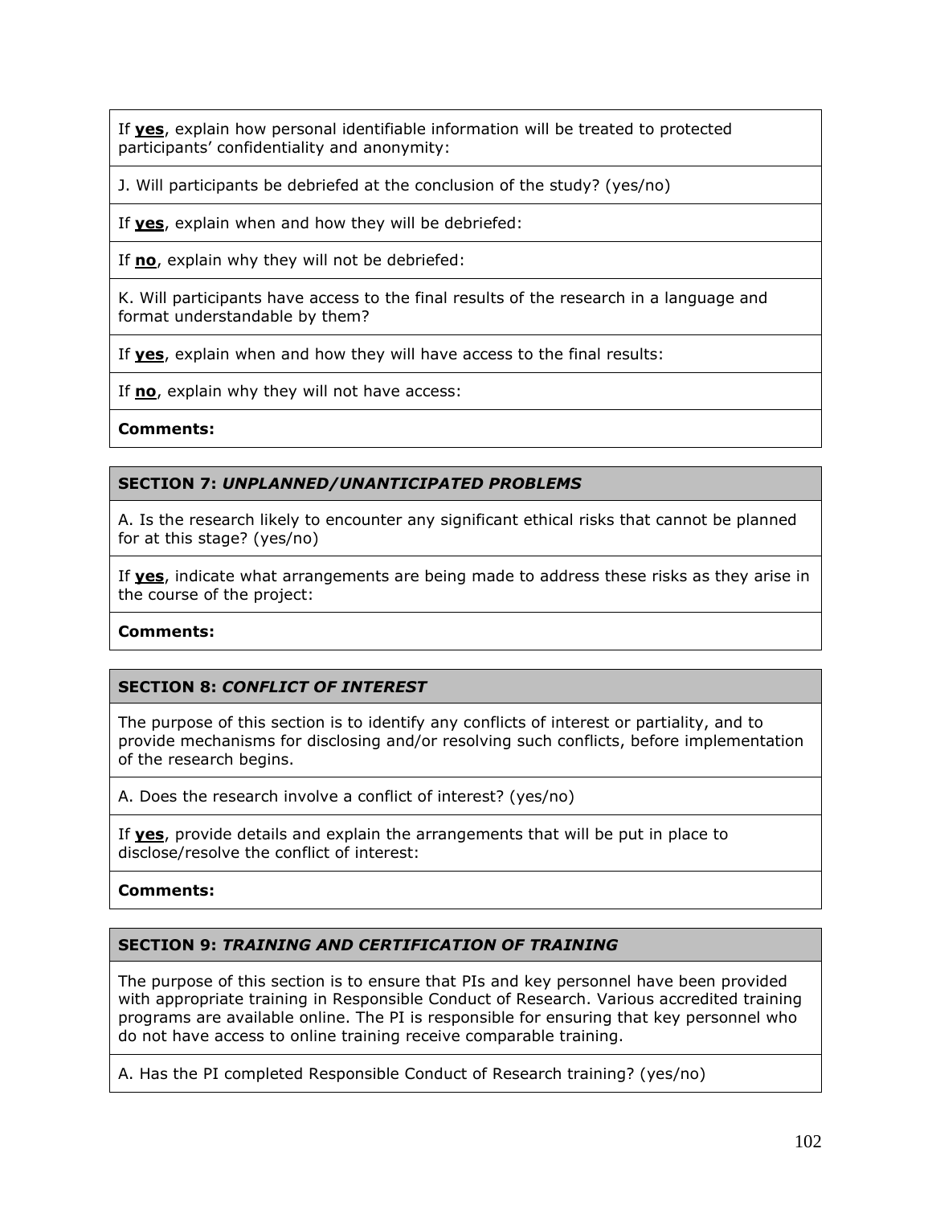If **yes**, explain how personal identifiable information will be treated to protected participants' confidentiality and anonymity:

J. Will participants be debriefed at the conclusion of the study? (yes/no)

If **yes**, explain when and how they will be debriefed:

If **no**, explain why they will not be debriefed:

K. Will participants have access to the final results of the research in a language and format understandable by them?

If **yes**, explain when and how they will have access to the final results:

If **no**, explain why they will not have access:

**Comments:**

**SECTION 7:** ***UNPLANNED/UNANTICIPATED PROBLEMS***

A. Is the research likely to encounter any significant ethical risks that cannot be planned for at this stage? (yes/no)

If **yes**, indicate what arrangements are being made to address these risks as they arise in the course of the project:

**Comments:**

**SECTION 8:** ***CONFLICT OF INTEREST***

The purpose of this section is to identify any conflicts of interest or partiality, and to provide mechanisms for disclosing and/or resolving such conflicts, before implementation of the research begins.

A. Does the research involve a conflict of interest? (yes/no)

If **yes**, provide details and explain the arrangements that will be put in place to disclose/resolve the conflict of interest:

**Comments:**

**SECTION 9:** ***TRAINING AND CERTIFICATION OF TRAINING***

The purpose of this section is to ensure that PIs and key personnel have been provided with appropriate training in Responsible Conduct of Research. Various accredited training programs are available online. The PI is responsible for ensuring that key personnel who do not have access to online training receive comparable training.

A. Has the PI completed Responsible Conduct of Research training? (yes/no)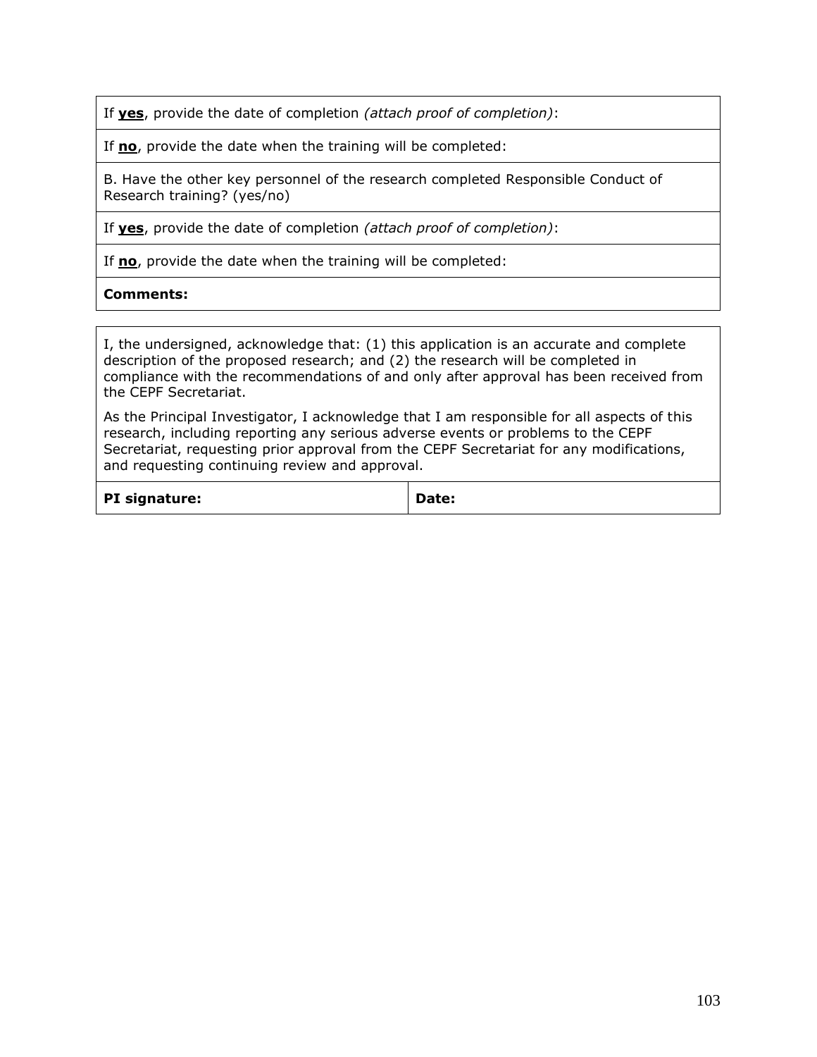| |
|---|
| If **<u>yes</u>**, provide the date of completion *(attach proof of completion)*: |
| If **<u>no</u>**, provide the date when the training will be completed: |
| B. Have the other key personnel of the research completed Responsible Conduct of Research training? (yes/no) |
| If **<u>yes</u>**, provide the date of completion *(attach proof of completion)*: |
| If **<u>no</u>**, provide the date when the training will be completed: |
| **Comments:** |

I, the undersigned, acknowledge that: (1) this application is an accurate and complete description of the proposed research; and (2) the research will be completed in compliance with the recommendations of and only after approval has been received from the CEPF Secretariat.

As the Principal Investigator, I acknowledge that I am responsible for all aspects of this research, including reporting any serious adverse events or problems to the CEPF Secretariat, requesting prior approval from the CEPF Secretariat for any modifications, and requesting continuing review and approval.

| | |
|---|---|
| **PI signature:** | **Date:** |